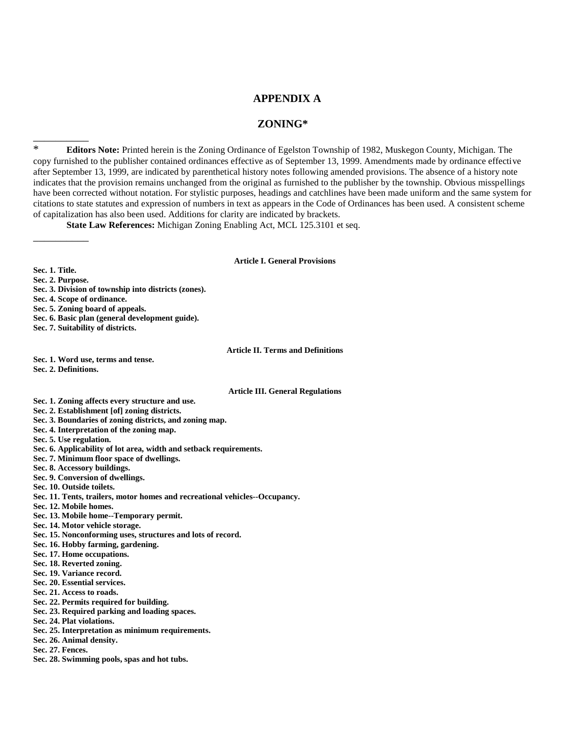# APPENDIX A

# ZONING*

---

\* **Editors Note:** Printed herein is the Zoning Ordinance of Egelston Township of 1982, Muskegon County, Michigan. The copy furnished to the publisher contained ordinances effective as of September 13, 1999. Amendments made by ordinance effective after September 13, 1999, are indicated by parenthetical history notes following amended provisions. The absence of a history note indicates that the provision remains unchanged from the original as furnished to the publisher by the township. Obvious misspellings have been corrected without notation. For stylistic purposes, headings and catchlines have been made uniform and the same system for citations to state statutes and expression of numbers in text as appears in the Code of Ordinances has been used. A consistent scheme of capitalization has also been used. Additions for clarity are indicated by brackets.

**State Law References:** Michigan Zoning Enabling Act, MCL 125.3101 et seq.

---

**Article I. General Provisions**

**Sec. 1. Title.**
**Sec. 2. Purpose.**
**Sec. 3. Division of township into districts (zones).**
**Sec. 4. Scope of ordinance.**
**Sec. 5. Zoning board of appeals.**
**Sec. 6. Basic plan (general development guide).**
**Sec. 7. Suitability of districts.**

**Article II. Terms and Definitions**

**Sec. 1. Word use, terms and tense.**
**Sec. 2. Definitions.**

**Article III. General Regulations**

**Sec. 1. Zoning affects every structure and use.**
**Sec. 2. Establishment [of] zoning districts.**
**Sec. 3. Boundaries of zoning districts, and zoning map.**
**Sec. 4. Interpretation of the zoning map.**
**Sec. 5. Use regulation.**
**Sec. 6. Applicability of lot area, width and setback requirements.**
**Sec. 7. Minimum floor space of dwellings.**
**Sec. 8. Accessory buildings.**
**Sec. 9. Conversion of dwellings.**
**Sec. 10. Outside toilets.**
**Sec. 11. Tents, trailers, motor homes and recreational vehicles--Occupancy.**
**Sec. 12. Mobile homes.**
**Sec. 13. Mobile home--Temporary permit.**
**Sec. 14. Motor vehicle storage.**
**Sec. 15. Nonconforming uses, structures and lots of record.**
**Sec. 16. Hobby farming, gardening.**
**Sec. 17. Home occupations.**
**Sec. 18. Reverted zoning.**
**Sec. 19. Variance record.**
**Sec. 20. Essential services.**
**Sec. 21. Access to roads.**
**Sec. 22. Permits required for building.**
**Sec. 23. Required parking and loading spaces.**
**Sec. 24. Plat violations.**
**Sec. 25. Interpretation as minimum requirements.**
**Sec. 26. Animal density.**
**Sec. 27. Fences.**
**Sec. 28. Swimming pools, spas and hot tubs.**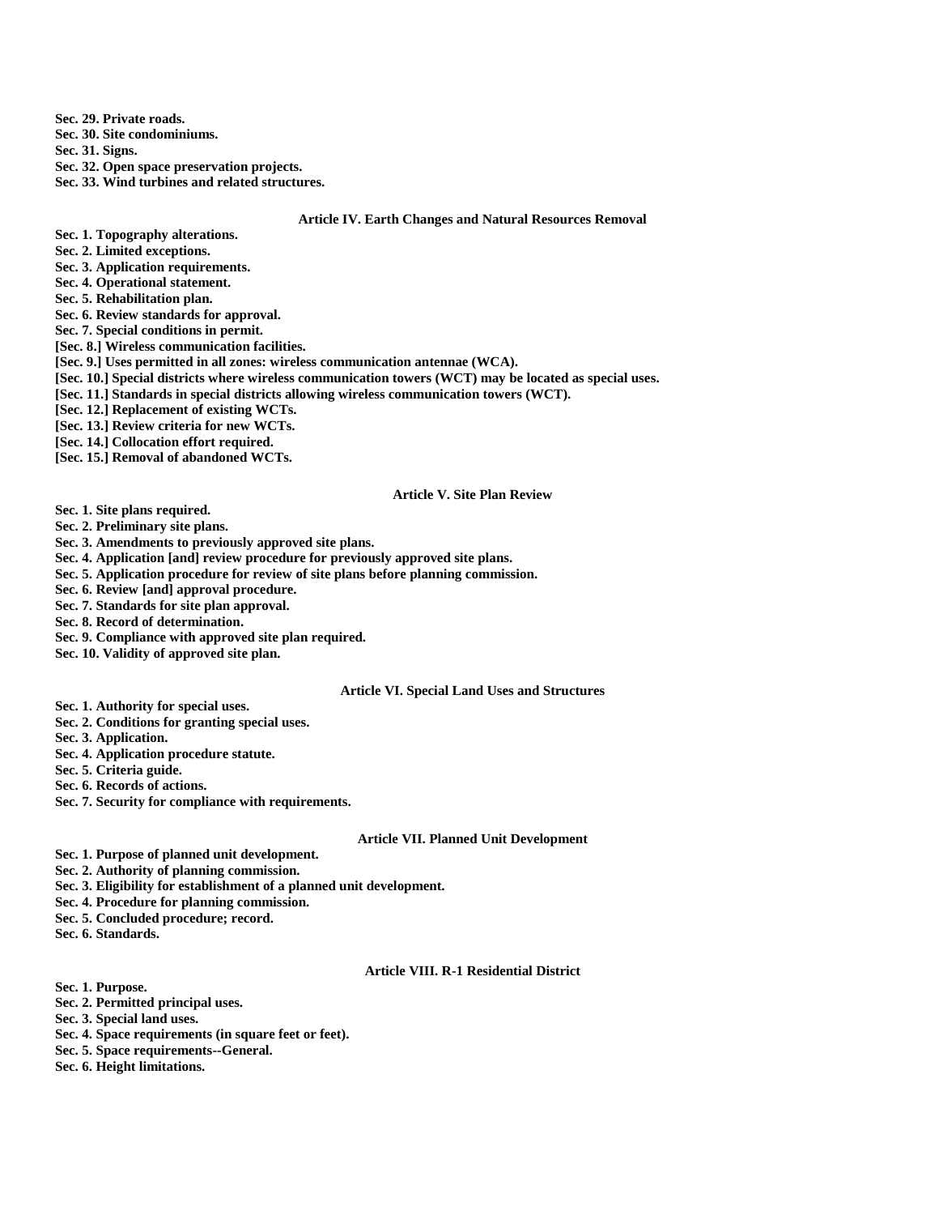**Sec. 29. Private roads.**
**Sec. 30. Site condominiums.**
**Sec. 31. Signs.**
**Sec. 32. Open space preservation projects.**
**Sec. 33. Wind turbines and related structures.**

### Article IV. Earth Changes and Natural Resources Removal

**Sec. 1. Topography alterations.**
**Sec. 2. Limited exceptions.**
**Sec. 3. Application requirements.**
**Sec. 4. Operational statement.**
**Sec. 5. Rehabilitation plan.**
**Sec. 6. Review standards for approval.**
**Sec. 7. Special conditions in permit.**
**[Sec. 8.] Wireless communication facilities.**
**[Sec. 9.] Uses permitted in all zones: wireless communication antennae (WCA).**
**[Sec. 10.] Special districts where wireless communication towers (WCT) may be located as special uses.**
**[Sec. 11.] Standards in special districts allowing wireless communication towers (WCT).**
**[Sec. 12.] Replacement of existing WCTs.**
**[Sec. 13.] Review criteria for new WCTs.**
**[Sec. 14.] Collocation effort required.**
**[Sec. 15.] Removal of abandoned WCTs.**

### Article V. Site Plan Review

**Sec. 1. Site plans required.**
**Sec. 2. Preliminary site plans.**
**Sec. 3. Amendments to previously approved site plans.**
**Sec. 4. Application [and] review procedure for previously approved site plans.**
**Sec. 5. Application procedure for review of site plans before planning commission.**
**Sec. 6. Review [and] approval procedure.**
**Sec. 7. Standards for site plan approval.**
**Sec. 8. Record of determination.**
**Sec. 9. Compliance with approved site plan required.**
**Sec. 10. Validity of approved site plan.**

### Article VI. Special Land Uses and Structures

**Sec. 1. Authority for special uses.**
**Sec. 2. Conditions for granting special uses.**
**Sec. 3. Application.**
**Sec. 4. Application procedure statute.**
**Sec. 5. Criteria guide.**
**Sec. 6. Records of actions.**
**Sec. 7. Security for compliance with requirements.**

### Article VII. Planned Unit Development

**Sec. 1. Purpose of planned unit development.**
**Sec. 2. Authority of planning commission.**
**Sec. 3. Eligibility for establishment of a planned unit development.**
**Sec. 4. Procedure for planning commission.**
**Sec. 5. Concluded procedure; record.**
**Sec. 6. Standards.**

### Article VIII. R-1 Residential District

**Sec. 1. Purpose.**
**Sec. 2. Permitted principal uses.**
**Sec. 3. Special land uses.**
**Sec. 4. Space requirements (in square feet or feet).**
**Sec. 5. Space requirements--General.**
**Sec. 6. Height limitations.**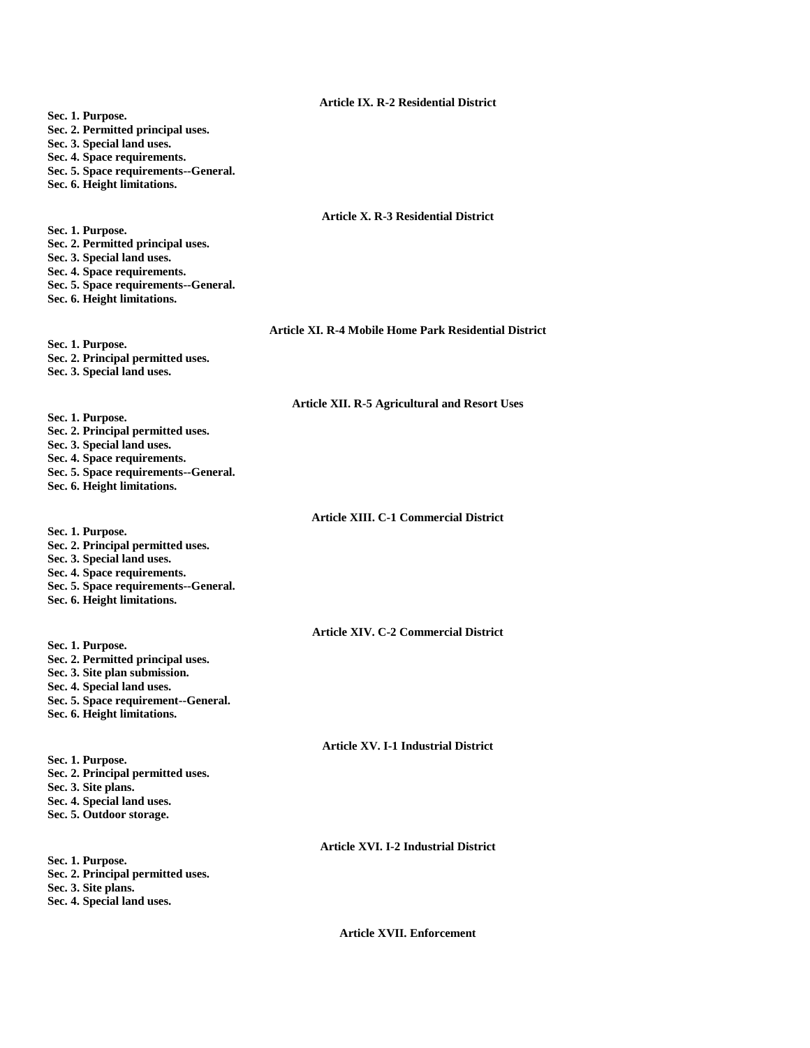## Article IX. R-2 Residential District

**Sec. 1. Purpose.**
**Sec. 2. Permitted principal uses.**
**Sec. 3. Special land uses.**
**Sec. 4. Space requirements.**
**Sec. 5. Space requirements--General.**
**Sec. 6. Height limitations.**

## Article X. R-3 Residential District

**Sec. 1. Purpose.**
**Sec. 2. Permitted principal uses.**
**Sec. 3. Special land uses.**
**Sec. 4. Space requirements.**
**Sec. 5. Space requirements--General.**
**Sec. 6. Height limitations.**

## Article XI. R-4 Mobile Home Park Residential District

**Sec. 1. Purpose.**
**Sec. 2. Principal permitted uses.**
**Sec. 3. Special land uses.**

## Article XII. R-5 Agricultural and Resort Uses

**Sec. 1. Purpose.**
**Sec. 2. Principal permitted uses.**
**Sec. 3. Special land uses.**
**Sec. 4. Space requirements.**
**Sec. 5. Space requirements--General.**
**Sec. 6. Height limitations.**

## Article XIII. C-1 Commercial District

**Sec. 1. Purpose.**
**Sec. 2. Principal permitted uses.**
**Sec. 3. Special land uses.**
**Sec. 4. Space requirements.**
**Sec. 5. Space requirements--General.**
**Sec. 6. Height limitations.**

## Article XIV. C-2 Commercial District

**Sec. 1. Purpose.**
**Sec. 2. Permitted principal uses.**
**Sec. 3. Site plan submission.**
**Sec. 4. Special land uses.**
**Sec. 5. Space requirement--General.**
**Sec. 6. Height limitations.**

## Article XV. I-1 Industrial District

**Sec. 1. Purpose.**
**Sec. 2. Principal permitted uses.**
**Sec. 3. Site plans.**
**Sec. 4. Special land uses.**
**Sec. 5. Outdoor storage.**

## Article XVI. I-2 Industrial District

**Sec. 1. Purpose.**
**Sec. 2. Principal permitted uses.**
**Sec. 3. Site plans.**
**Sec. 4. Special land uses.**

## Article XVII. Enforcement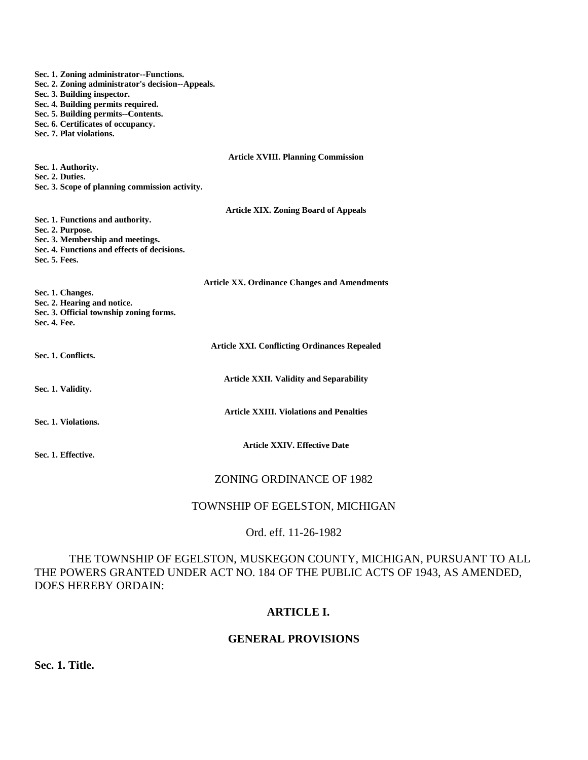**Sec. 1. Zoning administrator--Functions.**
**Sec. 2. Zoning administrator's decision--Appeals.**
**Sec. 3. Building inspector.**
**Sec. 4. Building permits required.**
**Sec. 5. Building permits--Contents.**
**Sec. 6. Certificates of occupancy.**
**Sec. 7. Plat violations.**

**Article XVIII. Planning Commission**

**Sec. 1. Authority.**
**Sec. 2. Duties.**
**Sec. 3. Scope of planning commission activity.**

**Article XIX. Zoning Board of Appeals**

**Sec. 1. Functions and authority.**
**Sec. 2. Purpose.**
**Sec. 3. Membership and meetings.**
**Sec. 4. Functions and effects of decisions.**
**Sec. 5. Fees.**

**Article XX. Ordinance Changes and Amendments**

**Sec. 1. Changes.**
**Sec. 2. Hearing and notice.**
**Sec. 3. Official township zoning forms.**
**Sec. 4. Fee.**

**Article XXI. Conflicting Ordinances Repealed**

**Sec. 1. Conflicts.**

**Article XXII. Validity and Separability**

**Sec. 1. Validity.**

**Article XXIII. Violations and Penalties**

**Sec. 1. Violations.**

**Article XXIV. Effective Date**

**Sec. 1. Effective.**

ZONING ORDINANCE OF 1982

TOWNSHIP OF EGELSTON, MICHIGAN

Ord. eff. 11-26-1982

THE TOWNSHIP OF EGELSTON, MUSKEGON COUNTY, MICHIGAN, PURSUANT TO ALL THE POWERS GRANTED UNDER ACT NO. 184 OF THE PUBLIC ACTS OF 1943, AS AMENDED, DOES HEREBY ORDAIN:

## ARTICLE I.

## GENERAL PROVISIONS

### Sec. 1. Title.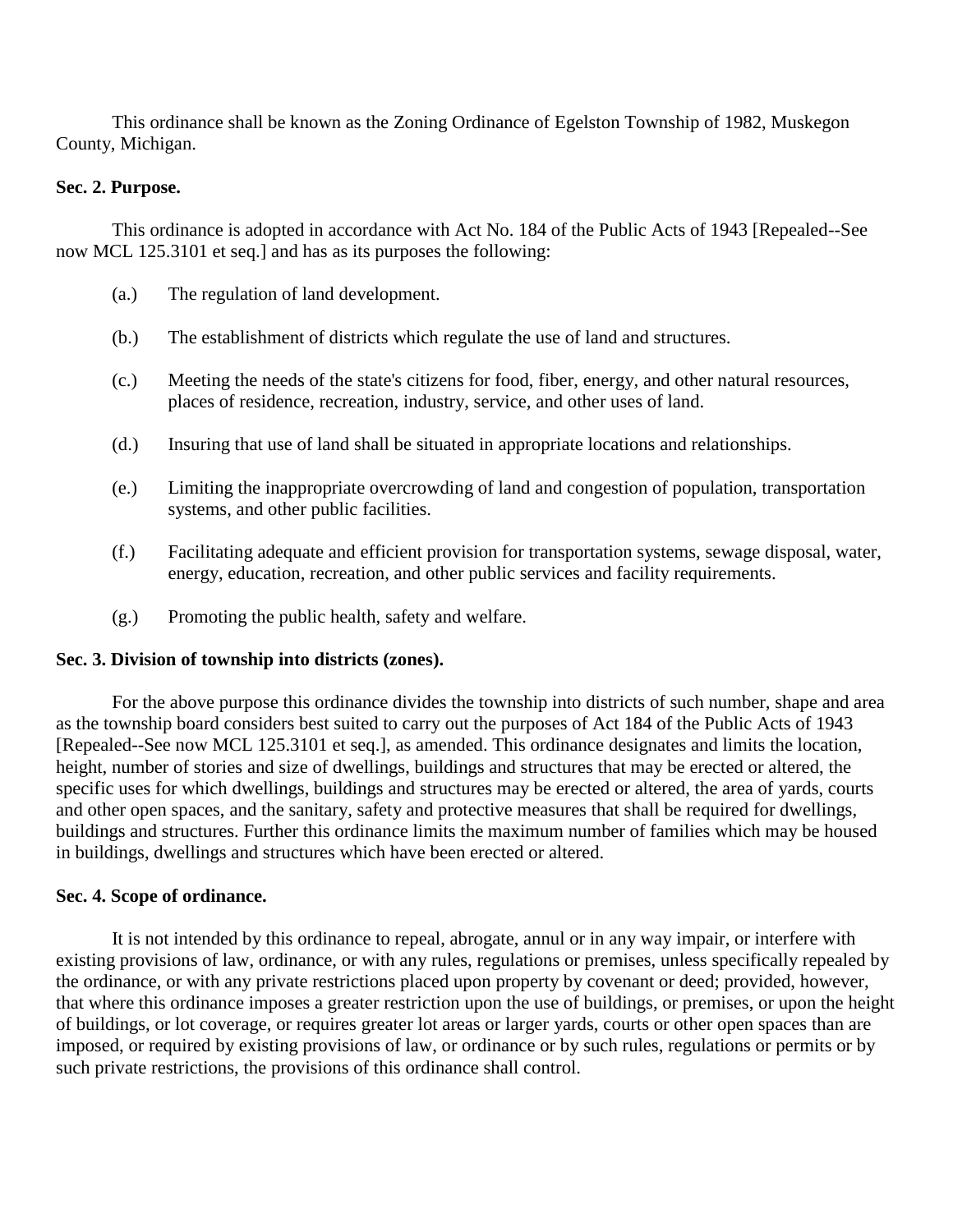This ordinance shall be known as the Zoning Ordinance of Egelston Township of 1982, Muskegon County, Michigan.

**Sec. 2. Purpose.**

This ordinance is adopted in accordance with Act No. 184 of the Public Acts of 1943 [Repealed--See now MCL 125.3101 et seq.] and has as its purposes the following:

(a.) The regulation of land development.

(b.) The establishment of districts which regulate the use of land and structures.

(c.) Meeting the needs of the state's citizens for food, fiber, energy, and other natural resources, places of residence, recreation, industry, service, and other uses of land.

(d.) Insuring that use of land shall be situated in appropriate locations and relationships.

(e.) Limiting the inappropriate overcrowding of land and congestion of population, transportation systems, and other public facilities.

(f.) Facilitating adequate and efficient provision for transportation systems, sewage disposal, water, energy, education, recreation, and other public services and facility requirements.

(g.) Promoting the public health, safety and welfare.

**Sec. 3. Division of township into districts (zones).**

For the above purpose this ordinance divides the township into districts of such number, shape and area as the township board considers best suited to carry out the purposes of Act 184 of the Public Acts of 1943 [Repealed--See now MCL 125.3101 et seq.], as amended. This ordinance designates and limits the location, height, number of stories and size of dwellings, buildings and structures that may be erected or altered, the specific uses for which dwellings, buildings and structures may be erected or altered, the area of yards, courts and other open spaces, and the sanitary, safety and protective measures that shall be required for dwellings, buildings and structures. Further this ordinance limits the maximum number of families which may be housed in buildings, dwellings and structures which have been erected or altered.

**Sec. 4. Scope of ordinance.**

It is not intended by this ordinance to repeal, abrogate, annul or in any way impair, or interfere with existing provisions of law, ordinance, or with any rules, regulations or premises, unless specifically repealed by the ordinance, or with any private restrictions placed upon property by covenant or deed; provided, however, that where this ordinance imposes a greater restriction upon the use of buildings, or premises, or upon the height of buildings, or lot coverage, or requires greater lot areas or larger yards, courts or other open spaces than are imposed, or required by existing provisions of law, or ordinance or by such rules, regulations or permits or by such private restrictions, the provisions of this ordinance shall control.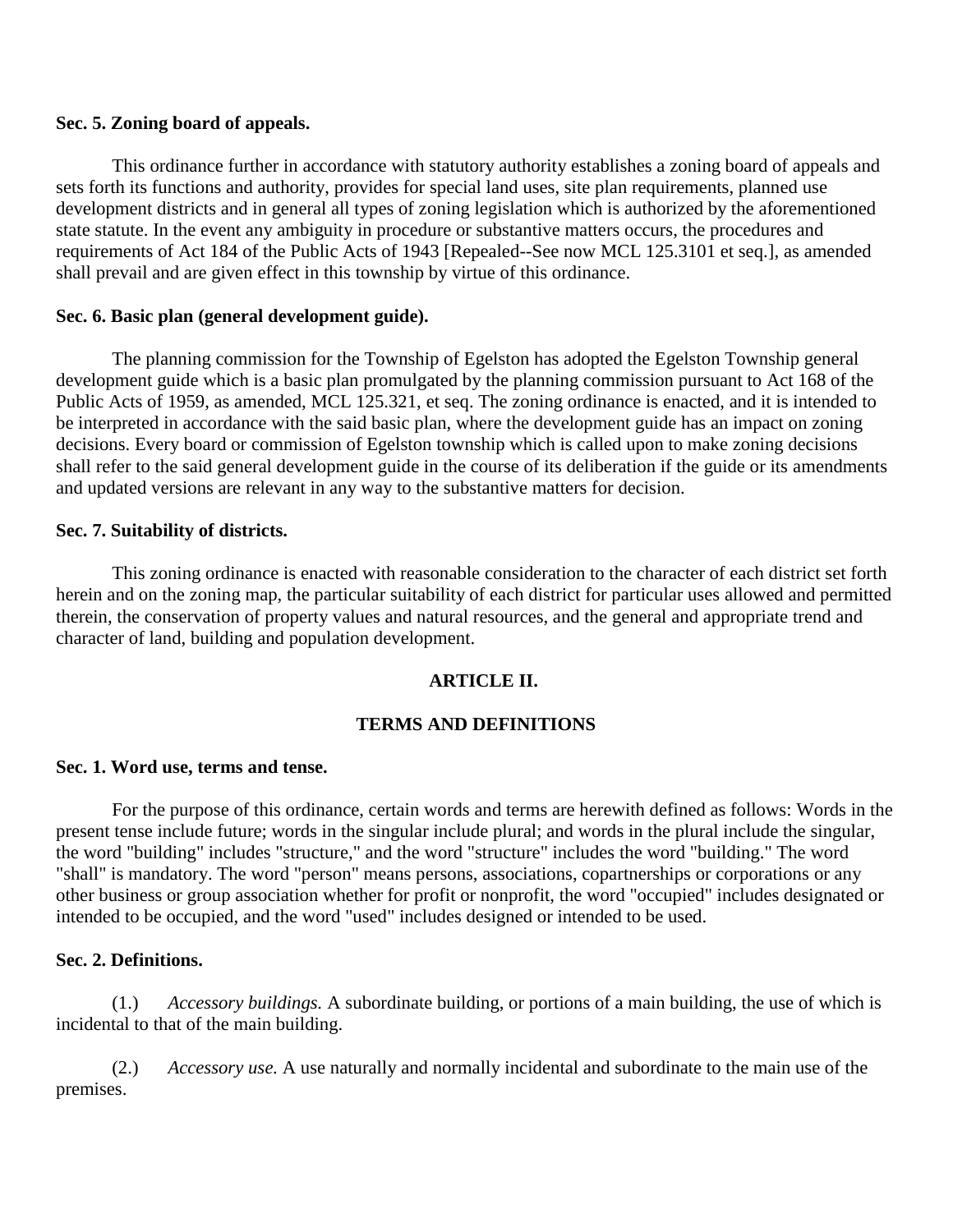**Sec. 5. Zoning board of appeals.**

This ordinance further in accordance with statutory authority establishes a zoning board of appeals and sets forth its functions and authority, provides for special land uses, site plan requirements, planned use development districts and in general all types of zoning legislation which is authorized by the aforementioned state statute. In the event any ambiguity in procedure or substantive matters occurs, the procedures and requirements of Act 184 of the Public Acts of 1943 [Repealed--See now MCL 125.3101 et seq.], as amended shall prevail and are given effect in this township by virtue of this ordinance.

**Sec. 6. Basic plan (general development guide).**

The planning commission for the Township of Egelston has adopted the Egelston Township general development guide which is a basic plan promulgated by the planning commission pursuant to Act 168 of the Public Acts of 1959, as amended, MCL 125.321, et seq. The zoning ordinance is enacted, and it is intended to be interpreted in accordance with the said basic plan, where the development guide has an impact on zoning decisions. Every board or commission of Egelston township which is called upon to make zoning decisions shall refer to the said general development guide in the course of its deliberation if the guide or its amendments and updated versions are relevant in any way to the substantive matters for decision.

**Sec. 7. Suitability of districts.**

This zoning ordinance is enacted with reasonable consideration to the character of each district set forth herein and on the zoning map, the particular suitability of each district for particular uses allowed and permitted therein, the conservation of property values and natural resources, and the general and appropriate trend and character of land, building and population development.

## ARTICLE II.

## TERMS AND DEFINITIONS

**Sec. 1. Word use, terms and tense.**

For the purpose of this ordinance, certain words and terms are herewith defined as follows: Words in the present tense include future; words in the singular include plural; and words in the plural include the singular, the word "building" includes "structure," and the word "structure" includes the word "building." The word "shall" is mandatory. The word "person" means persons, associations, copartnerships or corporations or any other business or group association whether for profit or nonprofit, the word "occupied" includes designated or intended to be occupied, and the word "used" includes designed or intended to be used.

**Sec. 2. Definitions.**

(1.) *Accessory buildings.* A subordinate building, or portions of a main building, the use of which is incidental to that of the main building.

(2.) *Accessory use.* A use naturally and normally incidental and subordinate to the main use of the premises.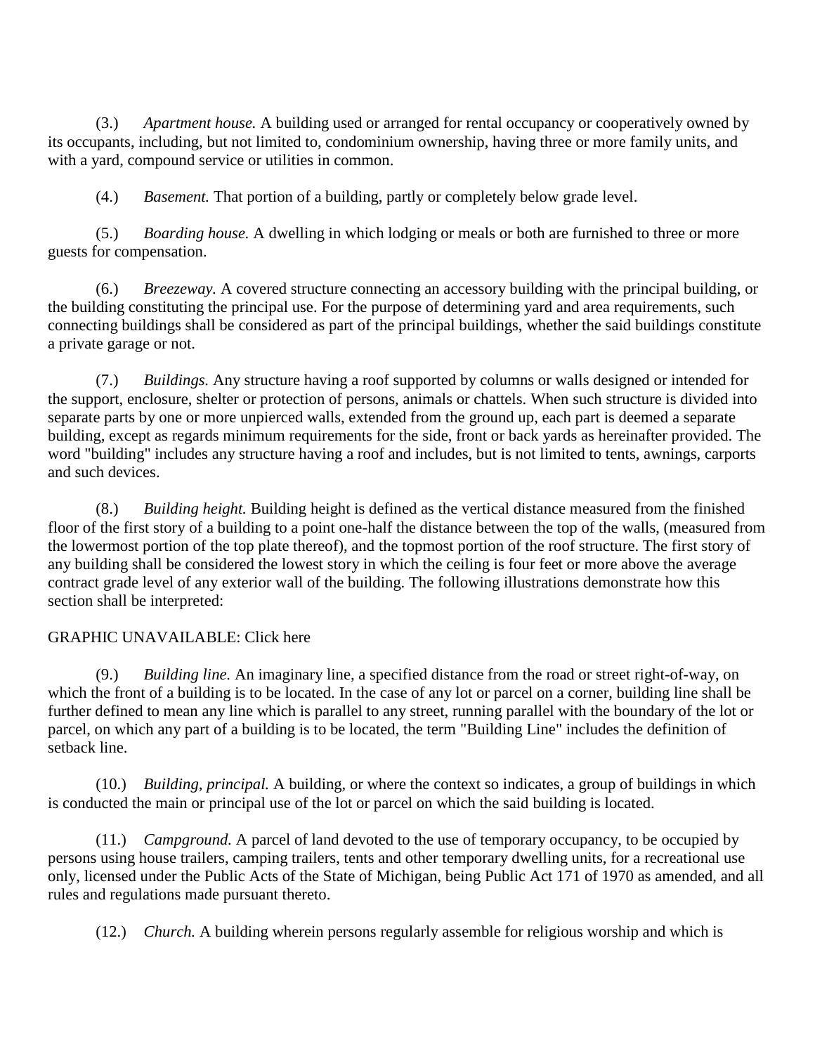(3.) *Apartment house.* A building used or arranged for rental occupancy or cooperatively owned by its occupants, including, but not limited to, condominium ownership, having three or more family units, and with a yard, compound service or utilities in common.

(4.) *Basement.* That portion of a building, partly or completely below grade level.

(5.) *Boarding house.* A dwelling in which lodging or meals or both are furnished to three or more guests for compensation.

(6.) *Breezeway.* A covered structure connecting an accessory building with the principal building, or the building constituting the principal use. For the purpose of determining yard and area requirements, such connecting buildings shall be considered as part of the principal buildings, whether the said buildings constitute a private garage or not.

(7.) *Buildings.* Any structure having a roof supported by columns or walls designed or intended for the support, enclosure, shelter or protection of persons, animals or chattels. When such structure is divided into separate parts by one or more unpierced walls, extended from the ground up, each part is deemed a separate building, except as regards minimum requirements for the side, front or back yards as hereinafter provided. The word "building" includes any structure having a roof and includes, but is not limited to, tents, awnings, carports and such devices.

(8.) *Building height.* Building height is defined as the vertical distance measured from the finished floor of the first story of a building to a point one-half the distance between the top of the walls, (measured from the lowermost portion of the top plate thereof), and the topmost portion of the roof structure. The first story of any building shall be considered the lowest story in which the ceiling is four feet or more above the average contract grade level of any exterior wall of the building. The following illustrations demonstrate how this section shall be interpreted:

GRAPHIC UNAVAILABLE: Click here

(9.) *Building line.* An imaginary line, a specified distance from the road or street right-of-way, on which the front of a building is to be located. In the case of any lot or parcel on a corner, building line shall be further defined to mean any line which is parallel to any street, running parallel with the boundary of the lot or parcel, on which any part of a building is to be located, the term "Building Line" includes the definition of setback line.

(10.) *Building, principal.* A building, or where the context so indicates, a group of buildings in which is conducted the main or principal use of the lot or parcel on which the said building is located.

(11.) *Campground.* A parcel of land devoted to the use of temporary occupancy, to be occupied by persons using house trailers, camping trailers, tents and other temporary dwelling units, for a recreational use only, licensed under the Public Acts of the State of Michigan, being Public Act 171 of 1970 as amended, and all rules and regulations made pursuant thereto.

(12.) *Church.* A building wherein persons regularly assemble for religious worship and which is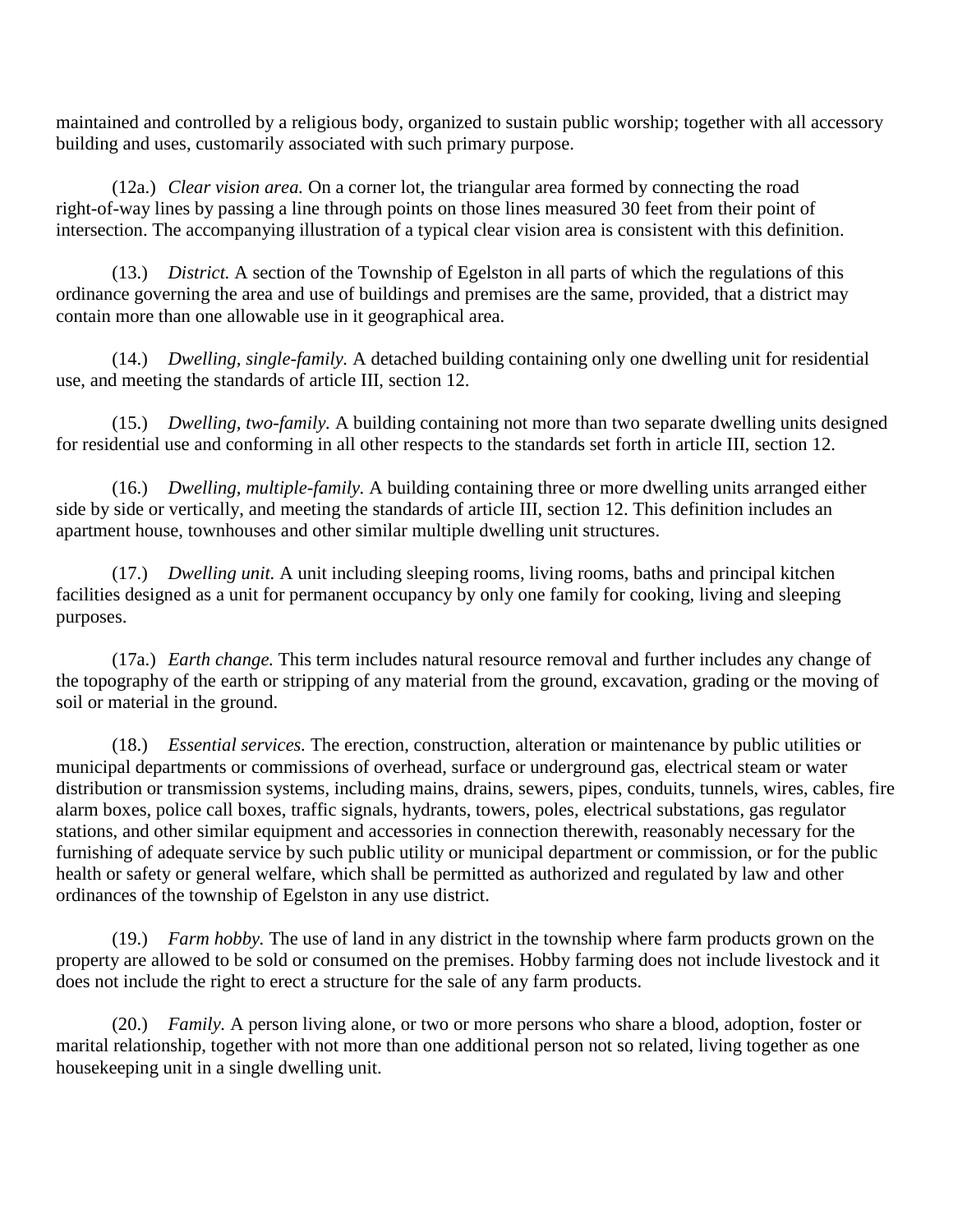maintained and controlled by a religious body, organized to sustain public worship; together with all accessory building and uses, customarily associated with such primary purpose.

(12a.) *Clear vision area.* On a corner lot, the triangular area formed by connecting the road right-of-way lines by passing a line through points on those lines measured 30 feet from their point of intersection. The accompanying illustration of a typical clear vision area is consistent with this definition.

(13.) *District.* A section of the Township of Egelston in all parts of which the regulations of this ordinance governing the area and use of buildings and premises are the same, provided, that a district may contain more than one allowable use in it geographical area.

(14.) *Dwelling, single-family.* A detached building containing only one dwelling unit for residential use, and meeting the standards of article III, section 12.

(15.) *Dwelling, two-family.* A building containing not more than two separate dwelling units designed for residential use and conforming in all other respects to the standards set forth in article III, section 12.

(16.) *Dwelling, multiple-family.* A building containing three or more dwelling units arranged either side by side or vertically, and meeting the standards of article III, section 12. This definition includes an apartment house, townhouses and other similar multiple dwelling unit structures.

(17.) *Dwelling unit.* A unit including sleeping rooms, living rooms, baths and principal kitchen facilities designed as a unit for permanent occupancy by only one family for cooking, living and sleeping purposes.

(17a.) *Earth change.* This term includes natural resource removal and further includes any change of the topography of the earth or stripping of any material from the ground, excavation, grading or the moving of soil or material in the ground.

(18.) *Essential services.* The erection, construction, alteration or maintenance by public utilities or municipal departments or commissions of overhead, surface or underground gas, electrical steam or water distribution or transmission systems, including mains, drains, sewers, pipes, conduits, tunnels, wires, cables, fire alarm boxes, police call boxes, traffic signals, hydrants, towers, poles, electrical substations, gas regulator stations, and other similar equipment and accessories in connection therewith, reasonably necessary for the furnishing of adequate service by such public utility or municipal department or commission, or for the public health or safety or general welfare, which shall be permitted as authorized and regulated by law and other ordinances of the township of Egelston in any use district.

(19.) *Farm hobby.* The use of land in any district in the township where farm products grown on the property are allowed to be sold or consumed on the premises. Hobby farming does not include livestock and it does not include the right to erect a structure for the sale of any farm products.

(20.) *Family.* A person living alone, or two or more persons who share a blood, adoption, foster or marital relationship, together with not more than one additional person not so related, living together as one housekeeping unit in a single dwelling unit.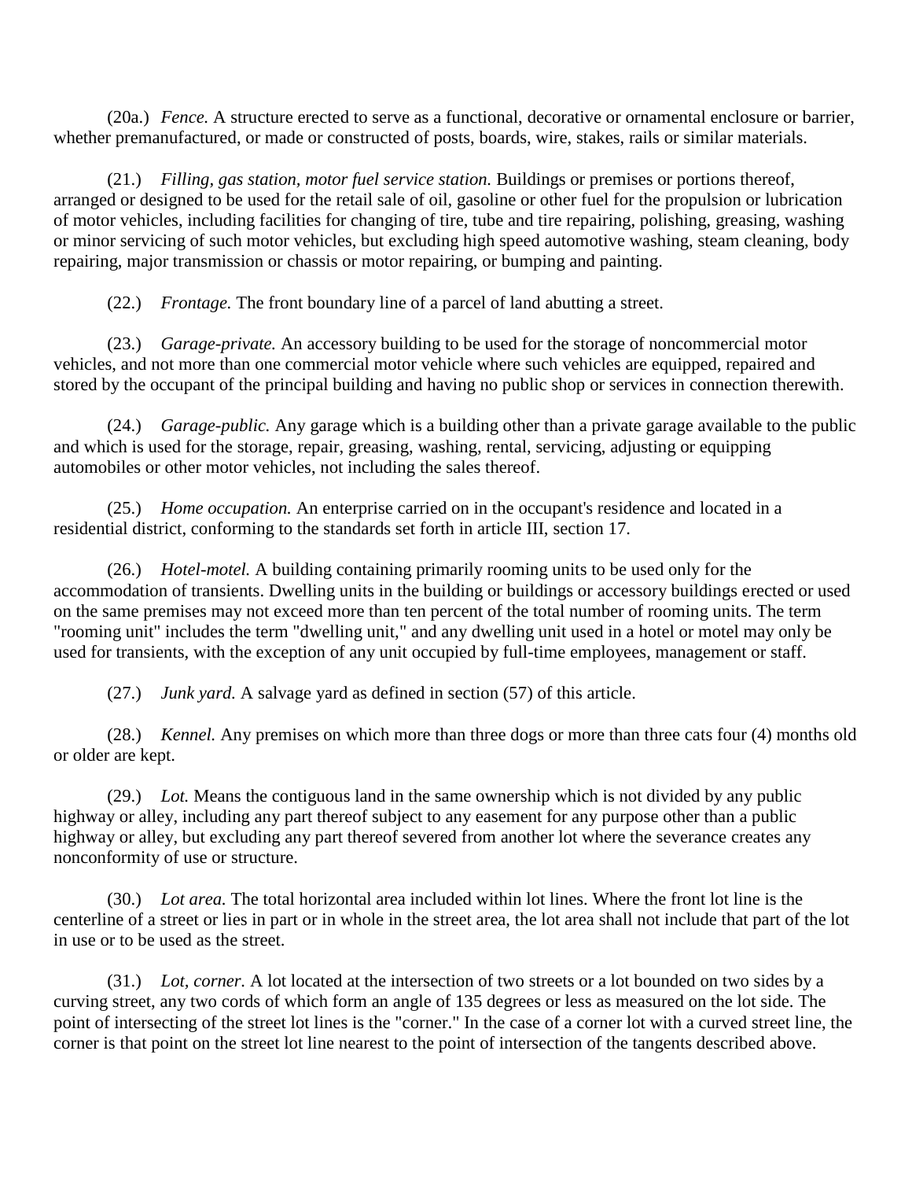(20a.) *Fence.* A structure erected to serve as a functional, decorative or ornamental enclosure or barrier, whether premanufactured, or made or constructed of posts, boards, wire, stakes, rails or similar materials.

(21.) *Filling, gas station, motor fuel service station.* Buildings or premises or portions thereof, arranged or designed to be used for the retail sale of oil, gasoline or other fuel for the propulsion or lubrication of motor vehicles, including facilities for changing of tire, tube and tire repairing, polishing, greasing, washing or minor servicing of such motor vehicles, but excluding high speed automotive washing, steam cleaning, body repairing, major transmission or chassis or motor repairing, or bumping and painting.

(22.) *Frontage.* The front boundary line of a parcel of land abutting a street.

(23.) *Garage-private.* An accessory building to be used for the storage of noncommercial motor vehicles, and not more than one commercial motor vehicle where such vehicles are equipped, repaired and stored by the occupant of the principal building and having no public shop or services in connection therewith.

(24.) *Garage-public.* Any garage which is a building other than a private garage available to the public and which is used for the storage, repair, greasing, washing, rental, servicing, adjusting or equipping automobiles or other motor vehicles, not including the sales thereof.

(25.) *Home occupation.* An enterprise carried on in the occupant's residence and located in a residential district, conforming to the standards set forth in article III, section 17.

(26.) *Hotel-motel.* A building containing primarily rooming units to be used only for the accommodation of transients. Dwelling units in the building or buildings or accessory buildings erected or used on the same premises may not exceed more than ten percent of the total number of rooming units. The term "rooming unit" includes the term "dwelling unit," and any dwelling unit used in a hotel or motel may only be used for transients, with the exception of any unit occupied by full-time employees, management or staff.

(27.) *Junk yard.* A salvage yard as defined in section (57) of this article.

(28.) *Kennel.* Any premises on which more than three dogs or more than three cats four (4) months old or older are kept.

(29.) *Lot.* Means the contiguous land in the same ownership which is not divided by any public highway or alley, including any part thereof subject to any easement for any purpose other than a public highway or alley, but excluding any part thereof severed from another lot where the severance creates any nonconformity of use or structure.

(30.) *Lot area.* The total horizontal area included within lot lines. Where the front lot line is the centerline of a street or lies in part or in whole in the street area, the lot area shall not include that part of the lot in use or to be used as the street.

(31.) *Lot, corner.* A lot located at the intersection of two streets or a lot bounded on two sides by a curving street, any two cords of which form an angle of 135 degrees or less as measured on the lot side. The point of intersecting of the street lot lines is the "corner." In the case of a corner lot with a curved street line, the corner is that point on the street lot line nearest to the point of intersection of the tangents described above.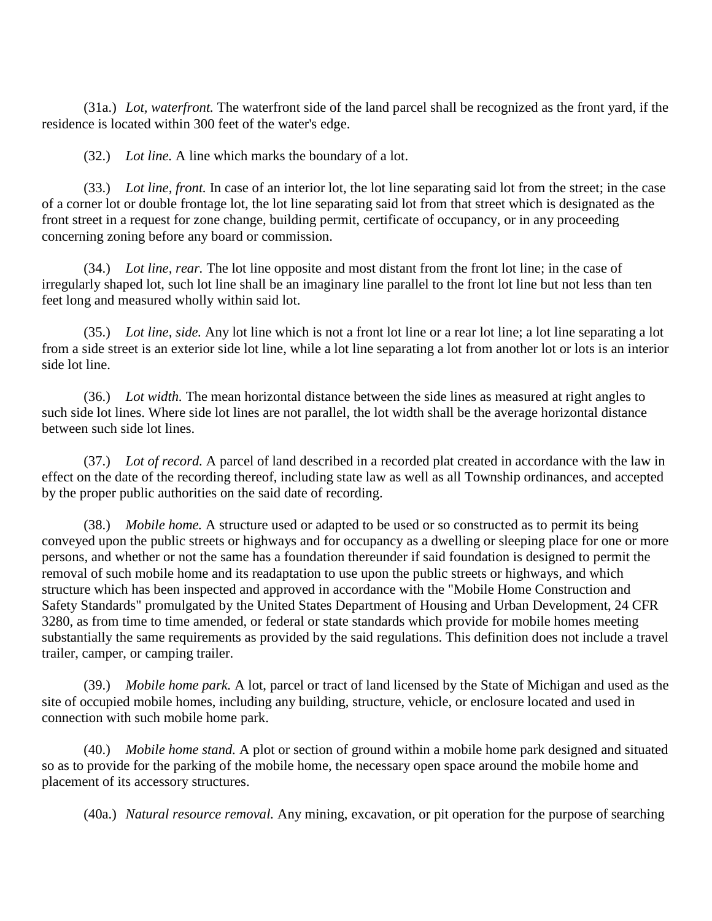(31a.) *Lot, waterfront.* The waterfront side of the land parcel shall be recognized as the front yard, if the residence is located within 300 feet of the water's edge.

(32.) *Lot line.* A line which marks the boundary of a lot.

(33.) *Lot line, front.* In case of an interior lot, the lot line separating said lot from the street; in the case of a corner lot or double frontage lot, the lot line separating said lot from that street which is designated as the front street in a request for zone change, building permit, certificate of occupancy, or in any proceeding concerning zoning before any board or commission.

(34.) *Lot line, rear.* The lot line opposite and most distant from the front lot line; in the case of irregularly shaped lot, such lot line shall be an imaginary line parallel to the front lot line but not less than ten feet long and measured wholly within said lot.

(35.) *Lot line, side.* Any lot line which is not a front lot line or a rear lot line; a lot line separating a lot from a side street is an exterior side lot line, while a lot line separating a lot from another lot or lots is an interior side lot line.

(36.) *Lot width.* The mean horizontal distance between the side lines as measured at right angles to such side lot lines. Where side lot lines are not parallel, the lot width shall be the average horizontal distance between such side lot lines.

(37.) *Lot of record.* A parcel of land described in a recorded plat created in accordance with the law in effect on the date of the recording thereof, including state law as well as all Township ordinances, and accepted by the proper public authorities on the said date of recording.

(38.) *Mobile home.* A structure used or adapted to be used or so constructed as to permit its being conveyed upon the public streets or highways and for occupancy as a dwelling or sleeping place for one or more persons, and whether or not the same has a foundation thereunder if said foundation is designed to permit the removal of such mobile home and its readaptation to use upon the public streets or highways, and which structure which has been inspected and approved in accordance with the "Mobile Home Construction and Safety Standards" promulgated by the United States Department of Housing and Urban Development, 24 CFR 3280, as from time to time amended, or federal or state standards which provide for mobile homes meeting substantially the same requirements as provided by the said regulations. This definition does not include a travel trailer, camper, or camping trailer.

(39.) *Mobile home park.* A lot, parcel or tract of land licensed by the State of Michigan and used as the site of occupied mobile homes, including any building, structure, vehicle, or enclosure located and used in connection with such mobile home park.

(40.) *Mobile home stand.* A plot or section of ground within a mobile home park designed and situated so as to provide for the parking of the mobile home, the necessary open space around the mobile home and placement of its accessory structures.

(40a.) *Natural resource removal.* Any mining, excavation, or pit operation for the purpose of searching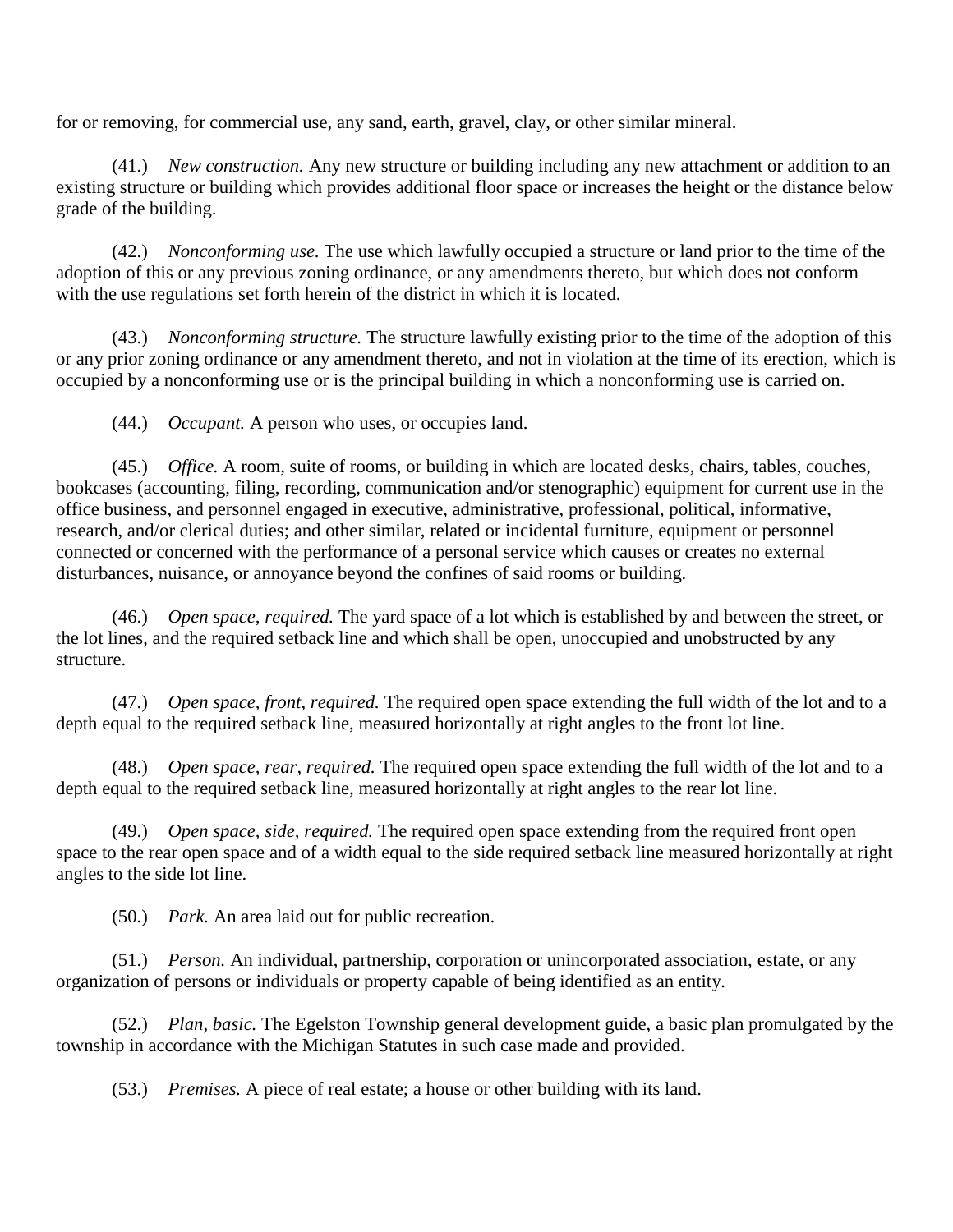for or removing, for commercial use, any sand, earth, gravel, clay, or other similar mineral.

(41.) *New construction.* Any new structure or building including any new attachment or addition to an existing structure or building which provides additional floor space or increases the height or the distance below grade of the building.

(42.) *Nonconforming use.* The use which lawfully occupied a structure or land prior to the time of the adoption of this or any previous zoning ordinance, or any amendments thereto, but which does not conform with the use regulations set forth herein of the district in which it is located.

(43.) *Nonconforming structure.* The structure lawfully existing prior to the time of the adoption of this or any prior zoning ordinance or any amendment thereto, and not in violation at the time of its erection, which is occupied by a nonconforming use or is the principal building in which a nonconforming use is carried on.

(44.) *Occupant.* A person who uses, or occupies land.

(45.) *Office.* A room, suite of rooms, or building in which are located desks, chairs, tables, couches, bookcases (accounting, filing, recording, communication and/or stenographic) equipment for current use in the office business, and personnel engaged in executive, administrative, professional, political, informative, research, and/or clerical duties; and other similar, related or incidental furniture, equipment or personnel connected or concerned with the performance of a personal service which causes or creates no external disturbances, nuisance, or annoyance beyond the confines of said rooms or building.

(46.) *Open space, required.* The yard space of a lot which is established by and between the street, or the lot lines, and the required setback line and which shall be open, unoccupied and unobstructed by any structure.

(47.) *Open space, front, required.* The required open space extending the full width of the lot and to a depth equal to the required setback line, measured horizontally at right angles to the front lot line.

(48.) *Open space, rear, required.* The required open space extending the full width of the lot and to a depth equal to the required setback line, measured horizontally at right angles to the rear lot line.

(49.) *Open space, side, required.* The required open space extending from the required front open space to the rear open space and of a width equal to the side required setback line measured horizontally at right angles to the side lot line.

(50.) *Park.* An area laid out for public recreation.

(51.) *Person.* An individual, partnership, corporation or unincorporated association, estate, or any organization of persons or individuals or property capable of being identified as an entity.

(52.) *Plan, basic.* The Egelston Township general development guide, a basic plan promulgated by the township in accordance with the Michigan Statutes in such case made and provided.

(53.) *Premises.* A piece of real estate; a house or other building with its land.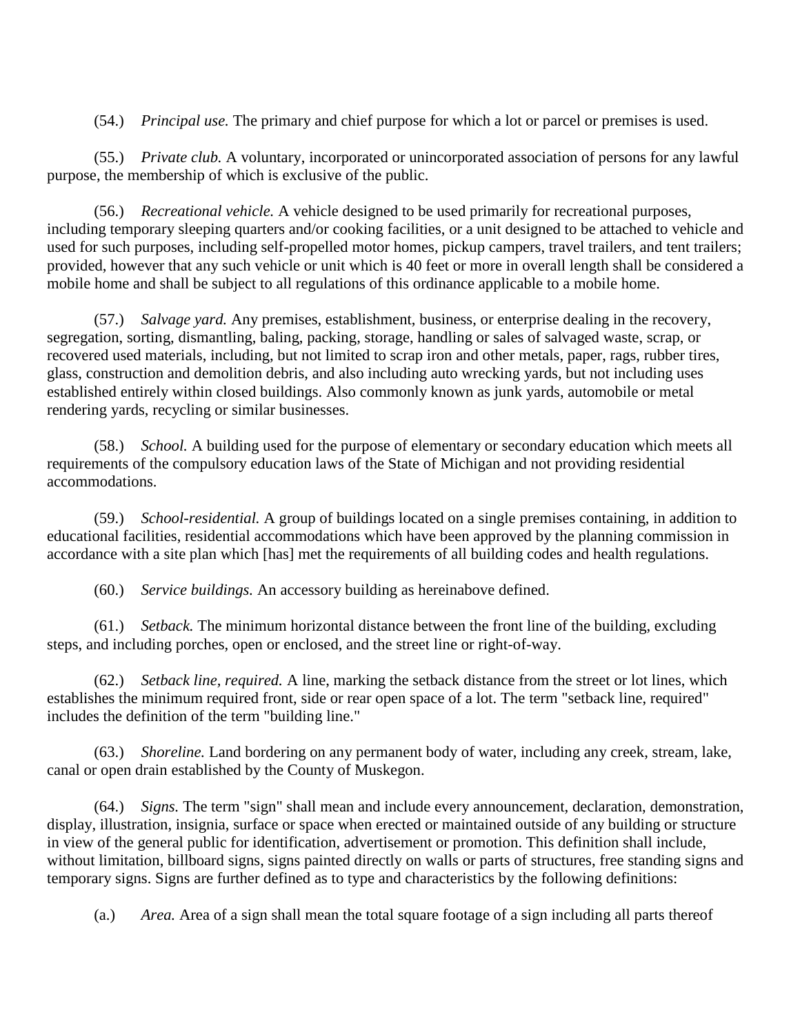(54.) *Principal use.* The primary and chief purpose for which a lot or parcel or premises is used.

(55.) *Private club.* A voluntary, incorporated or unincorporated association of persons for any lawful purpose, the membership of which is exclusive of the public.

(56.) *Recreational vehicle.* A vehicle designed to be used primarily for recreational purposes, including temporary sleeping quarters and/or cooking facilities, or a unit designed to be attached to vehicle and used for such purposes, including self-propelled motor homes, pickup campers, travel trailers, and tent trailers; provided, however that any such vehicle or unit which is 40 feet or more in overall length shall be considered a mobile home and shall be subject to all regulations of this ordinance applicable to a mobile home.

(57.) *Salvage yard.* Any premises, establishment, business, or enterprise dealing in the recovery, segregation, sorting, dismantling, baling, packing, storage, handling or sales of salvaged waste, scrap, or recovered used materials, including, but not limited to scrap iron and other metals, paper, rags, rubber tires, glass, construction and demolition debris, and also including auto wrecking yards, but not including uses established entirely within closed buildings. Also commonly known as junk yards, automobile or metal rendering yards, recycling or similar businesses.

(58.) *School.* A building used for the purpose of elementary or secondary education which meets all requirements of the compulsory education laws of the State of Michigan and not providing residential accommodations.

(59.) *School-residential.* A group of buildings located on a single premises containing, in addition to educational facilities, residential accommodations which have been approved by the planning commission in accordance with a site plan which [has] met the requirements of all building codes and health regulations.

(60.) *Service buildings.* An accessory building as hereinabove defined.

(61.) *Setback.* The minimum horizontal distance between the front line of the building, excluding steps, and including porches, open or enclosed, and the street line or right-of-way.

(62.) *Setback line, required.* A line, marking the setback distance from the street or lot lines, which establishes the minimum required front, side or rear open space of a lot. The term "setback line, required" includes the definition of the term "building line."

(63.) *Shoreline.* Land bordering on any permanent body of water, including any creek, stream, lake, canal or open drain established by the County of Muskegon.

(64.) *Signs.* The term "sign" shall mean and include every announcement, declaration, demonstration, display, illustration, insignia, surface or space when erected or maintained outside of any building or structure in view of the general public for identification, advertisement or promotion. This definition shall include, without limitation, billboard signs, signs painted directly on walls or parts of structures, free standing signs and temporary signs. Signs are further defined as to type and characteristics by the following definitions:

(a.) *Area.* Area of a sign shall mean the total square footage of a sign including all parts thereof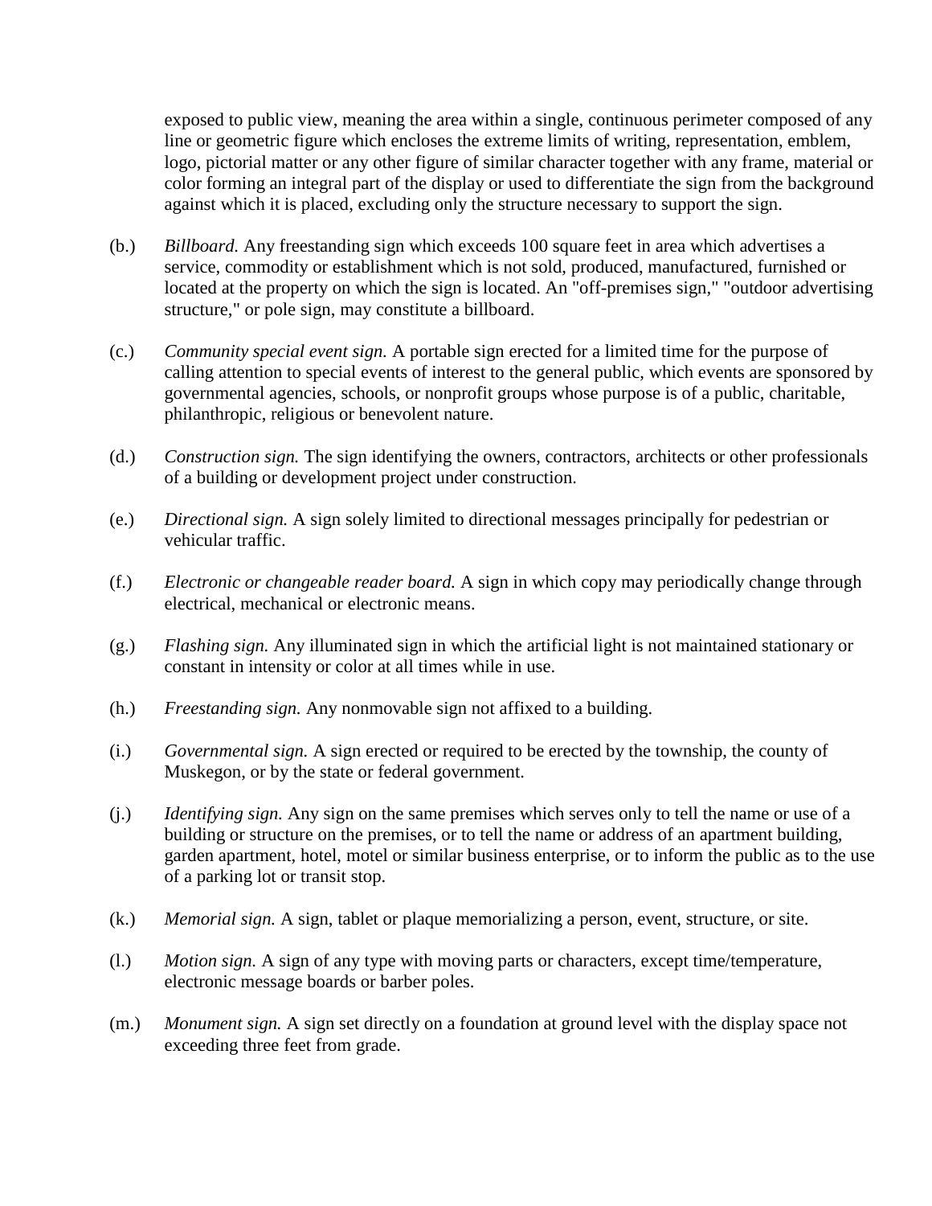exposed to public view, meaning the area within a single, continuous perimeter composed of any line or geometric figure which encloses the extreme limits of writing, representation, emblem, logo, pictorial matter or any other figure of similar character together with any frame, material or color forming an integral part of the display or used to differentiate the sign from the background against which it is placed, excluding only the structure necessary to support the sign.

(b.) *Billboard.* Any freestanding sign which exceeds 100 square feet in area which advertises a service, commodity or establishment which is not sold, produced, manufactured, furnished or located at the property on which the sign is located. An "off-premises sign," "outdoor advertising structure," or pole sign, may constitute a billboard.

(c.) *Community special event sign.* A portable sign erected for a limited time for the purpose of calling attention to special events of interest to the general public, which events are sponsored by governmental agencies, schools, or nonprofit groups whose purpose is of a public, charitable, philanthropic, religious or benevolent nature.

(d.) *Construction sign.* The sign identifying the owners, contractors, architects or other professionals of a building or development project under construction.

(e.) *Directional sign.* A sign solely limited to directional messages principally for pedestrian or vehicular traffic.

(f.) *Electronic or changeable reader board.* A sign in which copy may periodically change through electrical, mechanical or electronic means.

(g.) *Flashing sign.* Any illuminated sign in which the artificial light is not maintained stationary or constant in intensity or color at all times while in use.

(h.) *Freestanding sign.* Any nonmovable sign not affixed to a building.

(i.) *Governmental sign.* A sign erected or required to be erected by the township, the county of Muskegon, or by the state or federal government.

(j.) *Identifying sign.* Any sign on the same premises which serves only to tell the name or use of a building or structure on the premises, or to tell the name or address of an apartment building, garden apartment, hotel, motel or similar business enterprise, or to inform the public as to the use of a parking lot or transit stop.

(k.) *Memorial sign.* A sign, tablet or plaque memorializing a person, event, structure, or site.

(l.) *Motion sign.* A sign of any type with moving parts or characters, except time/temperature, electronic message boards or barber poles.

(m.) *Monument sign.* A sign set directly on a foundation at ground level with the display space not exceeding three feet from grade.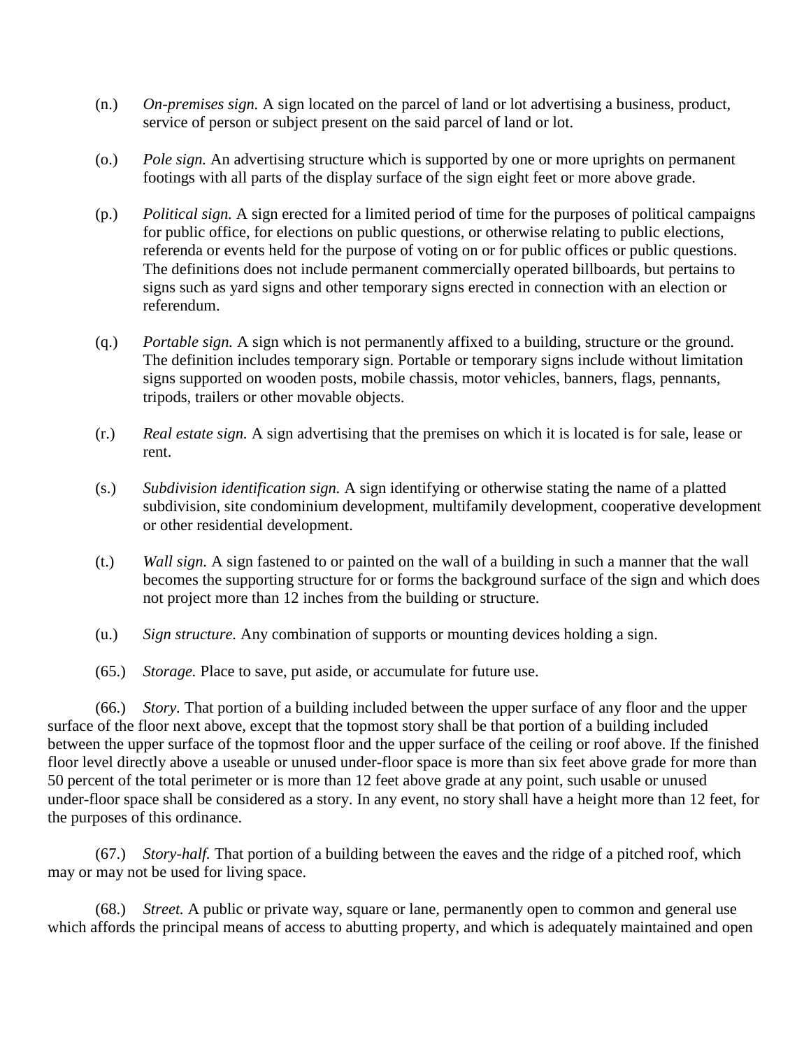(n.) *On-premises sign.* A sign located on the parcel of land or lot advertising a business, product, service of person or subject present on the said parcel of land or lot.

(o.) *Pole sign.* An advertising structure which is supported by one or more uprights on permanent footings with all parts of the display surface of the sign eight feet or more above grade.

(p.) *Political sign.* A sign erected for a limited period of time for the purposes of political campaigns for public office, for elections on public questions, or otherwise relating to public elections, referenda or events held for the purpose of voting on or for public offices or public questions. The definitions does not include permanent commercially operated billboards, but pertains to signs such as yard signs and other temporary signs erected in connection with an election or referendum.

(q.) *Portable sign.* A sign which is not permanently affixed to a building, structure or the ground. The definition includes temporary sign. Portable or temporary signs include without limitation signs supported on wooden posts, mobile chassis, motor vehicles, banners, flags, pennants, tripods, trailers or other movable objects.

(r.) *Real estate sign.* A sign advertising that the premises on which it is located is for sale, lease or rent.

(s.) *Subdivision identification sign.* A sign identifying or otherwise stating the name of a platted subdivision, site condominium development, multifamily development, cooperative development or other residential development.

(t.) *Wall sign.* A sign fastened to or painted on the wall of a building in such a manner that the wall becomes the supporting structure for or forms the background surface of the sign and which does not project more than 12 inches from the building or structure.

(u.) *Sign structure.* Any combination of supports or mounting devices holding a sign.

(65.) *Storage.* Place to save, put aside, or accumulate for future use.

(66.) *Story.* That portion of a building included between the upper surface of any floor and the upper surface of the floor next above, except that the topmost story shall be that portion of a building included between the upper surface of the topmost floor and the upper surface of the ceiling or roof above. If the finished floor level directly above a useable or unused under-floor space is more than six feet above grade for more than 50 percent of the total perimeter or is more than 12 feet above grade at any point, such usable or unused under-floor space shall be considered as a story. In any event, no story shall have a height more than 12 feet, for the purposes of this ordinance.

(67.) *Story-half.* That portion of a building between the eaves and the ridge of a pitched roof, which may or may not be used for living space.

(68.) *Street.* A public or private way, square or lane, permanently open to common and general use which affords the principal means of access to abutting property, and which is adequately maintained and open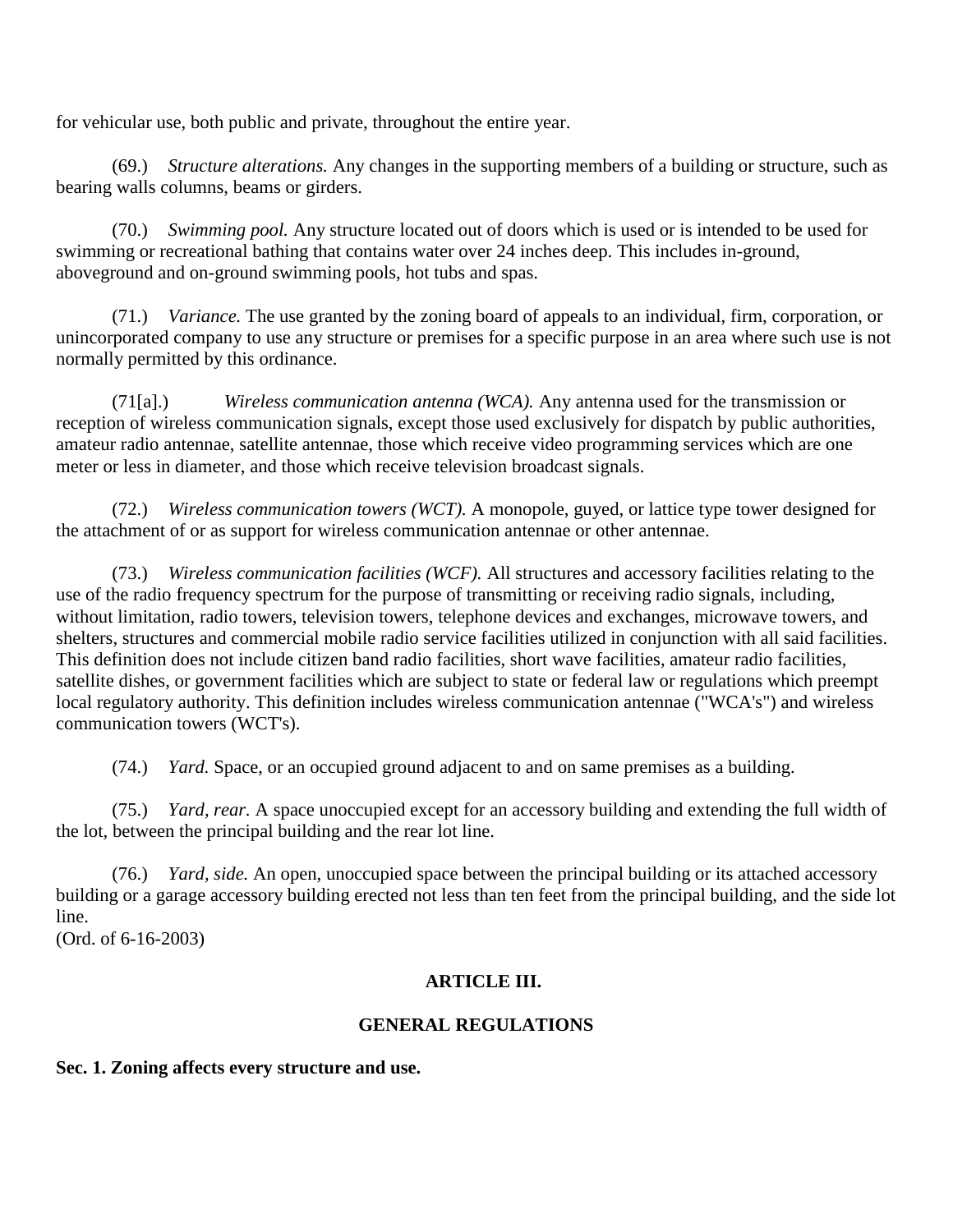for vehicular use, both public and private, throughout the entire year.

(69.) *Structure alterations.* Any changes in the supporting members of a building or structure, such as bearing walls columns, beams or girders.

(70.) *Swimming pool.* Any structure located out of doors which is used or is intended to be used for swimming or recreational bathing that contains water over 24 inches deep. This includes in-ground, aboveground and on-ground swimming pools, hot tubs and spas.

(71.) *Variance.* The use granted by the zoning board of appeals to an individual, firm, corporation, or unincorporated company to use any structure or premises for a specific purpose in an area where such use is not normally permitted by this ordinance.

(71[a].) *Wireless communication antenna (WCA).* Any antenna used for the transmission or reception of wireless communication signals, except those used exclusively for dispatch by public authorities, amateur radio antennae, satellite antennae, those which receive video programming services which are one meter or less in diameter, and those which receive television broadcast signals.

(72.) *Wireless communication towers (WCT).* A monopole, guyed, or lattice type tower designed for the attachment of or as support for wireless communication antennae or other antennae.

(73.) *Wireless communication facilities (WCF).* All structures and accessory facilities relating to the use of the radio frequency spectrum for the purpose of transmitting or receiving radio signals, including, without limitation, radio towers, television towers, telephone devices and exchanges, microwave towers, and shelters, structures and commercial mobile radio service facilities utilized in conjunction with all said facilities. This definition does not include citizen band radio facilities, short wave facilities, amateur radio facilities, satellite dishes, or government facilities which are subject to state or federal law or regulations which preempt local regulatory authority. This definition includes wireless communication antennae ("WCA's") and wireless communication towers (WCT's).

(74.) *Yard.* Space, or an occupied ground adjacent to and on same premises as a building.

(75.) *Yard, rear.* A space unoccupied except for an accessory building and extending the full width of the lot, between the principal building and the rear lot line.

(76.) *Yard, side.* An open, unoccupied space between the principal building or its attached accessory building or a garage accessory building erected not less than ten feet from the principal building, and the side lot line.
(Ord. of 6-16-2003)

## ARTICLE III.

## GENERAL REGULATIONS

**Sec. 1. Zoning affects every structure and use.**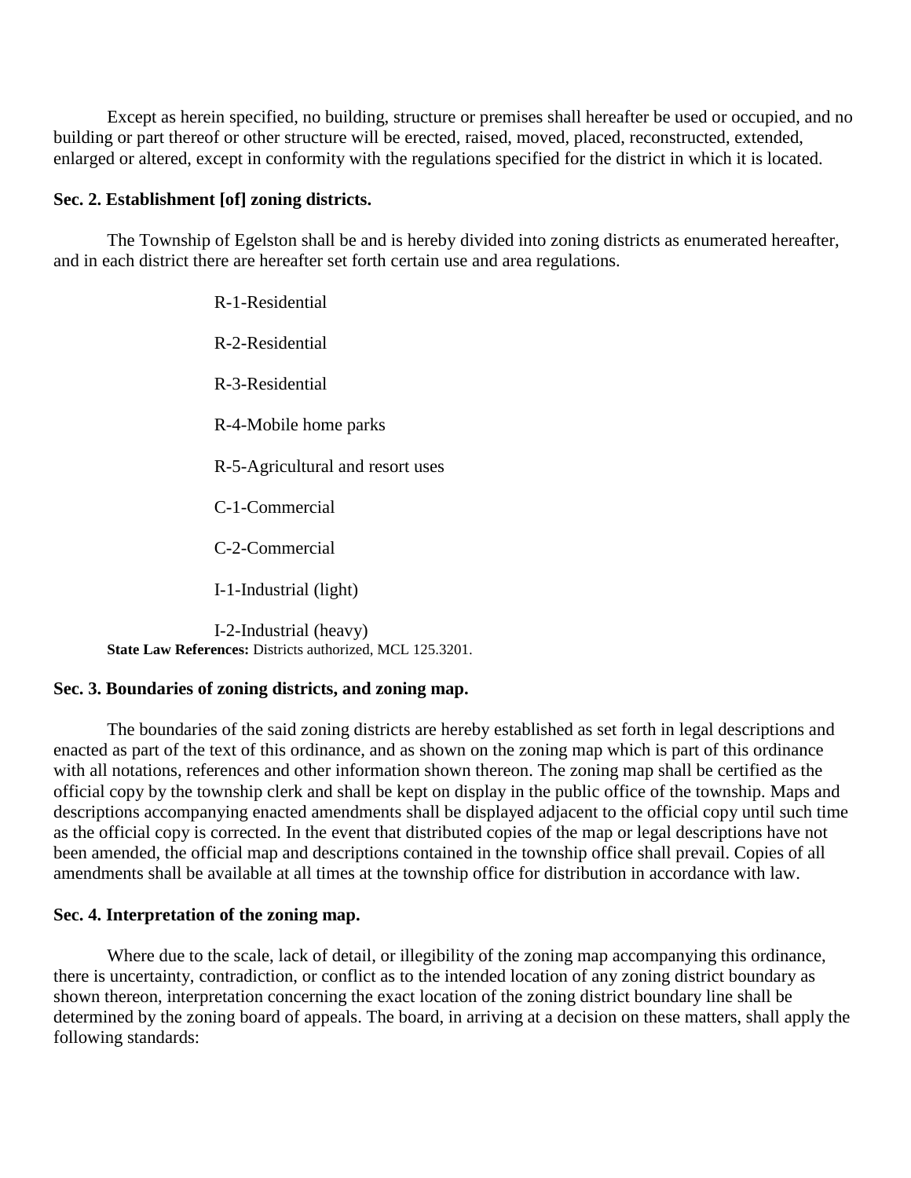Except as herein specified, no building, structure or premises shall hereafter be used or occupied, and no building or part thereof or other structure will be erected, raised, moved, placed, reconstructed, extended, enlarged or altered, except in conformity with the regulations specified for the district in which it is located.

**Sec. 2. Establishment [of] zoning districts.**

The Township of Egelston shall be and is hereby divided into zoning districts as enumerated hereafter, and in each district there are hereafter set forth certain use and area regulations.

R-1-Residential

R-2-Residential

R-3-Residential

R-4-Mobile home parks

R-5-Agricultural and resort uses

C-1-Commercial

C-2-Commercial

I-1-Industrial (light)

I-2-Industrial (heavy)

**State Law References:** Districts authorized, MCL 125.3201.

**Sec. 3. Boundaries of zoning districts, and zoning map.**

The boundaries of the said zoning districts are hereby established as set forth in legal descriptions and enacted as part of the text of this ordinance, and as shown on the zoning map which is part of this ordinance with all notations, references and other information shown thereon. The zoning map shall be certified as the official copy by the township clerk and shall be kept on display in the public office of the township. Maps and descriptions accompanying enacted amendments shall be displayed adjacent to the official copy until such time as the official copy is corrected. In the event that distributed copies of the map or legal descriptions have not been amended, the official map and descriptions contained in the township office shall prevail. Copies of all amendments shall be available at all times at the township office for distribution in accordance with law.

**Sec. 4. Interpretation of the zoning map.**

Where due to the scale, lack of detail, or illegibility of the zoning map accompanying this ordinance, there is uncertainty, contradiction, or conflict as to the intended location of any zoning district boundary as shown thereon, interpretation concerning the exact location of the zoning district boundary line shall be determined by the zoning board of appeals. The board, in arriving at a decision on these matters, shall apply the following standards: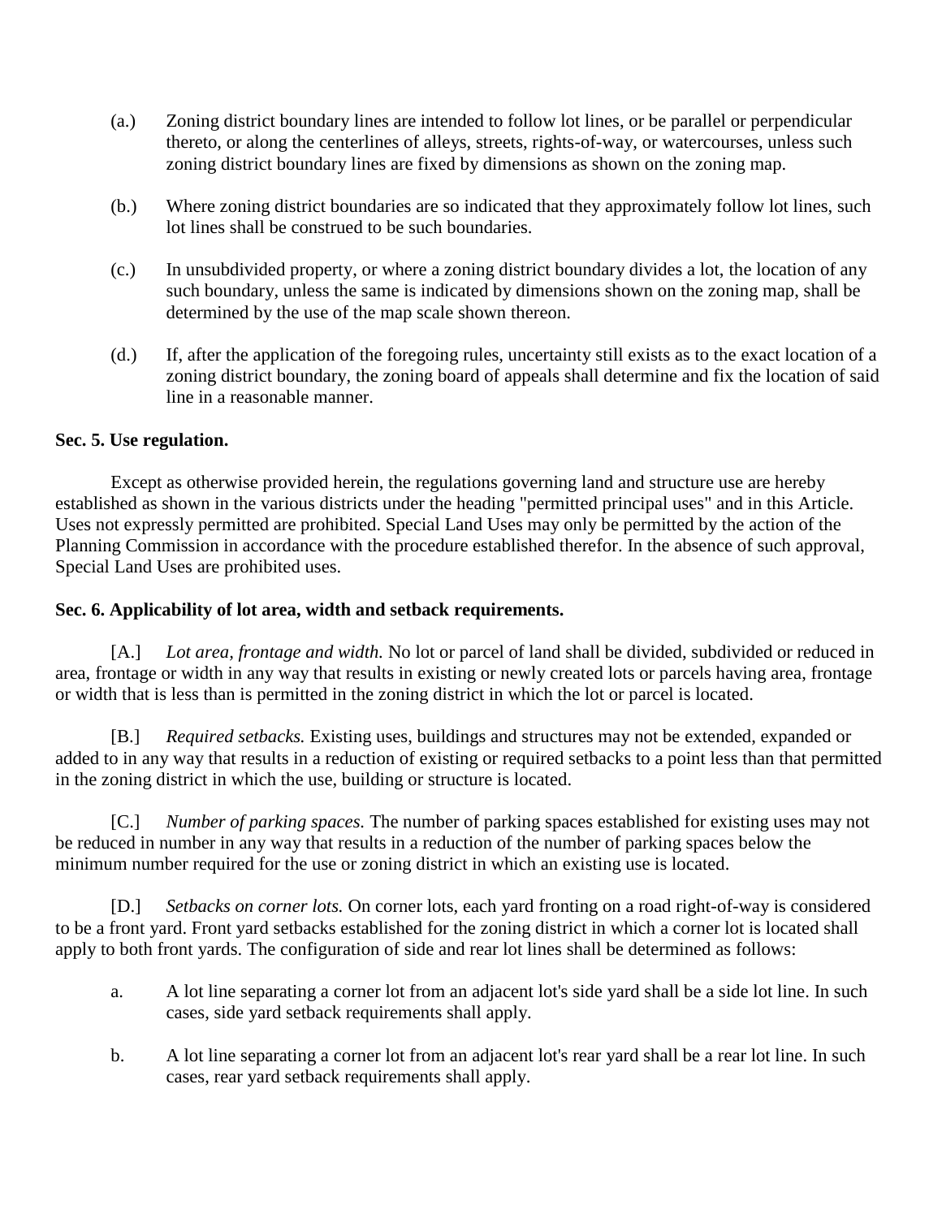(a.) Zoning district boundary lines are intended to follow lot lines, or be parallel or perpendicular thereto, or along the centerlines of alleys, streets, rights-of-way, or watercourses, unless such zoning district boundary lines are fixed by dimensions as shown on the zoning map.

(b.) Where zoning district boundaries are so indicated that they approximately follow lot lines, such lot lines shall be construed to be such boundaries.

(c.) In unsubdivided property, or where a zoning district boundary divides a lot, the location of any such boundary, unless the same is indicated by dimensions shown on the zoning map, shall be determined by the use of the map scale shown thereon.

(d.) If, after the application of the foregoing rules, uncertainty still exists as to the exact location of a zoning district boundary, the zoning board of appeals shall determine and fix the location of said line in a reasonable manner.

**Sec. 5. Use regulation.**

Except as otherwise provided herein, the regulations governing land and structure use are hereby established as shown in the various districts under the heading "permitted principal uses" and in this Article. Uses not expressly permitted are prohibited. Special Land Uses may only be permitted by the action of the Planning Commission in accordance with the procedure established therefor. In the absence of such approval, Special Land Uses are prohibited uses.

**Sec. 6. Applicability of lot area, width and setback requirements.**

[A.] *Lot area, frontage and width.* No lot or parcel of land shall be divided, subdivided or reduced in area, frontage or width in any way that results in existing or newly created lots or parcels having area, frontage or width that is less than is permitted in the zoning district in which the lot or parcel is located.

[B.] *Required setbacks.* Existing uses, buildings and structures may not be extended, expanded or added to in any way that results in a reduction of existing or required setbacks to a point less than that permitted in the zoning district in which the use, building or structure is located.

[C.] *Number of parking spaces.* The number of parking spaces established for existing uses may not be reduced in number in any way that results in a reduction of the number of parking spaces below the minimum number required for the use or zoning district in which an existing use is located.

[D.] *Setbacks on corner lots.* On corner lots, each yard fronting on a road right-of-way is considered to be a front yard. Front yard setbacks established for the zoning district in which a corner lot is located shall apply to both front yards. The configuration of side and rear lot lines shall be determined as follows:

a. A lot line separating a corner lot from an adjacent lot's side yard shall be a side lot line. In such cases, side yard setback requirements shall apply.

b. A lot line separating a corner lot from an adjacent lot's rear yard shall be a rear lot line. In such cases, rear yard setback requirements shall apply.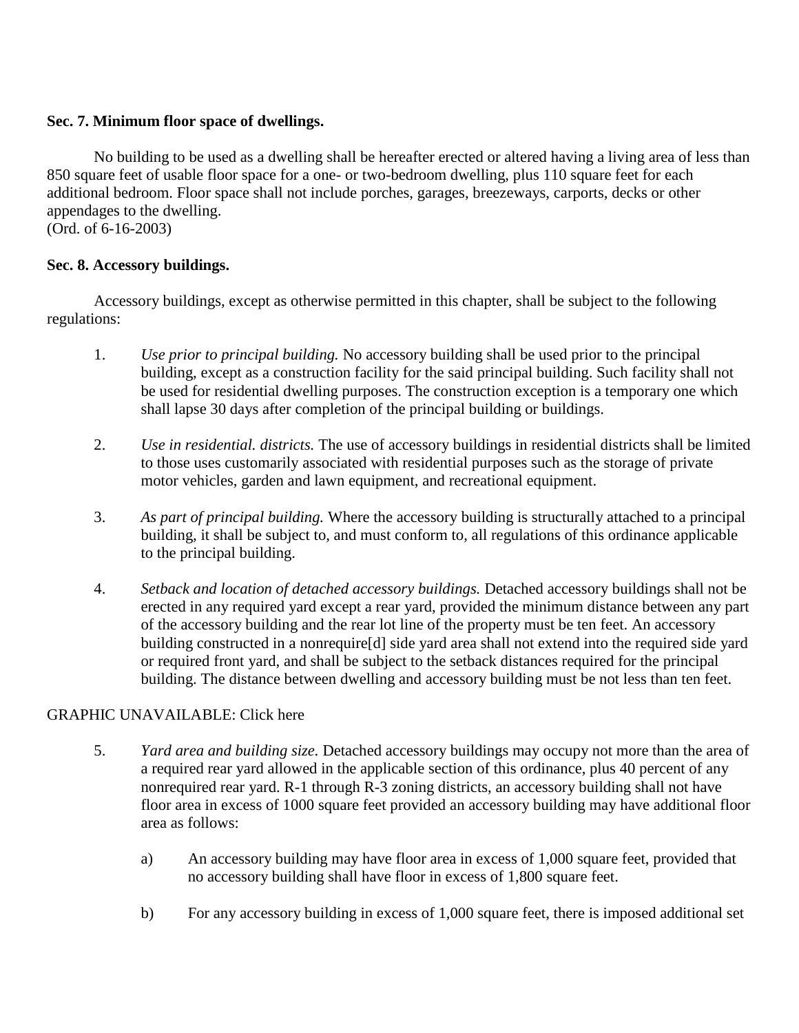**Sec. 7. Minimum floor space of dwellings.**

No building to be used as a dwelling shall be hereafter erected or altered having a living area of less than 850 square feet of usable floor space for a one- or two-bedroom dwelling, plus 110 square feet for each additional bedroom. Floor space shall not include porches, garages, breezeways, carports, decks or other appendages to the dwelling.
(Ord. of 6-16-2003)

**Sec. 8. Accessory buildings.**

Accessory buildings, except as otherwise permitted in this chapter, shall be subject to the following regulations:

1. *Use prior to principal building.* No accessory building shall be used prior to the principal building, except as a construction facility for the said principal building. Such facility shall not be used for residential dwelling purposes. The construction exception is a temporary one which shall lapse 30 days after completion of the principal building or buildings.

2. *Use in residential. districts.* The use of accessory buildings in residential districts shall be limited to those uses customarily associated with residential purposes such as the storage of private motor vehicles, garden and lawn equipment, and recreational equipment.

3. *As part of principal building.* Where the accessory building is structurally attached to a principal building, it shall be subject to, and must conform to, all regulations of this ordinance applicable to the principal building.

4. *Setback and location of detached accessory buildings.* Detached accessory buildings shall not be erected in any required yard except a rear yard, provided the minimum distance between any part of the accessory building and the rear lot line of the property must be ten feet. An accessory building constructed in a nonrequire[d] side yard area shall not extend into the required side yard or required front yard, and shall be subject to the setback distances required for the principal building. The distance between dwelling and accessory building must be not less than ten feet.

GRAPHIC UNAVAILABLE: Click here

5. *Yard area and building size.* Detached accessory buildings may occupy not more than the area of a required rear yard allowed in the applicable section of this ordinance, plus 40 percent of any nonrequired rear yard. R-1 through R-3 zoning districts, an accessory building shall not have floor area in excess of 1000 square feet provided an accessory building may have additional floor area as follows:

    a) An accessory building may have floor area in excess of 1,000 square feet, provided that no accessory building shall have floor in excess of 1,800 square feet.

    b) For any accessory building in excess of 1,000 square feet, there is imposed additional set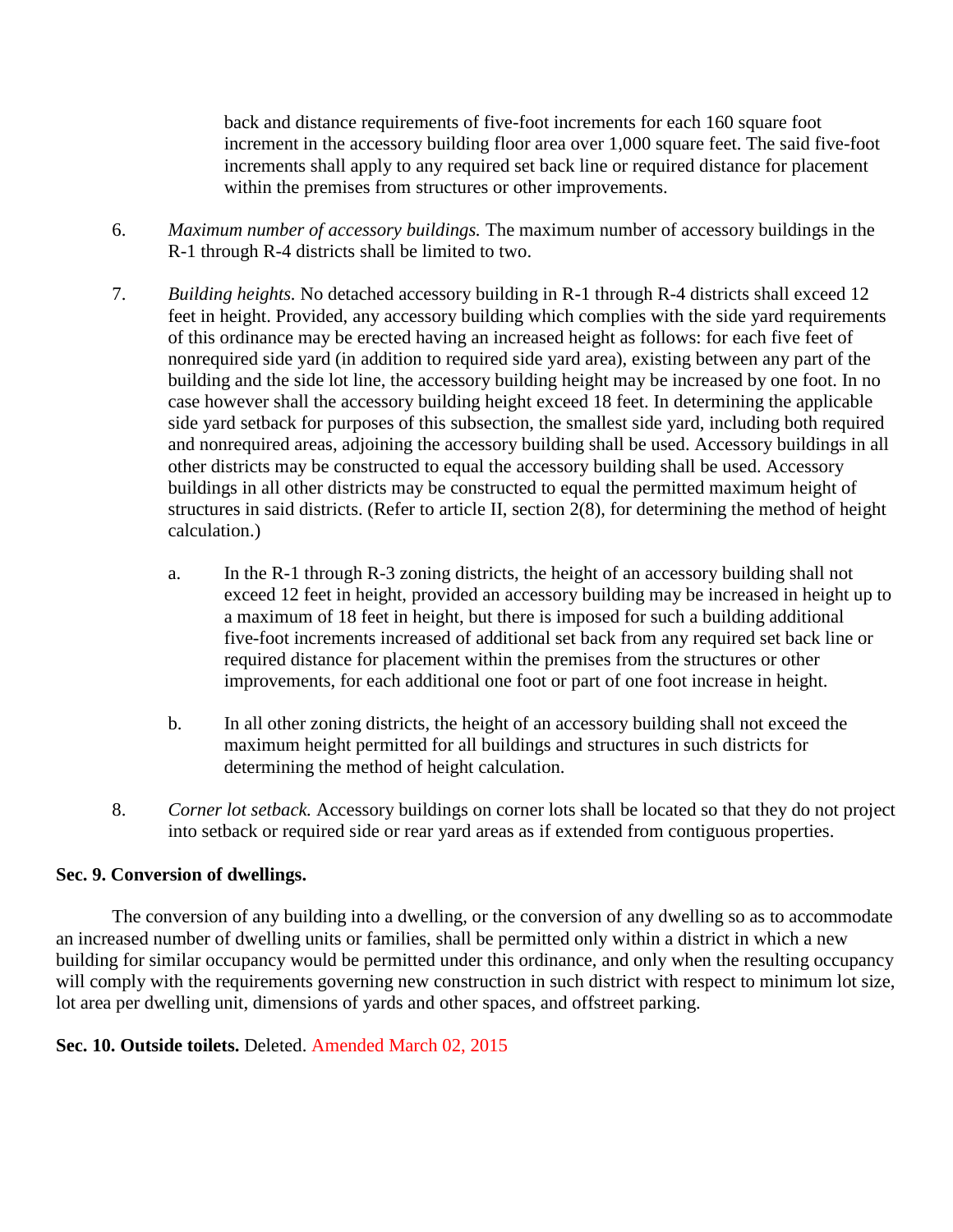back and distance requirements of five-foot increments for each 160 square foot increment in the accessory building floor area over 1,000 square feet. The said five-foot increments shall apply to any required set back line or required distance for placement within the premises from structures or other improvements.

6. *Maximum number of accessory buildings.* The maximum number of accessory buildings in the R-1 through R-4 districts shall be limited to two.

7. *Building heights.* No detached accessory building in R-1 through R-4 districts shall exceed 12 feet in height. Provided, any accessory building which complies with the side yard requirements of this ordinance may be erected having an increased height as follows: for each five feet of nonrequired side yard (in addition to required side yard area), existing between any part of the building and the side lot line, the accessory building height may be increased by one foot. In no case however shall the accessory building height exceed 18 feet. In determining the applicable side yard setback for purposes of this subsection, the smallest side yard, including both required and nonrequired areas, adjoining the accessory building shall be used. Accessory buildings in all other districts may be constructed to equal the accessory building shall be used. Accessory buildings in all other districts may be constructed to equal the permitted maximum height of structures in said districts. (Refer to article II, section 2(8), for determining the method of height calculation.)

   a. In the R-1 through R-3 zoning districts, the height of an accessory building shall not exceed 12 feet in height, provided an accessory building may be increased in height up to a maximum of 18 feet in height, but there is imposed for such a building additional five-foot increments increased of additional set back from any required set back line or required distance for placement within the premises from the structures or other improvements, for each additional one foot or part of one foot increase in height.

   b. In all other zoning districts, the height of an accessory building shall not exceed the maximum height permitted for all buildings and structures in such districts for determining the method of height calculation.

8. *Corner lot setback.* Accessory buildings on corner lots shall be located so that they do not project into setback or required side or rear yard areas as if extended from contiguous properties.

**Sec. 9. Conversion of dwellings.**

The conversion of any building into a dwelling, or the conversion of any dwelling so as to accommodate an increased number of dwelling units or families, shall be permitted only within a district in which a new building for similar occupancy would be permitted under this ordinance, and only when the resulting occupancy will comply with the requirements governing new construction in such district with respect to minimum lot size, lot area per dwelling unit, dimensions of yards and other spaces, and offstreet parking.

**Sec. 10. Outside toilets.** Deleted. Amended March 02, 2015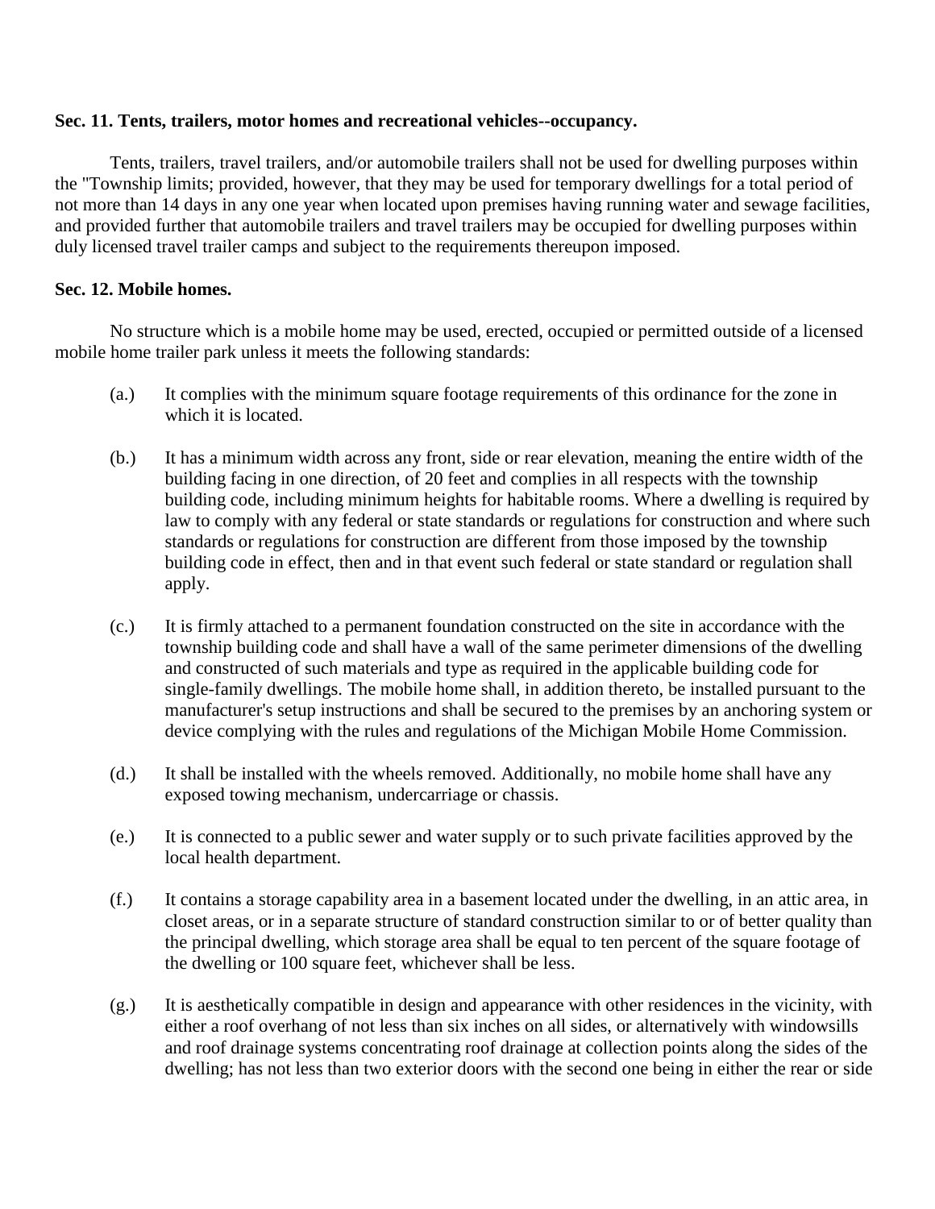**Sec. 11. Tents, trailers, motor homes and recreational vehicles--occupancy.**

Tents, trailers, travel trailers, and/or automobile trailers shall not be used for dwelling purposes within the "Township limits; provided, however, that they may be used for temporary dwellings for a total period of not more than 14 days in any one year when located upon premises having running water and sewage facilities, and provided further that automobile trailers and travel trailers may be occupied for dwelling purposes within duly licensed travel trailer camps and subject to the requirements thereupon imposed.

**Sec. 12. Mobile homes.**

No structure which is a mobile home may be used, erected, occupied or permitted outside of a licensed mobile home trailer park unless it meets the following standards:

(a.) It complies with the minimum square footage requirements of this ordinance for the zone in which it is located.

(b.) It has a minimum width across any front, side or rear elevation, meaning the entire width of the building facing in one direction, of 20 feet and complies in all respects with the township building code, including minimum heights for habitable rooms. Where a dwelling is required by law to comply with any federal or state standards or regulations for construction and where such standards or regulations for construction are different from those imposed by the township building code in effect, then and in that event such federal or state standard or regulation shall apply.

(c.) It is firmly attached to a permanent foundation constructed on the site in accordance with the township building code and shall have a wall of the same perimeter dimensions of the dwelling and constructed of such materials and type as required in the applicable building code for single-family dwellings. The mobile home shall, in addition thereto, be installed pursuant to the manufacturer's setup instructions and shall be secured to the premises by an anchoring system or device complying with the rules and regulations of the Michigan Mobile Home Commission.

(d.) It shall be installed with the wheels removed. Additionally, no mobile home shall have any exposed towing mechanism, undercarriage or chassis.

(e.) It is connected to a public sewer and water supply or to such private facilities approved by the local health department.

(f.) It contains a storage capability area in a basement located under the dwelling, in an attic area, in closet areas, or in a separate structure of standard construction similar to or of better quality than the principal dwelling, which storage area shall be equal to ten percent of the square footage of the dwelling or 100 square feet, whichever shall be less.

(g.) It is aesthetically compatible in design and appearance with other residences in the vicinity, with either a roof overhang of not less than six inches on all sides, or alternatively with windowsills and roof drainage systems concentrating roof drainage at collection points along the sides of the dwelling; has not less than two exterior doors with the second one being in either the rear or side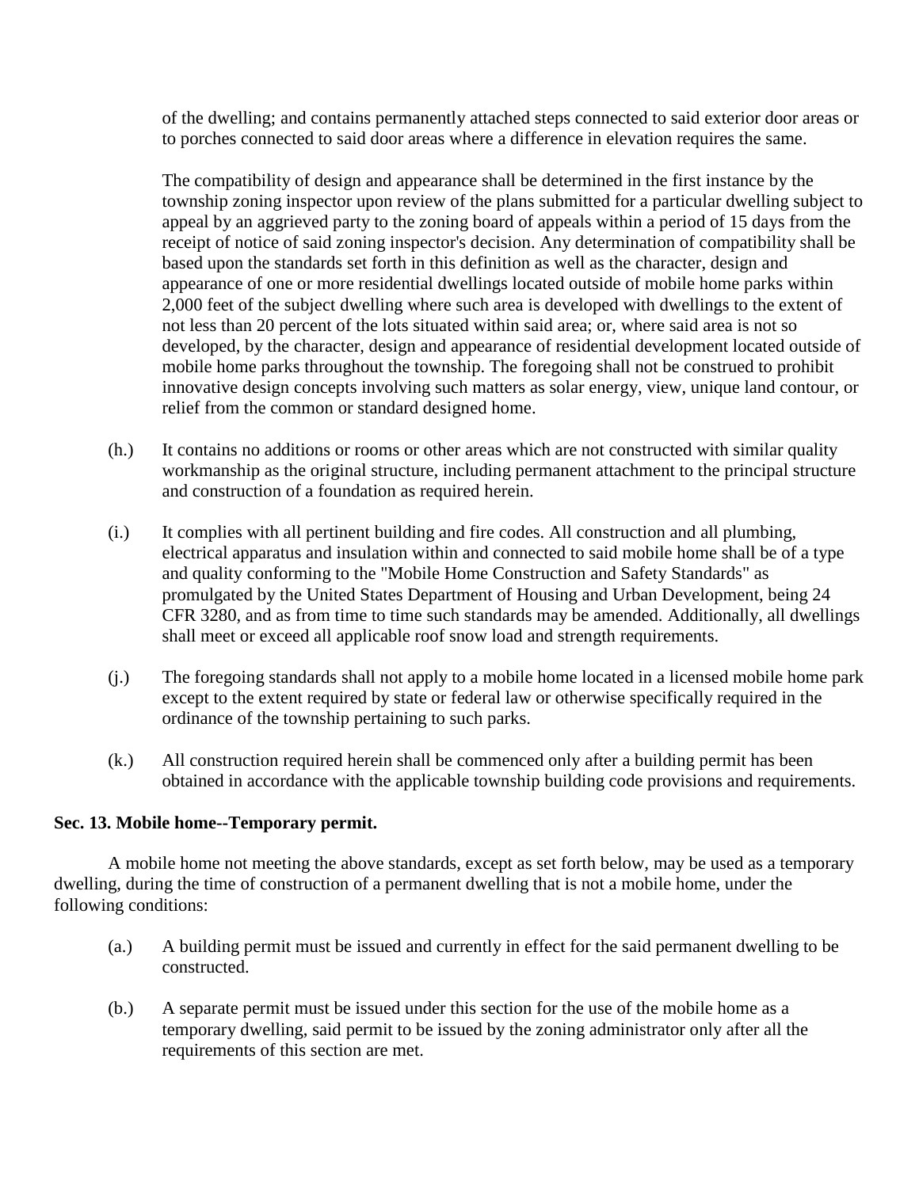of the dwelling; and contains permanently attached steps connected to said exterior door areas or to porches connected to said door areas where a difference in elevation requires the same.

The compatibility of design and appearance shall be determined in the first instance by the township zoning inspector upon review of the plans submitted for a particular dwelling subject to appeal by an aggrieved party to the zoning board of appeals within a period of 15 days from the receipt of notice of said zoning inspector's decision. Any determination of compatibility shall be based upon the standards set forth in this definition as well as the character, design and appearance of one or more residential dwellings located outside of mobile home parks within 2,000 feet of the subject dwelling where such area is developed with dwellings to the extent of not less than 20 percent of the lots situated within said area; or, where said area is not so developed, by the character, design and appearance of residential development located outside of mobile home parks throughout the township. The foregoing shall not be construed to prohibit innovative design concepts involving such matters as solar energy, view, unique land contour, or relief from the common or standard designed home.

(h.) It contains no additions or rooms or other areas which are not constructed with similar quality workmanship as the original structure, including permanent attachment to the principal structure and construction of a foundation as required herein.

(i.) It complies with all pertinent building and fire codes. All construction and all plumbing, electrical apparatus and insulation within and connected to said mobile home shall be of a type and quality conforming to the "Mobile Home Construction and Safety Standards" as promulgated by the United States Department of Housing and Urban Development, being 24 CFR 3280, and as from time to time such standards may be amended. Additionally, all dwellings shall meet or exceed all applicable roof snow load and strength requirements.

(j.) The foregoing standards shall not apply to a mobile home located in a licensed mobile home park except to the extent required by state or federal law or otherwise specifically required in the ordinance of the township pertaining to such parks.

(k.) All construction required herein shall be commenced only after a building permit has been obtained in accordance with the applicable township building code provisions and requirements.

**Sec. 13. Mobile home--Temporary permit.**

A mobile home not meeting the above standards, except as set forth below, may be used as a temporary dwelling, during the time of construction of a permanent dwelling that is not a mobile home, under the following conditions:

(a.) A building permit must be issued and currently in effect for the said permanent dwelling to be constructed.

(b.) A separate permit must be issued under this section for the use of the mobile home as a temporary dwelling, said permit to be issued by the zoning administrator only after all the requirements of this section are met.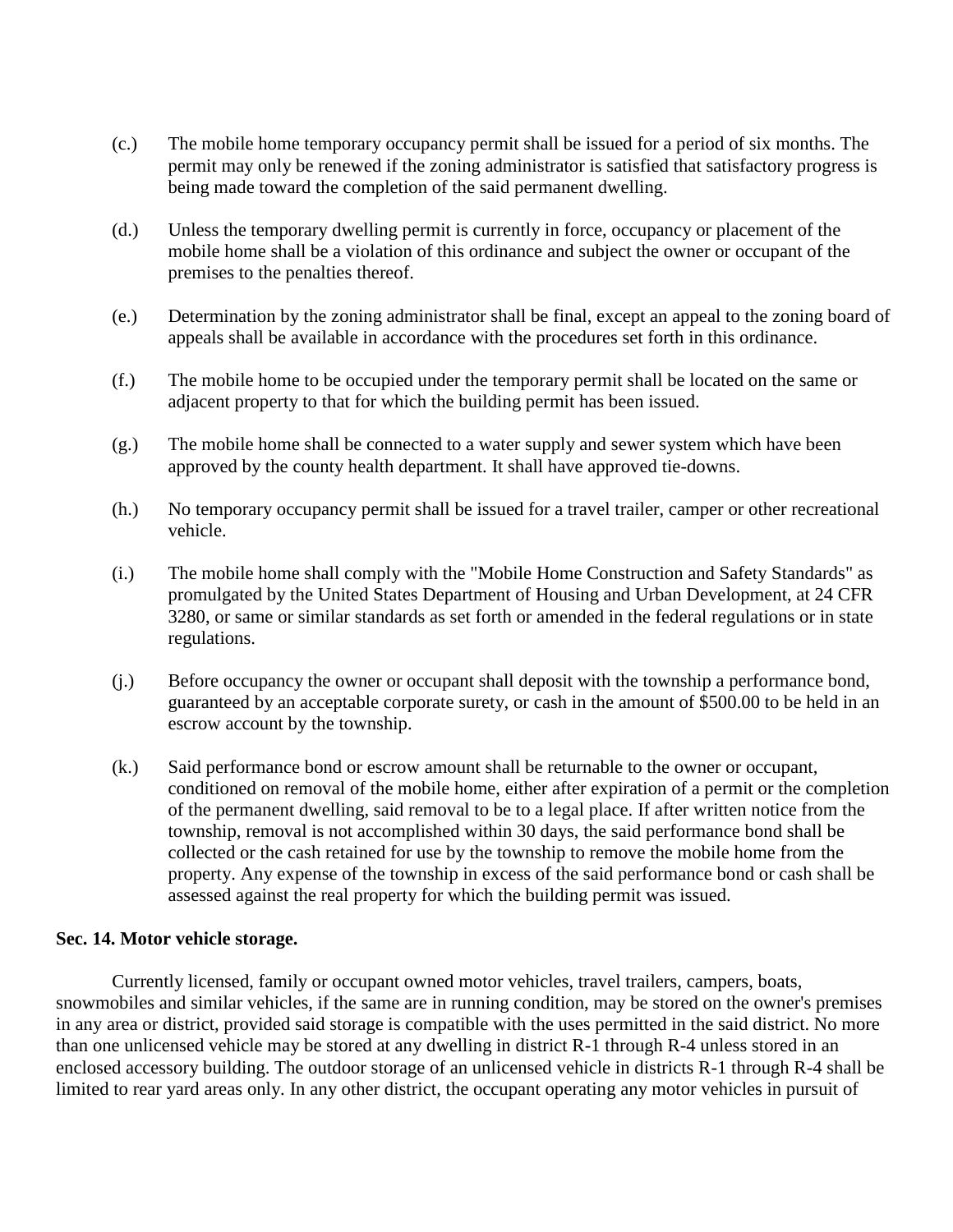(c.) The mobile home temporary occupancy permit shall be issued for a period of six months. The permit may only be renewed if the zoning administrator is satisfied that satisfactory progress is being made toward the completion of the said permanent dwelling.

(d.) Unless the temporary dwelling permit is currently in force, occupancy or placement of the mobile home shall be a violation of this ordinance and subject the owner or occupant of the premises to the penalties thereof.

(e.) Determination by the zoning administrator shall be final, except an appeal to the zoning board of appeals shall be available in accordance with the procedures set forth in this ordinance.

(f.) The mobile home to be occupied under the temporary permit shall be located on the same or adjacent property to that for which the building permit has been issued.

(g.) The mobile home shall be connected to a water supply and sewer system which have been approved by the county health department. It shall have approved tie-downs.

(h.) No temporary occupancy permit shall be issued for a travel trailer, camper or other recreational vehicle.

(i.) The mobile home shall comply with the "Mobile Home Construction and Safety Standards" as promulgated by the United States Department of Housing and Urban Development, at 24 CFR 3280, or same or similar standards as set forth or amended in the federal regulations or in state regulations.

(j.) Before occupancy the owner or occupant shall deposit with the township a performance bond, guaranteed by an acceptable corporate surety, or cash in the amount of $500.00 to be held in an escrow account by the township.

(k.) Said performance bond or escrow amount shall be returnable to the owner or occupant, conditioned on removal of the mobile home, either after expiration of a permit or the completion of the permanent dwelling, said removal to be to a legal place. If after written notice from the township, removal is not accomplished within 30 days, the said performance bond shall be collected or the cash retained for use by the township to remove the mobile home from the property. Any expense of the township in excess of the said performance bond or cash shall be assessed against the real property for which the building permit was issued.

**Sec. 14. Motor vehicle storage.**

Currently licensed, family or occupant owned motor vehicles, travel trailers, campers, boats, snowmobiles and similar vehicles, if the same are in running condition, may be stored on the owner's premises in any area or district, provided said storage is compatible with the uses permitted in the said district. No more than one unlicensed vehicle may be stored at any dwelling in district R-1 through R-4 unless stored in an enclosed accessory building. The outdoor storage of an unlicensed vehicle in districts R-1 through R-4 shall be limited to rear yard areas only. In any other district, the occupant operating any motor vehicles in pursuit of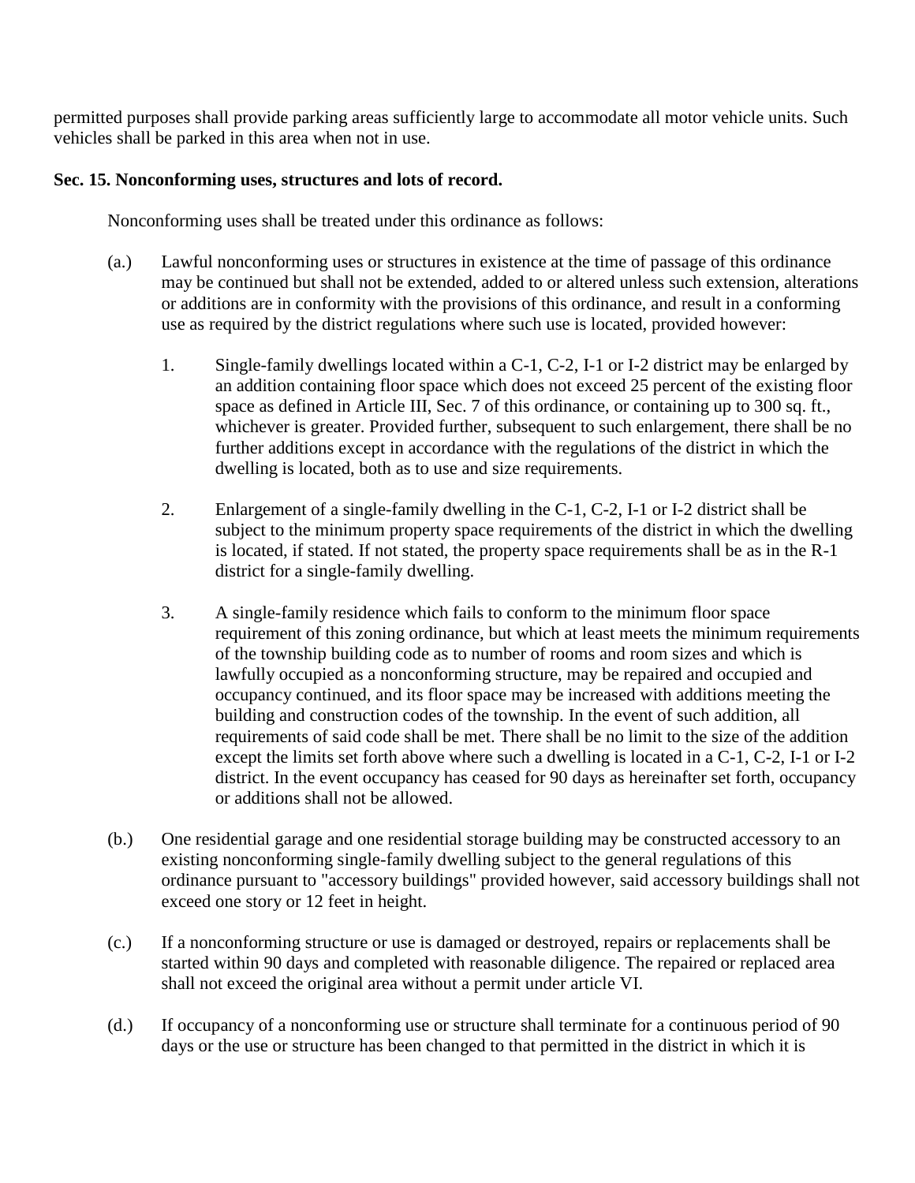permitted purposes shall provide parking areas sufficiently large to accommodate all motor vehicle units. Such vehicles shall be parked in this area when not in use.

**Sec. 15. Nonconforming uses, structures and lots of record.**

Nonconforming uses shall be treated under this ordinance as follows:

(a.) Lawful nonconforming uses or structures in existence at the time of passage of this ordinance may be continued but shall not be extended, added to or altered unless such extension, alterations or additions are in conformity with the provisions of this ordinance, and result in a conforming use as required by the district regulations where such use is located, provided however:

1. Single-family dwellings located within a C-1, C-2, I-1 or I-2 district may be enlarged by an addition containing floor space which does not exceed 25 percent of the existing floor space as defined in Article III, Sec. 7 of this ordinance, or containing up to 300 sq. ft., whichever is greater. Provided further, subsequent to such enlargement, there shall be no further additions except in accordance with the regulations of the district in which the dwelling is located, both as to use and size requirements.

2. Enlargement of a single-family dwelling in the C-1, C-2, I-1 or I-2 district shall be subject to the minimum property space requirements of the district in which the dwelling is located, if stated. If not stated, the property space requirements shall be as in the R-1 district for a single-family dwelling.

3. A single-family residence which fails to conform to the minimum floor space requirement of this zoning ordinance, but which at least meets the minimum requirements of the township building code as to number of rooms and room sizes and which is lawfully occupied as a nonconforming structure, may be repaired and occupied and occupancy continued, and its floor space may be increased with additions meeting the building and construction codes of the township. In the event of such addition, all requirements of said code shall be met. There shall be no limit to the size of the addition except the limits set forth above where such a dwelling is located in a C-1, C-2, I-1 or I-2 district. In the event occupancy has ceased for 90 days as hereinafter set forth, occupancy or additions shall not be allowed.

(b.) One residential garage and one residential storage building may be constructed accessory to an existing nonconforming single-family dwelling subject to the general regulations of this ordinance pursuant to "accessory buildings" provided however, said accessory buildings shall not exceed one story or 12 feet in height.

(c.) If a nonconforming structure or use is damaged or destroyed, repairs or replacements shall be started within 90 days and completed with reasonable diligence. The repaired or replaced area shall not exceed the original area without a permit under article VI.

(d.) If occupancy of a nonconforming use or structure shall terminate for a continuous period of 90 days or the use or structure has been changed to that permitted in the district in which it is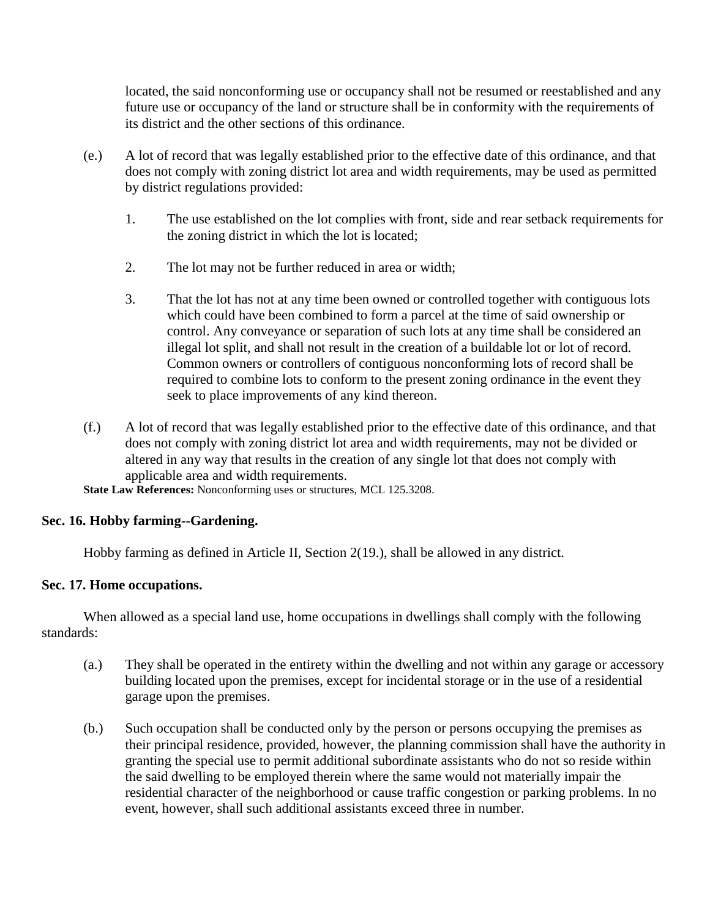located, the said nonconforming use or occupancy shall not be resumed or reestablished and any future use or occupancy of the land or structure shall be in conformity with the requirements of its district and the other sections of this ordinance.

(e.) A lot of record that was legally established prior to the effective date of this ordinance, and that does not comply with zoning district lot area and width requirements, may be used as permitted by district regulations provided:

1. The use established on the lot complies with front, side and rear setback requirements for the zoning district in which the lot is located;

2. The lot may not be further reduced in area or width;

3. That the lot has not at any time been owned or controlled together with contiguous lots which could have been combined to form a parcel at the time of said ownership or control. Any conveyance or separation of such lots at any time shall be considered an illegal lot split, and shall not result in the creation of a buildable lot or lot of record. Common owners or controllers of contiguous nonconforming lots of record shall be required to combine lots to conform to the present zoning ordinance in the event they seek to place improvements of any kind thereon.

(f.) A lot of record that was legally established prior to the effective date of this ordinance, and that does not comply with zoning district lot area and width requirements, may not be divided or altered in any way that results in the creation of any single lot that does not comply with applicable area and width requirements.

**State Law References:** Nonconforming uses or structures, MCL 125.3208.

**Sec. 16. Hobby farming--Gardening.**

Hobby farming as defined in Article II, Section 2(19.), shall be allowed in any district.

**Sec. 17. Home occupations.**

When allowed as a special land use, home occupations in dwellings shall comply with the following standards:

(a.) They shall be operated in the entirety within the dwelling and not within any garage or accessory building located upon the premises, except for incidental storage or in the use of a residential garage upon the premises.

(b.) Such occupation shall be conducted only by the person or persons occupying the premises as their principal residence, provided, however, the planning commission shall have the authority in granting the special use to permit additional subordinate assistants who do not so reside within the said dwelling to be employed therein where the same would not materially impair the residential character of the neighborhood or cause traffic congestion or parking problems. In no event, however, shall such additional assistants exceed three in number.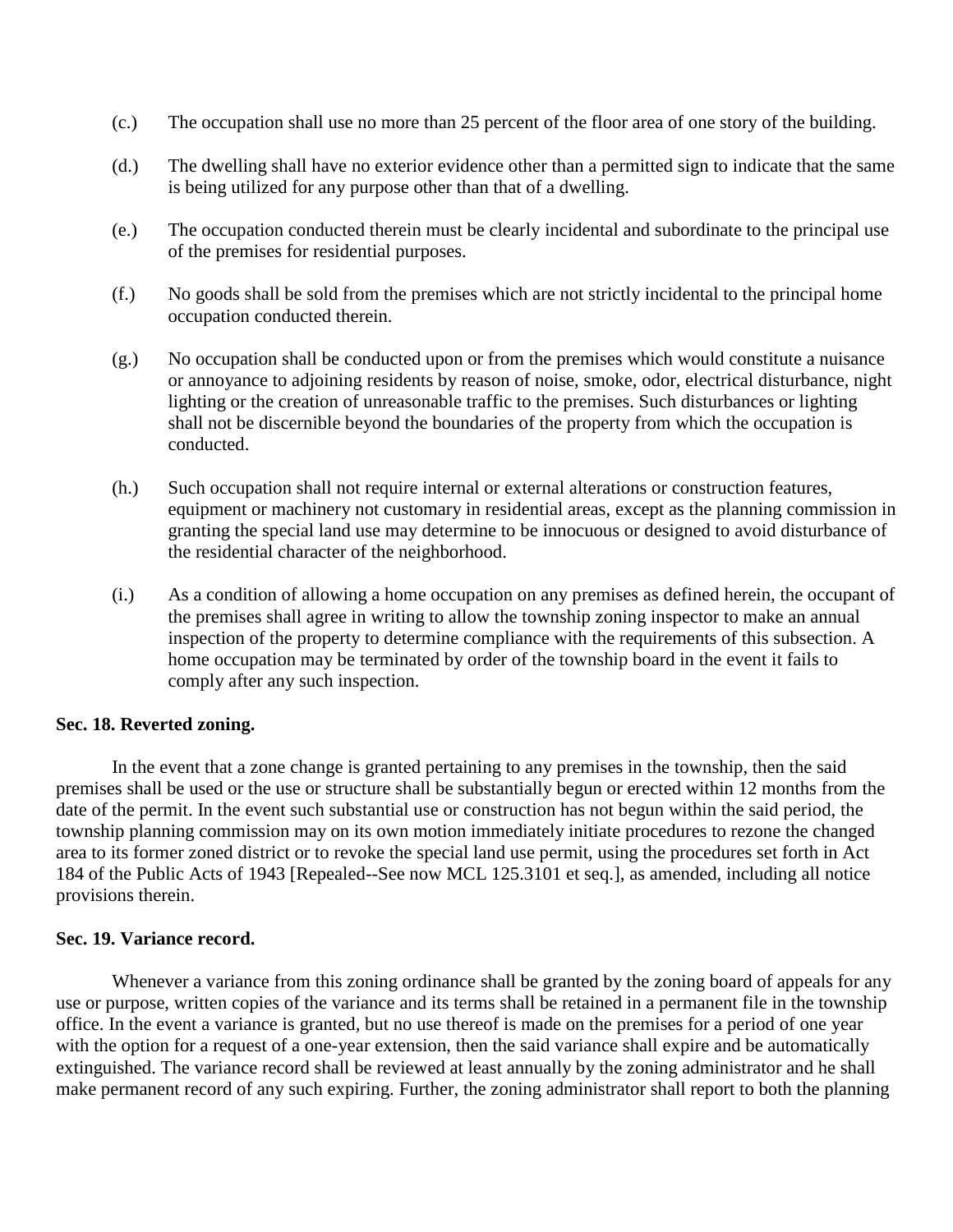(c.) The occupation shall use no more than 25 percent of the floor area of one story of the building.

(d.) The dwelling shall have no exterior evidence other than a permitted sign to indicate that the same is being utilized for any purpose other than that of a dwelling.

(e.) The occupation conducted therein must be clearly incidental and subordinate to the principal use of the premises for residential purposes.

(f.) No goods shall be sold from the premises which are not strictly incidental to the principal home occupation conducted therein.

(g.) No occupation shall be conducted upon or from the premises which would constitute a nuisance or annoyance to adjoining residents by reason of noise, smoke, odor, electrical disturbance, night lighting or the creation of unreasonable traffic to the premises. Such disturbances or lighting shall not be discernible beyond the boundaries of the property from which the occupation is conducted.

(h.) Such occupation shall not require internal or external alterations or construction features, equipment or machinery not customary in residential areas, except as the planning commission in granting the special land use may determine to be innocuous or designed to avoid disturbance of the residential character of the neighborhood.

(i.) As a condition of allowing a home occupation on any premises as defined herein, the occupant of the premises shall agree in writing to allow the township zoning inspector to make an annual inspection of the property to determine compliance with the requirements of this subsection. A home occupation may be terminated by order of the township board in the event it fails to comply after any such inspection.

**Sec. 18. Reverted zoning.**

In the event that a zone change is granted pertaining to any premises in the township, then the said premises shall be used or the use or structure shall be substantially begun or erected within 12 months from the date of the permit. In the event such substantial use or construction has not begun within the said period, the township planning commission may on its own motion immediately initiate procedures to rezone the changed area to its former zoned district or to revoke the special land use permit, using the procedures set forth in Act 184 of the Public Acts of 1943 [Repealed--See now MCL 125.3101 et seq.], as amended, including all notice provisions therein.

**Sec. 19. Variance record.**

Whenever a variance from this zoning ordinance shall be granted by the zoning board of appeals for any use or purpose, written copies of the variance and its terms shall be retained in a permanent file in the township office. In the event a variance is granted, but no use thereof is made on the premises for a period of one year with the option for a request of a one-year extension, then the said variance shall expire and be automatically extinguished. The variance record shall be reviewed at least annually by the zoning administrator and he shall make permanent record of any such expiring. Further, the zoning administrator shall report to both the planning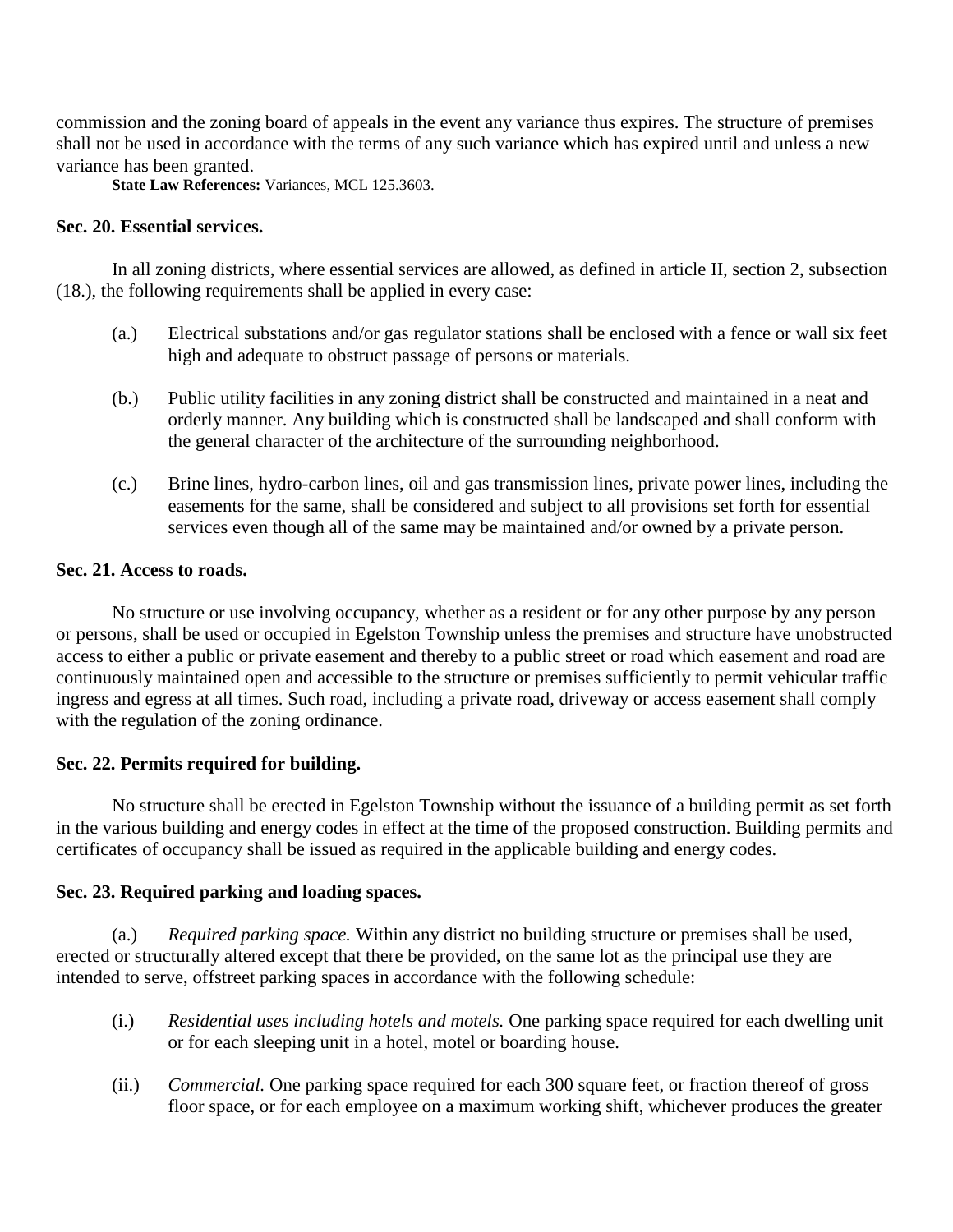commission and the zoning board of appeals in the event any variance thus expires. The structure of premises shall not be used in accordance with the terms of any such variance which has expired until and unless a new variance has been granted.

**State Law References:** Variances, MCL 125.3603.

**Sec. 20. Essential services.**

In all zoning districts, where essential services are allowed, as defined in article II, section 2, subsection (18.), the following requirements shall be applied in every case:

(a.) Electrical substations and/or gas regulator stations shall be enclosed with a fence or wall six feet high and adequate to obstruct passage of persons or materials.

(b.) Public utility facilities in any zoning district shall be constructed and maintained in a neat and orderly manner. Any building which is constructed shall be landscaped and shall conform with the general character of the architecture of the surrounding neighborhood.

(c.) Brine lines, hydro-carbon lines, oil and gas transmission lines, private power lines, including the easements for the same, shall be considered and subject to all provisions set forth for essential services even though all of the same may be maintained and/or owned by a private person.

**Sec. 21. Access to roads.**

No structure or use involving occupancy, whether as a resident or for any other purpose by any person or persons, shall be used or occupied in Egelston Township unless the premises and structure have unobstructed access to either a public or private easement and thereby to a public street or road which easement and road are continuously maintained open and accessible to the structure or premises sufficiently to permit vehicular traffic ingress and egress at all times. Such road, including a private road, driveway or access easement shall comply with the regulation of the zoning ordinance.

**Sec. 22. Permits required for building.**

No structure shall be erected in Egelston Township without the issuance of a building permit as set forth in the various building and energy codes in effect at the time of the proposed construction. Building permits and certificates of occupancy shall be issued as required in the applicable building and energy codes.

**Sec. 23. Required parking and loading spaces.**

(a.) *Required parking space.* Within any district no building structure or premises shall be used, erected or structurally altered except that there be provided, on the same lot as the principal use they are intended to serve, offstreet parking spaces in accordance with the following schedule:

(i.) *Residential uses including hotels and motels.* One parking space required for each dwelling unit or for each sleeping unit in a hotel, motel or boarding house.

(ii.) *Commercial.* One parking space required for each 300 square feet, or fraction thereof of gross floor space, or for each employee on a maximum working shift, whichever produces the greater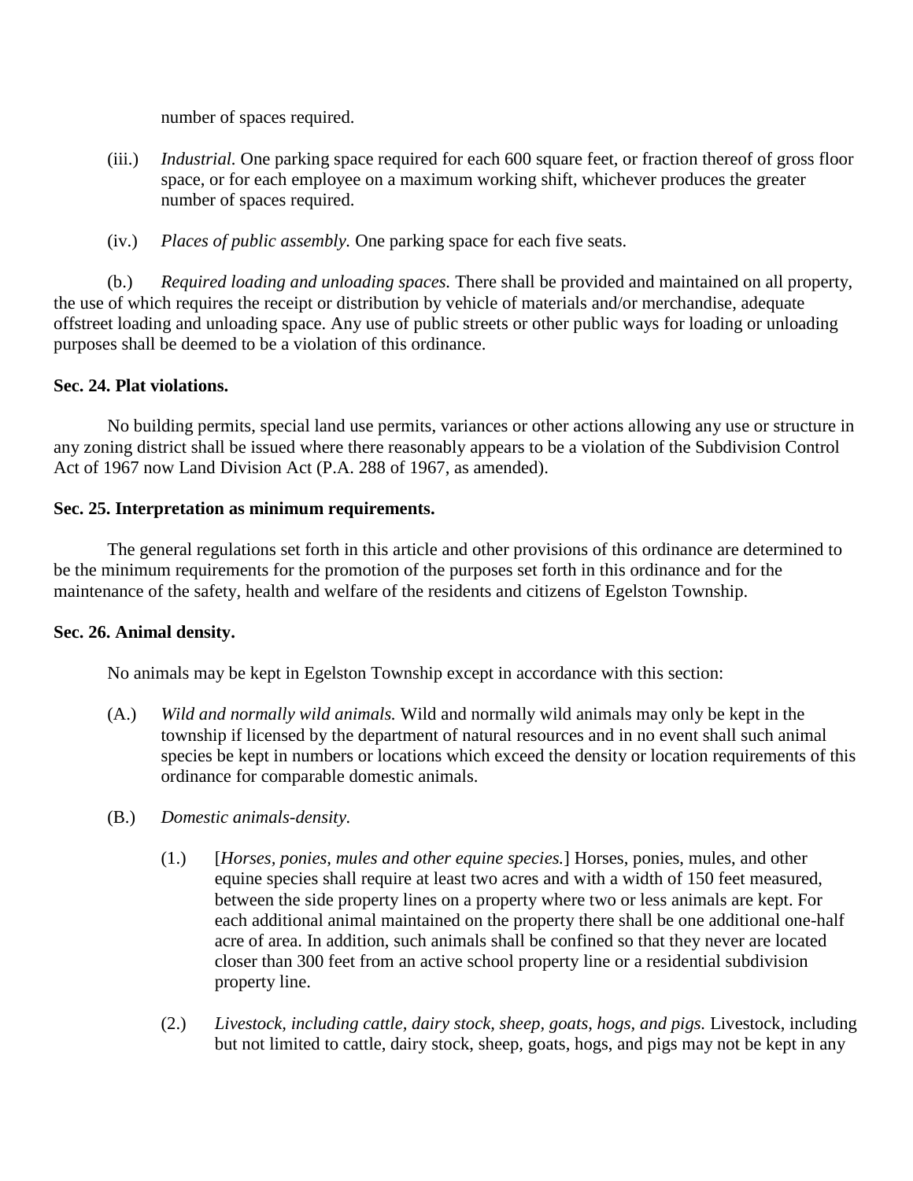number of spaces required.

(iii.) *Industrial.* One parking space required for each 600 square feet, or fraction thereof of gross floor space, or for each employee on a maximum working shift, whichever produces the greater number of spaces required.

(iv.) *Places of public assembly.* One parking space for each five seats.

(b.) *Required loading and unloading spaces.* There shall be provided and maintained on all property, the use of which requires the receipt or distribution by vehicle of materials and/or merchandise, adequate offstreet loading and unloading space. Any use of public streets or other public ways for loading or unloading purposes shall be deemed to be a violation of this ordinance.

**Sec. 24. Plat violations.**

No building permits, special land use permits, variances or other actions allowing any use or structure in any zoning district shall be issued where there reasonably appears to be a violation of the Subdivision Control Act of 1967 now Land Division Act (P.A. 288 of 1967, as amended).

**Sec. 25. Interpretation as minimum requirements.**

The general regulations set forth in this article and other provisions of this ordinance are determined to be the minimum requirements for the promotion of the purposes set forth in this ordinance and for the maintenance of the safety, health and welfare of the residents and citizens of Egelston Township.

**Sec. 26. Animal density.**

No animals may be kept in Egelston Township except in accordance with this section:

(A.) *Wild and normally wild animals.* Wild and normally wild animals may only be kept in the township if licensed by the department of natural resources and in no event shall such animal species be kept in numbers or locations which exceed the density or location requirements of this ordinance for comparable domestic animals.

(B.) *Domestic animals-density.*

(1.) [*Horses, ponies, mules and other equine species.*] Horses, ponies, mules, and other equine species shall require at least two acres and with a width of 150 feet measured, between the side property lines on a property where two or less animals are kept. For each additional animal maintained on the property there shall be one additional one-half acre of area. In addition, such animals shall be confined so that they never are located closer than 300 feet from an active school property line or a residential subdivision property line.

(2.) *Livestock, including cattle, dairy stock, sheep, goats, hogs, and pigs.* Livestock, including but not limited to cattle, dairy stock, sheep, goats, hogs, and pigs may not be kept in any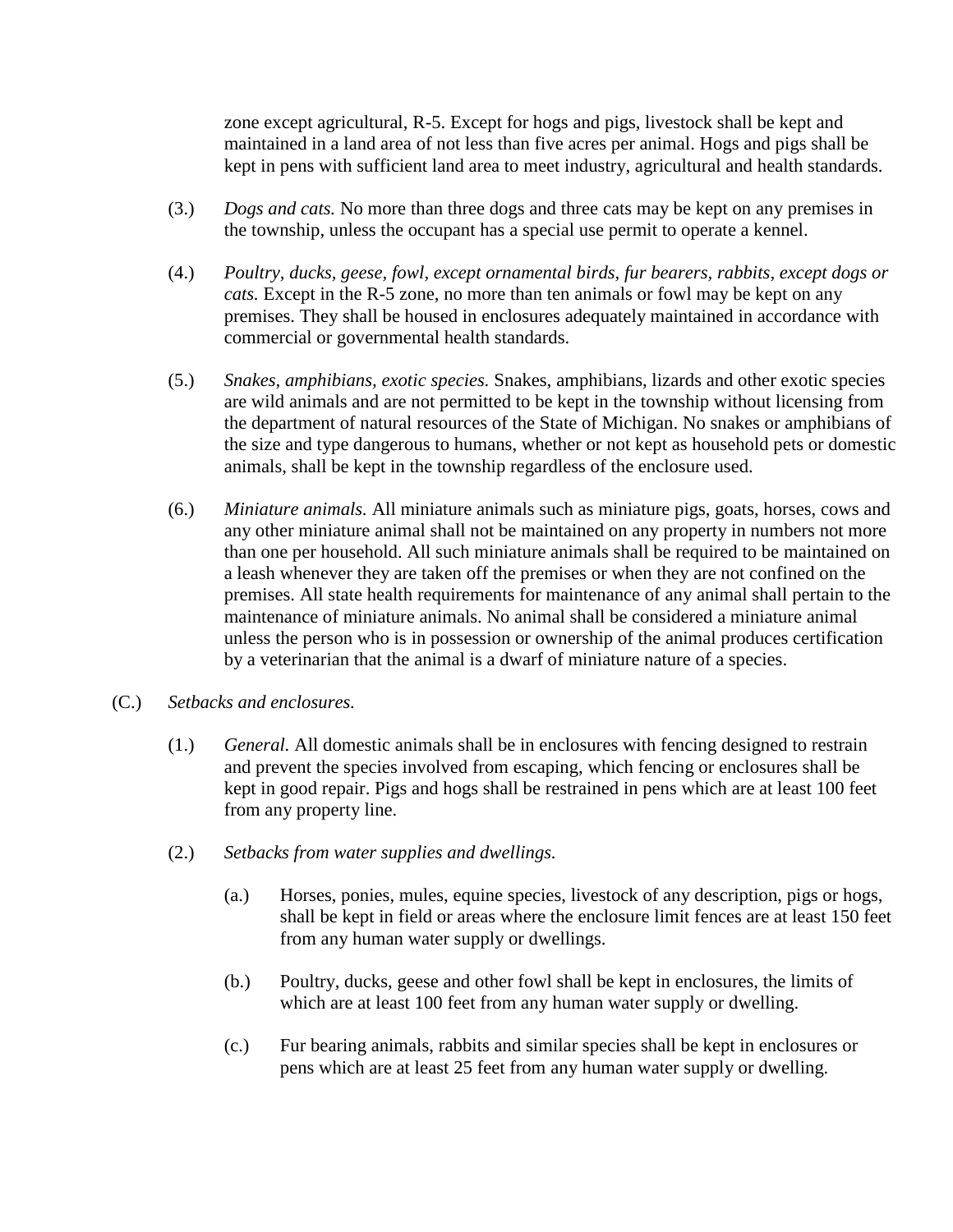zone except agricultural, R-5. Except for hogs and pigs, livestock shall be kept and maintained in a land area of not less than five acres per animal. Hogs and pigs shall be kept in pens with sufficient land area to meet industry, agricultural and health standards.

(3.) *Dogs and cats.* No more than three dogs and three cats may be kept on any premises in the township, unless the occupant has a special use permit to operate a kennel.

(4.) *Poultry, ducks, geese, fowl, except ornamental birds, fur bearers, rabbits, except dogs or cats.* Except in the R-5 zone, no more than ten animals or fowl may be kept on any premises. They shall be housed in enclosures adequately maintained in accordance with commercial or governmental health standards.

(5.) *Snakes, amphibians, exotic species.* Snakes, amphibians, lizards and other exotic species are wild animals and are not permitted to be kept in the township without licensing from the department of natural resources of the State of Michigan. No snakes or amphibians of the size and type dangerous to humans, whether or not kept as household pets or domestic animals, shall be kept in the township regardless of the enclosure used.

(6.) *Miniature animals.* All miniature animals such as miniature pigs, goats, horses, cows and any other miniature animal shall not be maintained on any property in numbers not more than one per household. All such miniature animals shall be required to be maintained on a leash whenever they are taken off the premises or when they are not confined on the premises. All state health requirements for maintenance of any animal shall pertain to the maintenance of miniature animals. No animal shall be considered a miniature animal unless the person who is in possession or ownership of the animal produces certification by a veterinarian that the animal is a dwarf of miniature nature of a species.

(C.) *Setbacks and enclosures.*

(1.) *General.* All domestic animals shall be in enclosures with fencing designed to restrain and prevent the species involved from escaping, which fencing or enclosures shall be kept in good repair. Pigs and hogs shall be restrained in pens which are at least 100 feet from any property line.

(2.) *Setbacks from water supplies and dwellings.*

(a.) Horses, ponies, mules, equine species, livestock of any description, pigs or hogs, shall be kept in field or areas where the enclosure limit fences are at least 150 feet from any human water supply or dwellings.

(b.) Poultry, ducks, geese and other fowl shall be kept in enclosures, the limits of which are at least 100 feet from any human water supply or dwelling.

(c.) Fur bearing animals, rabbits and similar species shall be kept in enclosures or pens which are at least 25 feet from any human water supply or dwelling.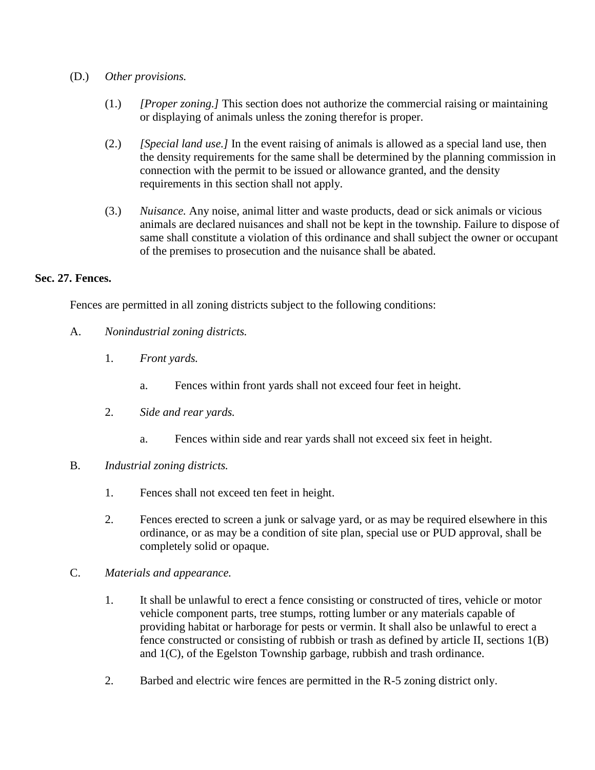(D.) *Other provisions.*

(1.) *[Proper zoning.]* This section does not authorize the commercial raising or maintaining or displaying of animals unless the zoning therefor is proper.

(2.) *[Special land use.]* In the event raising of animals is allowed as a special land use, then the density requirements for the same shall be determined by the planning commission in connection with the permit to be issued or allowance granted, and the density requirements in this section shall not apply.

(3.) *Nuisance.* Any noise, animal litter and waste products, dead or sick animals or vicious animals are declared nuisances and shall not be kept in the township. Failure to dispose of same shall constitute a violation of this ordinance and shall subject the owner or occupant of the premises to prosecution and the nuisance shall be abated.

**Sec. 27. Fences.**

Fences are permitted in all zoning districts subject to the following conditions:

A. *Nonindustrial zoning districts.*

1. *Front yards.*

a. Fences within front yards shall not exceed four feet in height.

2. *Side and rear yards.*

a. Fences within side and rear yards shall not exceed six feet in height.

B. *Industrial zoning districts.*

1. Fences shall not exceed ten feet in height.

2. Fences erected to screen a junk or salvage yard, or as may be required elsewhere in this ordinance, or as may be a condition of site plan, special use or PUD approval, shall be completely solid or opaque.

C. *Materials and appearance.*

1. It shall be unlawful to erect a fence consisting or constructed of tires, vehicle or motor vehicle component parts, tree stumps, rotting lumber or any materials capable of providing habitat or harborage for pests or vermin. It shall also be unlawful to erect a fence constructed or consisting of rubbish or trash as defined by article II, sections 1(B) and 1(C), of the Egelston Township garbage, rubbish and trash ordinance.

2. Barbed and electric wire fences are permitted in the R-5 zoning district only.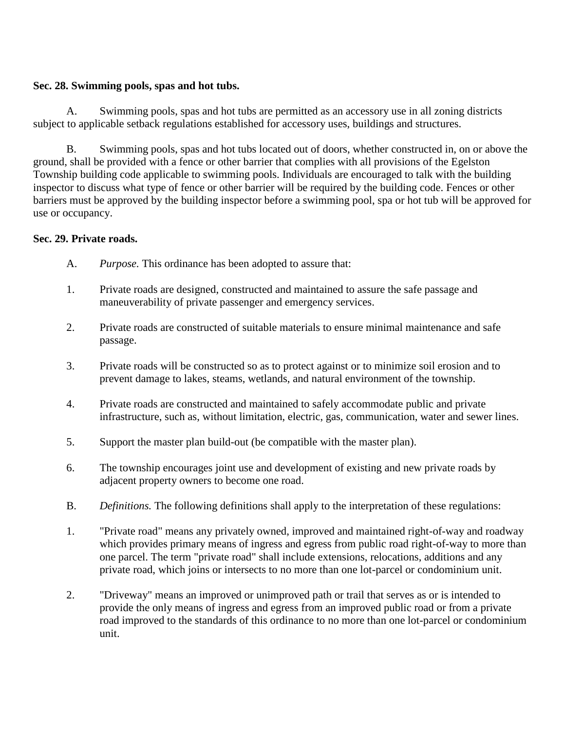**Sec. 28. Swimming pools, spas and hot tubs.**

A. Swimming pools, spas and hot tubs are permitted as an accessory use in all zoning districts subject to applicable setback regulations established for accessory uses, buildings and structures.

B. Swimming pools, spas and hot tubs located out of doors, whether constructed in, on or above the ground, shall be provided with a fence or other barrier that complies with all provisions of the Egelston Township building code applicable to swimming pools. Individuals are encouraged to talk with the building inspector to discuss what type of fence or other barrier will be required by the building code. Fences or other barriers must be approved by the building inspector before a swimming pool, spa or hot tub will be approved for use or occupancy.

**Sec. 29. Private roads.**

A. *Purpose.* This ordinance has been adopted to assure that:

1. Private roads are designed, constructed and maintained to assure the safe passage and maneuverability of private passenger and emergency services.

2. Private roads are constructed of suitable materials to ensure minimal maintenance and safe passage.

3. Private roads will be constructed so as to protect against or to minimize soil erosion and to prevent damage to lakes, steams, wetlands, and natural environment of the township.

4. Private roads are constructed and maintained to safely accommodate public and private infrastructure, such as, without limitation, electric, gas, communication, water and sewer lines.

5. Support the master plan build-out (be compatible with the master plan).

6. The township encourages joint use and development of existing and new private roads by adjacent property owners to become one road.

B. *Definitions.* The following definitions shall apply to the interpretation of these regulations:

1. "Private road" means any privately owned, improved and maintained right-of-way and roadway which provides primary means of ingress and egress from public road right-of-way to more than one parcel. The term "private road" shall include extensions, relocations, additions and any private road, which joins or intersects to no more than one lot-parcel or condominium unit.

2. "Driveway" means an improved or unimproved path or trail that serves as or is intended to provide the only means of ingress and egress from an improved public road or from a private road improved to the standards of this ordinance to no more than one lot-parcel or condominium unit.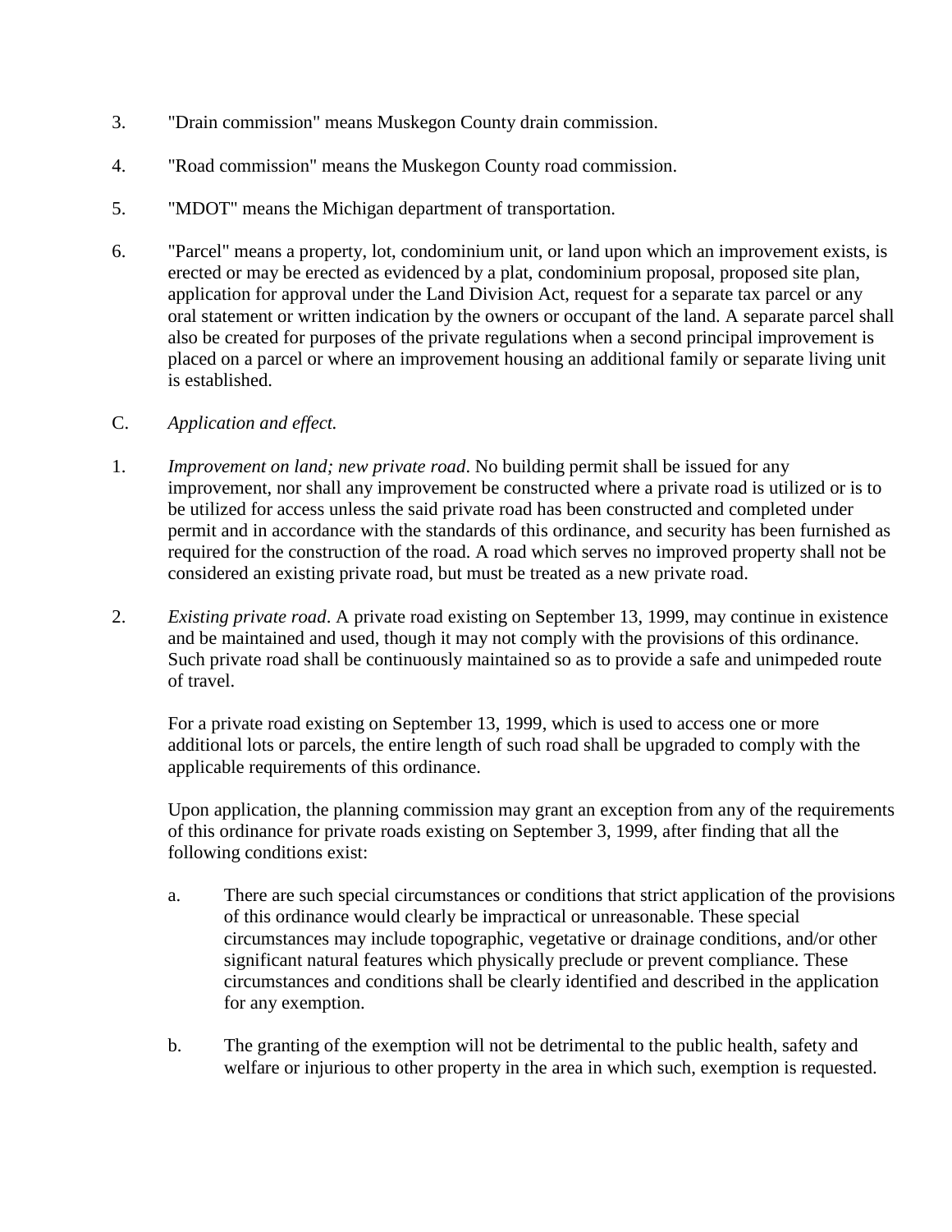3. "Drain commission" means Muskegon County drain commission.

4. "Road commission" means the Muskegon County road commission.

5. "MDOT" means the Michigan department of transportation.

6. "Parcel" means a property, lot, condominium unit, or land upon which an improvement exists, is erected or may be erected as evidenced by a plat, condominium proposal, proposed site plan, application for approval under the Land Division Act, request for a separate tax parcel or any oral statement or written indication by the owners or occupant of the land. A separate parcel shall also be created for purposes of the private regulations when a second principal improvement is placed on a parcel or where an improvement housing an additional family or separate living unit is established.

C. *Application and effect.*

1. *Improvement on land; new private road*. No building permit shall be issued for any improvement, nor shall any improvement be constructed where a private road is utilized or is to be utilized for access unless the said private road has been constructed and completed under permit and in accordance with the standards of this ordinance, and security has been furnished as required for the construction of the road. A road which serves no improved property shall not be considered an existing private road, but must be treated as a new private road.

2. *Existing private road*. A private road existing on September 13, 1999, may continue in existence and be maintained and used, though it may not comply with the provisions of this ordinance. Such private road shall be continuously maintained so as to provide a safe and unimpeded route of travel.

   For a private road existing on September 13, 1999, which is used to access one or more additional lots or parcels, the entire length of such road shall be upgraded to comply with the applicable requirements of this ordinance.

   Upon application, the planning commission may grant an exception from any of the requirements of this ordinance for private roads existing on September 3, 1999, after finding that all the following conditions exist:

   a. There are such special circumstances or conditions that strict application of the provisions of this ordinance would clearly be impractical or unreasonable. These special circumstances may include topographic, vegetative or drainage conditions, and/or other significant natural features which physically preclude or prevent compliance. These circumstances and conditions shall be clearly identified and described in the application for any exemption.

   b. The granting of the exemption will not be detrimental to the public health, safety and welfare or injurious to other property in the area in which such, exemption is requested.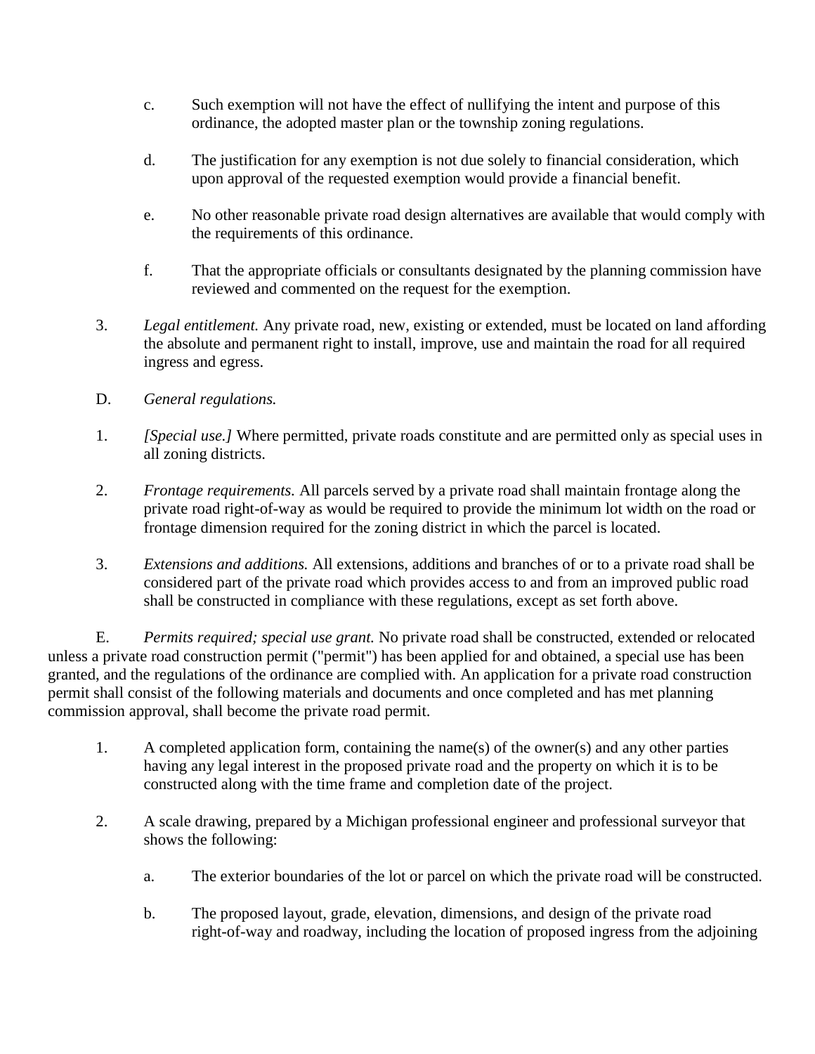c. Such exemption will not have the effect of nullifying the intent and purpose of this ordinance, the adopted master plan or the township zoning regulations.

d. The justification for any exemption is not due solely to financial consideration, which upon approval of the requested exemption would provide a financial benefit.

e. No other reasonable private road design alternatives are available that would comply with the requirements of this ordinance.

f. That the appropriate officials or consultants designated by the planning commission have reviewed and commented on the request for the exemption.

3. *Legal entitlement.* Any private road, new, existing or extended, must be located on land affording the absolute and permanent right to install, improve, use and maintain the road for all required ingress and egress.

D. *General regulations.*

1. *[Special use.]* Where permitted, private roads constitute and are permitted only as special uses in all zoning districts.

2. *Frontage requirements.* All parcels served by a private road shall maintain frontage along the private road right-of-way as would be required to provide the minimum lot width on the road or frontage dimension required for the zoning district in which the parcel is located.

3. *Extensions and additions.* All extensions, additions and branches of or to a private road shall be considered part of the private road which provides access to and from an improved public road shall be constructed in compliance with these regulations, except as set forth above.

E. *Permits required; special use grant.* No private road shall be constructed, extended or relocated unless a private road construction permit ("permit") has been applied for and obtained, a special use has been granted, and the regulations of the ordinance are complied with. An application for a private road construction permit shall consist of the following materials and documents and once completed and has met planning commission approval, shall become the private road permit.

1. A completed application form, containing the name(s) of the owner(s) and any other parties having any legal interest in the proposed private road and the property on which it is to be constructed along with the time frame and completion date of the project.

2. A scale drawing, prepared by a Michigan professional engineer and professional surveyor that shows the following:

a. The exterior boundaries of the lot or parcel on which the private road will be constructed.

b. The proposed layout, grade, elevation, dimensions, and design of the private road right-of-way and roadway, including the location of proposed ingress from the adjoining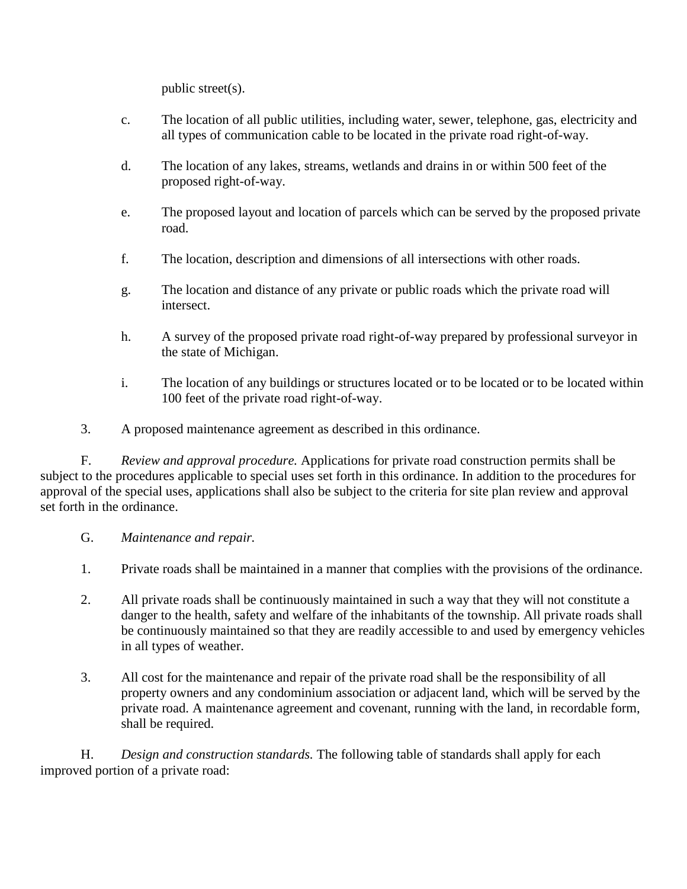public street(s).

c. The location of all public utilities, including water, sewer, telephone, gas, electricity and all types of communication cable to be located in the private road right-of-way.

d. The location of any lakes, streams, wetlands and drains in or within 500 feet of the proposed right-of-way.

e. The proposed layout and location of parcels which can be served by the proposed private road.

f. The location, description and dimensions of all intersections with other roads.

g. The location and distance of any private or public roads which the private road will intersect.

h. A survey of the proposed private road right-of-way prepared by professional surveyor in the state of Michigan.

i. The location of any buildings or structures located or to be located or to be located within 100 feet of the private road right-of-way.

3. A proposed maintenance agreement as described in this ordinance.

F. *Review and approval procedure.* Applications for private road construction permits shall be subject to the procedures applicable to special uses set forth in this ordinance. In addition to the procedures for approval of the special uses, applications shall also be subject to the criteria for site plan review and approval set forth in the ordinance.

G. *Maintenance and repair.*

1. Private roads shall be maintained in a manner that complies with the provisions of the ordinance.

2. All private roads shall be continuously maintained in such a way that they will not constitute a danger to the health, safety and welfare of the inhabitants of the township. All private roads shall be continuously maintained so that they are readily accessible to and used by emergency vehicles in all types of weather.

3. All cost for the maintenance and repair of the private road shall be the responsibility of all property owners and any condominium association or adjacent land, which will be served by the private road. A maintenance agreement and covenant, running with the land, in recordable form, shall be required.

H. *Design and construction standards.* The following table of standards shall apply for each improved portion of a private road: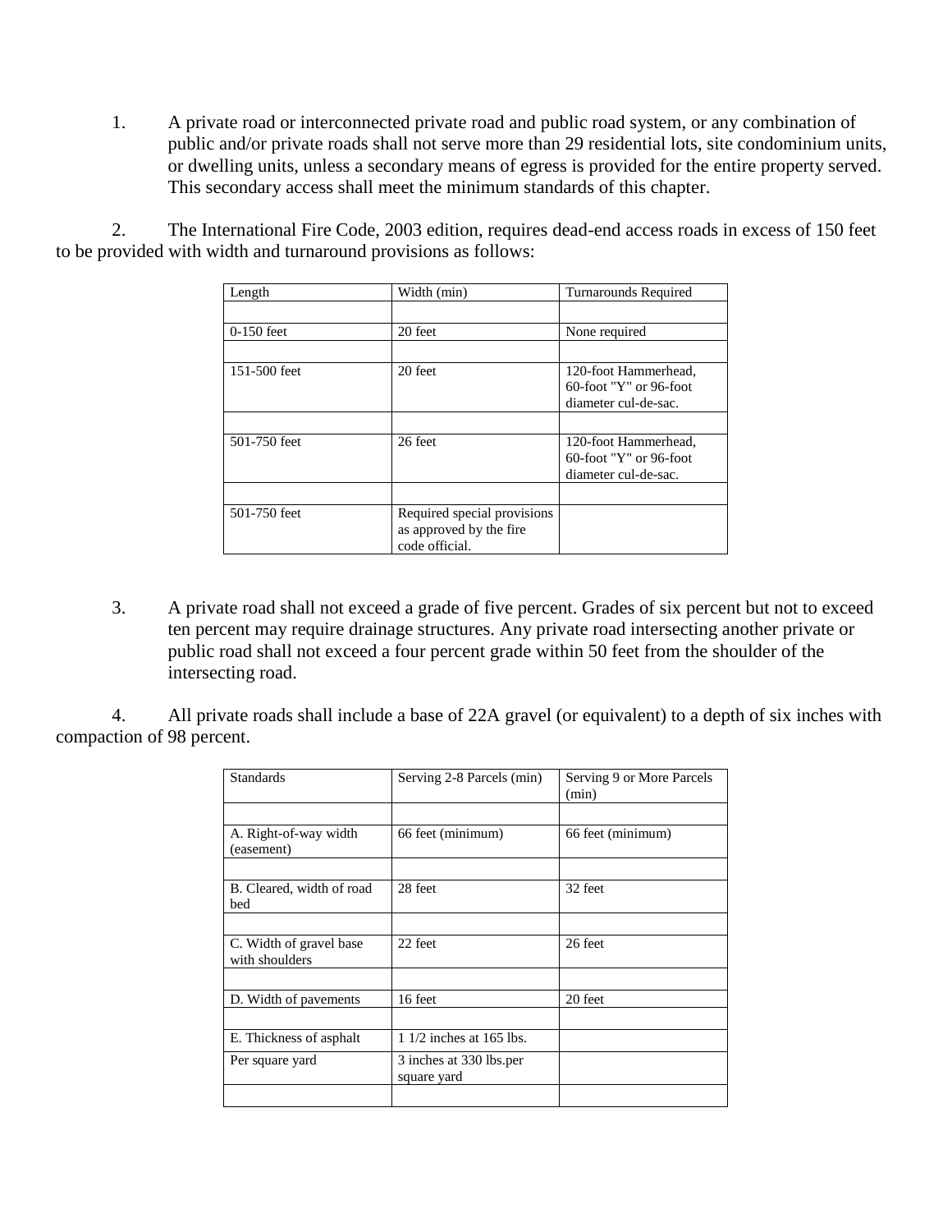1. A private road or interconnected private road and public road system, or any combination of public and/or private roads shall not serve more than 29 residential lots, site condominium units, or dwelling units, unless a secondary means of egress is provided for the entire property served. This secondary access shall meet the minimum standards of this chapter.

2. The International Fire Code, 2003 edition, requires dead-end access roads in excess of 150 feet to be provided with width and turnaround provisions as follows:

| Length | Width (min) | Turnarounds Required |
|---|---|---|
| | | |
| 0-150 feet | 20 feet | None required |
| | | |
| 151-500 feet | 20 feet | 120-foot Hammerhead, 60-foot "Y" or 96-foot diameter cul-de-sac. |
| | | |
| 501-750 feet | 26 feet | 120-foot Hammerhead, 60-foot "Y" or 96-foot diameter cul-de-sac. |
| | | |
| 501-750 feet | Required special provisions as approved by the fire code official. | |

3. A private road shall not exceed a grade of five percent. Grades of six percent but not to exceed ten percent may require drainage structures. Any private road intersecting another private or public road shall not exceed a four percent grade within 50 feet from the shoulder of the intersecting road.

4. All private roads shall include a base of 22A gravel (or equivalent) to a depth of six inches with compaction of 98 percent.

| Standards | Serving 2-8 Parcels (min) | Serving 9 or More Parcels (min) |
|---|---|---|
| | | |
| A. Right-of-way width (easement) | 66 feet (minimum) | 66 feet (minimum) |
| | | |
| B. Cleared, width of road bed | 28 feet | 32 feet |
| | | |
| C. Width of gravel base with shoulders | 22 feet | 26 feet |
| | | |
| D. Width of pavements | 16 feet | 20 feet |
| | | |
| E. Thickness of asphalt | 1 1/2 inches at 165 lbs. | |
| Per square yard | 3 inches at 330 lbs.per square yard | |
| | | |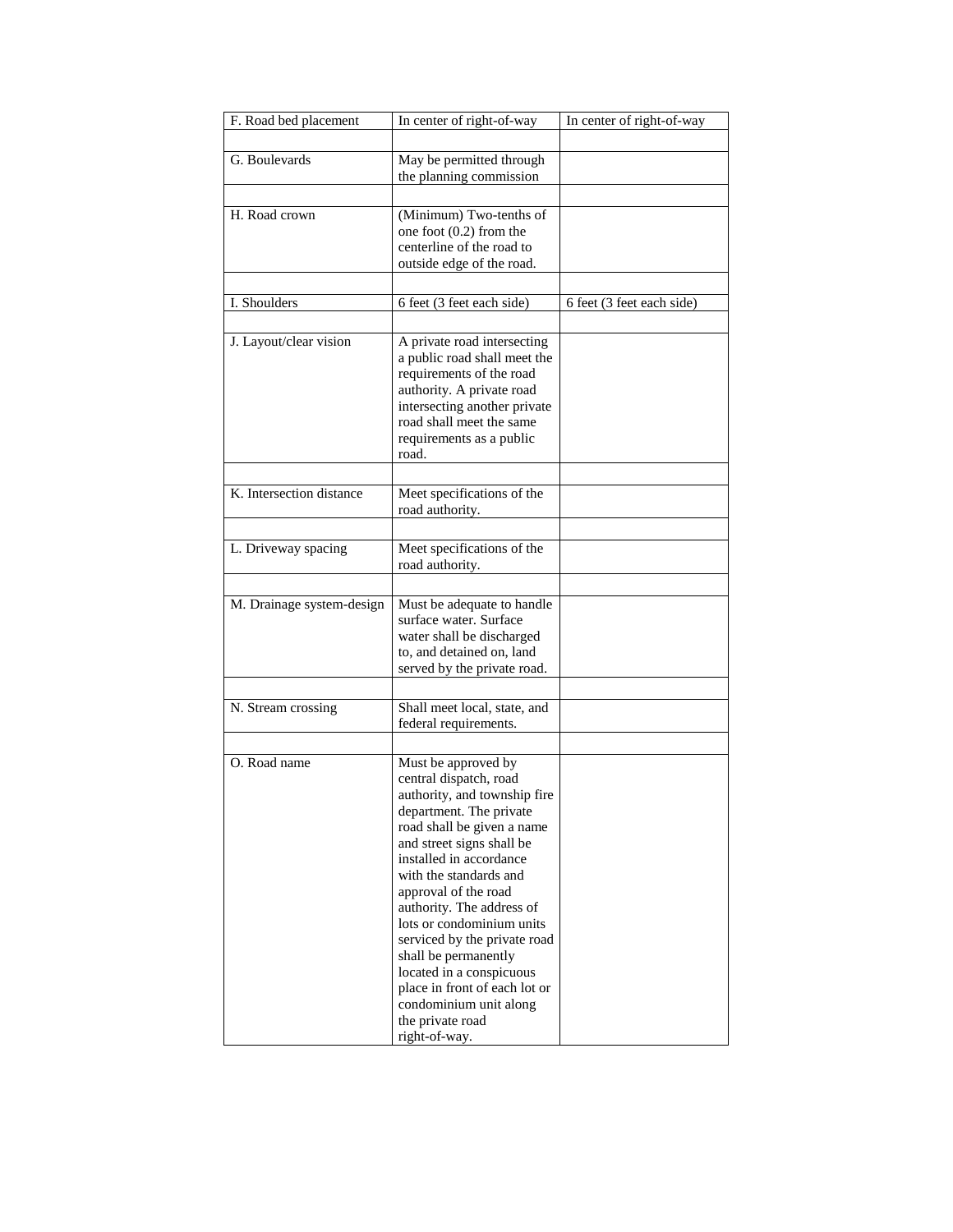| F. Road bed placement | In center of right-of-way | In center of right-of-way |
|---|---|---|
| | | |
| G. Boulevards | May be permitted through the planning commission | |
| | | |
| H. Road crown | (Minimum) Two-tenths of one foot (0.2) from the centerline of the road to outside edge of the road. | |
| | | |
| I. Shoulders | 6 feet (3 feet each side) | 6 feet (3 feet each side) |
| | | |
| J. Layout/clear vision | A private road intersecting a public road shall meet the requirements of the road authority. A private road intersecting another private road shall meet the same requirements as a public road. | |
| | | |
| K. Intersection distance | Meet specifications of the road authority. | |
| | | |
| L. Driveway spacing | Meet specifications of the road authority. | |
| | | |
| M. Drainage system-design | Must be adequate to handle surface water. Surface water shall be discharged to, and detained on, land served by the private road. | |
| | | |
| N. Stream crossing | Shall meet local, state, and federal requirements. | |
| | | |
| O. Road name | Must be approved by central dispatch, road authority, and township fire department. The private road shall be given a name and street signs shall be installed in accordance with the standards and approval of the road authority. The address of lots or condominium units serviced by the private road shall be permanently located in a conspicuous place in front of each lot or condominium unit along the private road right-of-way. | |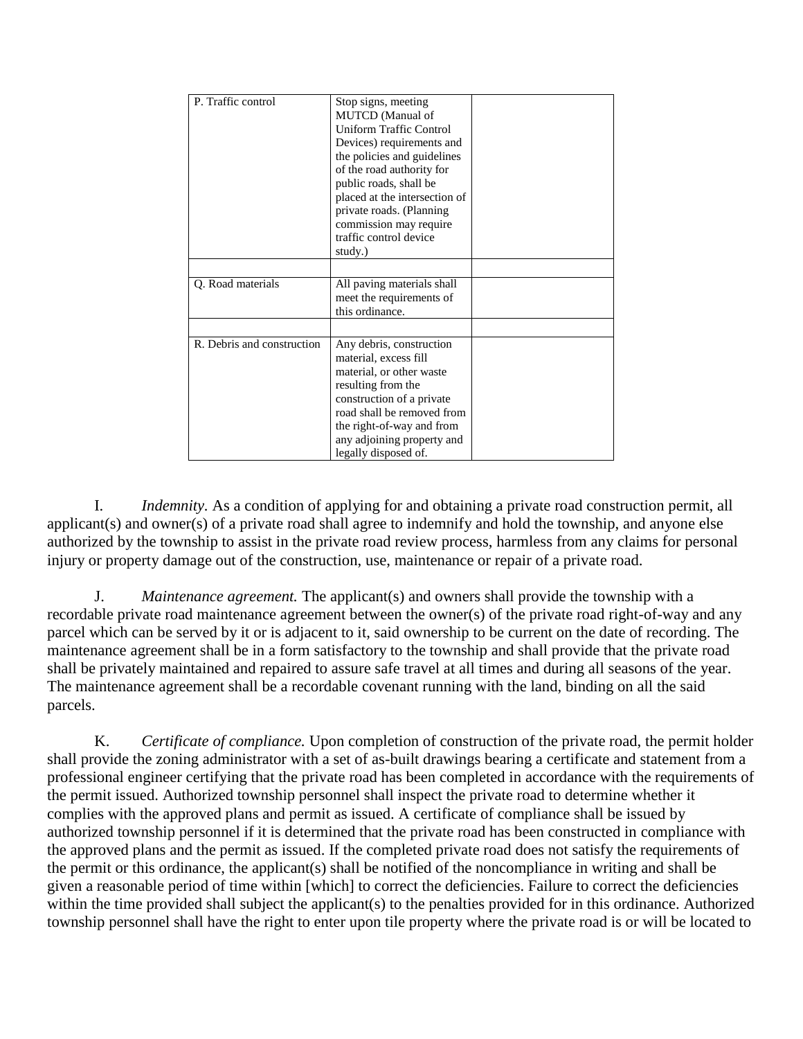| P. Traffic control | Stop signs, meeting MUTCD (Manual of Uniform Traffic Control Devices) requirements and the policies and guidelines of the road authority for public roads, shall be placed at the intersection of private roads. (Planning commission may require traffic control device study.) | |
| --- | --- | --- |
| | | |
| Q. Road materials | All paving materials shall meet the requirements of this ordinance. | |
| | | |
| R. Debris and construction | Any debris, construction material, excess fill material, or other waste resulting from the construction of a private road shall be removed from the right-of-way and from any adjoining property and legally disposed of. | |

I. *Indemnity.* As a condition of applying for and obtaining a private road construction permit, all applicant(s) and owner(s) of a private road shall agree to indemnify and hold the township, and anyone else authorized by the township to assist in the private road review process, harmless from any claims for personal injury or property damage out of the construction, use, maintenance or repair of a private road.

J. *Maintenance agreement.* The applicant(s) and owners shall provide the township with a recordable private road maintenance agreement between the owner(s) of the private road right-of-way and any parcel which can be served by it or is adjacent to it, said ownership to be current on the date of recording. The maintenance agreement shall be in a form satisfactory to the township and shall provide that the private road shall be privately maintained and repaired to assure safe travel at all times and during all seasons of the year. The maintenance agreement shall be a recordable covenant running with the land, binding on all the said parcels.

K. *Certificate of compliance.* Upon completion of construction of the private road, the permit holder shall provide the zoning administrator with a set of as-built drawings bearing a certificate and statement from a professional engineer certifying that the private road has been completed in accordance with the requirements of the permit issued. Authorized township personnel shall inspect the private road to determine whether it complies with the approved plans and permit as issued. A certificate of compliance shall be issued by authorized township personnel if it is determined that the private road has been constructed in compliance with the approved plans and the permit as issued. If the completed private road does not satisfy the requirements of the permit or this ordinance, the applicant(s) shall be notified of the noncompliance in writing and shall be given a reasonable period of time within [which] to correct the deficiencies. Failure to correct the deficiencies within the time provided shall subject the applicant(s) to the penalties provided for in this ordinance. Authorized township personnel shall have the right to enter upon tile property where the private road is or will be located to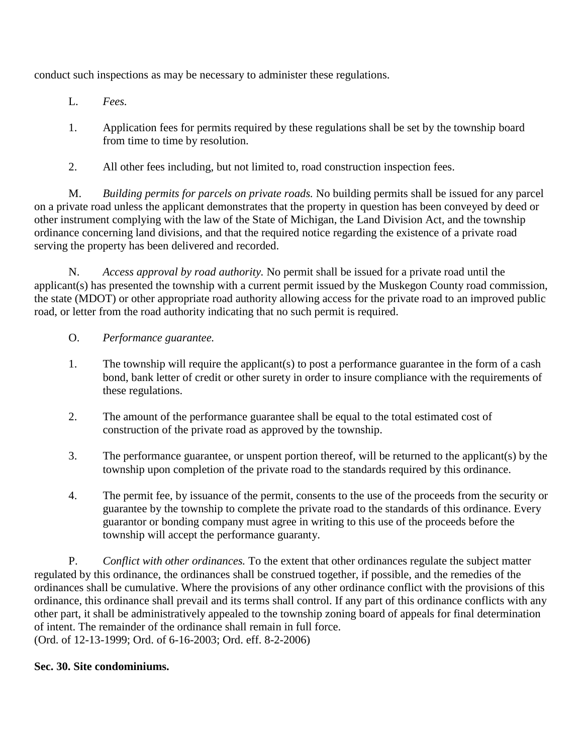conduct such inspections as may be necessary to administer these regulations.

L. *Fees.*

1. Application fees for permits required by these regulations shall be set by the township board from time to time by resolution.

2. All other fees including, but not limited to, road construction inspection fees.

M. *Building permits for parcels on private roads.* No building permits shall be issued for any parcel on a private road unless the applicant demonstrates that the property in question has been conveyed by deed or other instrument complying with the law of the State of Michigan, the Land Division Act, and the township ordinance concerning land divisions, and that the required notice regarding the existence of a private road serving the property has been delivered and recorded.

N. *Access approval by road authority.* No permit shall be issued for a private road until the applicant(s) has presented the township with a current permit issued by the Muskegon County road commission, the state (MDOT) or other appropriate road authority allowing access for the private road to an improved public road, or letter from the road authority indicating that no such permit is required.

O. *Performance guarantee.*

1. The township will require the applicant(s) to post a performance guarantee in the form of a cash bond, bank letter of credit or other surety in order to insure compliance with the requirements of these regulations.

2. The amount of the performance guarantee shall be equal to the total estimated cost of construction of the private road as approved by the township.

3. The performance guarantee, or unspent portion thereof, will be returned to the applicant(s) by the township upon completion of the private road to the standards required by this ordinance.

4. The permit fee, by issuance of the permit, consents to the use of the proceeds from the security or guarantee by the township to complete the private road to the standards of this ordinance. Every guarantor or bonding company must agree in writing to this use of the proceeds before the township will accept the performance guaranty.

P. *Conflict with other ordinances.* To the extent that other ordinances regulate the subject matter regulated by this ordinance, the ordinances shall be construed together, if possible, and the remedies of the ordinances shall be cumulative. Where the provisions of any other ordinance conflict with the provisions of this ordinance, this ordinance shall prevail and its terms shall control. If any part of this ordinance conflicts with any other part, it shall be administratively appealed to the township zoning board of appeals for final determination of intent. The remainder of the ordinance shall remain in full force.
(Ord. of 12-13-1999; Ord. of 6-16-2003; Ord. eff. 8-2-2006)

**Sec. 30. Site condominiums.**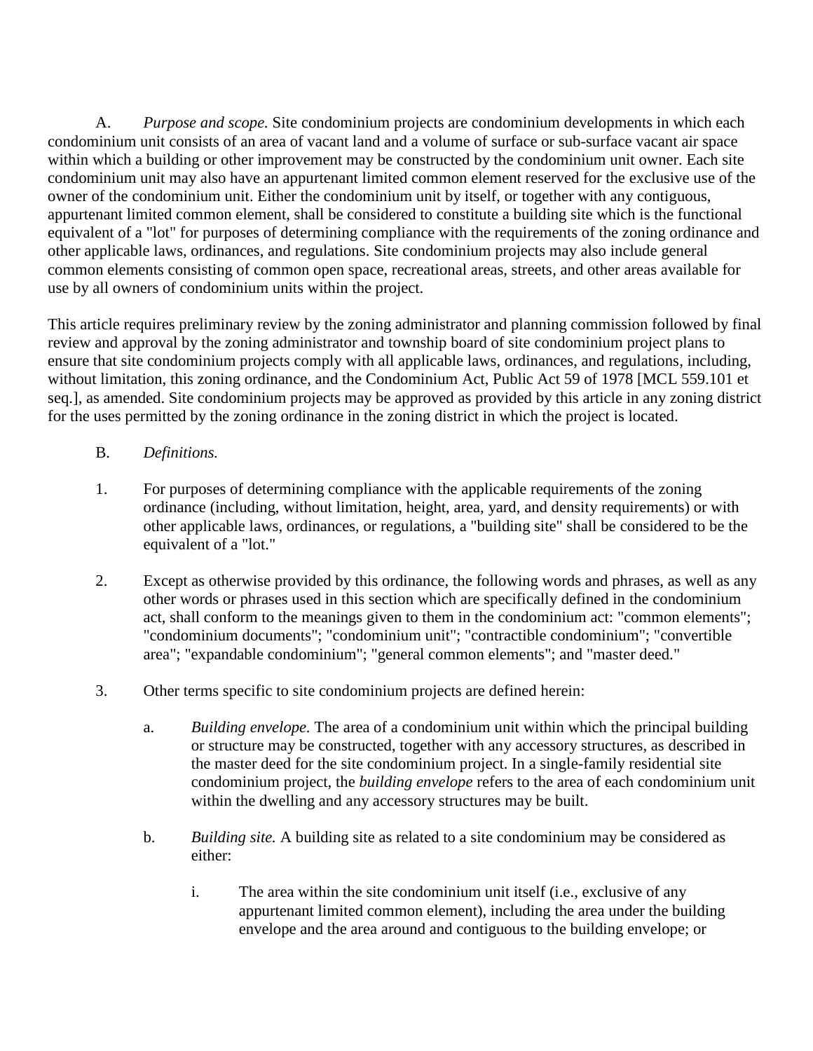A. *Purpose and scope.* Site condominium projects are condominium developments in which each condominium unit consists of an area of vacant land and a volume of surface or sub-surface vacant air space within which a building or other improvement may be constructed by the condominium unit owner. Each site condominium unit may also have an appurtenant limited common element reserved for the exclusive use of the owner of the condominium unit. Either the condominium unit by itself, or together with any contiguous, appurtenant limited common element, shall be considered to constitute a building site which is the functional equivalent of a "lot" for purposes of determining compliance with the requirements of the zoning ordinance and other applicable laws, ordinances, and regulations. Site condominium projects may also include general common elements consisting of common open space, recreational areas, streets, and other areas available for use by all owners of condominium units within the project.

This article requires preliminary review by the zoning administrator and planning commission followed by final review and approval by the zoning administrator and township board of site condominium project plans to ensure that site condominium projects comply with all applicable laws, ordinances, and regulations, including, without limitation, this zoning ordinance, and the Condominium Act, Public Act 59 of 1978 [MCL 559.101 et seq.], as amended. Site condominium projects may be approved as provided by this article in any zoning district for the uses permitted by the zoning ordinance in the zoning district in which the project is located.

B. *Definitions.*

1. For purposes of determining compliance with the applicable requirements of the zoning ordinance (including, without limitation, height, area, yard, and density requirements) or with other applicable laws, ordinances, or regulations, a "building site" shall be considered to be the equivalent of a "lot."

2. Except as otherwise provided by this ordinance, the following words and phrases, as well as any other words or phrases used in this section which are specifically defined in the condominium act, shall conform to the meanings given to them in the condominium act: "common elements"; "condominium documents"; "condominium unit"; "contractible condominium"; "convertible area"; "expandable condominium"; "general common elements"; and "master deed."

3. Other terms specific to site condominium projects are defined herein:

   a. *Building envelope.* The area of a condominium unit within which the principal building or structure may be constructed, together with any accessory structures, as described in the master deed for the site condominium project. In a single-family residential site condominium project, the *building envelope* refers to the area of each condominium unit within the dwelling and any accessory structures may be built.

   b. *Building site.* A building site as related to a site condominium may be considered as either:

      i. The area within the site condominium unit itself (i.e., exclusive of any appurtenant limited common element), including the area under the building envelope and the area around and contiguous to the building envelope; or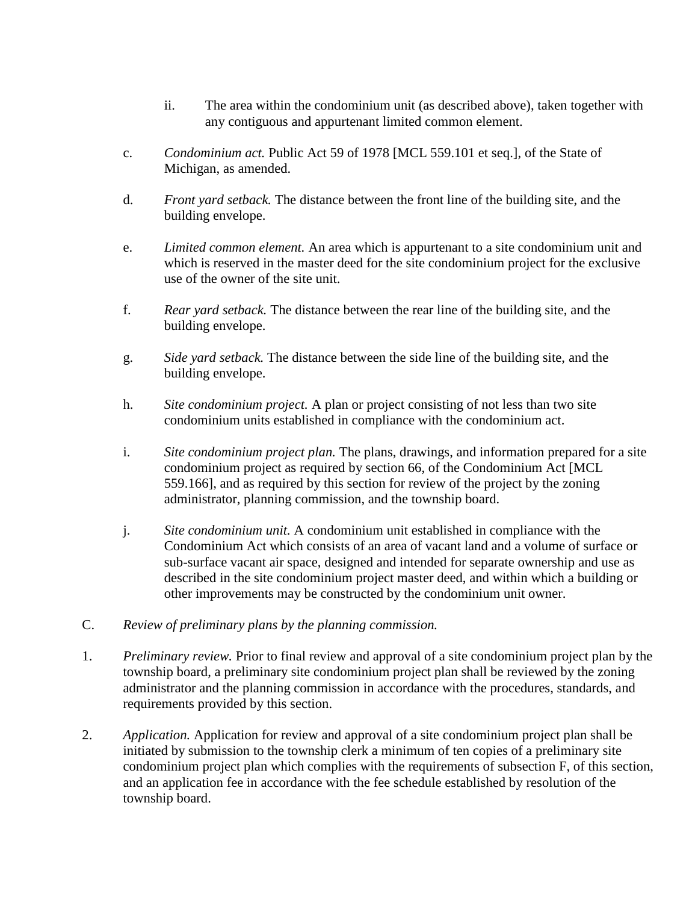ii. The area within the condominium unit (as described above), taken together with any contiguous and appurtenant limited common element.

c. *Condominium act.* Public Act 59 of 1978 [MCL 559.101 et seq.], of the State of Michigan, as amended.

d. *Front yard setback.* The distance between the front line of the building site, and the building envelope.

e. *Limited common element.* An area which is appurtenant to a site condominium unit and which is reserved in the master deed for the site condominium project for the exclusive use of the owner of the site unit.

f. *Rear yard setback.* The distance between the rear line of the building site, and the building envelope.

g. *Side yard setback.* The distance between the side line of the building site, and the building envelope.

h. *Site condominium project.* A plan or project consisting of not less than two site condominium units established in compliance with the condominium act.

i. *Site condominium project plan.* The plans, drawings, and information prepared for a site condominium project as required by section 66, of the Condominium Act [MCL 559.166], and as required by this section for review of the project by the zoning administrator, planning commission, and the township board.

j. *Site condominium unit.* A condominium unit established in compliance with the Condominium Act which consists of an area of vacant land and a volume of surface or sub-surface vacant air space, designed and intended for separate ownership and use as described in the site condominium project master deed, and within which a building or other improvements may be constructed by the condominium unit owner.

C. *Review of preliminary plans by the planning commission.*

1. *Preliminary review.* Prior to final review and approval of a site condominium project plan by the township board, a preliminary site condominium project plan shall be reviewed by the zoning administrator and the planning commission in accordance with the procedures, standards, and requirements provided by this section.

2. *Application.* Application for review and approval of a site condominium project plan shall be initiated by submission to the township clerk a minimum of ten copies of a preliminary site condominium project plan which complies with the requirements of subsection F, of this section, and an application fee in accordance with the fee schedule established by resolution of the township board.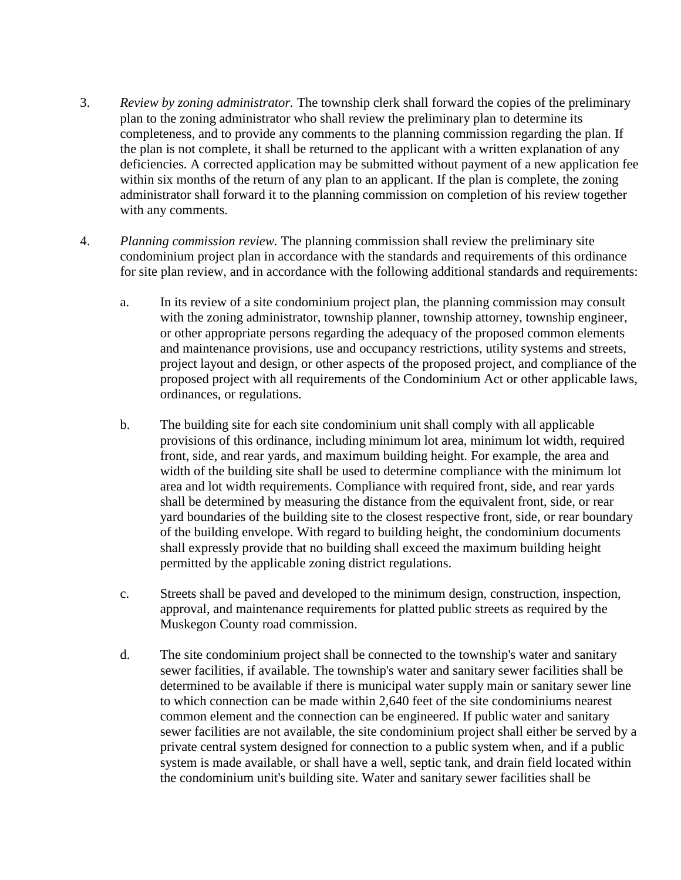3. *Review by zoning administrator.* The township clerk shall forward the copies of the preliminary plan to the zoning administrator who shall review the preliminary plan to determine its completeness, and to provide any comments to the planning commission regarding the plan. If the plan is not complete, it shall be returned to the applicant with a written explanation of any deficiencies. A corrected application may be submitted without payment of a new application fee within six months of the return of any plan to an applicant. If the plan is complete, the zoning administrator shall forward it to the planning commission on completion of his review together with any comments.

4. *Planning commission review.* The planning commission shall review the preliminary site condominium project plan in accordance with the standards and requirements of this ordinance for site plan review, and in accordance with the following additional standards and requirements:

   a. In its review of a site condominium project plan, the planning commission may consult with the zoning administrator, township planner, township attorney, township engineer, or other appropriate persons regarding the adequacy of the proposed common elements and maintenance provisions, use and occupancy restrictions, utility systems and streets, project layout and design, or other aspects of the proposed project, and compliance of the proposed project with all requirements of the Condominium Act or other applicable laws, ordinances, or regulations.

   b. The building site for each site condominium unit shall comply with all applicable provisions of this ordinance, including minimum lot area, minimum lot width, required front, side, and rear yards, and maximum building height. For example, the area and width of the building site shall be used to determine compliance with the minimum lot area and lot width requirements. Compliance with required front, side, and rear yards shall be determined by measuring the distance from the equivalent front, side, or rear yard boundaries of the building site to the closest respective front, side, or rear boundary of the building envelope. With regard to building height, the condominium documents shall expressly provide that no building shall exceed the maximum building height permitted by the applicable zoning district regulations.

   c. Streets shall be paved and developed to the minimum design, construction, inspection, approval, and maintenance requirements for platted public streets as required by the Muskegon County road commission.

   d. The site condominium project shall be connected to the township's water and sanitary sewer facilities, if available. The township's water and sanitary sewer facilities shall be determined to be available if there is municipal water supply main or sanitary sewer line to which connection can be made within 2,640 feet of the site condominiums nearest common element and the connection can be engineered. If public water and sanitary sewer facilities are not available, the site condominium project shall either be served by a private central system designed for connection to a public system when, and if a public system is made available, or shall have a well, septic tank, and drain field located within the condominium unit's building site. Water and sanitary sewer facilities shall be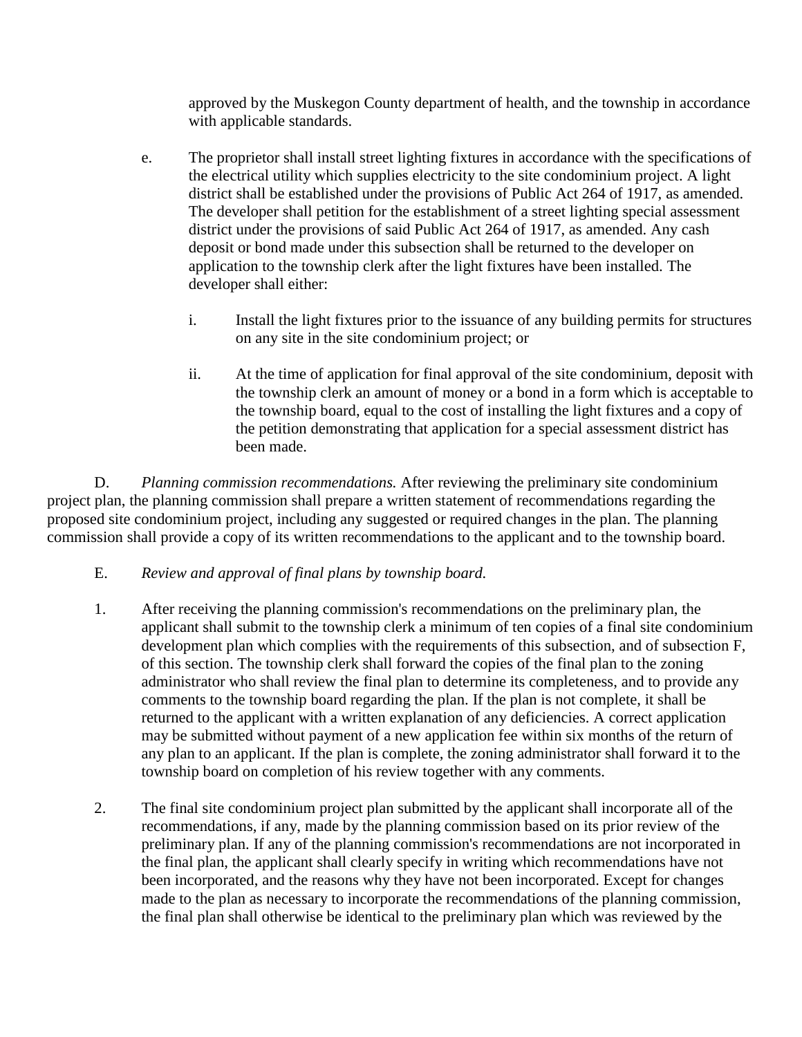approved by the Muskegon County department of health, and the township in accordance with applicable standards.

e. The proprietor shall install street lighting fixtures in accordance with the specifications of the electrical utility which supplies electricity to the site condominium project. A light district shall be established under the provisions of Public Act 264 of 1917, as amended. The developer shall petition for the establishment of a street lighting special assessment district under the provisions of said Public Act 264 of 1917, as amended. Any cash deposit or bond made under this subsection shall be returned to the developer on application to the township clerk after the light fixtures have been installed. The developer shall either:

   i. Install the light fixtures prior to the issuance of any building permits for structures on any site in the site condominium project; or

   ii. At the time of application for final approval of the site condominium, deposit with the township clerk an amount of money or a bond in a form which is acceptable to the township board, equal to the cost of installing the light fixtures and a copy of the petition demonstrating that application for a special assessment district has been made.

D. *Planning commission recommendations.* After reviewing the preliminary site condominium project plan, the planning commission shall prepare a written statement of recommendations regarding the proposed site condominium project, including any suggested or required changes in the plan. The planning commission shall provide a copy of its written recommendations to the applicant and to the township board.

E. *Review and approval of final plans by township board.*

1. After receiving the planning commission's recommendations on the preliminary plan, the applicant shall submit to the township clerk a minimum of ten copies of a final site condominium development plan which complies with the requirements of this subsection, and of subsection F, of this section. The township clerk shall forward the copies of the final plan to the zoning administrator who shall review the final plan to determine its completeness, and to provide any comments to the township board regarding the plan. If the plan is not complete, it shall be returned to the applicant with a written explanation of any deficiencies. A correct application may be submitted without payment of a new application fee within six months of the return of any plan to an applicant. If the plan is complete, the zoning administrator shall forward it to the township board on completion of his review together with any comments.

2. The final site condominium project plan submitted by the applicant shall incorporate all of the recommendations, if any, made by the planning commission based on its prior review of the preliminary plan. If any of the planning commission's recommendations are not incorporated in the final plan, the applicant shall clearly specify in writing which recommendations have not been incorporated, and the reasons why they have not been incorporated. Except for changes made to the plan as necessary to incorporate the recommendations of the planning commission, the final plan shall otherwise be identical to the preliminary plan which was reviewed by the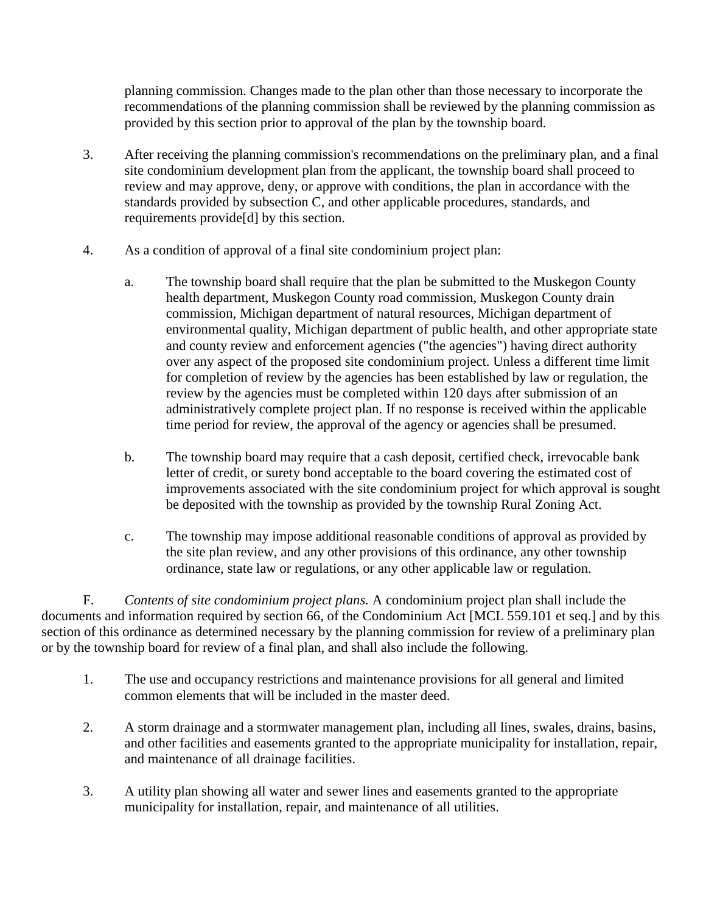planning commission. Changes made to the plan other than those necessary to incorporate the recommendations of the planning commission shall be reviewed by the planning commission as provided by this section prior to approval of the plan by the township board.

3. After receiving the planning commission's recommendations on the preliminary plan, and a final site condominium development plan from the applicant, the township board shall proceed to review and may approve, deny, or approve with conditions, the plan in accordance with the standards provided by subsection C, and other applicable procedures, standards, and requirements provide[d] by this section.

4. As a condition of approval of a final site condominium project plan:

   a. The township board shall require that the plan be submitted to the Muskegon County health department, Muskegon County road commission, Muskegon County drain commission, Michigan department of natural resources, Michigan department of environmental quality, Michigan department of public health, and other appropriate state and county review and enforcement agencies ("the agencies") having direct authority over any aspect of the proposed site condominium project. Unless a different time limit for completion of review by the agencies has been established by law or regulation, the review by the agencies must be completed within 120 days after submission of an administratively complete project plan. If no response is received within the applicable time period for review, the approval of the agency or agencies shall be presumed.

   b. The township board may require that a cash deposit, certified check, irrevocable bank letter of credit, or surety bond acceptable to the board covering the estimated cost of improvements associated with the site condominium project for which approval is sought be deposited with the township as provided by the township Rural Zoning Act.

   c. The township may impose additional reasonable conditions of approval as provided by the site plan review, and any other provisions of this ordinance, any other township ordinance, state law or regulations, or any other applicable law or regulation.

F. *Contents of site condominium project plans.* A condominium project plan shall include the documents and information required by section 66, of the Condominium Act [MCL 559.101 et seq.] and by this section of this ordinance as determined necessary by the planning commission for review of a preliminary plan or by the township board for review of a final plan, and shall also include the following.

1. The use and occupancy restrictions and maintenance provisions for all general and limited common elements that will be included in the master deed.

2. A storm drainage and a stormwater management plan, including all lines, swales, drains, basins, and other facilities and easements granted to the appropriate municipality for installation, repair, and maintenance of all drainage facilities.

3. A utility plan showing all water and sewer lines and easements granted to the appropriate municipality for installation, repair, and maintenance of all utilities.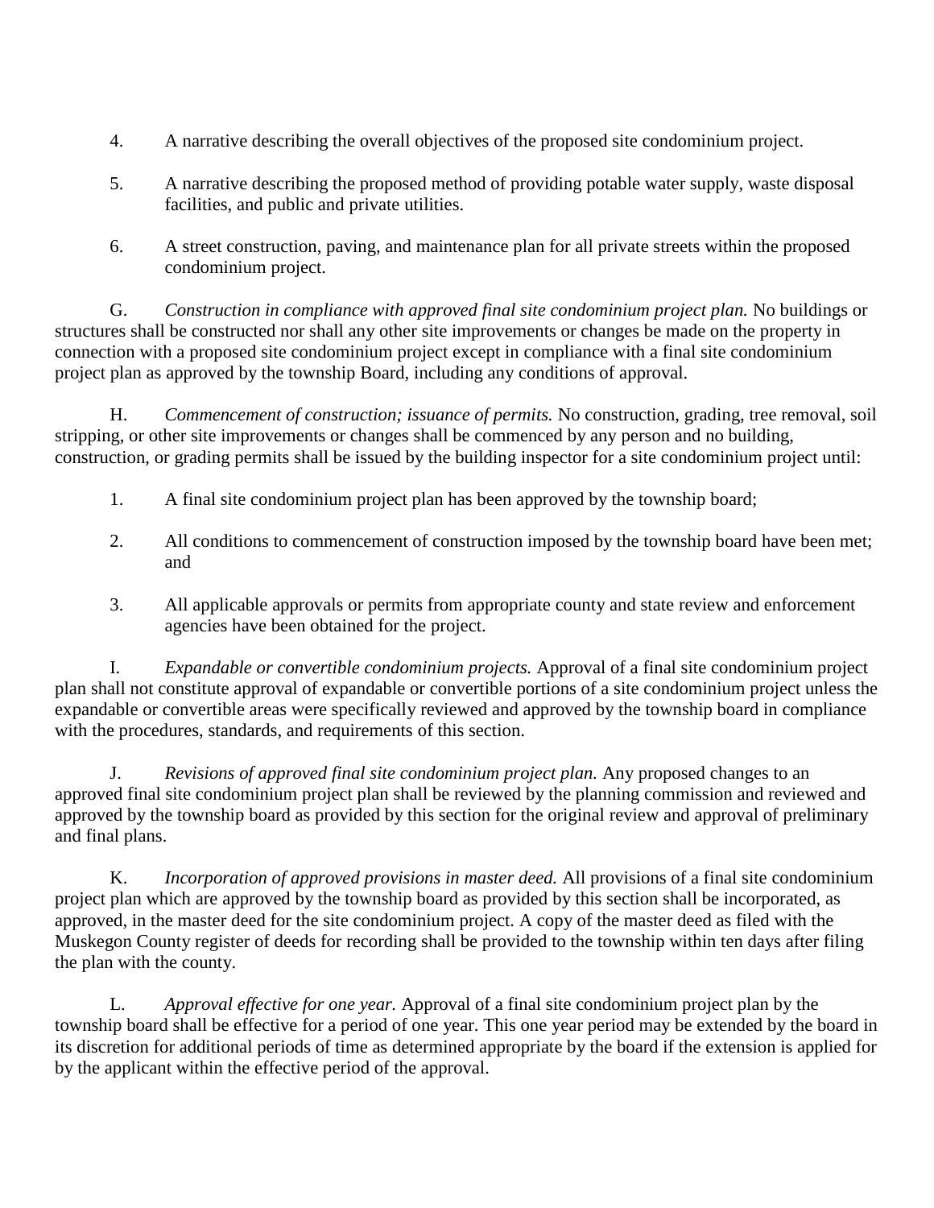4. A narrative describing the overall objectives of the proposed site condominium project.

5. A narrative describing the proposed method of providing potable water supply, waste disposal facilities, and public and private utilities.

6. A street construction, paving, and maintenance plan for all private streets within the proposed condominium project.

G. *Construction in compliance with approved final site condominium project plan.* No buildings or structures shall be constructed nor shall any other site improvements or changes be made on the property in connection with a proposed site condominium project except in compliance with a final site condominium project plan as approved by the township Board, including any conditions of approval.

H. *Commencement of construction; issuance of permits.* No construction, grading, tree removal, soil stripping, or other site improvements or changes shall be commenced by any person and no building, construction, or grading permits shall be issued by the building inspector for a site condominium project until:

1. A final site condominium project plan has been approved by the township board;

2. All conditions to commencement of construction imposed by the township board have been met; and

3. All applicable approvals or permits from appropriate county and state review and enforcement agencies have been obtained for the project.

I. *Expandable or convertible condominium projects.* Approval of a final site condominium project plan shall not constitute approval of expandable or convertible portions of a site condominium project unless the expandable or convertible areas were specifically reviewed and approved by the township board in compliance with the procedures, standards, and requirements of this section.

J. *Revisions of approved final site condominium project plan.* Any proposed changes to an approved final site condominium project plan shall be reviewed by the planning commission and reviewed and approved by the township board as provided by this section for the original review and approval of preliminary and final plans.

K. *Incorporation of approved provisions in master deed.* All provisions of a final site condominium project plan which are approved by the township board as provided by this section shall be incorporated, as approved, in the master deed for the site condominium project. A copy of the master deed as filed with the Muskegon County register of deeds for recording shall be provided to the township within ten days after filing the plan with the county.

L. *Approval effective for one year.* Approval of a final site condominium project plan by the township board shall be effective for a period of one year. This one year period may be extended by the board in its discretion for additional periods of time as determined appropriate by the board if the extension is applied for by the applicant within the effective period of the approval.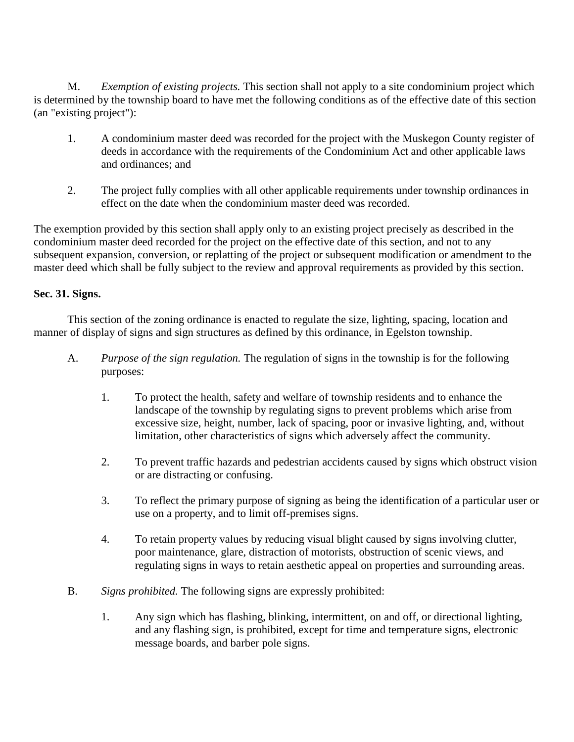M. *Exemption of existing projects.* This section shall not apply to a site condominium project which is determined by the township board to have met the following conditions as of the effective date of this section (an "existing project"):

1. A condominium master deed was recorded for the project with the Muskegon County register of deeds in accordance with the requirements of the Condominium Act and other applicable laws and ordinances; and

2. The project fully complies with all other applicable requirements under township ordinances in effect on the date when the condominium master deed was recorded.

The exemption provided by this section shall apply only to an existing project precisely as described in the condominium master deed recorded for the project on the effective date of this section, and not to any subsequent expansion, conversion, or replatting of the project or subsequent modification or amendment to the master deed which shall be fully subject to the review and approval requirements as provided by this section.

**Sec. 31. Signs.**

This section of the zoning ordinance is enacted to regulate the size, lighting, spacing, location and manner of display of signs and sign structures as defined by this ordinance, in Egelston township.

A. *Purpose of the sign regulation.* The regulation of signs in the township is for the following purposes:

   1. To protect the health, safety and welfare of township residents and to enhance the landscape of the township by regulating signs to prevent problems which arise from excessive size, height, number, lack of spacing, poor or invasive lighting, and, without limitation, other characteristics of signs which adversely affect the community.

   2. To prevent traffic hazards and pedestrian accidents caused by signs which obstruct vision or are distracting or confusing.

   3. To reflect the primary purpose of signing as being the identification of a particular user or use on a property, and to limit off-premises signs.

   4. To retain property values by reducing visual blight caused by signs involving clutter, poor maintenance, glare, distraction of motorists, obstruction of scenic views, and regulating signs in ways to retain aesthetic appeal on properties and surrounding areas.

B. *Signs prohibited.* The following signs are expressly prohibited:

   1. Any sign which has flashing, blinking, intermittent, on and off, or directional lighting, and any flashing sign, is prohibited, except for time and temperature signs, electronic message boards, and barber pole signs.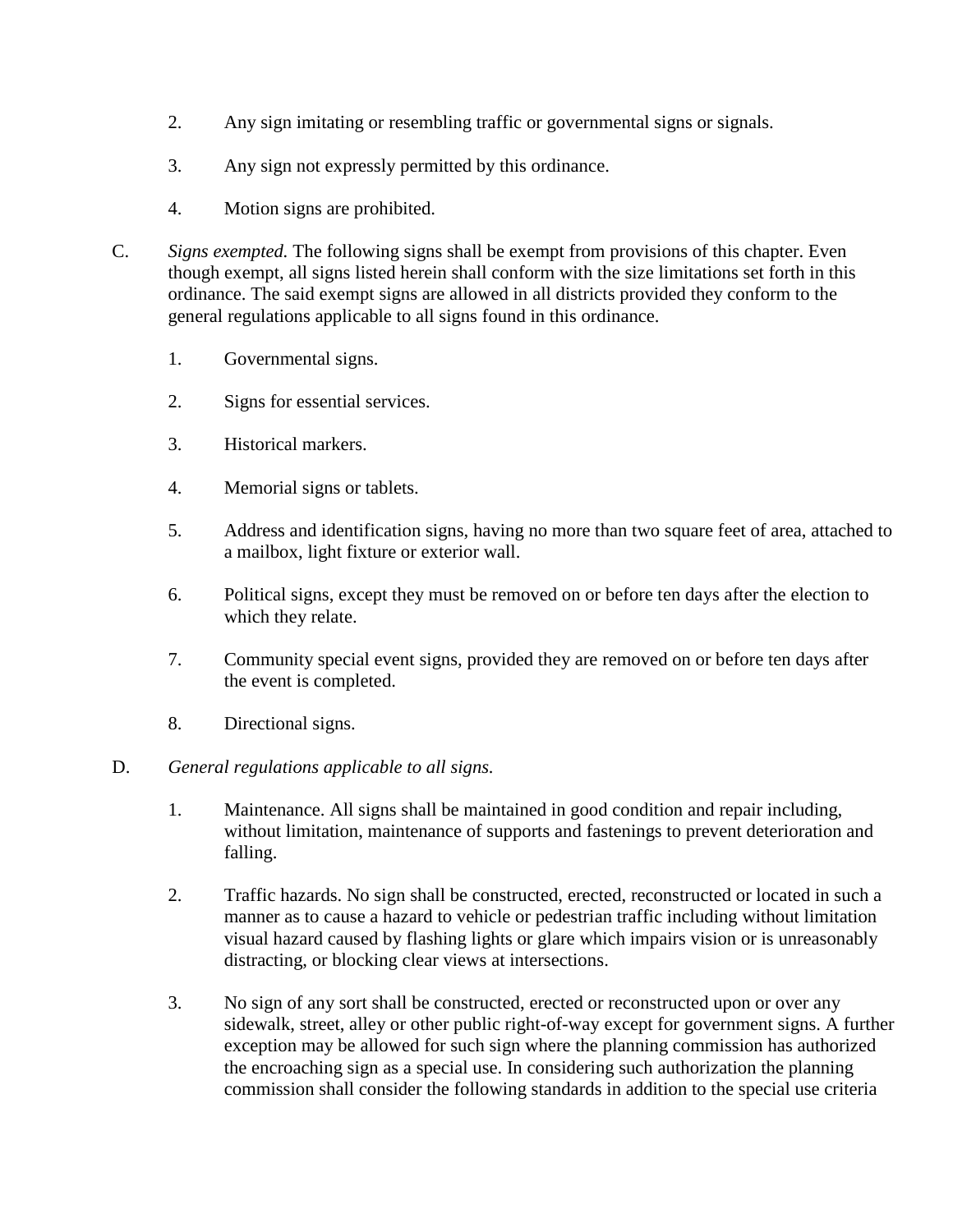2. Any sign imitating or resembling traffic or governmental signs or signals.

3. Any sign not expressly permitted by this ordinance.

4. Motion signs are prohibited.

C. *Signs exempted.* The following signs shall be exempt from provisions of this chapter. Even though exempt, all signs listed herein shall conform with the size limitations set forth in this ordinance. The said exempt signs are allowed in all districts provided they conform to the general regulations applicable to all signs found in this ordinance.

1. Governmental signs.

2. Signs for essential services.

3. Historical markers.

4. Memorial signs or tablets.

5. Address and identification signs, having no more than two square feet of area, attached to a mailbox, light fixture or exterior wall.

6. Political signs, except they must be removed on or before ten days after the election to which they relate.

7. Community special event signs, provided they are removed on or before ten days after the event is completed.

8. Directional signs.

D. *General regulations applicable to all signs.*

1. Maintenance. All signs shall be maintained in good condition and repair including, without limitation, maintenance of supports and fastenings to prevent deterioration and falling.

2. Traffic hazards. No sign shall be constructed, erected, reconstructed or located in such a manner as to cause a hazard to vehicle or pedestrian traffic including without limitation visual hazard caused by flashing lights or glare which impairs vision or is unreasonably distracting, or blocking clear views at intersections.

3. No sign of any sort shall be constructed, erected or reconstructed upon or over any sidewalk, street, alley or other public right-of-way except for government signs. A further exception may be allowed for such sign where the planning commission has authorized the encroaching sign as a special use. In considering such authorization the planning commission shall consider the following standards in addition to the special use criteria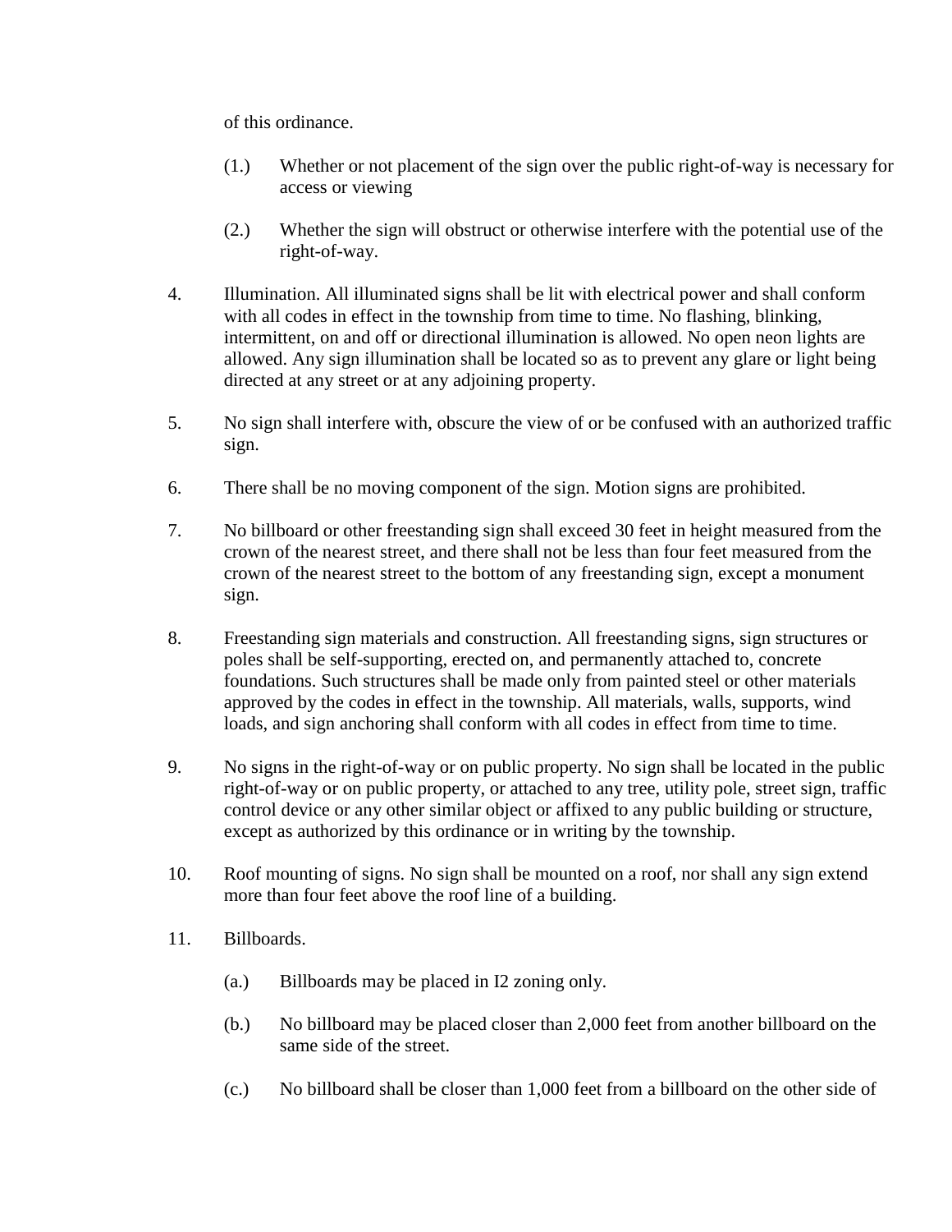of this ordinance.

(1.) Whether or not placement of the sign over the public right-of-way is necessary for access or viewing

(2.) Whether the sign will obstruct or otherwise interfere with the potential use of the right-of-way.

4. Illumination. All illuminated signs shall be lit with electrical power and shall conform with all codes in effect in the township from time to time. No flashing, blinking, intermittent, on and off or directional illumination is allowed. No open neon lights are allowed. Any sign illumination shall be located so as to prevent any glare or light being directed at any street or at any adjoining property.

5. No sign shall interfere with, obscure the view of or be confused with an authorized traffic sign.

6. There shall be no moving component of the sign. Motion signs are prohibited.

7. No billboard or other freestanding sign shall exceed 30 feet in height measured from the crown of the nearest street, and there shall not be less than four feet measured from the crown of the nearest street to the bottom of any freestanding sign, except a monument sign.

8. Freestanding sign materials and construction. All freestanding signs, sign structures or poles shall be self-supporting, erected on, and permanently attached to, concrete foundations. Such structures shall be made only from painted steel or other materials approved by the codes in effect in the township. All materials, walls, supports, wind loads, and sign anchoring shall conform with all codes in effect from time to time.

9. No signs in the right-of-way or on public property. No sign shall be located in the public right-of-way or on public property, or attached to any tree, utility pole, street sign, traffic control device or any other similar object or affixed to any public building or structure, except as authorized by this ordinance or in writing by the township.

10. Roof mounting of signs. No sign shall be mounted on a roof, nor shall any sign extend more than four feet above the roof line of a building.

11. Billboards.

(a.) Billboards may be placed in I2 zoning only.

(b.) No billboard may be placed closer than 2,000 feet from another billboard on the same side of the street.

(c.) No billboard shall be closer than 1,000 feet from a billboard on the other side of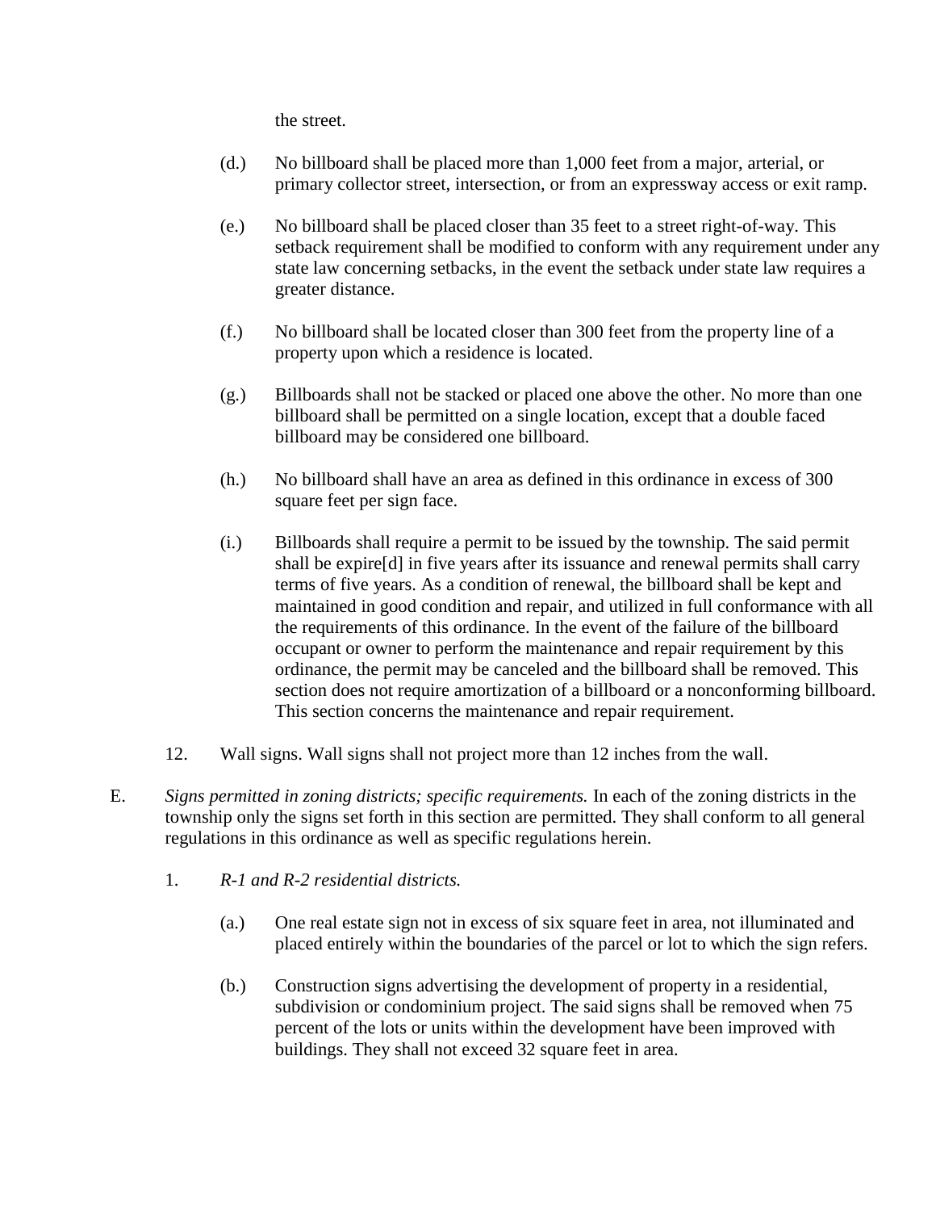the street.

(d.) No billboard shall be placed more than 1,000 feet from a major, arterial, or primary collector street, intersection, or from an expressway access or exit ramp.

(e.) No billboard shall be placed closer than 35 feet to a street right-of-way. This setback requirement shall be modified to conform with any requirement under any state law concerning setbacks, in the event the setback under state law requires a greater distance.

(f.) No billboard shall be located closer than 300 feet from the property line of a property upon which a residence is located.

(g.) Billboards shall not be stacked or placed one above the other. No more than one billboard shall be permitted on a single location, except that a double faced billboard may be considered one billboard.

(h.) No billboard shall have an area as defined in this ordinance in excess of 300 square feet per sign face.

(i.) Billboards shall require a permit to be issued by the township. The said permit shall be expire[d] in five years after its issuance and renewal permits shall carry terms of five years. As a condition of renewal, the billboard shall be kept and maintained in good condition and repair, and utilized in full conformance with all the requirements of this ordinance. In the event of the failure of the billboard occupant or owner to perform the maintenance and repair requirement by this ordinance, the permit may be canceled and the billboard shall be removed. This section does not require amortization of a billboard or a nonconforming billboard. This section concerns the maintenance and repair requirement.

12. Wall signs. Wall signs shall not project more than 12 inches from the wall.

E. *Signs permitted in zoning districts; specific requirements.* In each of the zoning districts in the township only the signs set forth in this section are permitted. They shall conform to all general regulations in this ordinance as well as specific regulations herein.

1. *R-1 and R-2 residential districts.*

(a.) One real estate sign not in excess of six square feet in area, not illuminated and placed entirely within the boundaries of the parcel or lot to which the sign refers.

(b.) Construction signs advertising the development of property in a residential, subdivision or condominium project. The said signs shall be removed when 75 percent of the lots or units within the development have been improved with buildings. They shall not exceed 32 square feet in area.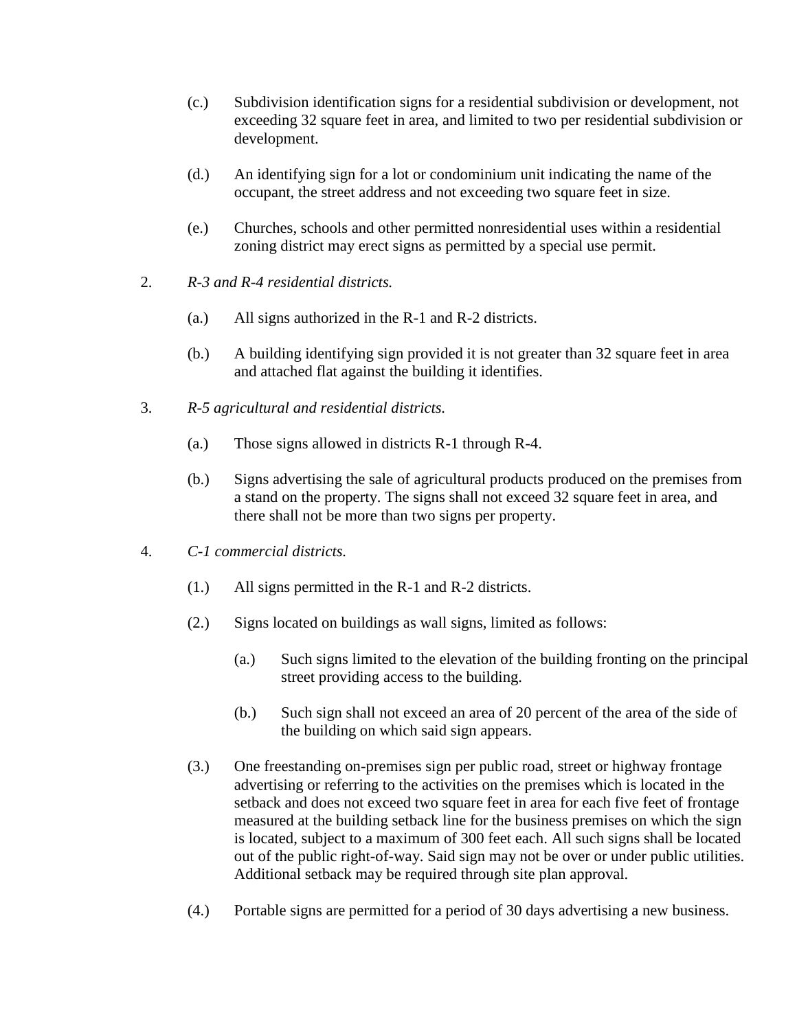(c.) Subdivision identification signs for a residential subdivision or development, not exceeding 32 square feet in area, and limited to two per residential subdivision or development.

(d.) An identifying sign for a lot or condominium unit indicating the name of the occupant, the street address and not exceeding two square feet in size.

(e.) Churches, schools and other permitted nonresidential uses within a residential zoning district may erect signs as permitted by a special use permit.

2. *R-3 and R-4 residential districts.*

   (a.) All signs authorized in the R-1 and R-2 districts.

   (b.) A building identifying sign provided it is not greater than 32 square feet in area and attached flat against the building it identifies.

3. *R-5 agricultural and residential districts.*

   (a.) Those signs allowed in districts R-1 through R-4.

   (b.) Signs advertising the sale of agricultural products produced on the premises from a stand on the property. The signs shall not exceed 32 square feet in area, and there shall not be more than two signs per property.

4. *C-1 commercial districts.*

   (1.) All signs permitted in the R-1 and R-2 districts.

   (2.) Signs located on buildings as wall signs, limited as follows:

      (a.) Such signs limited to the elevation of the building fronting on the principal street providing access to the building.

      (b.) Such sign shall not exceed an area of 20 percent of the area of the side of the building on which said sign appears.

   (3.) One freestanding on-premises sign per public road, street or highway frontage advertising or referring to the activities on the premises which is located in the setback and does not exceed two square feet in area for each five feet of frontage measured at the building setback line for the business premises on which the sign is located, subject to a maximum of 300 feet each. All such signs shall be located out of the public right-of-way. Said sign may not be over or under public utilities. Additional setback may be required through site plan approval.

   (4.) Portable signs are permitted for a period of 30 days advertising a new business.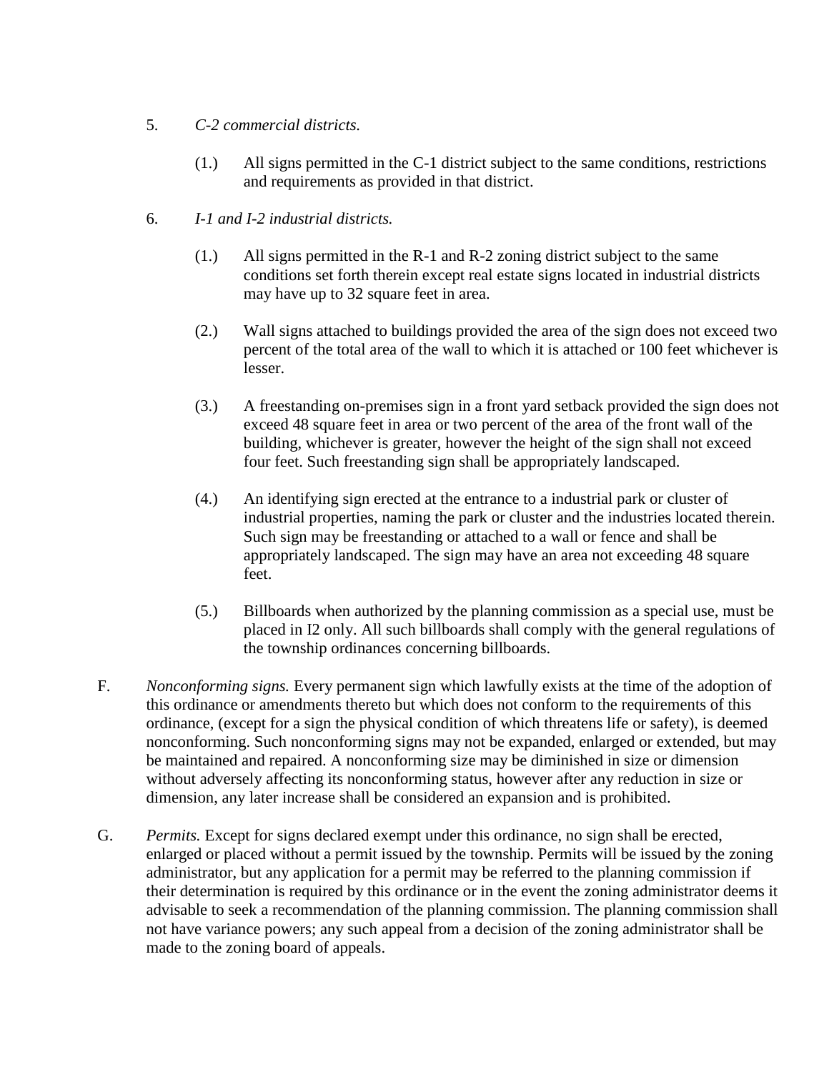5. *C-2 commercial districts.*

   (1.) All signs permitted in the C-1 district subject to the same conditions, restrictions and requirements as provided in that district.

6. *I-1 and I-2 industrial districts.*

   (1.) All signs permitted in the R-1 and R-2 zoning district subject to the same conditions set forth therein except real estate signs located in industrial districts may have up to 32 square feet in area.

   (2.) Wall signs attached to buildings provided the area of the sign does not exceed two percent of the total area of the wall to which it is attached or 100 feet whichever is lesser.

   (3.) A freestanding on-premises sign in a front yard setback provided the sign does not exceed 48 square feet in area or two percent of the area of the front wall of the building, whichever is greater, however the height of the sign shall not exceed four feet. Such freestanding sign shall be appropriately landscaped.

   (4.) An identifying sign erected at the entrance to a industrial park or cluster of industrial properties, naming the park or cluster and the industries located therein. Such sign may be freestanding or attached to a wall or fence and shall be appropriately landscaped. The sign may have an area not exceeding 48 square feet.

   (5.) Billboards when authorized by the planning commission as a special use, must be placed in I2 only. All such billboards shall comply with the general regulations of the township ordinances concerning billboards.

F. *Nonconforming signs.* Every permanent sign which lawfully exists at the time of the adoption of this ordinance or amendments thereto but which does not conform to the requirements of this ordinance, (except for a sign the physical condition of which threatens life or safety), is deemed nonconforming. Such nonconforming signs may not be expanded, enlarged or extended, but may be maintained and repaired. A nonconforming size may be diminished in size or dimension without adversely affecting its nonconforming status, however after any reduction in size or dimension, any later increase shall be considered an expansion and is prohibited.

G. *Permits.* Except for signs declared exempt under this ordinance, no sign shall be erected, enlarged or placed without a permit issued by the township. Permits will be issued by the zoning administrator, but any application for a permit may be referred to the planning commission if their determination is required by this ordinance or in the event the zoning administrator deems it advisable to seek a recommendation of the planning commission. The planning commission shall not have variance powers; any such appeal from a decision of the zoning administrator shall be made to the zoning board of appeals.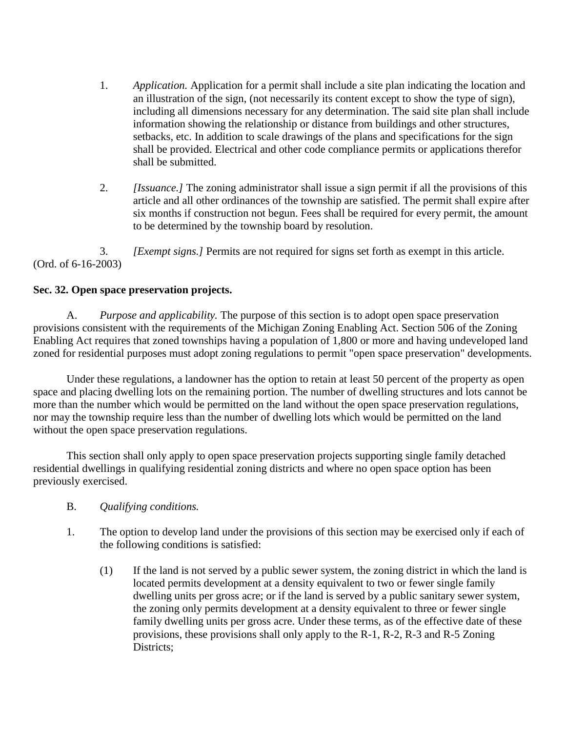1. *Application.* Application for a permit shall include a site plan indicating the location and an illustration of the sign, (not necessarily its content except to show the type of sign), including all dimensions necessary for any determination. The said site plan shall include information showing the relationship or distance from buildings and other structures, setbacks, etc. In addition to scale drawings of the plans and specifications for the sign shall be provided. Electrical and other code compliance permits or applications therefor shall be submitted.

2. *[Issuance.]* The zoning administrator shall issue a sign permit if all the provisions of this article and all other ordinances of the township are satisfied. The permit shall expire after six months if construction not begun. Fees shall be required for every permit, the amount to be determined by the township board by resolution.

3. *[Exempt signs.]* Permits are not required for signs set forth as exempt in this article.

(Ord. of 6-16-2003)

**Sec. 32. Open space preservation projects.**

A. *Purpose and applicability.* The purpose of this section is to adopt open space preservation provisions consistent with the requirements of the Michigan Zoning Enabling Act. Section 506 of the Zoning Enabling Act requires that zoned townships having a population of 1,800 or more and having undeveloped land zoned for residential purposes must adopt zoning regulations to permit "open space preservation" developments.

Under these regulations, a landowner has the option to retain at least 50 percent of the property as open space and placing dwelling lots on the remaining portion. The number of dwelling structures and lots cannot be more than the number which would be permitted on the land without the open space preservation regulations, nor may the township require less than the number of dwelling lots which would be permitted on the land without the open space preservation regulations.

This section shall only apply to open space preservation projects supporting single family detached residential dwellings in qualifying residential zoning districts and where no open space option has been previously exercised.

B. *Qualifying conditions.*

1. The option to develop land under the provisions of this section may be exercised only if each of the following conditions is satisfied:

   (1) If the land is not served by a public sewer system, the zoning district in which the land is located permits development at a density equivalent to two or fewer single family dwelling units per gross acre; or if the land is served by a public sanitary sewer system, the zoning only permits development at a density equivalent to three or fewer single family dwelling units per gross acre. Under these terms, as of the effective date of these provisions, these provisions shall only apply to the R-1, R-2, R-3 and R-5 Zoning Districts;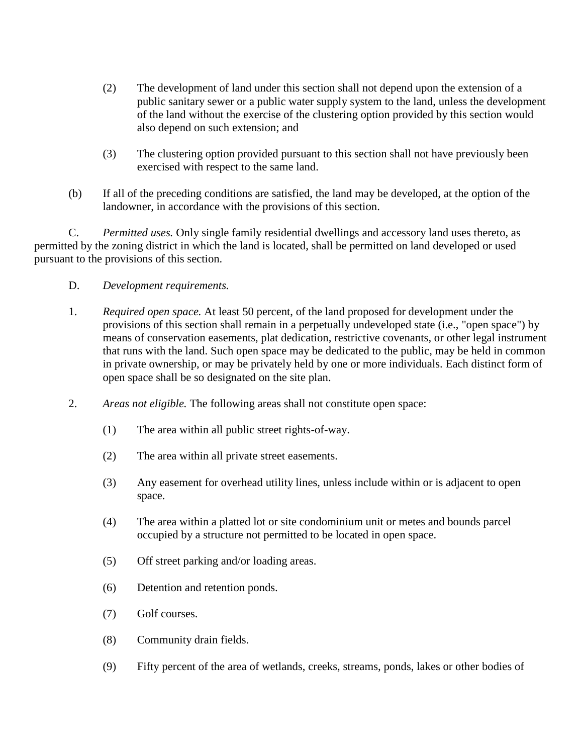(2) The development of land under this section shall not depend upon the extension of a public sanitary sewer or a public water supply system to the land, unless the development of the land without the exercise of the clustering option provided by this section would also depend on such extension; and

(3) The clustering option provided pursuant to this section shall not have previously been exercised with respect to the same land.

(b) If all of the preceding conditions are satisfied, the land may be developed, at the option of the landowner, in accordance with the provisions of this section.

C. *Permitted uses.* Only single family residential dwellings and accessory land uses thereto, as permitted by the zoning district in which the land is located, shall be permitted on land developed or used pursuant to the provisions of this section.

D. *Development requirements.*

1. *Required open space.* At least 50 percent, of the land proposed for development under the provisions of this section shall remain in a perpetually undeveloped state (i.e., "open space") by means of conservation easements, plat dedication, restrictive covenants, or other legal instrument that runs with the land. Such open space may be dedicated to the public, may be held in common in private ownership, or may be privately held by one or more individuals. Each distinct form of open space shall be so designated on the site plan.

2. *Areas not eligible.* The following areas shall not constitute open space:

   (1) The area within all public street rights-of-way.

   (2) The area within all private street easements.

   (3) Any easement for overhead utility lines, unless include within or is adjacent to open space.

   (4) The area within a platted lot or site condominium unit or metes and bounds parcel occupied by a structure not permitted to be located in open space.

   (5) Off street parking and/or loading areas.

   (6) Detention and retention ponds.

   (7) Golf courses.

   (8) Community drain fields.

   (9) Fifty percent of the area of wetlands, creeks, streams, ponds, lakes or other bodies of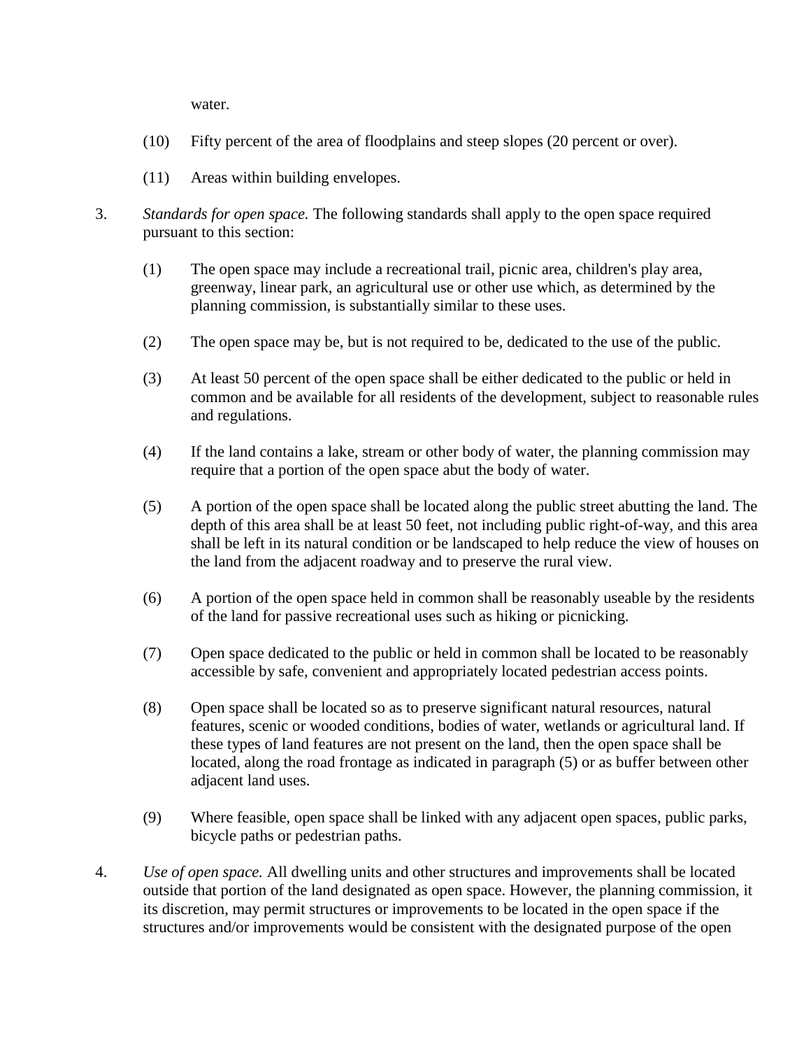water.

(10) Fifty percent of the area of floodplains and steep slopes (20 percent or over).

(11) Areas within building envelopes.

3. *Standards for open space.* The following standards shall apply to the open space required pursuant to this section:

   (1) The open space may include a recreational trail, picnic area, children's play area, greenway, linear park, an agricultural use or other use which, as determined by the planning commission, is substantially similar to these uses.

   (2) The open space may be, but is not required to be, dedicated to the use of the public.

   (3) At least 50 percent of the open space shall be either dedicated to the public or held in common and be available for all residents of the development, subject to reasonable rules and regulations.

   (4) If the land contains a lake, stream or other body of water, the planning commission may require that a portion of the open space abut the body of water.

   (5) A portion of the open space shall be located along the public street abutting the land. The depth of this area shall be at least 50 feet, not including public right-of-way, and this area shall be left in its natural condition or be landscaped to help reduce the view of houses on the land from the adjacent roadway and to preserve the rural view.

   (6) A portion of the open space held in common shall be reasonably useable by the residents of the land for passive recreational uses such as hiking or picnicking.

   (7) Open space dedicated to the public or held in common shall be located to be reasonably accessible by safe, convenient and appropriately located pedestrian access points.

   (8) Open space shall be located so as to preserve significant natural resources, natural features, scenic or wooded conditions, bodies of water, wetlands or agricultural land. If these types of land features are not present on the land, then the open space shall be located, along the road frontage as indicated in paragraph (5) or as buffer between other adjacent land uses.

   (9) Where feasible, open space shall be linked with any adjacent open spaces, public parks, bicycle paths or pedestrian paths.

4. *Use of open space.* All dwelling units and other structures and improvements shall be located outside that portion of the land designated as open space. However, the planning commission, it its discretion, may permit structures or improvements to be located in the open space if the structures and/or improvements would be consistent with the designated purpose of the open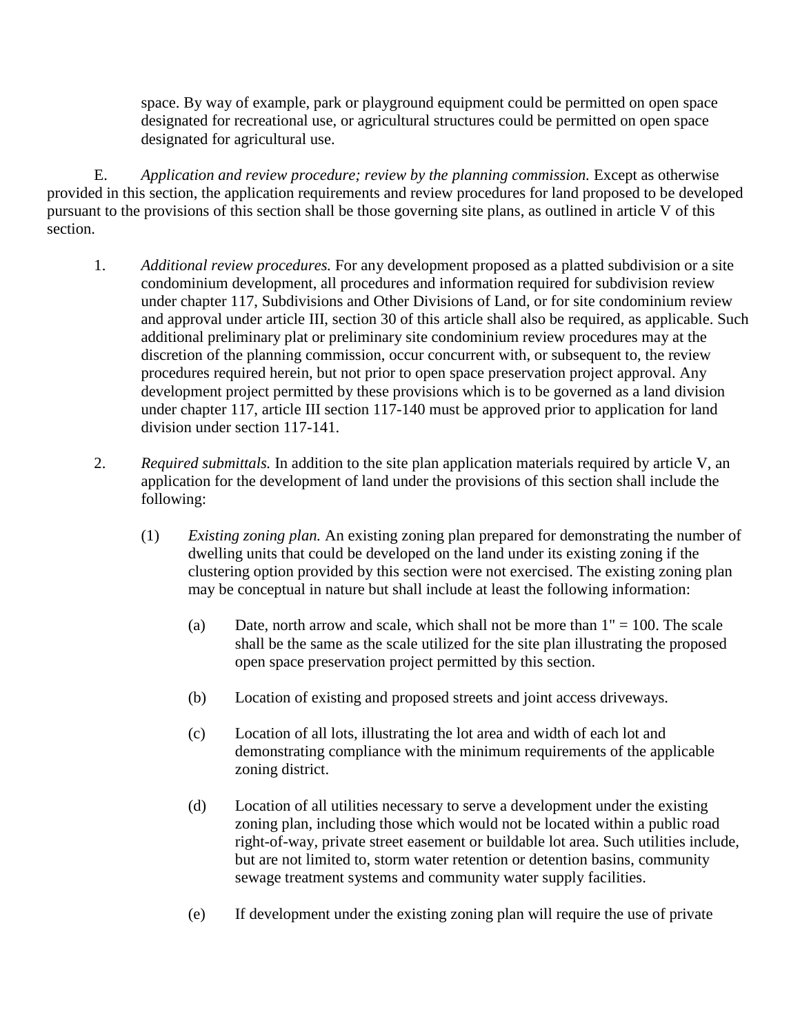space. By way of example, park or playground equipment could be permitted on open space designated for recreational use, or agricultural structures could be permitted on open space designated for agricultural use.

E. *Application and review procedure; review by the planning commission.* Except as otherwise provided in this section, the application requirements and review procedures for land proposed to be developed pursuant to the provisions of this section shall be those governing site plans, as outlined in article V of this section.

1. *Additional review procedures.* For any development proposed as a platted subdivision or a site condominium development, all procedures and information required for subdivision review under chapter 117, Subdivisions and Other Divisions of Land, or for site condominium review and approval under article III, section 30 of this article shall also be required, as applicable. Such additional preliminary plat or preliminary site condominium review procedures may at the discretion of the planning commission, occur concurrent with, or subsequent to, the review procedures required herein, but not prior to open space preservation project approval. Any development project permitted by these provisions which is to be governed as a land division under chapter 117, article III section 117-140 must be approved prior to application for land division under section 117-141.

2. *Required submittals.* In addition to the site plan application materials required by article V, an application for the development of land under the provisions of this section shall include the following:

   (1) *Existing zoning plan.* An existing zoning plan prepared for demonstrating the number of dwelling units that could be developed on the land under its existing zoning if the clustering option provided by this section were not exercised. The existing zoning plan may be conceptual in nature but shall include at least the following information:

      (a) Date, north arrow and scale, which shall not be more than 1" = 100. The scale shall be the same as the scale utilized for the site plan illustrating the proposed open space preservation project permitted by this section.

      (b) Location of existing and proposed streets and joint access driveways.

      (c) Location of all lots, illustrating the lot area and width of each lot and demonstrating compliance with the minimum requirements of the applicable zoning district.

      (d) Location of all utilities necessary to serve a development under the existing zoning plan, including those which would not be located within a public road right-of-way, private street easement or buildable lot area. Such utilities include, but are not limited to, storm water retention or detention basins, community sewage treatment systems and community water supply facilities.

      (e) If development under the existing zoning plan will require the use of private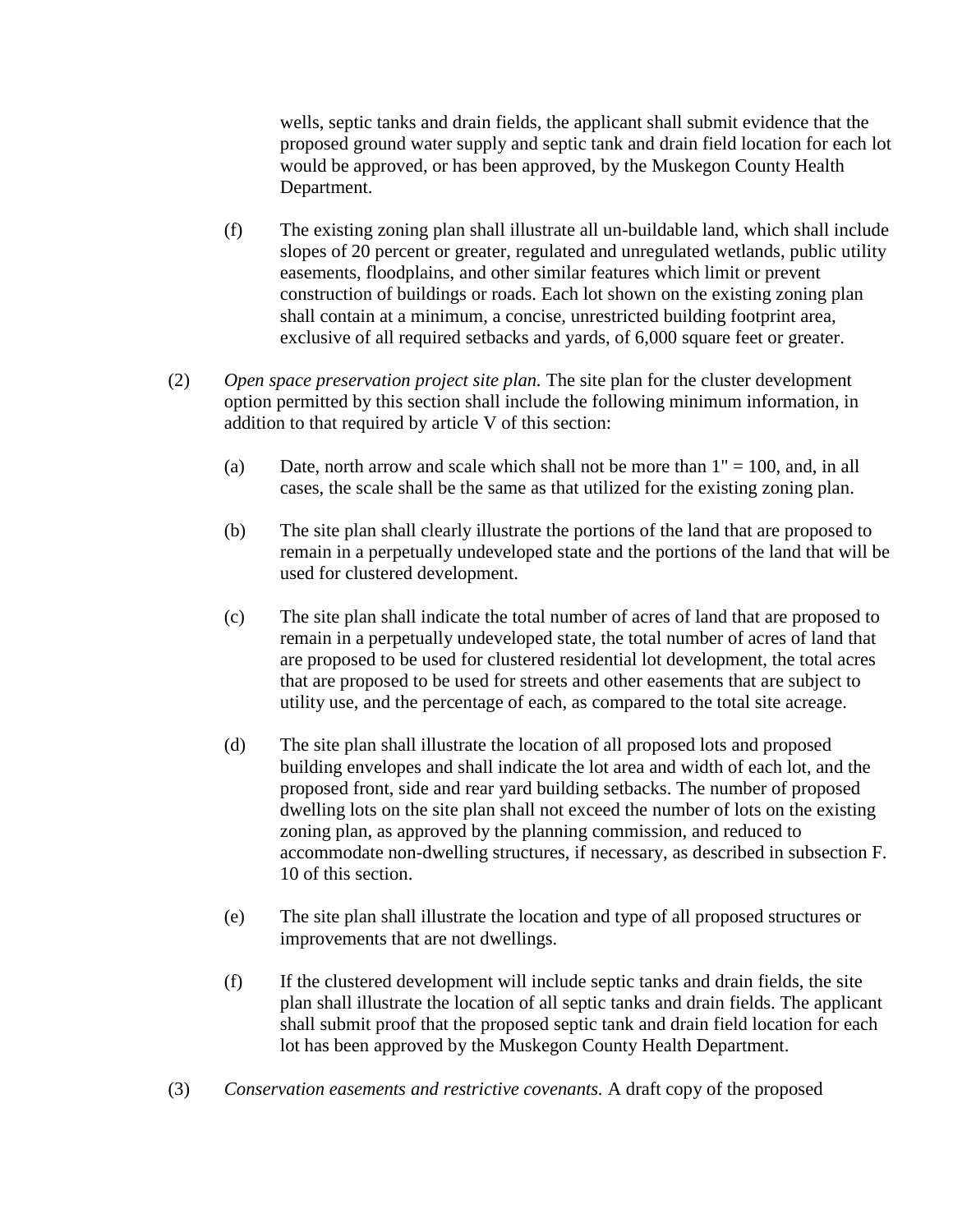wells, septic tanks and drain fields, the applicant shall submit evidence that the proposed ground water supply and septic tank and drain field location for each lot would be approved, or has been approved, by the Muskegon County Health Department.

(f) The existing zoning plan shall illustrate all un-buildable land, which shall include slopes of 20 percent or greater, regulated and unregulated wetlands, public utility easements, floodplains, and other similar features which limit or prevent construction of buildings or roads. Each lot shown on the existing zoning plan shall contain at a minimum, a concise, unrestricted building footprint area, exclusive of all required setbacks and yards, of 6,000 square feet or greater.

(2) *Open space preservation project site plan.* The site plan for the cluster development option permitted by this section shall include the following minimum information, in addition to that required by article V of this section:

(a) Date, north arrow and scale which shall not be more than 1" = 100, and, in all cases, the scale shall be the same as that utilized for the existing zoning plan.

(b) The site plan shall clearly illustrate the portions of the land that are proposed to remain in a perpetually undeveloped state and the portions of the land that will be used for clustered development.

(c) The site plan shall indicate the total number of acres of land that are proposed to remain in a perpetually undeveloped state, the total number of acres of land that are proposed to be used for clustered residential lot development, the total acres that are proposed to be used for streets and other easements that are subject to utility use, and the percentage of each, as compared to the total site acreage.

(d) The site plan shall illustrate the location of all proposed lots and proposed building envelopes and shall indicate the lot area and width of each lot, and the proposed front, side and rear yard building setbacks. The number of proposed dwelling lots on the site plan shall not exceed the number of lots on the existing zoning plan, as approved by the planning commission, and reduced to accommodate non-dwelling structures, if necessary, as described in subsection F. 10 of this section.

(e) The site plan shall illustrate the location and type of all proposed structures or improvements that are not dwellings.

(f) If the clustered development will include septic tanks and drain fields, the site plan shall illustrate the location of all septic tanks and drain fields. The applicant shall submit proof that the proposed septic tank and drain field location for each lot has been approved by the Muskegon County Health Department.

(3) *Conservation easements and restrictive covenants.* A draft copy of the proposed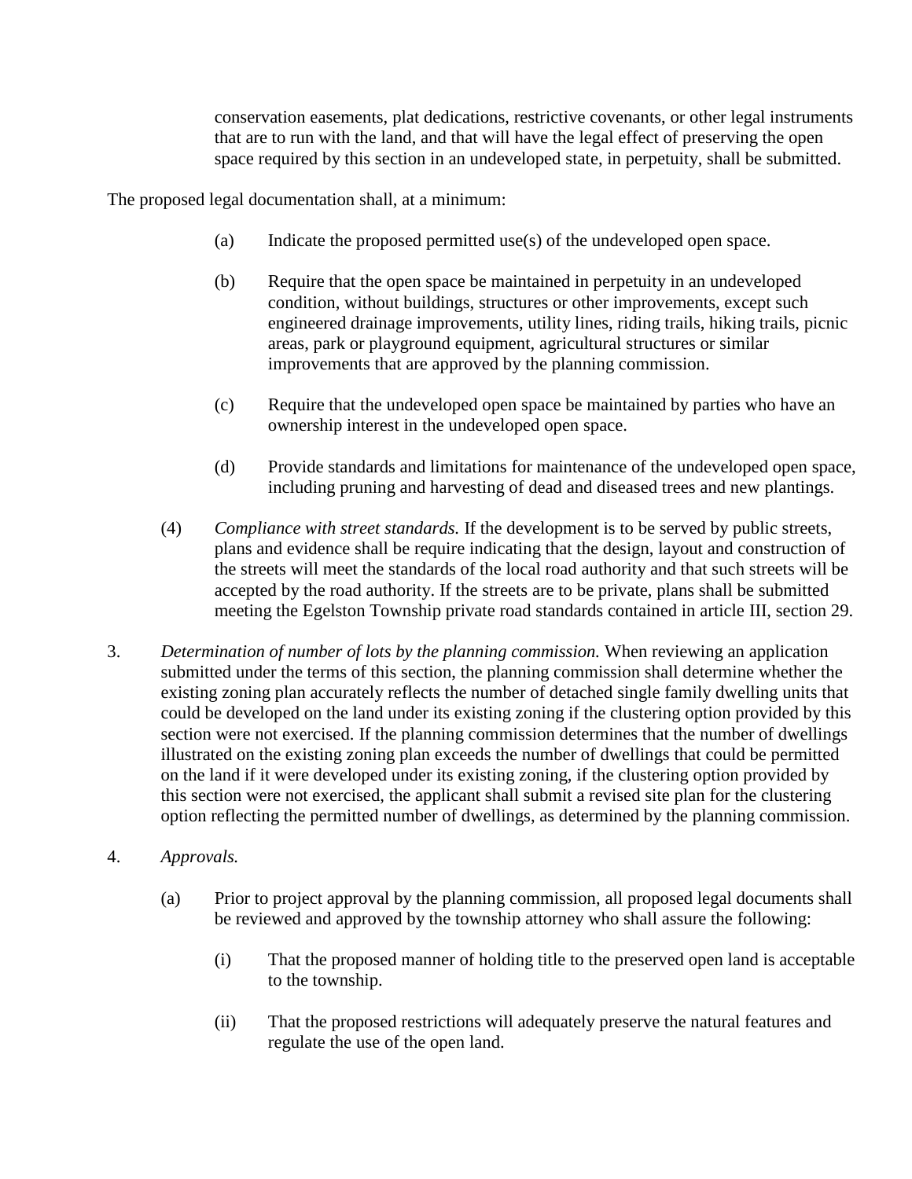conservation easements, plat dedications, restrictive covenants, or other legal instruments that are to run with the land, and that will have the legal effect of preserving the open space required by this section in an undeveloped state, in perpetuity, shall be submitted.

The proposed legal documentation shall, at a minimum:

(a) Indicate the proposed permitted use(s) of the undeveloped open space.

(b) Require that the open space be maintained in perpetuity in an undeveloped condition, without buildings, structures or other improvements, except such engineered drainage improvements, utility lines, riding trails, hiking trails, picnic areas, park or playground equipment, agricultural structures or similar improvements that are approved by the planning commission.

(c) Require that the undeveloped open space be maintained by parties who have an ownership interest in the undeveloped open space.

(d) Provide standards and limitations for maintenance of the undeveloped open space, including pruning and harvesting of dead and diseased trees and new plantings.

(4) *Compliance with street standards.* If the development is to be served by public streets, plans and evidence shall be require indicating that the design, layout and construction of the streets will meet the standards of the local road authority and that such streets will be accepted by the road authority. If the streets are to be private, plans shall be submitted meeting the Egelston Township private road standards contained in article III, section 29.

3. *Determination of number of lots by the planning commission.* When reviewing an application submitted under the terms of this section, the planning commission shall determine whether the existing zoning plan accurately reflects the number of detached single family dwelling units that could be developed on the land under its existing zoning if the clustering option provided by this section were not exercised. If the planning commission determines that the number of dwellings illustrated on the existing zoning plan exceeds the number of dwellings that could be permitted on the land if it were developed under its existing zoning, if the clustering option provided by this section were not exercised, the applicant shall submit a revised site plan for the clustering option reflecting the permitted number of dwellings, as determined by the planning commission.

4. *Approvals.*

(a) Prior to project approval by the planning commission, all proposed legal documents shall be reviewed and approved by the township attorney who shall assure the following:

(i) That the proposed manner of holding title to the preserved open land is acceptable to the township.

(ii) That the proposed restrictions will adequately preserve the natural features and regulate the use of the open land.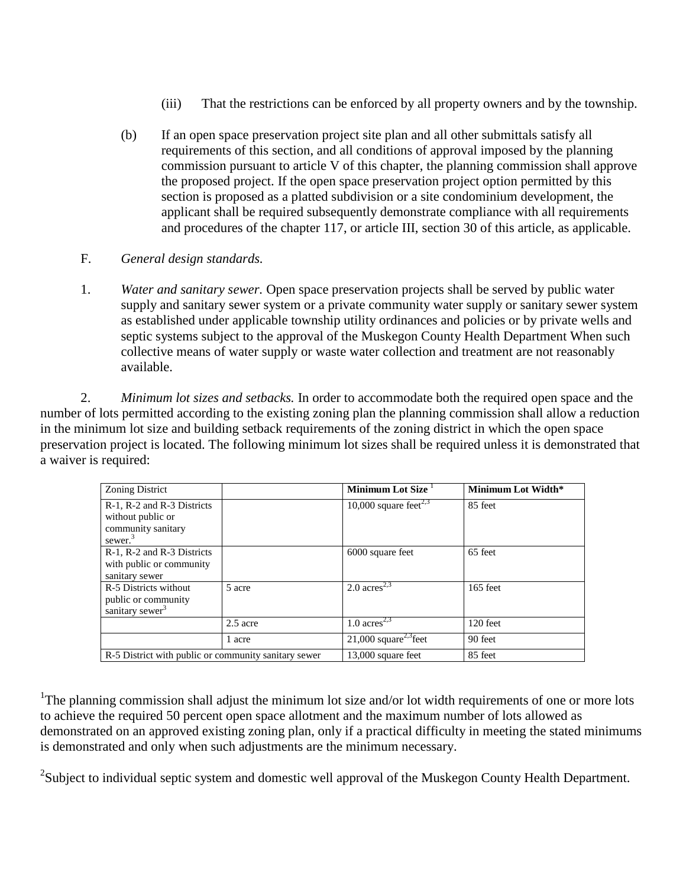(iii) That the restrictions can be enforced by all property owners and by the township.

(b) If an open space preservation project site plan and all other submittals satisfy all requirements of this section, and all conditions of approval imposed by the planning commission pursuant to article V of this chapter, the planning commission shall approve the proposed project. If the open space preservation project option permitted by this section is proposed as a platted subdivision or a site condominium development, the applicant shall be required subsequently demonstrate compliance with all requirements and procedures of the chapter 117, or article III, section 30 of this article, as applicable.

F. *General design standards.*

1. *Water and sanitary sewer.* Open space preservation projects shall be served by public water supply and sanitary sewer system or a private community water supply or sanitary sewer system as established under applicable township utility ordinances and policies or by private wells and septic systems subject to the approval of the Muskegon County Health Department When such collective means of water supply or waste water collection and treatment are not reasonably available.

2. *Minimum lot sizes and setbacks.* In order to accommodate both the required open space and the number of lots permitted according to the existing zoning plan the planning commission shall allow a reduction in the minimum lot size and building setback requirements of the zoning district in which the open space preservation project is located. The following minimum lot sizes shall be required unless it is demonstrated that a waiver is required:

| Zoning District | | **Minimum Lot Size** [1] | **Minimum Lot Width*** |
|---|---|---|---|
| R-1, R-2 and R-3 Districts without public or community sanitary sewer.[3] | | 10,000 square feet[2,3] | 85 feet |
| R-1, R-2 and R-3 Districts with public or community sanitary sewer | | 6000 square feet | 65 feet |
| R-5 Districts without public or community sanitary sewer[3] | 5 acre | 2.0 acres[2,3] | 165 feet |
| | 2.5 acre | 1.0 acres[2,3] | 120 feet |
| | 1 acre | 21,000 square[2,3]feet | 90 feet |
| R-5 District with public or community sanitary sewer | | 13,000 square feet | 85 feet |

[1]The planning commission shall adjust the minimum lot size and/or lot width requirements of one or more lots to achieve the required 50 percent open space allotment and the maximum number of lots allowed as demonstrated on an approved existing zoning plan, only if a practical difficulty in meeting the stated minimums is demonstrated and only when such adjustments are the minimum necessary.

[2]Subject to individual septic system and domestic well approval of the Muskegon County Health Department.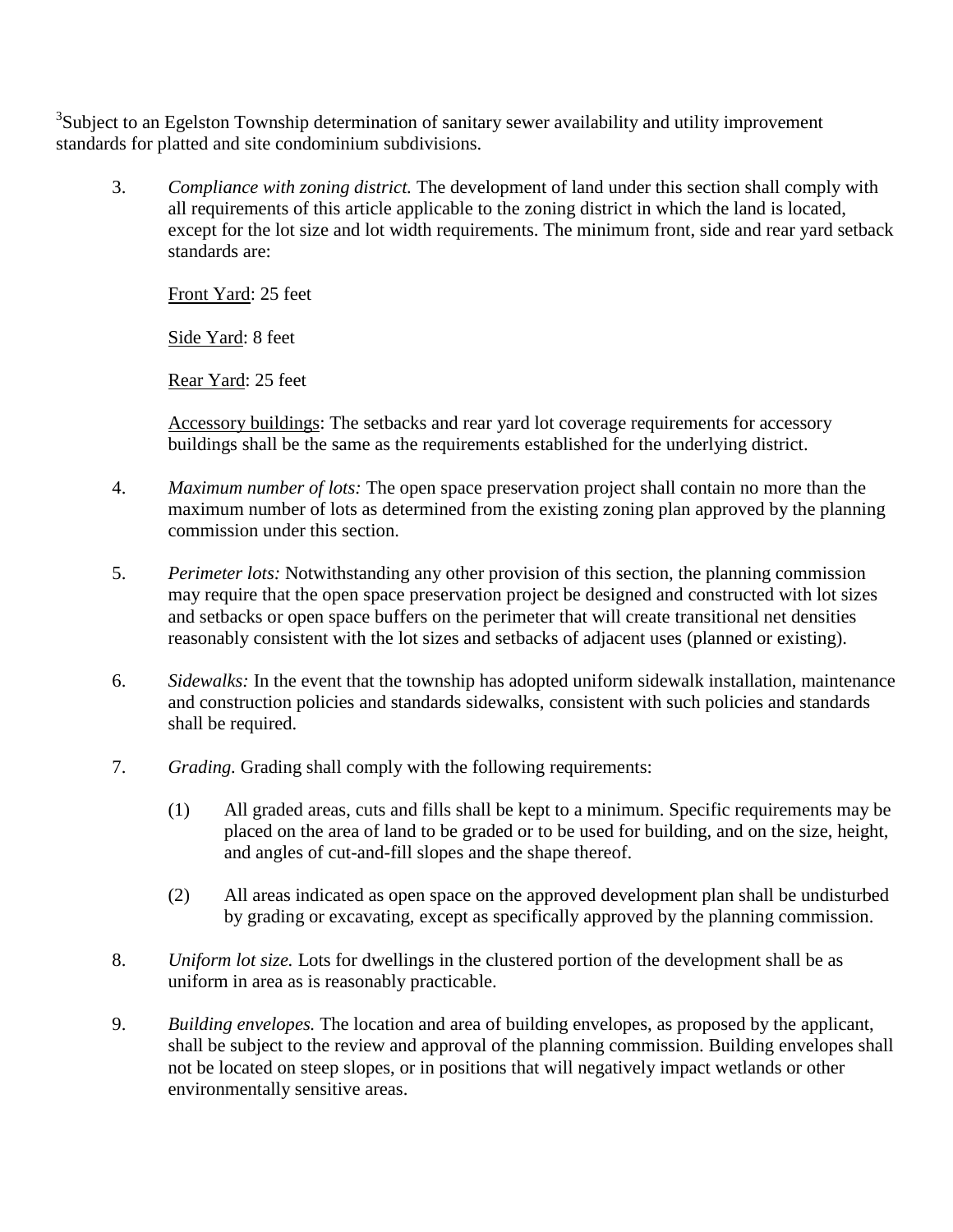[3]Subject to an Egelston Township determination of sanitary sewer availability and utility improvement standards for platted and site condominium subdivisions.

3. *Compliance with zoning district.* The development of land under this section shall comply with all requirements of this article applicable to the zoning district in which the land is located, except for the lot size and lot width requirements. The minimum front, side and rear yard setback standards are:

   Front Yard: 25 feet

   Side Yard: 8 feet

   Rear Yard: 25 feet

   Accessory buildings: The setbacks and rear yard lot coverage requirements for accessory buildings shall be the same as the requirements established for the underlying district.

4. *Maximum number of lots:* The open space preservation project shall contain no more than the maximum number of lots as determined from the existing zoning plan approved by the planning commission under this section.

5. *Perimeter lots:* Notwithstanding any other provision of this section, the planning commission may require that the open space preservation project be designed and constructed with lot sizes and setbacks or open space buffers on the perimeter that will create transitional net densities reasonably consistent with the lot sizes and setbacks of adjacent uses (planned or existing).

6. *Sidewalks:* In the event that the township has adopted uniform sidewalk installation, maintenance and construction policies and standards sidewalks, consistent with such policies and standards shall be required.

7. *Grading.* Grading shall comply with the following requirements:

   (1) All graded areas, cuts and fills shall be kept to a minimum. Specific requirements may be placed on the area of land to be graded or to be used for building, and on the size, height, and angles of cut-and-fill slopes and the shape thereof.

   (2) All areas indicated as open space on the approved development plan shall be undisturbed by grading or excavating, except as specifically approved by the planning commission.

8. *Uniform lot size.* Lots for dwellings in the clustered portion of the development shall be as uniform in area as is reasonably practicable.

9. *Building envelopes.* The location and area of building envelopes, as proposed by the applicant, shall be subject to the review and approval of the planning commission. Building envelopes shall not be located on steep slopes, or in positions that will negatively impact wetlands or other environmentally sensitive areas.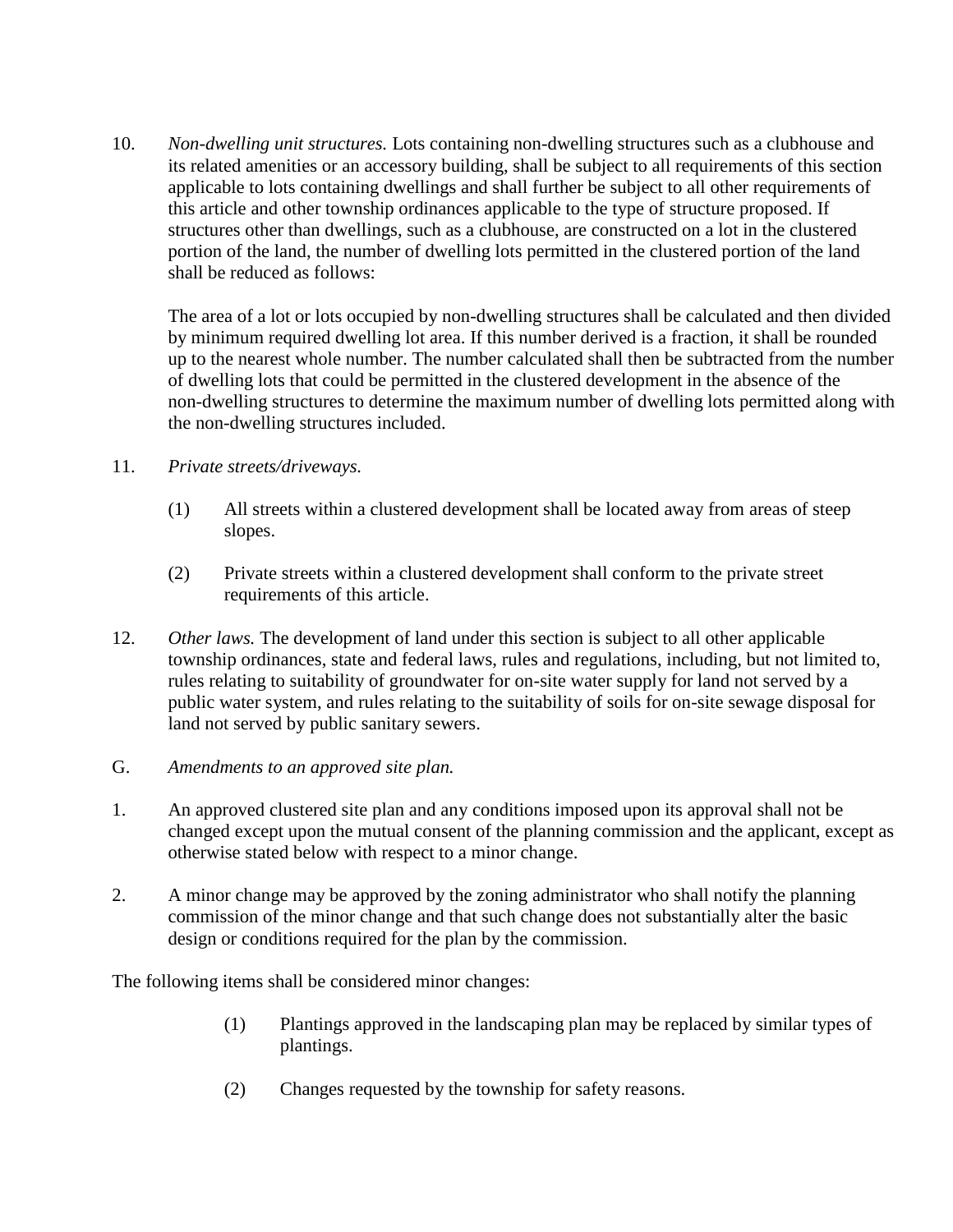10. *Non-dwelling unit structures.* Lots containing non-dwelling structures such as a clubhouse and its related amenities or an accessory building, shall be subject to all requirements of this section applicable to lots containing dwellings and shall further be subject to all other requirements of this article and other township ordinances applicable to the type of structure proposed. If structures other than dwellings, such as a clubhouse, are constructed on a lot in the clustered portion of the land, the number of dwelling lots permitted in the clustered portion of the land shall be reduced as follows:

    The area of a lot or lots occupied by non-dwelling structures shall be calculated and then divided by minimum required dwelling lot area. If this number derived is a fraction, it shall be rounded up to the nearest whole number. The number calculated shall then be subtracted from the number of dwelling lots that could be permitted in the clustered development in the absence of the non-dwelling structures to determine the maximum number of dwelling lots permitted along with the non-dwelling structures included.

11. *Private streets/driveways.*

    (1) All streets within a clustered development shall be located away from areas of steep slopes.

    (2) Private streets within a clustered development shall conform to the private street requirements of this article.

12. *Other laws.* The development of land under this section is subject to all other applicable township ordinances, state and federal laws, rules and regulations, including, but not limited to, rules relating to suitability of groundwater for on-site water supply for land not served by a public water system, and rules relating to the suitability of soils for on-site sewage disposal for land not served by public sanitary sewers.

G. *Amendments to an approved site plan.*

1. An approved clustered site plan and any conditions imposed upon its approval shall not be changed except upon the mutual consent of the planning commission and the applicant, except as otherwise stated below with respect to a minor change.

2. A minor change may be approved by the zoning administrator who shall notify the planning commission of the minor change and that such change does not substantially alter the basic design or conditions required for the plan by the commission.

The following items shall be considered minor changes:

(1) Plantings approved in the landscaping plan may be replaced by similar types of plantings.

(2) Changes requested by the township for safety reasons.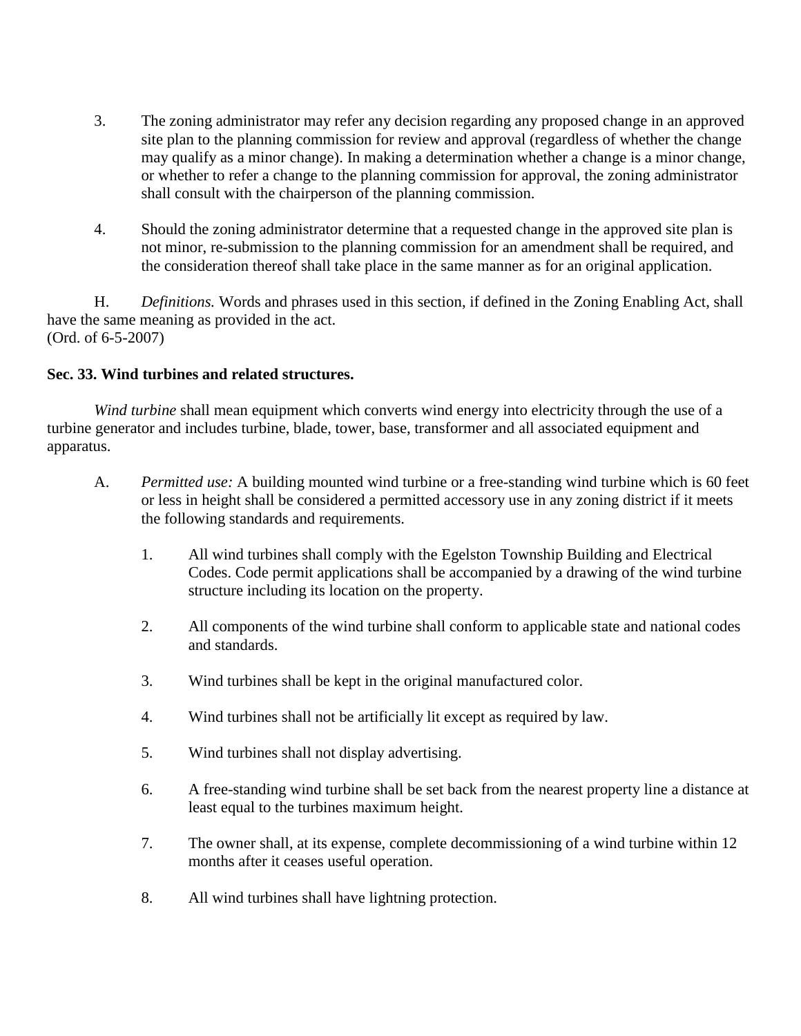3. The zoning administrator may refer any decision regarding any proposed change in an approved site plan to the planning commission for review and approval (regardless of whether the change may qualify as a minor change). In making a determination whether a change is a minor change, or whether to refer a change to the planning commission for approval, the zoning administrator shall consult with the chairperson of the planning commission.

4. Should the zoning administrator determine that a requested change in the approved site plan is not minor, re-submission to the planning commission for an amendment shall be required, and the consideration thereof shall take place in the same manner as for an original application.

H. *Definitions.* Words and phrases used in this section, if defined in the Zoning Enabling Act, shall have the same meaning as provided in the act.
(Ord. of 6-5-2007)

**Sec. 33. Wind turbines and related structures.**

*Wind turbine* shall mean equipment which converts wind energy into electricity through the use of a turbine generator and includes turbine, blade, tower, base, transformer and all associated equipment and apparatus.

A. *Permitted use:* A building mounted wind turbine or a free-standing wind turbine which is 60 feet or less in height shall be considered a permitted accessory use in any zoning district if it meets the following standards and requirements.

   1. All wind turbines shall comply with the Egelston Township Building and Electrical Codes. Code permit applications shall be accompanied by a drawing of the wind turbine structure including its location on the property.

   2. All components of the wind turbine shall conform to applicable state and national codes and standards.

   3. Wind turbines shall be kept in the original manufactured color.

   4. Wind turbines shall not be artificially lit except as required by law.

   5. Wind turbines shall not display advertising.

   6. A free-standing wind turbine shall be set back from the nearest property line a distance at least equal to the turbines maximum height.

   7. The owner shall, at its expense, complete decommissioning of a wind turbine within 12 months after it ceases useful operation.

   8. All wind turbines shall have lightning protection.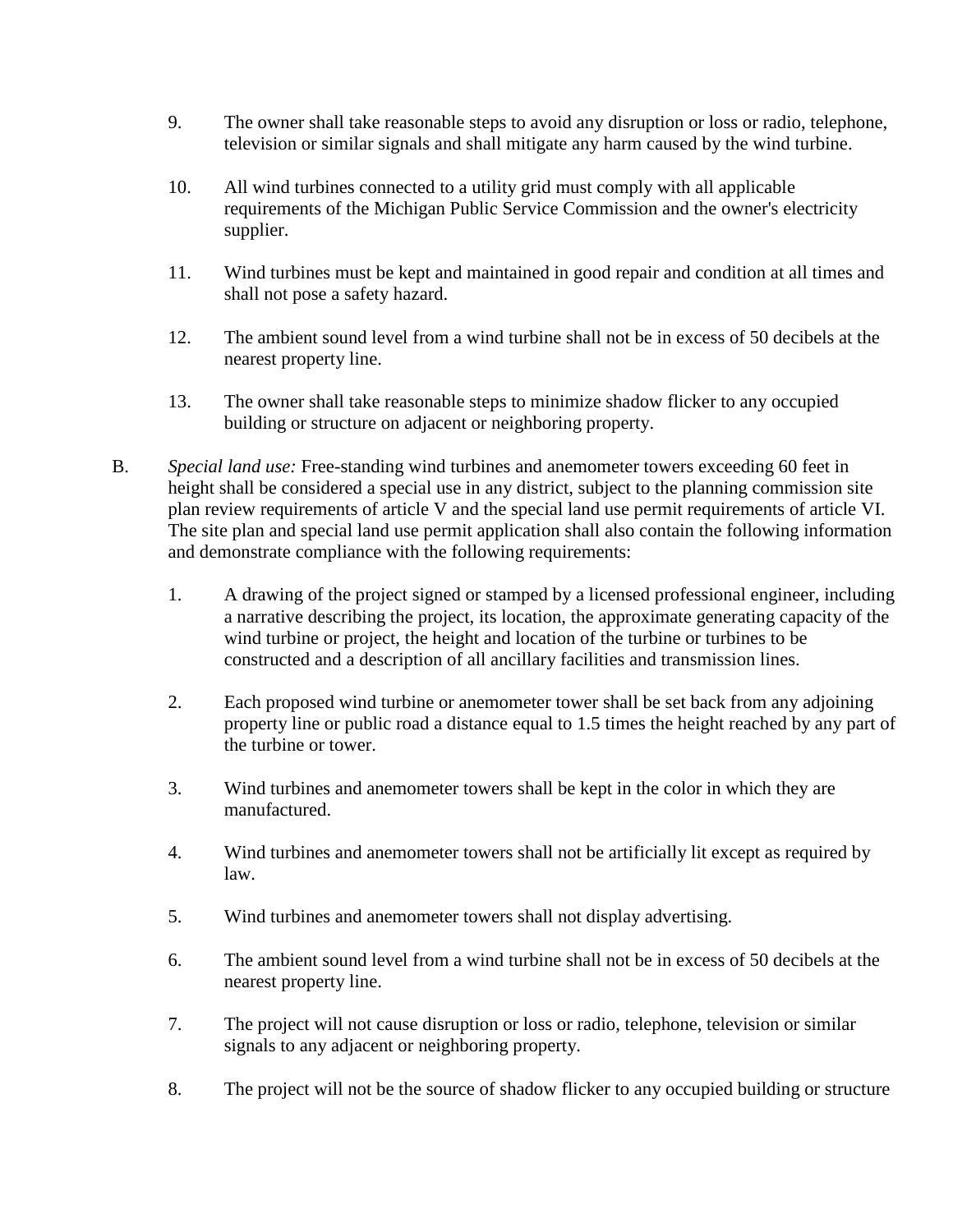9. The owner shall take reasonable steps to avoid any disruption or loss or radio, telephone, television or similar signals and shall mitigate any harm caused by the wind turbine.

10. All wind turbines connected to a utility grid must comply with all applicable requirements of the Michigan Public Service Commission and the owner's electricity supplier.

11. Wind turbines must be kept and maintained in good repair and condition at all times and shall not pose a safety hazard.

12. The ambient sound level from a wind turbine shall not be in excess of 50 decibels at the nearest property line.

13. The owner shall take reasonable steps to minimize shadow flicker to any occupied building or structure on adjacent or neighboring property.

B. *Special land use:* Free-standing wind turbines and anemometer towers exceeding 60 feet in height shall be considered a special use in any district, subject to the planning commission site plan review requirements of article V and the special land use permit requirements of article VI. The site plan and special land use permit application shall also contain the following information and demonstrate compliance with the following requirements:

1. A drawing of the project signed or stamped by a licensed professional engineer, including a narrative describing the project, its location, the approximate generating capacity of the wind turbine or project, the height and location of the turbine or turbines to be constructed and a description of all ancillary facilities and transmission lines.

2. Each proposed wind turbine or anemometer tower shall be set back from any adjoining property line or public road a distance equal to 1.5 times the height reached by any part of the turbine or tower.

3. Wind turbines and anemometer towers shall be kept in the color in which they are manufactured.

4. Wind turbines and anemometer towers shall not be artificially lit except as required by law.

5. Wind turbines and anemometer towers shall not display advertising.

6. The ambient sound level from a wind turbine shall not be in excess of 50 decibels at the nearest property line.

7. The project will not cause disruption or loss or radio, telephone, television or similar signals to any adjacent or neighboring property.

8. The project will not be the source of shadow flicker to any occupied building or structure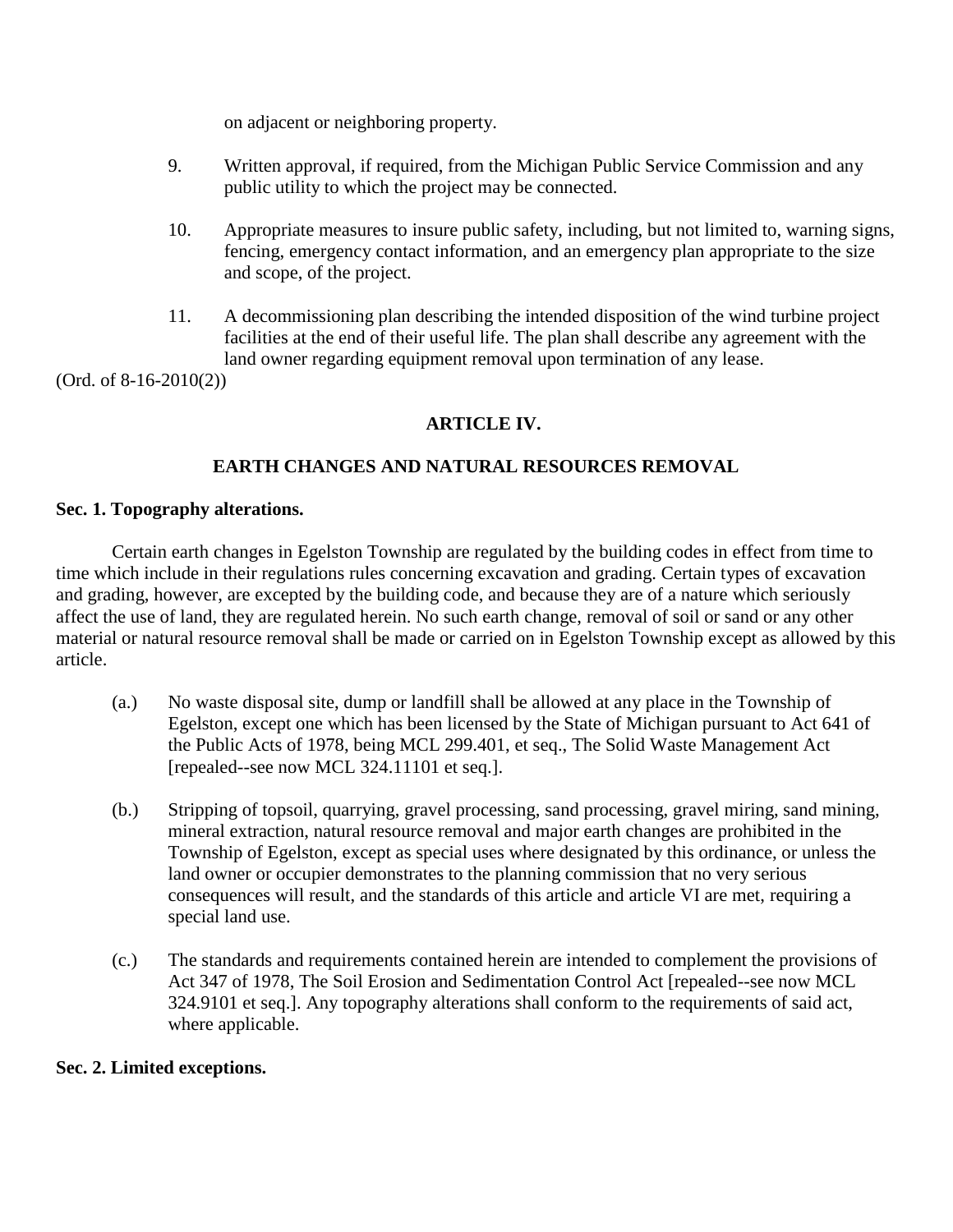on adjacent or neighboring property.

9. Written approval, if required, from the Michigan Public Service Commission and any public utility to which the project may be connected.

10. Appropriate measures to insure public safety, including, but not limited to, warning signs, fencing, emergency contact information, and an emergency plan appropriate to the size and scope, of the project.

11. A decommissioning plan describing the intended disposition of the wind turbine project facilities at the end of their useful life. The plan shall describe any agreement with the land owner regarding equipment removal upon termination of any lease.

(Ord. of 8-16-2010(2))

## ARTICLE IV.

## EARTH CHANGES AND NATURAL RESOURCES REMOVAL

**Sec. 1. Topography alterations.**

Certain earth changes in Egelston Township are regulated by the building codes in effect from time to time which include in their regulations rules concerning excavation and grading. Certain types of excavation and grading, however, are excepted by the building code, and because they are of a nature which seriously affect the use of land, they are regulated herein. No such earth change, removal of soil or sand or any other material or natural resource removal shall be made or carried on in Egelston Township except as allowed by this article.

(a.) No waste disposal site, dump or landfill shall be allowed at any place in the Township of Egelston, except one which has been licensed by the State of Michigan pursuant to Act 641 of the Public Acts of 1978, being MCL 299.401, et seq., The Solid Waste Management Act [repealed--see now MCL 324.11101 et seq.].

(b.) Stripping of topsoil, quarrying, gravel processing, sand processing, gravel miring, sand mining, mineral extraction, natural resource removal and major earth changes are prohibited in the Township of Egelston, except as special uses where designated by this ordinance, or unless the land owner or occupier demonstrates to the planning commission that no very serious consequences will result, and the standards of this article and article VI are met, requiring a special land use.

(c.) The standards and requirements contained herein are intended to complement the provisions of Act 347 of 1978, The Soil Erosion and Sedimentation Control Act [repealed--see now MCL 324.9101 et seq.]. Any topography alterations shall conform to the requirements of said act, where applicable.

**Sec. 2. Limited exceptions.**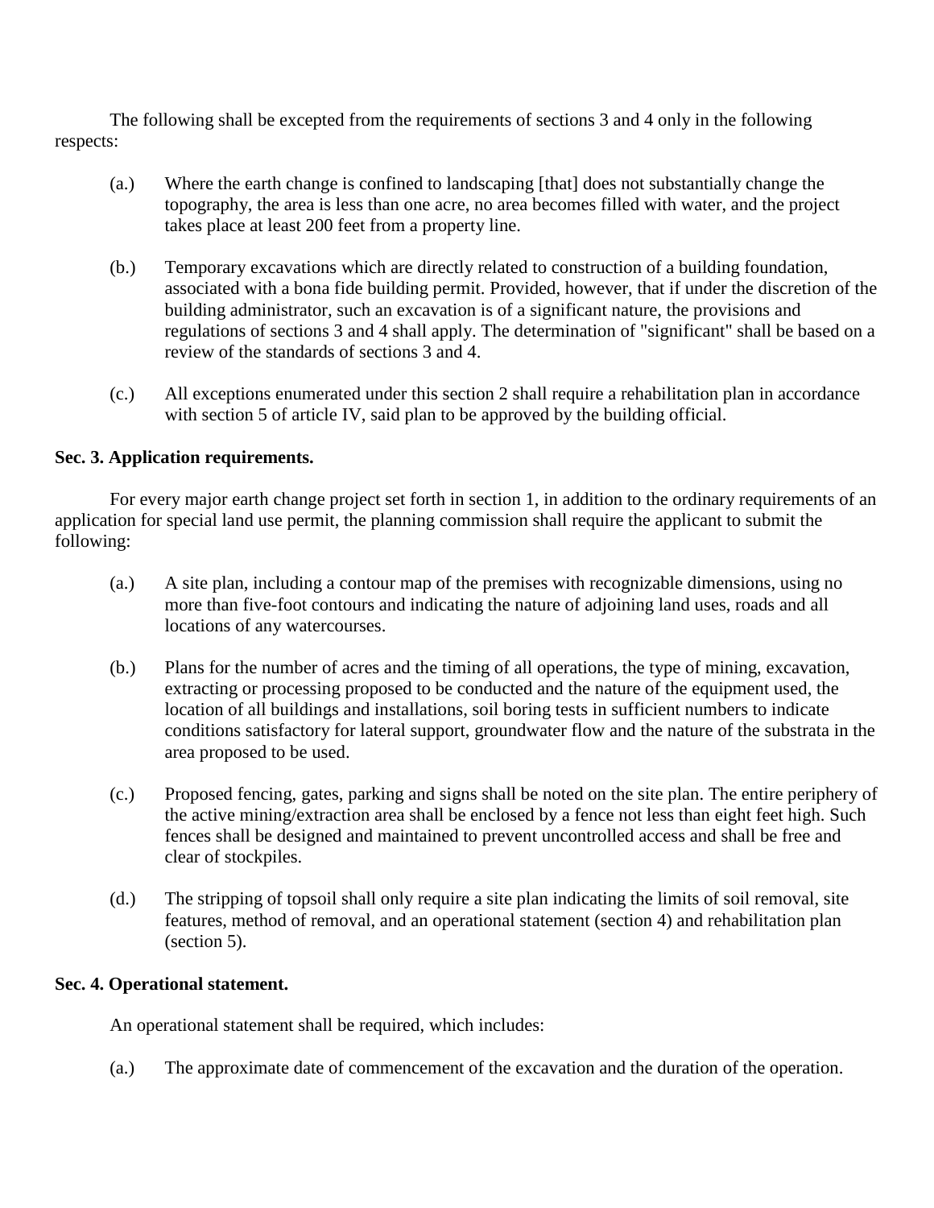The following shall be excepted from the requirements of sections 3 and 4 only in the following respects:

(a.) Where the earth change is confined to landscaping [that] does not substantially change the topography, the area is less than one acre, no area becomes filled with water, and the project takes place at least 200 feet from a property line.

(b.) Temporary excavations which are directly related to construction of a building foundation, associated with a bona fide building permit. Provided, however, that if under the discretion of the building administrator, such an excavation is of a significant nature, the provisions and regulations of sections 3 and 4 shall apply. The determination of "significant" shall be based on a review of the standards of sections 3 and 4.

(c.) All exceptions enumerated under this section 2 shall require a rehabilitation plan in accordance with section 5 of article IV, said plan to be approved by the building official.

**Sec. 3. Application requirements.**

For every major earth change project set forth in section 1, in addition to the ordinary requirements of an application for special land use permit, the planning commission shall require the applicant to submit the following:

(a.) A site plan, including a contour map of the premises with recognizable dimensions, using no more than five-foot contours and indicating the nature of adjoining land uses, roads and all locations of any watercourses.

(b.) Plans for the number of acres and the timing of all operations, the type of mining, excavation, extracting or processing proposed to be conducted and the nature of the equipment used, the location of all buildings and installations, soil boring tests in sufficient numbers to indicate conditions satisfactory for lateral support, groundwater flow and the nature of the substrata in the area proposed to be used.

(c.) Proposed fencing, gates, parking and signs shall be noted on the site plan. The entire periphery of the active mining/extraction area shall be enclosed by a fence not less than eight feet high. Such fences shall be designed and maintained to prevent uncontrolled access and shall be free and clear of stockpiles.

(d.) The stripping of topsoil shall only require a site plan indicating the limits of soil removal, site features, method of removal, and an operational statement (section 4) and rehabilitation plan (section 5).

**Sec. 4. Operational statement.**

An operational statement shall be required, which includes:

(a.) The approximate date of commencement of the excavation and the duration of the operation.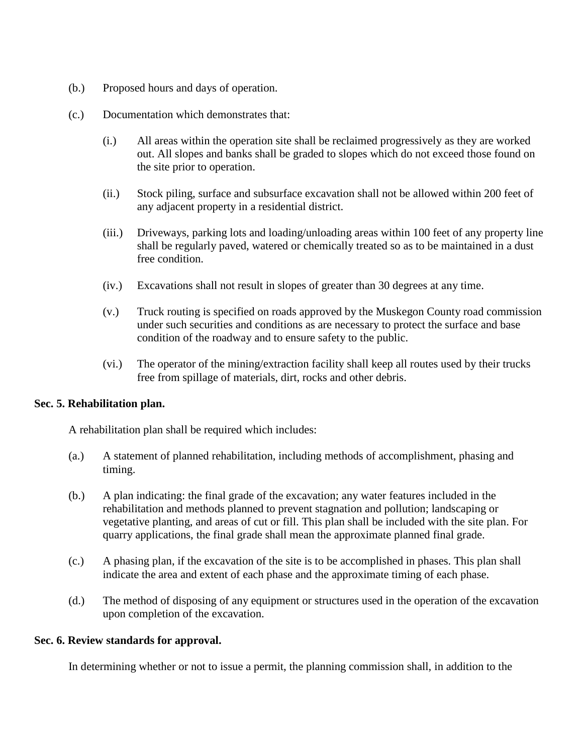(b.) Proposed hours and days of operation.

(c.) Documentation which demonstrates that:

(i.) All areas within the operation site shall be reclaimed progressively as they are worked out. All slopes and banks shall be graded to slopes which do not exceed those found on the site prior to operation.

(ii.) Stock piling, surface and subsurface excavation shall not be allowed within 200 feet of any adjacent property in a residential district.

(iii.) Driveways, parking lots and loading/unloading areas within 100 feet of any property line shall be regularly paved, watered or chemically treated so as to be maintained in a dust free condition.

(iv.) Excavations shall not result in slopes of greater than 30 degrees at any time.

(v.) Truck routing is specified on roads approved by the Muskegon County road commission under such securities and conditions as are necessary to protect the surface and base condition of the roadway and to ensure safety to the public.

(vi.) The operator of the mining/extraction facility shall keep all routes used by their trucks free from spillage of materials, dirt, rocks and other debris.

**Sec. 5. Rehabilitation plan.**

A rehabilitation plan shall be required which includes:

(a.) A statement of planned rehabilitation, including methods of accomplishment, phasing and timing.

(b.) A plan indicating: the final grade of the excavation; any water features included in the rehabilitation and methods planned to prevent stagnation and pollution; landscaping or vegetative planting, and areas of cut or fill. This plan shall be included with the site plan. For quarry applications, the final grade shall mean the approximate planned final grade.

(c.) A phasing plan, if the excavation of the site is to be accomplished in phases. This plan shall indicate the area and extent of each phase and the approximate timing of each phase.

(d.) The method of disposing of any equipment or structures used in the operation of the excavation upon completion of the excavation.

**Sec. 6. Review standards for approval.**

In determining whether or not to issue a permit, the planning commission shall, in addition to the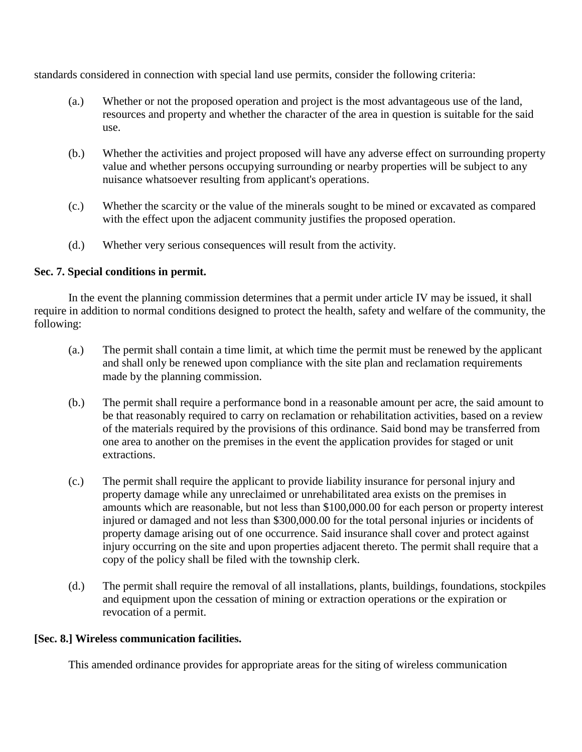standards considered in connection with special land use permits, consider the following criteria:

(a.) Whether or not the proposed operation and project is the most advantageous use of the land, resources and property and whether the character of the area in question is suitable for the said use.

(b.) Whether the activities and project proposed will have any adverse effect on surrounding property value and whether persons occupying surrounding or nearby properties will be subject to any nuisance whatsoever resulting from applicant's operations.

(c.) Whether the scarcity or the value of the minerals sought to be mined or excavated as compared with the effect upon the adjacent community justifies the proposed operation.

(d.) Whether very serious consequences will result from the activity.

**Sec. 7. Special conditions in permit.**

In the event the planning commission determines that a permit under article IV may be issued, it shall require in addition to normal conditions designed to protect the health, safety and welfare of the community, the following:

(a.) The permit shall contain a time limit, at which time the permit must be renewed by the applicant and shall only be renewed upon compliance with the site plan and reclamation requirements made by the planning commission.

(b.) The permit shall require a performance bond in a reasonable amount per acre, the said amount to be that reasonably required to carry on reclamation or rehabilitation activities, based on a review of the materials required by the provisions of this ordinance. Said bond may be transferred from one area to another on the premises in the event the application provides for staged or unit extractions.

(c.) The permit shall require the applicant to provide liability insurance for personal injury and property damage while any unreclaimed or unrehabilitated area exists on the premises in amounts which are reasonable, but not less than $100,000.00 for each person or property interest injured or damaged and not less than $300,000.00 for the total personal injuries or incidents of property damage arising out of one occurrence. Said insurance shall cover and protect against injury occurring on the site and upon properties adjacent thereto. The permit shall require that a copy of the policy shall be filed with the township clerk.

(d.) The permit shall require the removal of all installations, plants, buildings, foundations, stockpiles and equipment upon the cessation of mining or extraction operations or the expiration or revocation of a permit.

**[Sec. 8.] Wireless communication facilities.**

This amended ordinance provides for appropriate areas for the siting of wireless communication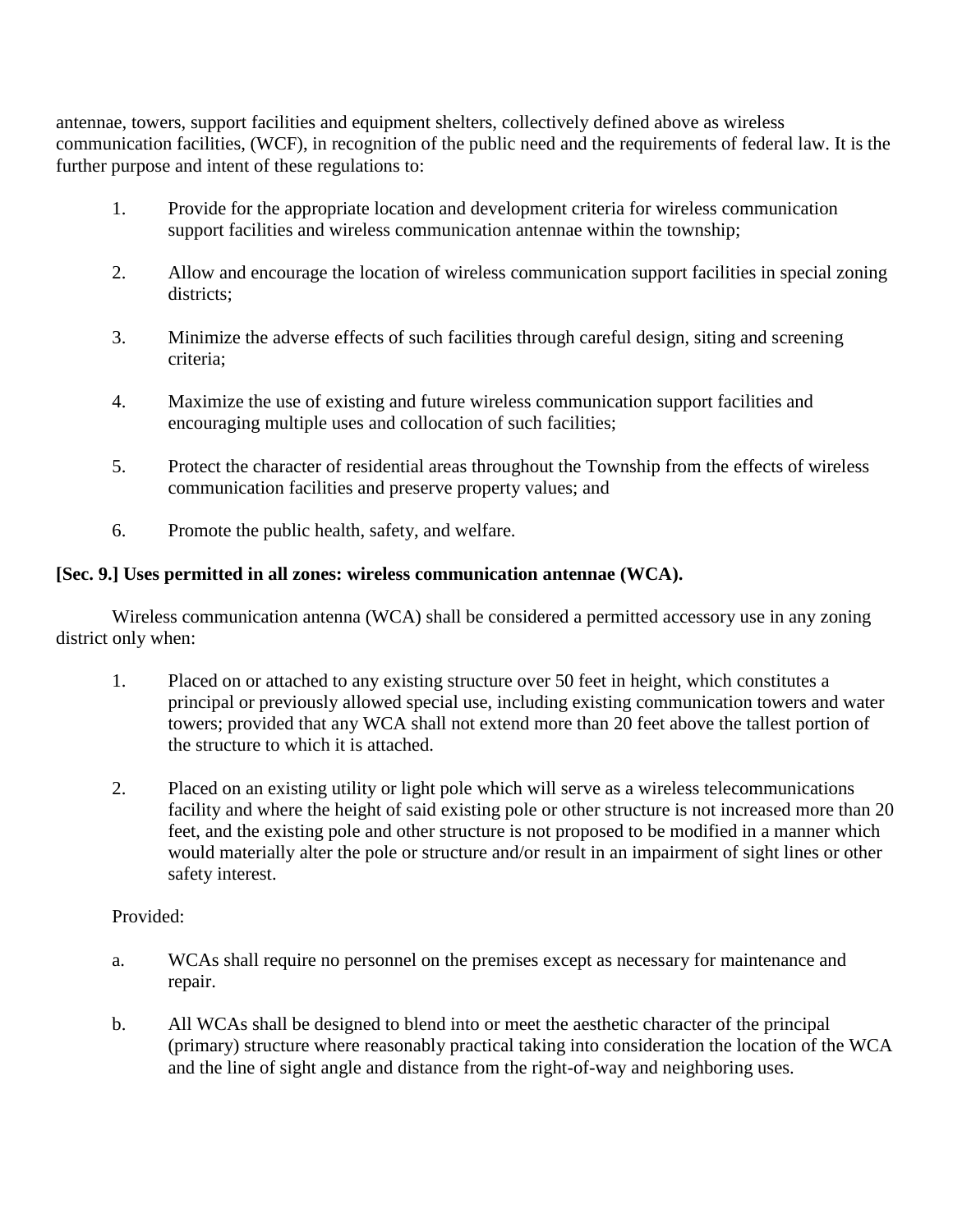antennae, towers, support facilities and equipment shelters, collectively defined above as wireless communication facilities, (WCF), in recognition of the public need and the requirements of federal law. It is the further purpose and intent of these regulations to:

1. Provide for the appropriate location and development criteria for wireless communication support facilities and wireless communication antennae within the township;

2. Allow and encourage the location of wireless communication support facilities in special zoning districts;

3. Minimize the adverse effects of such facilities through careful design, siting and screening criteria;

4. Maximize the use of existing and future wireless communication support facilities and encouraging multiple uses and collocation of such facilities;

5. Protect the character of residential areas throughout the Township from the effects of wireless communication facilities and preserve property values; and

6. Promote the public health, safety, and welfare.

**[Sec. 9.] Uses permitted in all zones: wireless communication antennae (WCA).**

Wireless communication antenna (WCA) shall be considered a permitted accessory use in any zoning district only when:

1. Placed on or attached to any existing structure over 50 feet in height, which constitutes a principal or previously allowed special use, including existing communication towers and water towers; provided that any WCA shall not extend more than 20 feet above the tallest portion of the structure to which it is attached.

2. Placed on an existing utility or light pole which will serve as a wireless telecommunications facility and where the height of said existing pole or other structure is not increased more than 20 feet, and the existing pole and other structure is not proposed to be modified in a manner which would materially alter the pole or structure and/or result in an impairment of sight lines or other safety interest.

Provided:

a. WCAs shall require no personnel on the premises except as necessary for maintenance and repair.

b. All WCAs shall be designed to blend into or meet the aesthetic character of the principal (primary) structure where reasonably practical taking into consideration the location of the WCA and the line of sight angle and distance from the right-of-way and neighboring uses.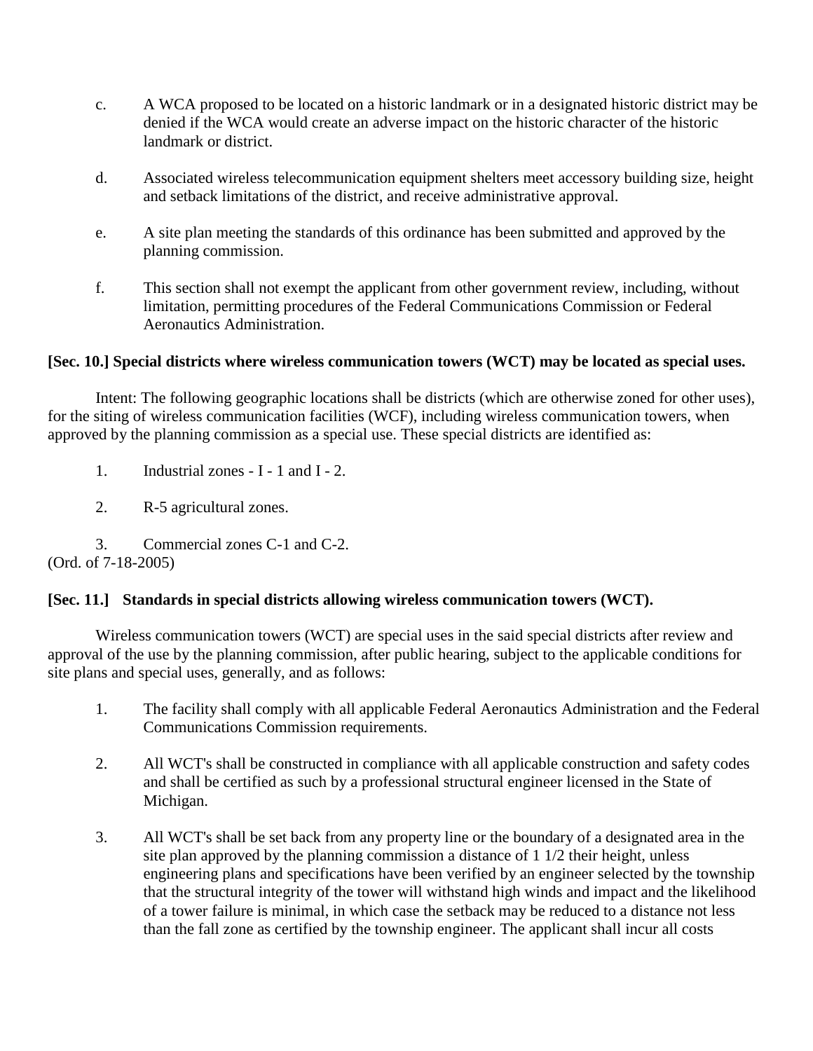c. A WCA proposed to be located on a historic landmark or in a designated historic district may be denied if the WCA would create an adverse impact on the historic character of the historic landmark or district.

d. Associated wireless telecommunication equipment shelters meet accessory building size, height and setback limitations of the district, and receive administrative approval.

e. A site plan meeting the standards of this ordinance has been submitted and approved by the planning commission.

f. This section shall not exempt the applicant from other government review, including, without limitation, permitting procedures of the Federal Communications Commission or Federal Aeronautics Administration.

**[Sec. 10.] Special districts where wireless communication towers (WCT) may be located as special uses.**

Intent: The following geographic locations shall be districts (which are otherwise zoned for other uses), for the siting of wireless communication facilities (WCF), including wireless communication towers, when approved by the planning commission as a special use. These special districts are identified as:

1. Industrial zones - I - 1 and I - 2.
2. R-5 agricultural zones.
3. Commercial zones C-1 and C-2.

(Ord. of 7-18-2005)

**[Sec. 11.] Standards in special districts allowing wireless communication towers (WCT).**

Wireless communication towers (WCT) are special uses in the said special districts after review and approval of the use by the planning commission, after public hearing, subject to the applicable conditions for site plans and special uses, generally, and as follows:

1. The facility shall comply with all applicable Federal Aeronautics Administration and the Federal Communications Commission requirements.
2. All WCT's shall be constructed in compliance with all applicable construction and safety codes and shall be certified as such by a professional structural engineer licensed in the State of Michigan.
3. All WCT's shall be set back from any property line or the boundary of a designated area in the site plan approved by the planning commission a distance of 1 1/2 their height, unless engineering plans and specifications have been verified by an engineer selected by the township that the structural integrity of the tower will withstand high winds and impact and the likelihood of a tower failure is minimal, in which case the setback may be reduced to a distance not less than the fall zone as certified by the township engineer. The applicant shall incur all costs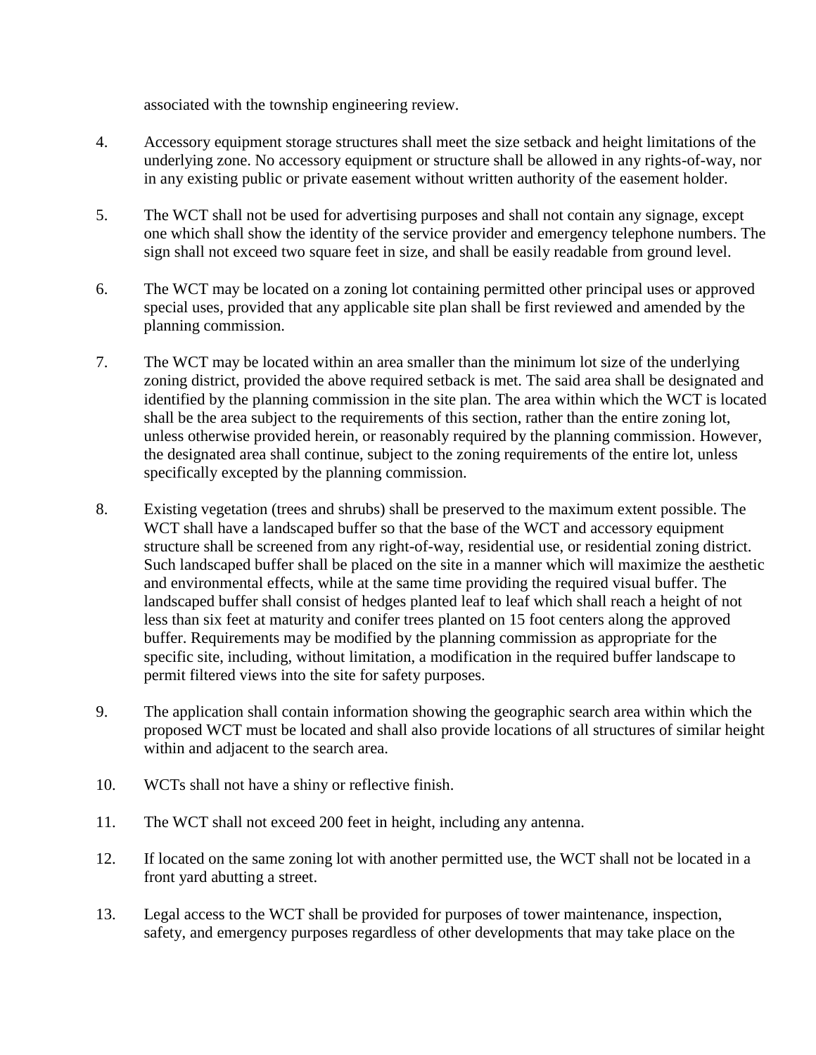associated with the township engineering review.

4. Accessory equipment storage structures shall meet the size setback and height limitations of the underlying zone. No accessory equipment or structure shall be allowed in any rights-of-way, nor in any existing public or private easement without written authority of the easement holder.

5. The WCT shall not be used for advertising purposes and shall not contain any signage, except one which shall show the identity of the service provider and emergency telephone numbers. The sign shall not exceed two square feet in size, and shall be easily readable from ground level.

6. The WCT may be located on a zoning lot containing permitted other principal uses or approved special uses, provided that any applicable site plan shall be first reviewed and amended by the planning commission.

7. The WCT may be located within an area smaller than the minimum lot size of the underlying zoning district, provided the above required setback is met. The said area shall be designated and identified by the planning commission in the site plan. The area within which the WCT is located shall be the area subject to the requirements of this section, rather than the entire zoning lot, unless otherwise provided herein, or reasonably required by the planning commission. However, the designated area shall continue, subject to the zoning requirements of the entire lot, unless specifically excepted by the planning commission.

8. Existing vegetation (trees and shrubs) shall be preserved to the maximum extent possible. The WCT shall have a landscaped buffer so that the base of the WCT and accessory equipment structure shall be screened from any right-of-way, residential use, or residential zoning district. Such landscaped buffer shall be placed on the site in a manner which will maximize the aesthetic and environmental effects, while at the same time providing the required visual buffer. The landscaped buffer shall consist of hedges planted leaf to leaf which shall reach a height of not less than six feet at maturity and conifer trees planted on 15 foot centers along the approved buffer. Requirements may be modified by the planning commission as appropriate for the specific site, including, without limitation, a modification in the required buffer landscape to permit filtered views into the site for safety purposes.

9. The application shall contain information showing the geographic search area within which the proposed WCT must be located and shall also provide locations of all structures of similar height within and adjacent to the search area.

10. WCTs shall not have a shiny or reflective finish.

11. The WCT shall not exceed 200 feet in height, including any antenna.

12. If located on the same zoning lot with another permitted use, the WCT shall not be located in a front yard abutting a street.

13. Legal access to the WCT shall be provided for purposes of tower maintenance, inspection, safety, and emergency purposes regardless of other developments that may take place on the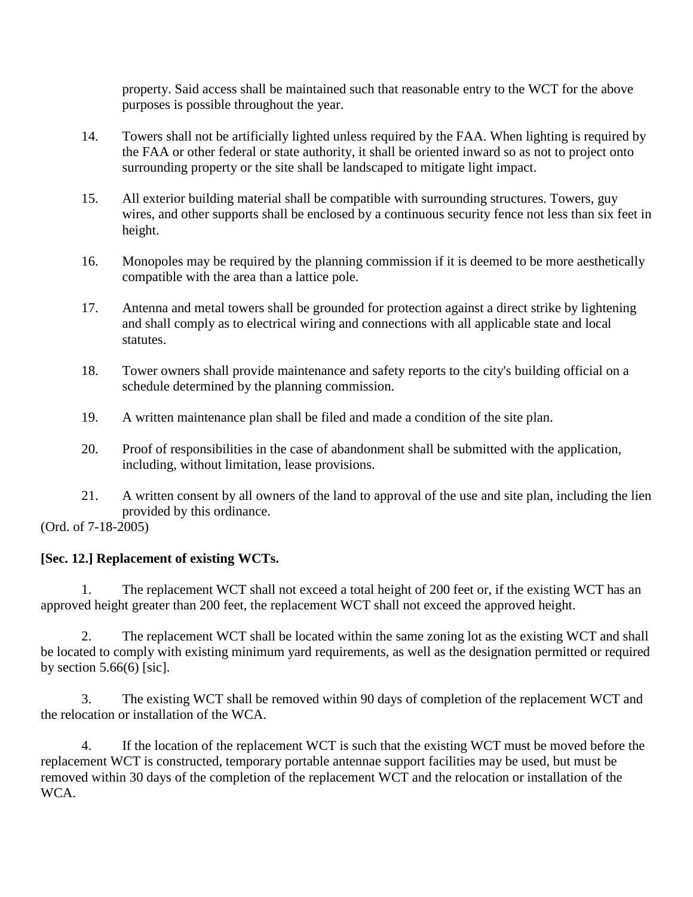property. Said access shall be maintained such that reasonable entry to the WCT for the above purposes is possible throughout the year.

14. Towers shall not be artificially lighted unless required by the FAA. When lighting is required by the FAA or other federal or state authority, it shall be oriented inward so as not to project onto surrounding property or the site shall be landscaped to mitigate light impact.

15. All exterior building material shall be compatible with surrounding structures. Towers, guy wires, and other supports shall be enclosed by a continuous security fence not less than six feet in height.

16. Monopoles may be required by the planning commission if it is deemed to be more aesthetically compatible with the area than a lattice pole.

17. Antenna and metal towers shall be grounded for protection against a direct strike by lightening and shall comply as to electrical wiring and connections with all applicable state and local statutes.

18. Tower owners shall provide maintenance and safety reports to the city's building official on a schedule determined by the planning commission.

19. A written maintenance plan shall be filed and made a condition of the site plan.

20. Proof of responsibilities in the case of abandonment shall be submitted with the application, including, without limitation, lease provisions.

21. A written consent by all owners of the land to approval of the use and site plan, including the lien provided by this ordinance.

(Ord. of 7-18-2005)

**[Sec. 12.] Replacement of existing WCTs.**

1. The replacement WCT shall not exceed a total height of 200 feet or, if the existing WCT has an approved height greater than 200 feet, the replacement WCT shall not exceed the approved height.

2. The replacement WCT shall be located within the same zoning lot as the existing WCT and shall be located to comply with existing minimum yard requirements, as well as the designation permitted or required by section 5.66(6) [sic].

3. The existing WCT shall be removed within 90 days of completion of the replacement WCT and the relocation or installation of the WCA.

4. If the location of the replacement WCT is such that the existing WCT must be moved before the replacement WCT is constructed, temporary portable antennae support facilities may be used, but must be removed within 30 days of the completion of the replacement WCT and the relocation or installation of the WCA.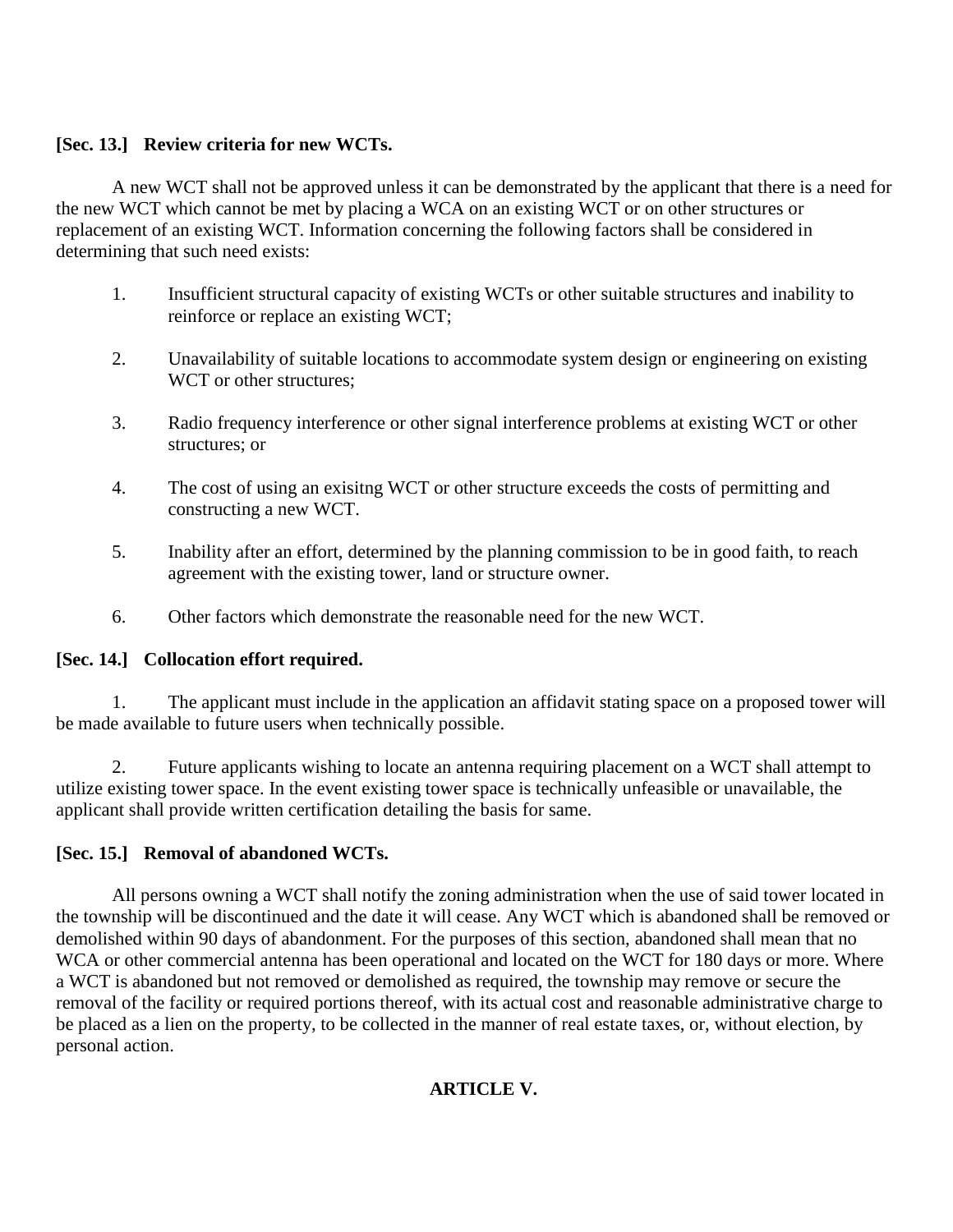**[Sec. 13.] Review criteria for new WCTs.**

A new WCT shall not be approved unless it can be demonstrated by the applicant that there is a need for the new WCT which cannot be met by placing a WCA on an existing WCT or on other structures or replacement of an existing WCT. Information concerning the following factors shall be considered in determining that such need exists:

1. Insufficient structural capacity of existing WCTs or other suitable structures and inability to reinforce or replace an existing WCT;

2. Unavailability of suitable locations to accommodate system design or engineering on existing WCT or other structures;

3. Radio frequency interference or other signal interference problems at existing WCT or other structures; or

4. The cost of using an exisitng WCT or other structure exceeds the costs of permitting and constructing a new WCT.

5. Inability after an effort, determined by the planning commission to be in good faith, to reach agreement with the existing tower, land or structure owner.

6. Other factors which demonstrate the reasonable need for the new WCT.

**[Sec. 14.] Collocation effort required.**

1. The applicant must include in the application an affidavit stating space on a proposed tower will be made available to future users when technically possible.

2. Future applicants wishing to locate an antenna requiring placement on a WCT shall attempt to utilize existing tower space. In the event existing tower space is technically unfeasible or unavailable, the applicant shall provide written certification detailing the basis for same.

**[Sec. 15.] Removal of abandoned WCTs.**

All persons owning a WCT shall notify the zoning administration when the use of said tower located in the township will be discontinued and the date it will cease. Any WCT which is abandoned shall be removed or demolished within 90 days of abandonment. For the purposes of this section, abandoned shall mean that no WCA or other commercial antenna has been operational and located on the WCT for 180 days or more. Where a WCT is abandoned but not removed or demolished as required, the township may remove or secure the removal of the facility or required portions thereof, with its actual cost and reasonable administrative charge to be placed as a lien on the property, to be collected in the manner of real estate taxes, or, without election, by personal action.

**ARTICLE V.**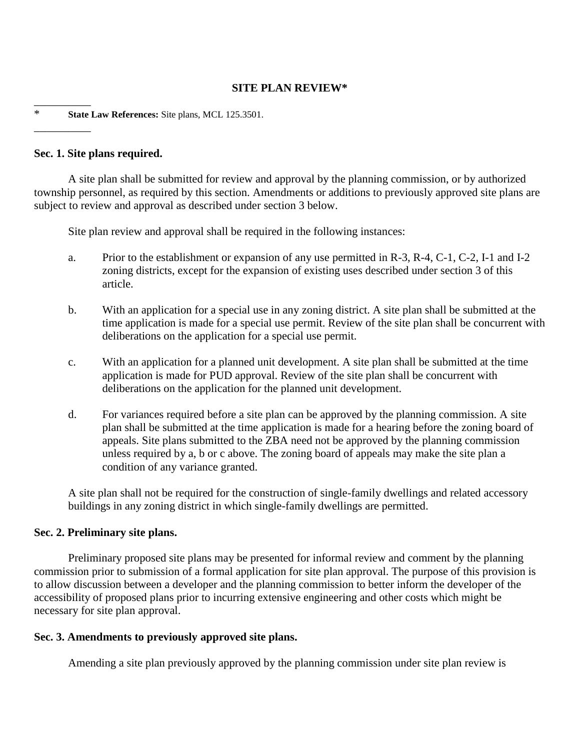# SITE PLAN REVIEW*

---

* **State Law References:** Site plans, MCL 125.3501.

---

## Sec. 1. Site plans required.

A site plan shall be submitted for review and approval by the planning commission, or by authorized township personnel, as required by this section. Amendments or additions to previously approved site plans are subject to review and approval as described under section 3 below.

Site plan review and approval shall be required in the following instances:

a. Prior to the establishment or expansion of any use permitted in R-3, R-4, C-1, C-2, I-1 and I-2 zoning districts, except for the expansion of existing uses described under section 3 of this article.

b. With an application for a special use in any zoning district. A site plan shall be submitted at the time application is made for a special use permit. Review of the site plan shall be concurrent with deliberations on the application for a special use permit.

c. With an application for a planned unit development. A site plan shall be submitted at the time application is made for PUD approval. Review of the site plan shall be concurrent with deliberations on the application for the planned unit development.

d. For variances required before a site plan can be approved by the planning commission. A site plan shall be submitted at the time application is made for a hearing before the zoning board of appeals. Site plans submitted to the ZBA need not be approved by the planning commission unless required by a, b or c above. The zoning board of appeals may make the site plan a condition of any variance granted.

A site plan shall not be required for the construction of single-family dwellings and related accessory buildings in any zoning district in which single-family dwellings are permitted.

## Sec. 2. Preliminary site plans.

Preliminary proposed site plans may be presented for informal review and comment by the planning commission prior to submission of a formal application for site plan approval. The purpose of this provision is to allow discussion between a developer and the planning commission to better inform the developer of the accessibility of proposed plans prior to incurring extensive engineering and other costs which might be necessary for site plan approval.

## Sec. 3. Amendments to previously approved site plans.

Amending a site plan previously approved by the planning commission under site plan review is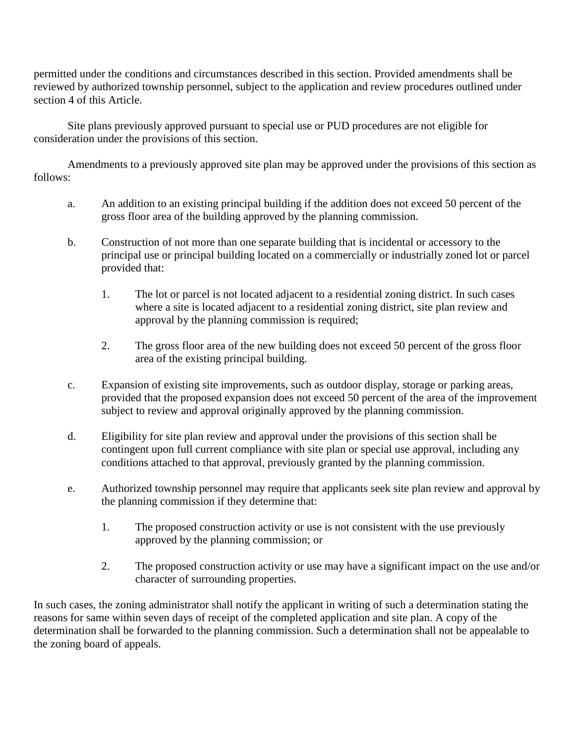permitted under the conditions and circumstances described in this section. Provided amendments shall be reviewed by authorized township personnel, subject to the application and review procedures outlined under section 4 of this Article.

Site plans previously approved pursuant to special use or PUD procedures are not eligible for consideration under the provisions of this section.

Amendments to a previously approved site plan may be approved under the provisions of this section as follows:

a. An addition to an existing principal building if the addition does not exceed 50 percent of the gross floor area of the building approved by the planning commission.

b. Construction of not more than one separate building that is incidental or accessory to the principal use or principal building located on a commercially or industrially zoned lot or parcel provided that:

   1. The lot or parcel is not located adjacent to a residential zoning district. In such cases where a site is located adjacent to a residential zoning district, site plan review and approval by the planning commission is required;

   2. The gross floor area of the new building does not exceed 50 percent of the gross floor area of the existing principal building.

c. Expansion of existing site improvements, such as outdoor display, storage or parking areas, provided that the proposed expansion does not exceed 50 percent of the area of the improvement subject to review and approval originally approved by the planning commission.

d. Eligibility for site plan review and approval under the provisions of this section shall be contingent upon full current compliance with site plan or special use approval, including any conditions attached to that approval, previously granted by the planning commission.

e. Authorized township personnel may require that applicants seek site plan review and approval by the planning commission if they determine that:

   1. The proposed construction activity or use is not consistent with the use previously approved by the planning commission; or

   2. The proposed construction activity or use may have a significant impact on the use and/or character of surrounding properties.

In such cases, the zoning administrator shall notify the applicant in writing of such a determination stating the reasons for same within seven days of receipt of the completed application and site plan. A copy of the determination shall be forwarded to the planning commission. Such a determination shall not be appealable to the zoning board of appeals.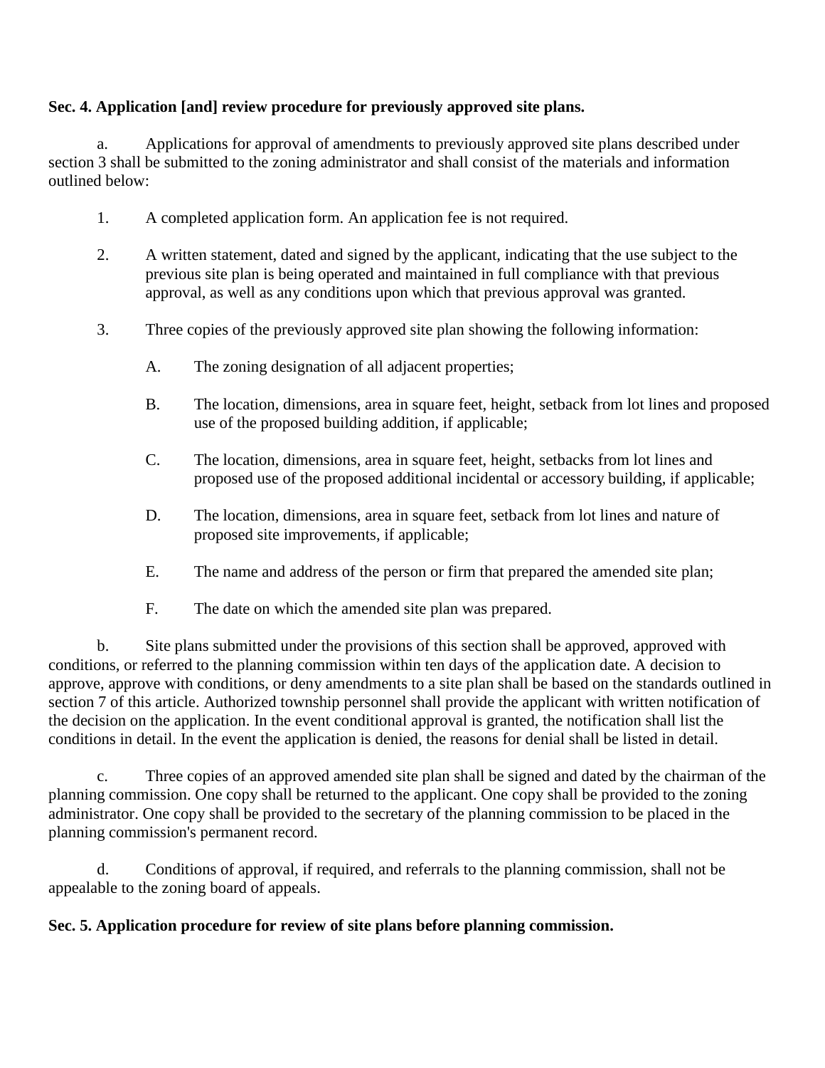**Sec. 4. Application [and] review procedure for previously approved site plans.**

a. Applications for approval of amendments to previously approved site plans described under section 3 shall be submitted to the zoning administrator and shall consist of the materials and information outlined below:

1. A completed application form. An application fee is not required.

2. A written statement, dated and signed by the applicant, indicating that the use subject to the previous site plan is being operated and maintained in full compliance with that previous approval, as well as any conditions upon which that previous approval was granted.

3. Three copies of the previously approved site plan showing the following information:

   A. The zoning designation of all adjacent properties;

   B. The location, dimensions, area in square feet, height, setback from lot lines and proposed use of the proposed building addition, if applicable;

   C. The location, dimensions, area in square feet, height, setbacks from lot lines and proposed use of the proposed additional incidental or accessory building, if applicable;

   D. The location, dimensions, area in square feet, setback from lot lines and nature of proposed site improvements, if applicable;

   E. The name and address of the person or firm that prepared the amended site plan;

   F. The date on which the amended site plan was prepared.

b. Site plans submitted under the provisions of this section shall be approved, approved with conditions, or referred to the planning commission within ten days of the application date. A decision to approve, approve with conditions, or deny amendments to a site plan shall be based on the standards outlined in section 7 of this article. Authorized township personnel shall provide the applicant with written notification of the decision on the application. In the event conditional approval is granted, the notification shall list the conditions in detail. In the event the application is denied, the reasons for denial shall be listed in detail.

c. Three copies of an approved amended site plan shall be signed and dated by the chairman of the planning commission. One copy shall be returned to the applicant. One copy shall be provided to the zoning administrator. One copy shall be provided to the secretary of the planning commission to be placed in the planning commission's permanent record.

d. Conditions of approval, if required, and referrals to the planning commission, shall not be appealable to the zoning board of appeals.

**Sec. 5. Application procedure for review of site plans before planning commission.**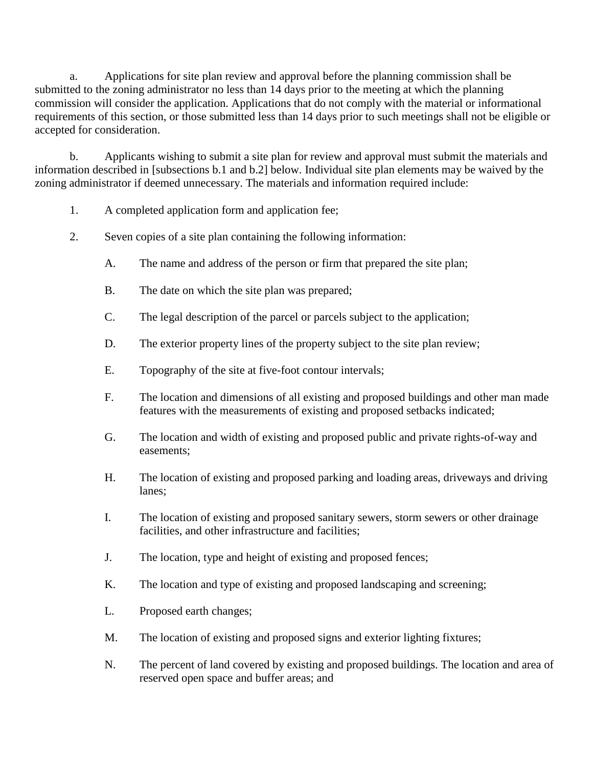a. Applications for site plan review and approval before the planning commission shall be submitted to the zoning administrator no less than 14 days prior to the meeting at which the planning commission will consider the application. Applications that do not comply with the material or informational requirements of this section, or those submitted less than 14 days prior to such meetings shall not be eligible or accepted for consideration.

b. Applicants wishing to submit a site plan for review and approval must submit the materials and information described in [subsections b.1 and b.2] below. Individual site plan elements may be waived by the zoning administrator if deemed unnecessary. The materials and information required include:

1. A completed application form and application fee;

2. Seven copies of a site plan containing the following information:

    A. The name and address of the person or firm that prepared the site plan;

    B. The date on which the site plan was prepared;

    C. The legal description of the parcel or parcels subject to the application;

    D. The exterior property lines of the property subject to the site plan review;

    E. Topography of the site at five-foot contour intervals;

    F. The location and dimensions of all existing and proposed buildings and other man made features with the measurements of existing and proposed setbacks indicated;

    G. The location and width of existing and proposed public and private rights-of-way and easements;

    H. The location of existing and proposed parking and loading areas, driveways and driving lanes;

    I. The location of existing and proposed sanitary sewers, storm sewers or other drainage facilities, and other infrastructure and facilities;

    J. The location, type and height of existing and proposed fences;

    K. The location and type of existing and proposed landscaping and screening;

    L. Proposed earth changes;

    M. The location of existing and proposed signs and exterior lighting fixtures;

    N. The percent of land covered by existing and proposed buildings. The location and area of reserved open space and buffer areas; and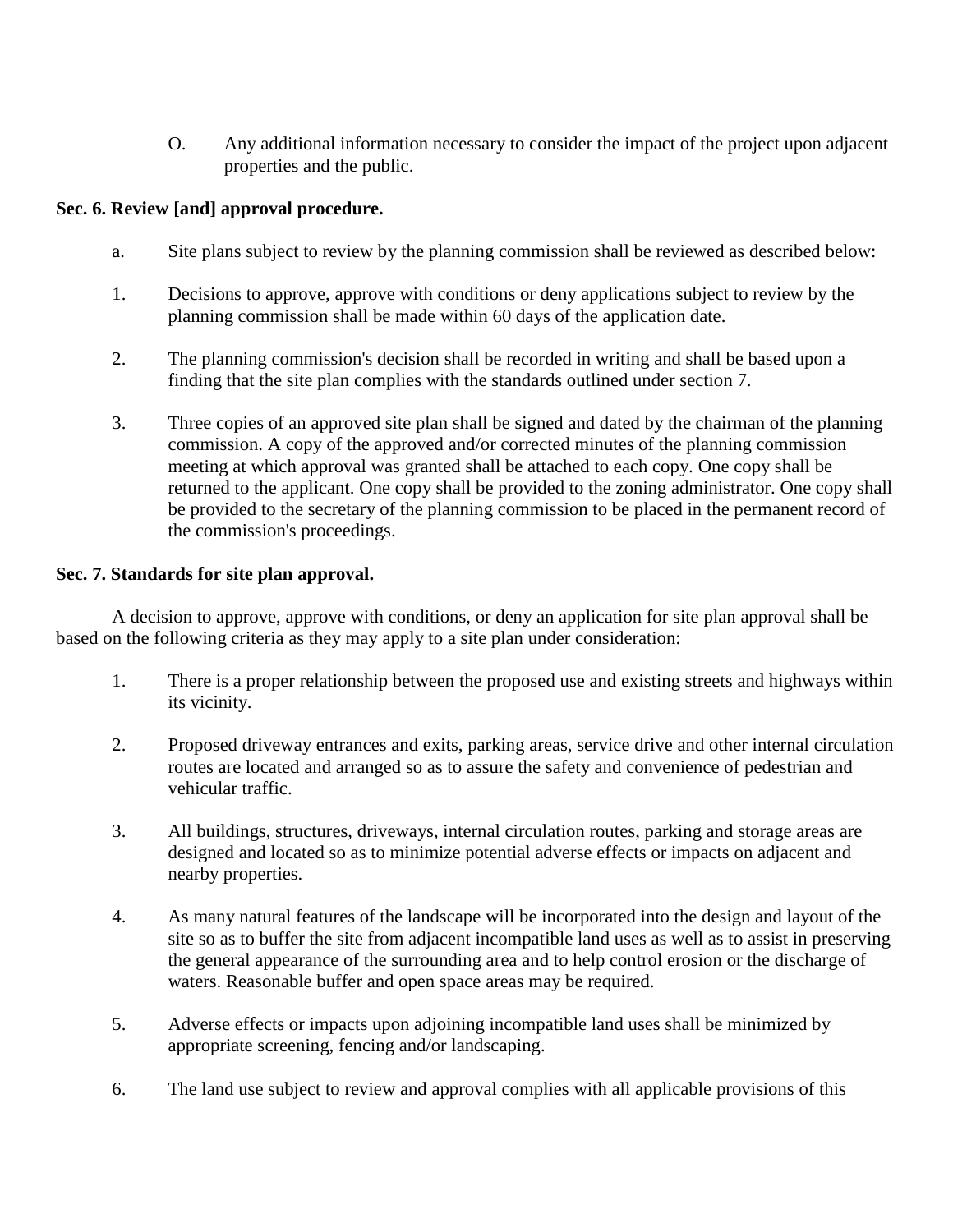O. Any additional information necessary to consider the impact of the project upon adjacent properties and the public.

**Sec. 6. Review [and] approval procedure.**

a. Site plans subject to review by the planning commission shall be reviewed as described below:

1. Decisions to approve, approve with conditions or deny applications subject to review by the planning commission shall be made within 60 days of the application date.

2. The planning commission's decision shall be recorded in writing and shall be based upon a finding that the site plan complies with the standards outlined under section 7.

3. Three copies of an approved site plan shall be signed and dated by the chairman of the planning commission. A copy of the approved and/or corrected minutes of the planning commission meeting at which approval was granted shall be attached to each copy. One copy shall be returned to the applicant. One copy shall be provided to the zoning administrator. One copy shall be provided to the secretary of the planning commission to be placed in the permanent record of the commission's proceedings.

**Sec. 7. Standards for site plan approval.**

A decision to approve, approve with conditions, or deny an application for site plan approval shall be based on the following criteria as they may apply to a site plan under consideration:

1. There is a proper relationship between the proposed use and existing streets and highways within its vicinity.

2. Proposed driveway entrances and exits, parking areas, service drive and other internal circulation routes are located and arranged so as to assure the safety and convenience of pedestrian and vehicular traffic.

3. All buildings, structures, driveways, internal circulation routes, parking and storage areas are designed and located so as to minimize potential adverse effects or impacts on adjacent and nearby properties.

4. As many natural features of the landscape will be incorporated into the design and layout of the site so as to buffer the site from adjacent incompatible land uses as well as to assist in preserving the general appearance of the surrounding area and to help control erosion or the discharge of waters. Reasonable buffer and open space areas may be required.

5. Adverse effects or impacts upon adjoining incompatible land uses shall be minimized by appropriate screening, fencing and/or landscaping.

6. The land use subject to review and approval complies with all applicable provisions of this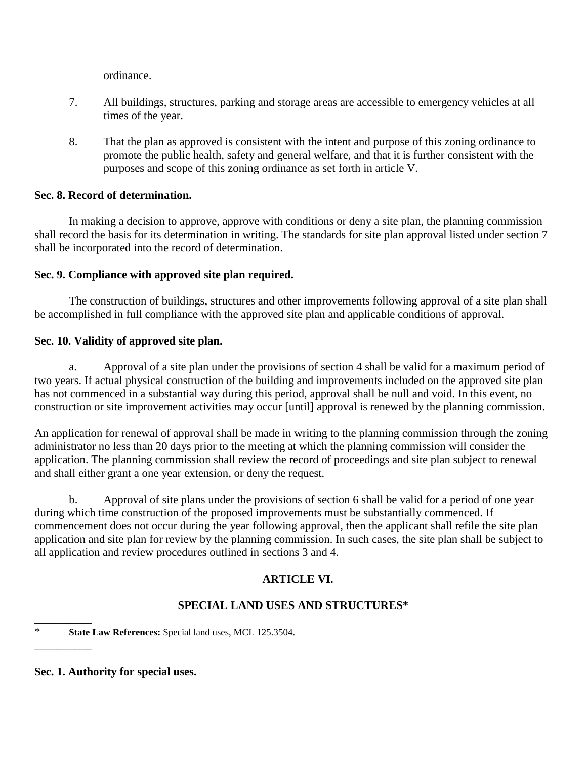ordinance.

7. All buildings, structures, parking and storage areas are accessible to emergency vehicles at all times of the year.

8. That the plan as approved is consistent with the intent and purpose of this zoning ordinance to promote the public health, safety and general welfare, and that it is further consistent with the purposes and scope of this zoning ordinance as set forth in article V.

**Sec. 8. Record of determination.**

In making a decision to approve, approve with conditions or deny a site plan, the planning commission shall record the basis for its determination in writing. The standards for site plan approval listed under section 7 shall be incorporated into the record of determination.

**Sec. 9. Compliance with approved site plan required.**

The construction of buildings, structures and other improvements following approval of a site plan shall be accomplished in full compliance with the approved site plan and applicable conditions of approval.

**Sec. 10. Validity of approved site plan.**

a. Approval of a site plan under the provisions of section 4 shall be valid for a maximum period of two years. If actual physical construction of the building and improvements included on the approved site plan has not commenced in a substantial way during this period, approval shall be null and void. In this event, no construction or site improvement activities may occur [until] approval is renewed by the planning commission.

An application for renewal of approval shall be made in writing to the planning commission through the zoning administrator no less than 20 days prior to the meeting at which the planning commission will consider the application. The planning commission shall review the record of proceedings and site plan subject to renewal and shall either grant a one year extension, or deny the request.

b. Approval of site plans under the provisions of section 6 shall be valid for a period of one year during which time construction of the proposed improvements must be substantially commenced. If commencement does not occur during the year following approval, then the applicant shall refile the site plan application and site plan for review by the planning commission. In such cases, the site plan shall be subject to all application and review procedures outlined in sections 3 and 4.

## ARTICLE VI.

## SPECIAL LAND USES AND STRUCTURES*

\* **State Law References:** Special land uses, MCL 125.3504.

**Sec. 1. Authority for special uses.**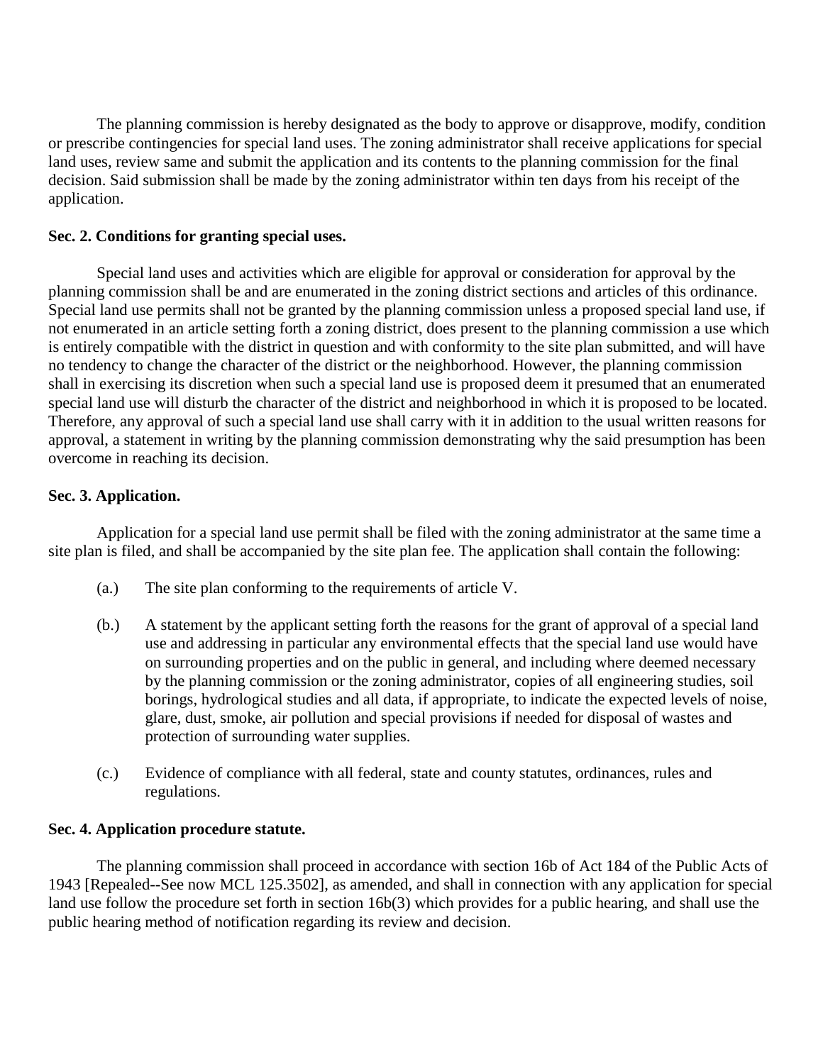The planning commission is hereby designated as the body to approve or disapprove, modify, condition or prescribe contingencies for special land uses. The zoning administrator shall receive applications for special land uses, review same and submit the application and its contents to the planning commission for the final decision. Said submission shall be made by the zoning administrator within ten days from his receipt of the application.

**Sec. 2. Conditions for granting special uses.**

Special land uses and activities which are eligible for approval or consideration for approval by the planning commission shall be and are enumerated in the zoning district sections and articles of this ordinance. Special land use permits shall not be granted by the planning commission unless a proposed special land use, if not enumerated in an article setting forth a zoning district, does present to the planning commission a use which is entirely compatible with the district in question and with conformity to the site plan submitted, and will have no tendency to change the character of the district or the neighborhood. However, the planning commission shall in exercising its discretion when such a special land use is proposed deem it presumed that an enumerated special land use will disturb the character of the district and neighborhood in which it is proposed to be located. Therefore, any approval of such a special land use shall carry with it in addition to the usual written reasons for approval, a statement in writing by the planning commission demonstrating why the said presumption has been overcome in reaching its decision.

**Sec. 3. Application.**

Application for a special land use permit shall be filed with the zoning administrator at the same time a site plan is filed, and shall be accompanied by the site plan fee. The application shall contain the following:

(a.) The site plan conforming to the requirements of article V.

(b.) A statement by the applicant setting forth the reasons for the grant of approval of a special land use and addressing in particular any environmental effects that the special land use would have on surrounding properties and on the public in general, and including where deemed necessary by the planning commission or the zoning administrator, copies of all engineering studies, soil borings, hydrological studies and all data, if appropriate, to indicate the expected levels of noise, glare, dust, smoke, air pollution and special provisions if needed for disposal of wastes and protection of surrounding water supplies.

(c.) Evidence of compliance with all federal, state and county statutes, ordinances, rules and regulations.

**Sec. 4. Application procedure statute.**

The planning commission shall proceed in accordance with section 16b of Act 184 of the Public Acts of 1943 [Repealed--See now MCL 125.3502], as amended, and shall in connection with any application for special land use follow the procedure set forth in section 16b(3) which provides for a public hearing, and shall use the public hearing method of notification regarding its review and decision.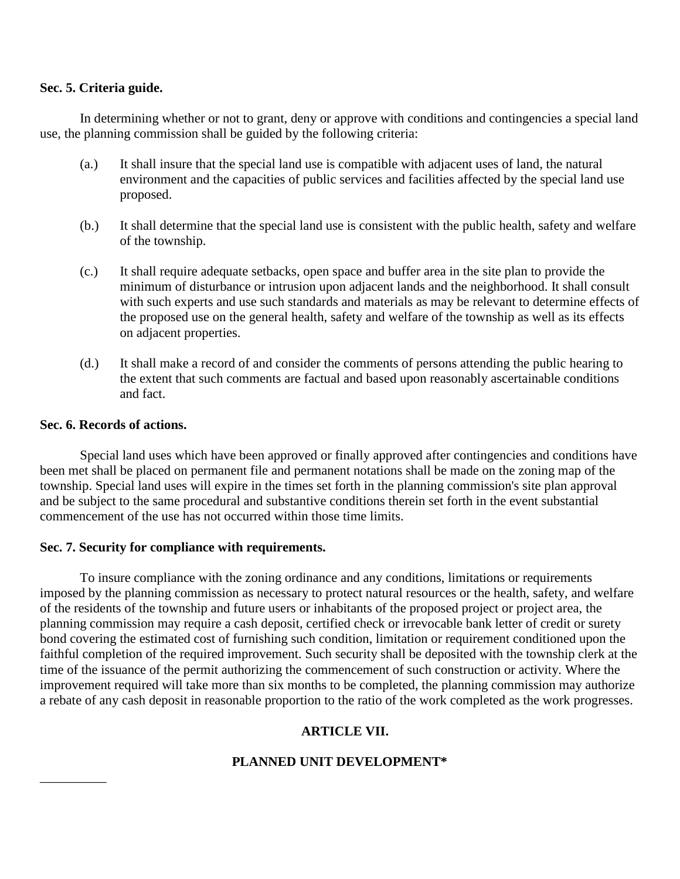**Sec. 5. Criteria guide.**

In determining whether or not to grant, deny or approve with conditions and contingencies a special land use, the planning commission shall be guided by the following criteria:

(a.) It shall insure that the special land use is compatible with adjacent uses of land, the natural environment and the capacities of public services and facilities affected by the special land use proposed.

(b.) It shall determine that the special land use is consistent with the public health, safety and welfare of the township.

(c.) It shall require adequate setbacks, open space and buffer area in the site plan to provide the minimum of disturbance or intrusion upon adjacent lands and the neighborhood. It shall consult with such experts and use such standards and materials as may be relevant to determine effects of the proposed use on the general health, safety and welfare of the township as well as its effects on adjacent properties.

(d.) It shall make a record of and consider the comments of persons attending the public hearing to the extent that such comments are factual and based upon reasonably ascertainable conditions and fact.

**Sec. 6. Records of actions.**

Special land uses which have been approved or finally approved after contingencies and conditions have been met shall be placed on permanent file and permanent notations shall be made on the zoning map of the township. Special land uses will expire in the times set forth in the planning commission's site plan approval and be subject to the same procedural and substantive conditions therein set forth in the event substantial commencement of the use has not occurred within those time limits.

**Sec. 7. Security for compliance with requirements.**

To insure compliance with the zoning ordinance and any conditions, limitations or requirements imposed by the planning commission as necessary to protect natural resources or the health, safety, and welfare of the residents of the township and future users or inhabitants of the proposed project or project area, the planning commission may require a cash deposit, certified check or irrevocable bank letter of credit or surety bond covering the estimated cost of furnishing such condition, limitation or requirement conditioned upon the faithful completion of the required improvement. Such security shall be deposited with the township clerk at the time of the issuance of the permit authorizing the commencement of such construction or activity. Where the improvement required will take more than six months to be completed, the planning commission may authorize a rebate of any cash deposit in reasonable proportion to the ratio of the work completed as the work progresses.

## ARTICLE VII.

## PLANNED UNIT DEVELOPMENT*

__________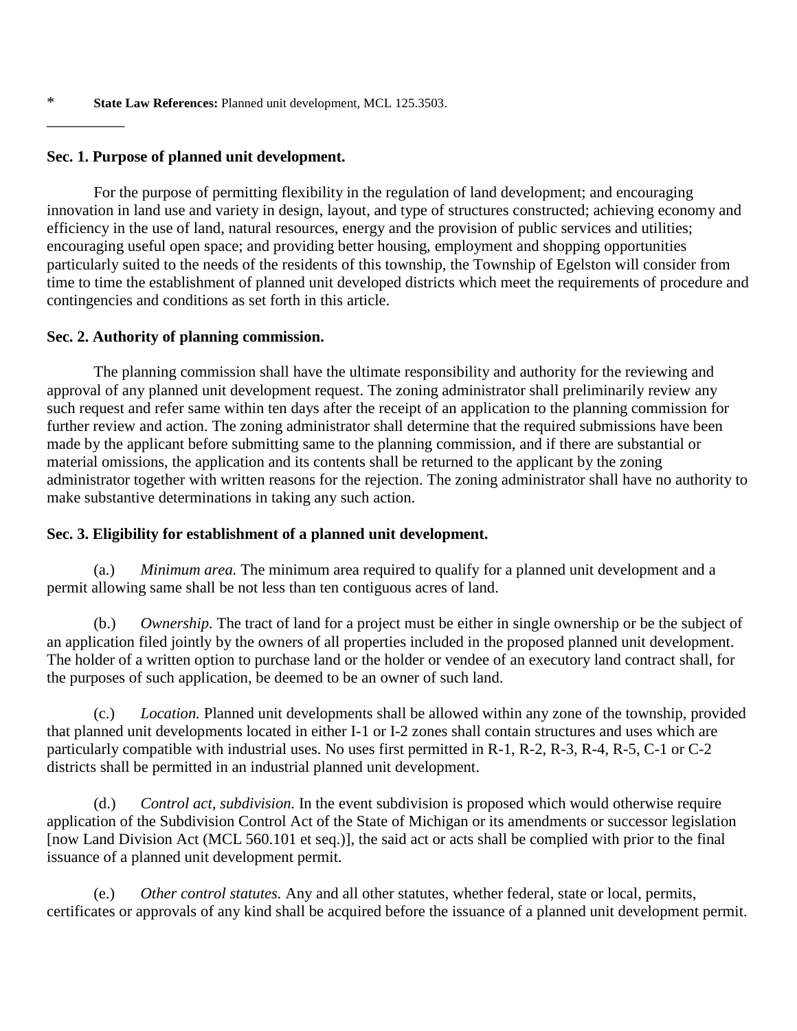\* **State Law References:** Planned unit development, MCL 125.3503.

---

### Sec. 1. Purpose of planned unit development.

For the purpose of permitting flexibility in the regulation of land development; and encouraging innovation in land use and variety in design, layout, and type of structures constructed; achieving economy and efficiency in the use of land, natural resources, energy and the provision of public services and utilities; encouraging useful open space; and providing better housing, employment and shopping opportunities particularly suited to the needs of the residents of this township, the Township of Egelston will consider from time to time the establishment of planned unit developed districts which meet the requirements of procedure and contingencies and conditions as set forth in this article.

### Sec. 2. Authority of planning commission.

The planning commission shall have the ultimate responsibility and authority for the reviewing and approval of any planned unit development request. The zoning administrator shall preliminarily review any such request and refer same within ten days after the receipt of an application to the planning commission for further review and action. The zoning administrator shall determine that the required submissions have been made by the applicant before submitting same to the planning commission, and if there are substantial or material omissions, the application and its contents shall be returned to the applicant by the zoning administrator together with written reasons for the rejection. The zoning administrator shall have no authority to make substantive determinations in taking any such action.

### Sec. 3. Eligibility for establishment of a planned unit development.

(a.) *Minimum area.* The minimum area required to qualify for a planned unit development and a permit allowing same shall be not less than ten contiguous acres of land.

(b.) *Ownership.* The tract of land for a project must be either in single ownership or be the subject of an application filed jointly by the owners of all properties included in the proposed planned unit development. The holder of a written option to purchase land or the holder or vendee of an executory land contract shall, for the purposes of such application, be deemed to be an owner of such land.

(c.) *Location.* Planned unit developments shall be allowed within any zone of the township, provided that planned unit developments located in either I-1 or I-2 zones shall contain structures and uses which are particularly compatible with industrial uses. No uses first permitted in R-1, R-2, R-3, R-4, R-5, C-1 or C-2 districts shall be permitted in an industrial planned unit development.

(d.) *Control act, subdivision.* In the event subdivision is proposed which would otherwise require application of the Subdivision Control Act of the State of Michigan or its amendments or successor legislation [now Land Division Act (MCL 560.101 et seq.)], the said act or acts shall be complied with prior to the final issuance of a planned unit development permit.

(e.) *Other control statutes.* Any and all other statutes, whether federal, state or local, permits, certificates or approvals of any kind shall be acquired before the issuance of a planned unit development permit.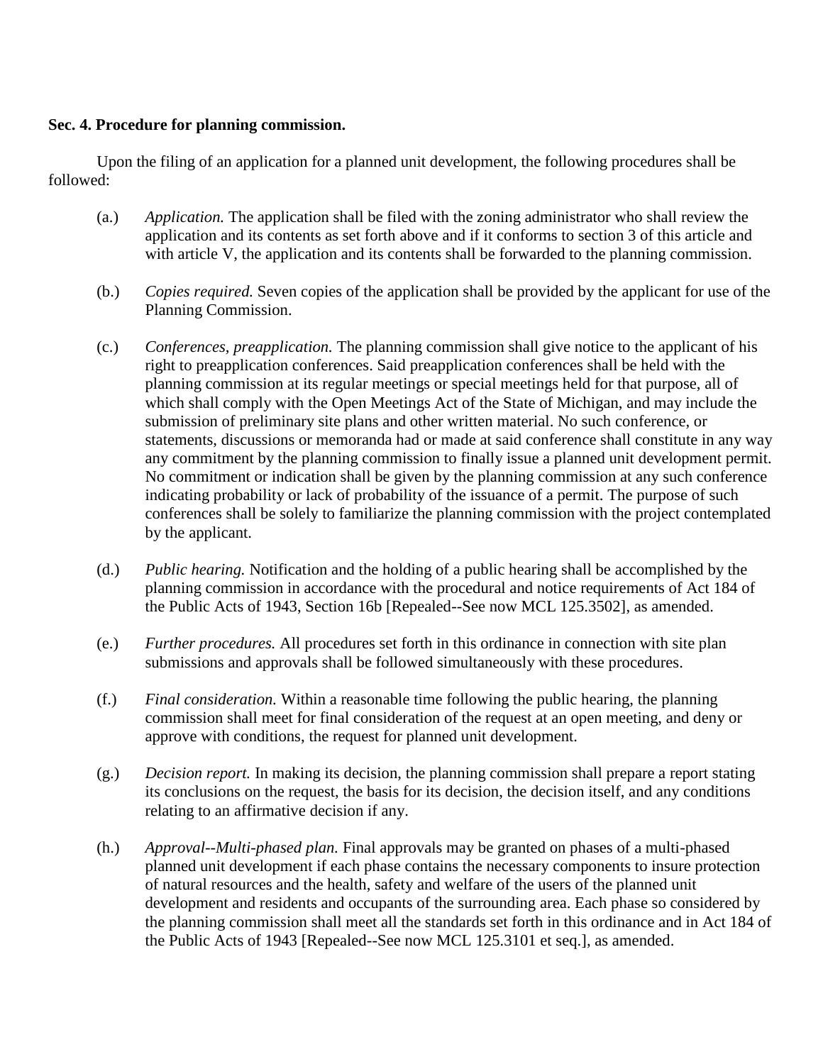**Sec. 4. Procedure for planning commission.**

Upon the filing of an application for a planned unit development, the following procedures shall be followed:

(a.) *Application.* The application shall be filed with the zoning administrator who shall review the application and its contents as set forth above and if it conforms to section 3 of this article and with article V, the application and its contents shall be forwarded to the planning commission.

(b.) *Copies required.* Seven copies of the application shall be provided by the applicant for use of the Planning Commission.

(c.) *Conferences, preapplication.* The planning commission shall give notice to the applicant of his right to preapplication conferences. Said preapplication conferences shall be held with the planning commission at its regular meetings or special meetings held for that purpose, all of which shall comply with the Open Meetings Act of the State of Michigan, and may include the submission of preliminary site plans and other written material. No such conference, or statements, discussions or memoranda had or made at said conference shall constitute in any way any commitment by the planning commission to finally issue a planned unit development permit. No commitment or indication shall be given by the planning commission at any such conference indicating probability or lack of probability of the issuance of a permit. The purpose of such conferences shall be solely to familiarize the planning commission with the project contemplated by the applicant.

(d.) *Public hearing.* Notification and the holding of a public hearing shall be accomplished by the planning commission in accordance with the procedural and notice requirements of Act 184 of the Public Acts of 1943, Section 16b [Repealed--See now MCL 125.3502], as amended.

(e.) *Further procedures.* All procedures set forth in this ordinance in connection with site plan submissions and approvals shall be followed simultaneously with these procedures.

(f.) *Final consideration.* Within a reasonable time following the public hearing, the planning commission shall meet for final consideration of the request at an open meeting, and deny or approve with conditions, the request for planned unit development.

(g.) *Decision report.* In making its decision, the planning commission shall prepare a report stating its conclusions on the request, the basis for its decision, the decision itself, and any conditions relating to an affirmative decision if any.

(h.) *Approval--Multi-phased plan.* Final approvals may be granted on phases of a multi-phased planned unit development if each phase contains the necessary components to insure protection of natural resources and the health, safety and welfare of the users of the planned unit development and residents and occupants of the surrounding area. Each phase so considered by the planning commission shall meet all the standards set forth in this ordinance and in Act 184 of the Public Acts of 1943 [Repealed--See now MCL 125.3101 et seq.], as amended.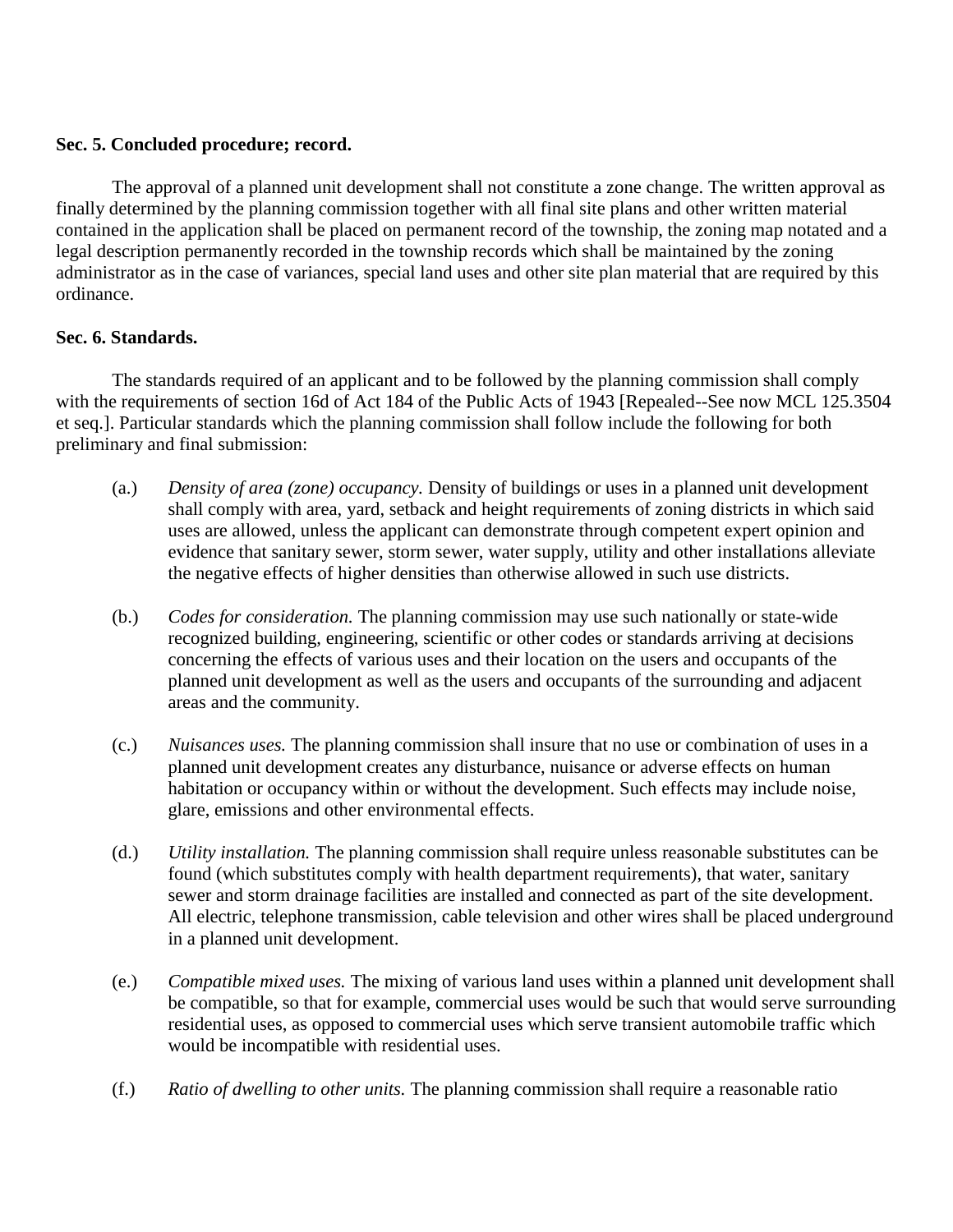**Sec. 5. Concluded procedure; record.**

The approval of a planned unit development shall not constitute a zone change. The written approval as finally determined by the planning commission together with all final site plans and other written material contained in the application shall be placed on permanent record of the township, the zoning map notated and a legal description permanently recorded in the township records which shall be maintained by the zoning administrator as in the case of variances, special land uses and other site plan material that are required by this ordinance.

**Sec. 6. Standards.**

The standards required of an applicant and to be followed by the planning commission shall comply with the requirements of section 16d of Act 184 of the Public Acts of 1943 [Repealed--See now MCL 125.3504 et seq.]. Particular standards which the planning commission shall follow include the following for both preliminary and final submission:

(a.) *Density of area (zone) occupancy.* Density of buildings or uses in a planned unit development shall comply with area, yard, setback and height requirements of zoning districts in which said uses are allowed, unless the applicant can demonstrate through competent expert opinion and evidence that sanitary sewer, storm sewer, water supply, utility and other installations alleviate the negative effects of higher densities than otherwise allowed in such use districts.

(b.) *Codes for consideration.* The planning commission may use such nationally or state-wide recognized building, engineering, scientific or other codes or standards arriving at decisions concerning the effects of various uses and their location on the users and occupants of the planned unit development as well as the users and occupants of the surrounding and adjacent areas and the community.

(c.) *Nuisances uses.* The planning commission shall insure that no use or combination of uses in a planned unit development creates any disturbance, nuisance or adverse effects on human habitation or occupancy within or without the development. Such effects may include noise, glare, emissions and other environmental effects.

(d.) *Utility installation.* The planning commission shall require unless reasonable substitutes can be found (which substitutes comply with health department requirements), that water, sanitary sewer and storm drainage facilities are installed and connected as part of the site development. All electric, telephone transmission, cable television and other wires shall be placed underground in a planned unit development.

(e.) *Compatible mixed uses.* The mixing of various land uses within a planned unit development shall be compatible, so that for example, commercial uses would be such that would serve surrounding residential uses, as opposed to commercial uses which serve transient automobile traffic which would be incompatible with residential uses.

(f.) *Ratio of dwelling to other units.* The planning commission shall require a reasonable ratio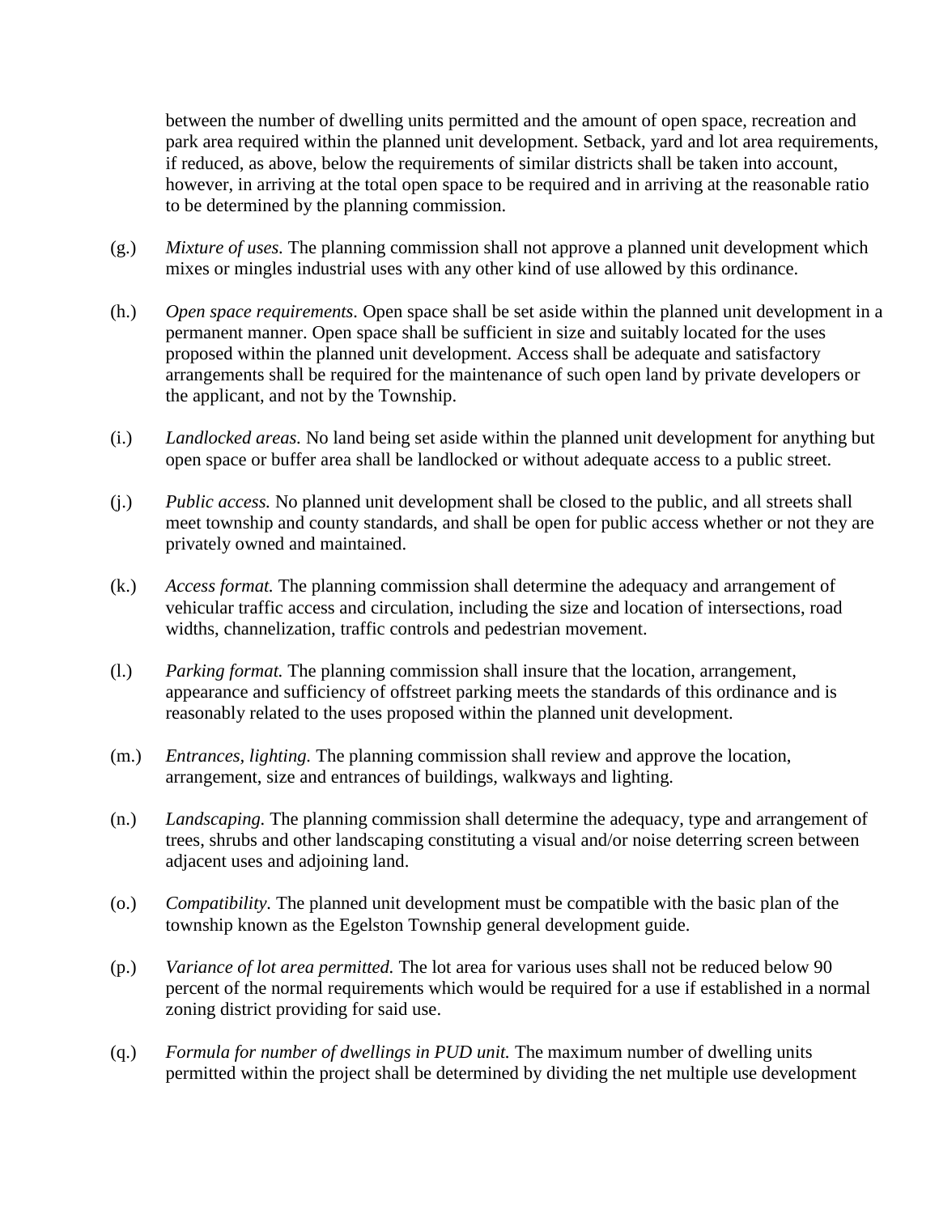between the number of dwelling units permitted and the amount of open space, recreation and park area required within the planned unit development. Setback, yard and lot area requirements, if reduced, as above, below the requirements of similar districts shall be taken into account, however, in arriving at the total open space to be required and in arriving at the reasonable ratio to be determined by the planning commission.

(g.) *Mixture of uses.* The planning commission shall not approve a planned unit development which mixes or mingles industrial uses with any other kind of use allowed by this ordinance.

(h.) *Open space requirements.* Open space shall be set aside within the planned unit development in a permanent manner. Open space shall be sufficient in size and suitably located for the uses proposed within the planned unit development. Access shall be adequate and satisfactory arrangements shall be required for the maintenance of such open land by private developers or the applicant, and not by the Township.

(i.) *Landlocked areas.* No land being set aside within the planned unit development for anything but open space or buffer area shall be landlocked or without adequate access to a public street.

(j.) *Public access.* No planned unit development shall be closed to the public, and all streets shall meet township and county standards, and shall be open for public access whether or not they are privately owned and maintained.

(k.) *Access format.* The planning commission shall determine the adequacy and arrangement of vehicular traffic access and circulation, including the size and location of intersections, road widths, channelization, traffic controls and pedestrian movement.

(l.) *Parking format.* The planning commission shall insure that the location, arrangement, appearance and sufficiency of offstreet parking meets the standards of this ordinance and is reasonably related to the uses proposed within the planned unit development.

(m.) *Entrances, lighting.* The planning commission shall review and approve the location, arrangement, size and entrances of buildings, walkways and lighting.

(n.) *Landscaping.* The planning commission shall determine the adequacy, type and arrangement of trees, shrubs and other landscaping constituting a visual and/or noise deterring screen between adjacent uses and adjoining land.

(o.) *Compatibility.* The planned unit development must be compatible with the basic plan of the township known as the Egelston Township general development guide.

(p.) *Variance of lot area permitted.* The lot area for various uses shall not be reduced below 90 percent of the normal requirements which would be required for a use if established in a normal zoning district providing for said use.

(q.) *Formula for number of dwellings in PUD unit.* The maximum number of dwelling units permitted within the project shall be determined by dividing the net multiple use development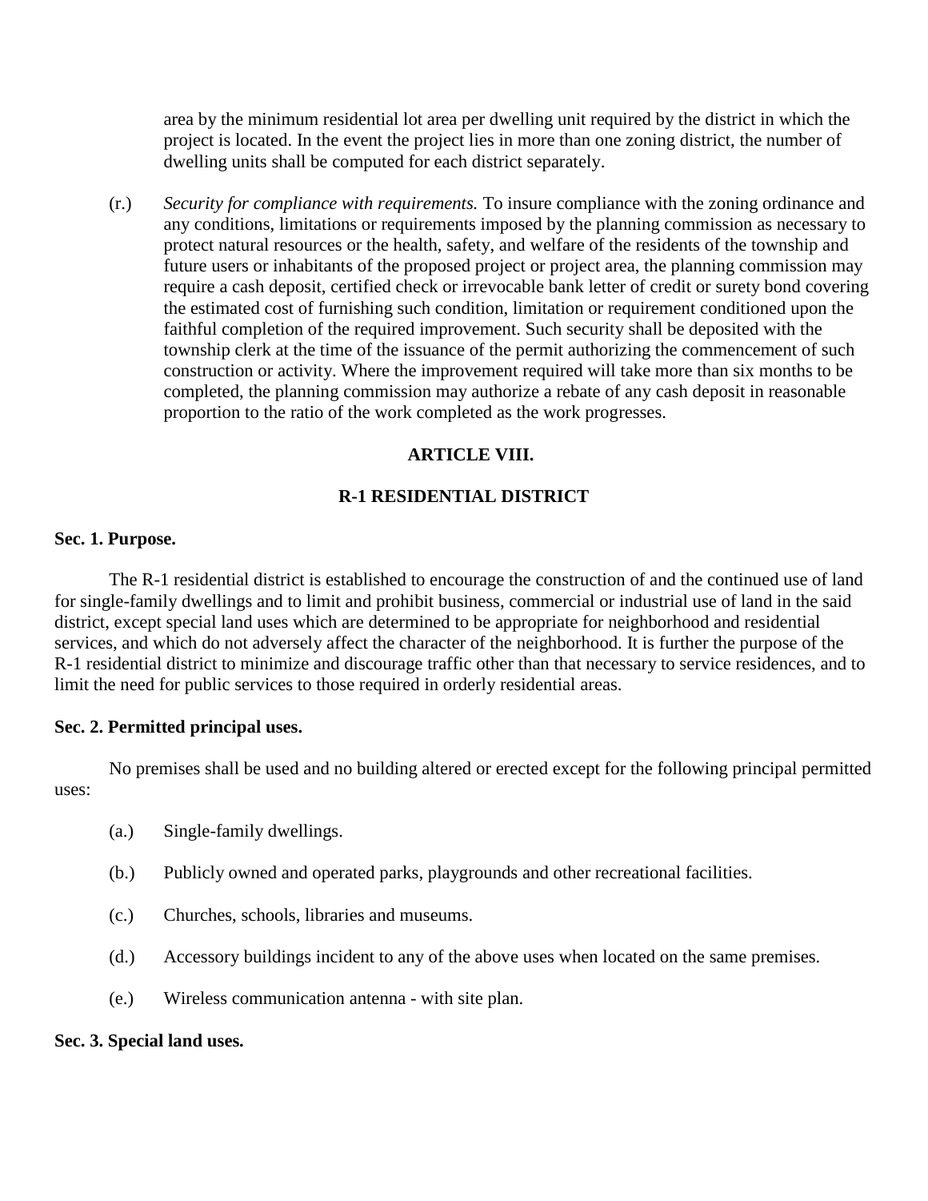area by the minimum residential lot area per dwelling unit required by the district in which the project is located. In the event the project lies in more than one zoning district, the number of dwelling units shall be computed for each district separately.

(r.) *Security for compliance with requirements.* To insure compliance with the zoning ordinance and any conditions, limitations or requirements imposed by the planning commission as necessary to protect natural resources or the health, safety, and welfare of the residents of the township and future users or inhabitants of the proposed project or project area, the planning commission may require a cash deposit, certified check or irrevocable bank letter of credit or surety bond covering the estimated cost of furnishing such condition, limitation or requirement conditioned upon the faithful completion of the required improvement. Such security shall be deposited with the township clerk at the time of the issuance of the permit authorizing the commencement of such construction or activity. Where the improvement required will take more than six months to be completed, the planning commission may authorize a rebate of any cash deposit in reasonable proportion to the ratio of the work completed as the work progresses.

## ARTICLE VIII.

## R-1 RESIDENTIAL DISTRICT

**Sec. 1. Purpose.**

The R-1 residential district is established to encourage the construction of and the continued use of land for single-family dwellings and to limit and prohibit business, commercial or industrial use of land in the said district, except special land uses which are determined to be appropriate for neighborhood and residential services, and which do not adversely affect the character of the neighborhood. It is further the purpose of the R-1 residential district to minimize and discourage traffic other than that necessary to service residences, and to limit the need for public services to those required in orderly residential areas.

**Sec. 2. Permitted principal uses.**

No premises shall be used and no building altered or erected except for the following principal permitted uses:

(a.) Single-family dwellings.

(b.) Publicly owned and operated parks, playgrounds and other recreational facilities.

(c.) Churches, schools, libraries and museums.

(d.) Accessory buildings incident to any of the above uses when located on the same premises.

(e.) Wireless communication antenna - with site plan.

**Sec. 3. Special land uses.**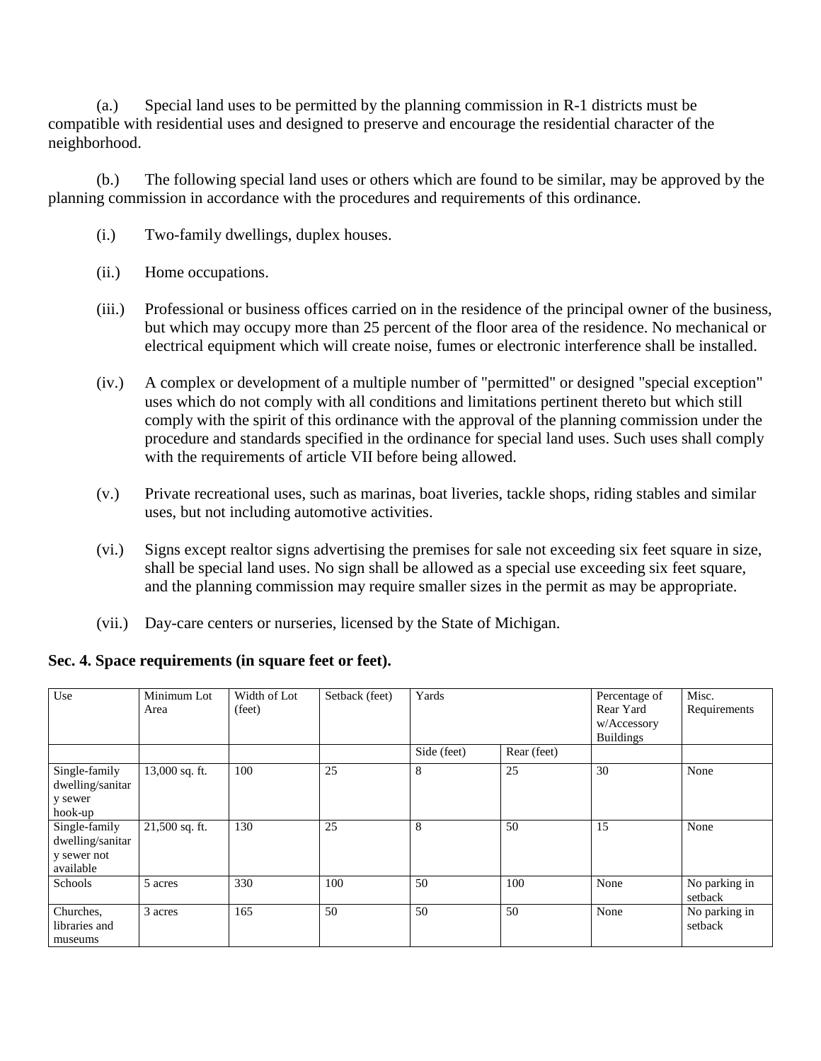(a.) Special land uses to be permitted by the planning commission in R-1 districts must be compatible with residential uses and designed to preserve and encourage the residential character of the neighborhood.

(b.) The following special land uses or others which are found to be similar, may be approved by the planning commission in accordance with the procedures and requirements of this ordinance.

(i.) Two-family dwellings, duplex houses.

(ii.) Home occupations.

(iii.) Professional or business offices carried on in the residence of the principal owner of the business, but which may occupy more than 25 percent of the floor area of the residence. No mechanical or electrical equipment which will create noise, fumes or electronic interference shall be installed.

(iv.) A complex or development of a multiple number of "permitted" or designed "special exception" uses which do not comply with all conditions and limitations pertinent thereto but which still comply with the spirit of this ordinance with the approval of the planning commission under the procedure and standards specified in the ordinance for special land uses. Such uses shall comply with the requirements of article VII before being allowed.

(v.) Private recreational uses, such as marinas, boat liveries, tackle shops, riding stables and similar uses, but not including automotive activities.

(vi.) Signs except realtor signs advertising the premises for sale not exceeding six feet square in size, shall be special land uses. No sign shall be allowed as a special use exceeding six feet square, and the planning commission may require smaller sizes in the permit as may be appropriate.

(vii.) Day-care centers or nurseries, licensed by the State of Michigan.

**Sec. 4. Space requirements (in square feet or feet).**

| Use | Minimum Lot Area | Width of Lot (feet) | Setback (feet) | Yards | | Percentage of Rear Yard w/Accessory Buildings | Misc. Requirements |
|---|---|---|---|---|---|---|---|
| | | | | Side (feet) | Rear (feet) | | |
| Single-family dwelling/sanitary sewer hook-up | 13,000 sq. ft. | 100 | 25 | 8 | 25 | 30 | None |
| Single-family dwelling/sanitary sewer not available | 21,500 sq. ft. | 130 | 25 | 8 | 50 | 15 | None |
| Schools | 5 acres | 330 | 100 | 50 | 100 | None | No parking in setback |
| Churches, libraries and museums | 3 acres | 165 | 50 | 50 | 50 | None | No parking in setback |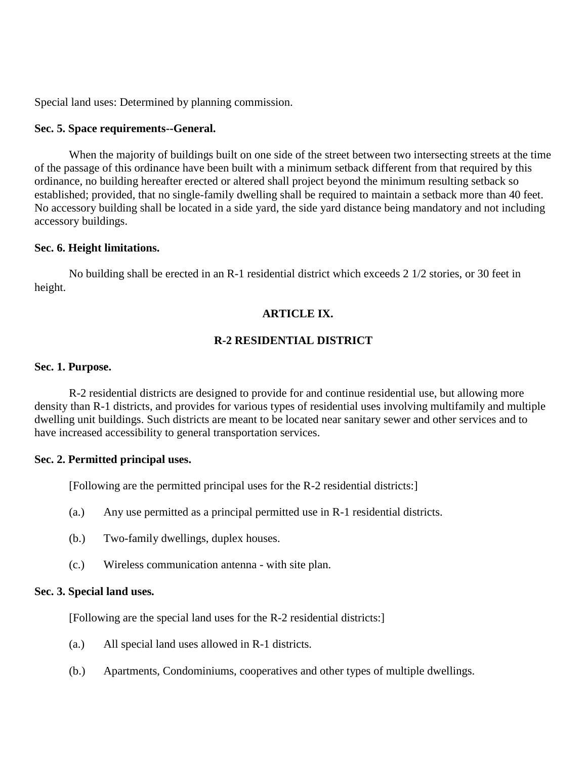Special land uses: Determined by planning commission.

**Sec. 5. Space requirements--General.**

When the majority of buildings built on one side of the street between two intersecting streets at the time of the passage of this ordinance have been built with a minimum setback different from that required by this ordinance, no building hereafter erected or altered shall project beyond the minimum resulting setback so established; provided, that no single-family dwelling shall be required to maintain a setback more than 40 feet. No accessory building shall be located in a side yard, the side yard distance being mandatory and not including accessory buildings.

**Sec. 6. Height limitations.**

No building shall be erected in an R-1 residential district which exceeds 2 1/2 stories, or 30 feet in height.

## ARTICLE IX.

## R-2 RESIDENTIAL DISTRICT

**Sec. 1. Purpose.**

R-2 residential districts are designed to provide for and continue residential use, but allowing more density than R-1 districts, and provides for various types of residential uses involving multifamily and multiple dwelling unit buildings. Such districts are meant to be located near sanitary sewer and other services and to have increased accessibility to general transportation services.

**Sec. 2. Permitted principal uses.**

[Following are the permitted principal uses for the R-2 residential districts:]

(a.) Any use permitted as a principal permitted use in R-1 residential districts.

(b.) Two-family dwellings, duplex houses.

(c.) Wireless communication antenna - with site plan.

**Sec. 3. Special land uses.**

[Following are the special land uses for the R-2 residential districts:]

(a.) All special land uses allowed in R-1 districts.

(b.) Apartments, Condominiums, cooperatives and other types of multiple dwellings.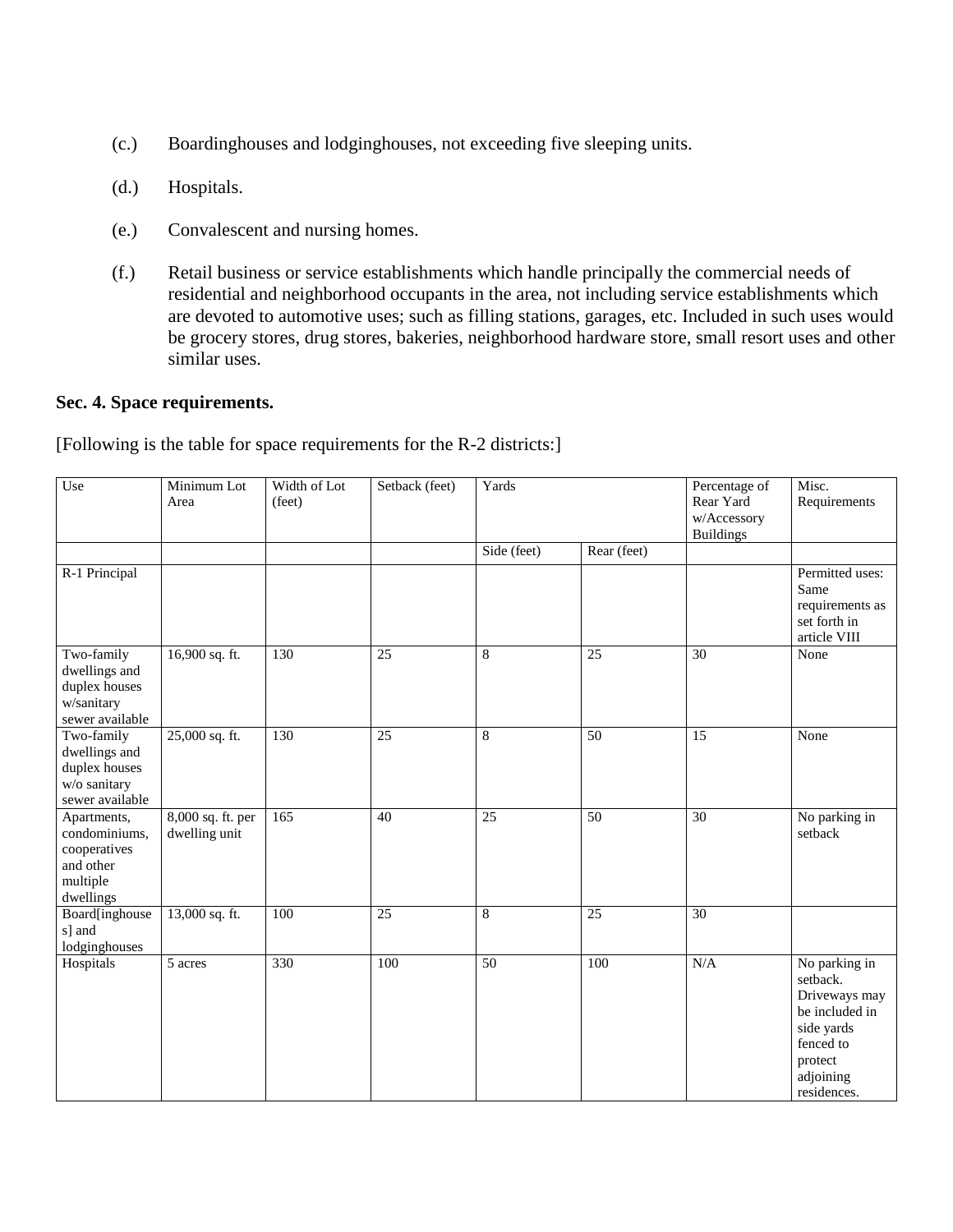(c.) Boardinghouses and lodginghouses, not exceeding five sleeping units.

(d.) Hospitals.

(e.) Convalescent and nursing homes.

(f.) Retail business or service establishments which handle principally the commercial needs of residential and neighborhood occupants in the area, not including service establishments which are devoted to automotive uses; such as filling stations, garages, etc. Included in such uses would be grocery stores, drug stores, bakeries, neighborhood hardware store, small resort uses and other similar uses.

**Sec. 4. Space requirements.**

[Following is the table for space requirements for the R-2 districts:]

| Use | Minimum Lot Area | Width of Lot (feet) | Setback (feet) | Yards | | Percentage of Rear Yard w/Accessory Buildings | Misc. Requirements |
|---|---|---|---|---|---|---|---|
| | | | | Side (feet) | Rear (feet) | | |
| R-1 Principal | | | | | | | Permitted uses: Same requirements as set forth in article VIII |
| Two-family dwellings and duplex houses w/sanitary sewer available | 16,900 sq. ft. | 130 | 25 | 8 | 25 | 30 | None |
| Two-family dwellings and duplex houses w/o sanitary sewer available | 25,000 sq. ft. | 130 | 25 | 8 | 50 | 15 | None |
| Apartments, condominiums, cooperatives and other multiple dwellings | 8,000 sq. ft. per dwelling unit | 165 | 40 | 25 | 50 | 30 | No parking in setback |
| Board[inghouses] and lodginghouses | 13,000 sq. ft. | 100 | 25 | 8 | 25 | 30 | |
| Hospitals | 5 acres | 330 | 100 | 50 | 100 | N/A | No parking in setback. Driveways may be included in side yards fenced to protect adjoining residences. |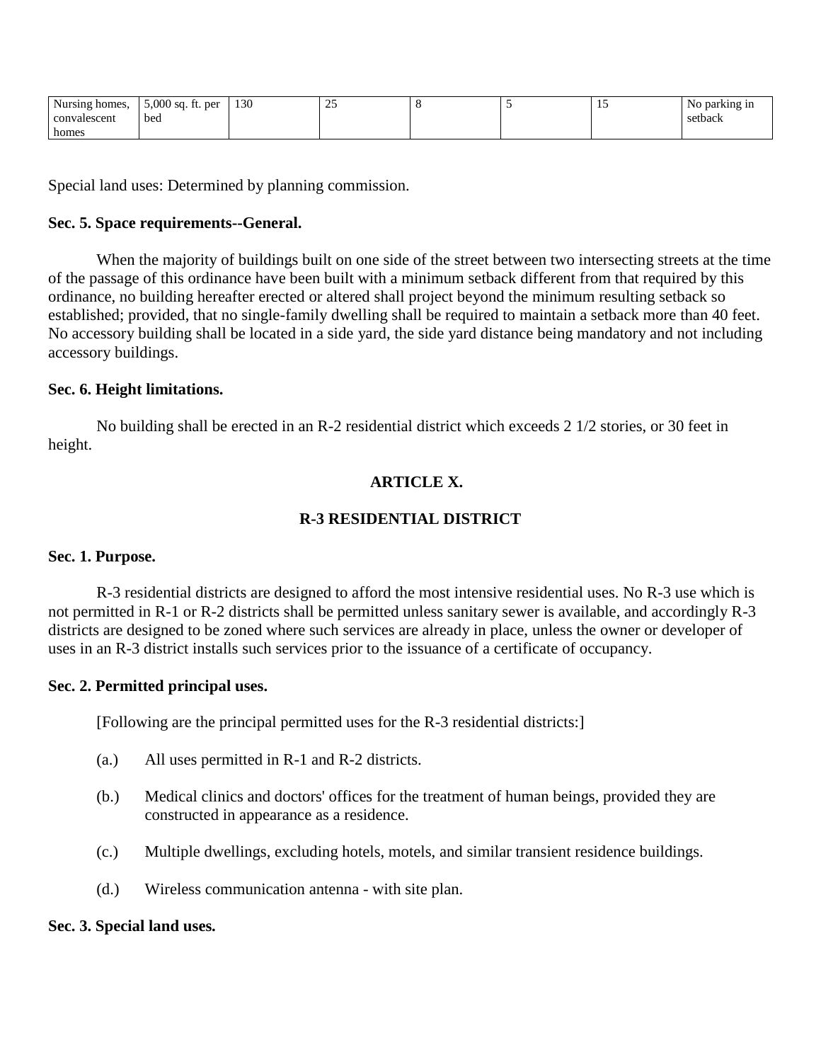| Nursing homes, convalescent homes | 5,000 sq. ft. per bed | 130 | 25 | 8 | 5 | 15 | No parking in setback |
|---|---|---|---|---|---|---|---|

Special land uses: Determined by planning commission.

**Sec. 5. Space requirements--General.**

When the majority of buildings built on one side of the street between two intersecting streets at the time of the passage of this ordinance have been built with a minimum setback different from that required by this ordinance, no building hereafter erected or altered shall project beyond the minimum resulting setback so established; provided, that no single-family dwelling shall be required to maintain a setback more than 40 feet. No accessory building shall be located in a side yard, the side yard distance being mandatory and not including accessory buildings.

**Sec. 6. Height limitations.**

No building shall be erected in an R-2 residential district which exceeds 2 1/2 stories, or 30 feet in height.

## ARTICLE X.

## R-3 RESIDENTIAL DISTRICT

**Sec. 1. Purpose.**

R-3 residential districts are designed to afford the most intensive residential uses. No R-3 use which is not permitted in R-1 or R-2 districts shall be permitted unless sanitary sewer is available, and accordingly R-3 districts are designed to be zoned where such services are already in place, unless the owner or developer of uses in an R-3 district installs such services prior to the issuance of a certificate of occupancy.

**Sec. 2. Permitted principal uses.**

[Following are the principal permitted uses for the R-3 residential districts:]

(a.) All uses permitted in R-1 and R-2 districts.

(b.) Medical clinics and doctors' offices for the treatment of human beings, provided they are constructed in appearance as a residence.

(c.) Multiple dwellings, excluding hotels, motels, and similar transient residence buildings.

(d.) Wireless communication antenna - with site plan.

**Sec. 3. Special land uses.**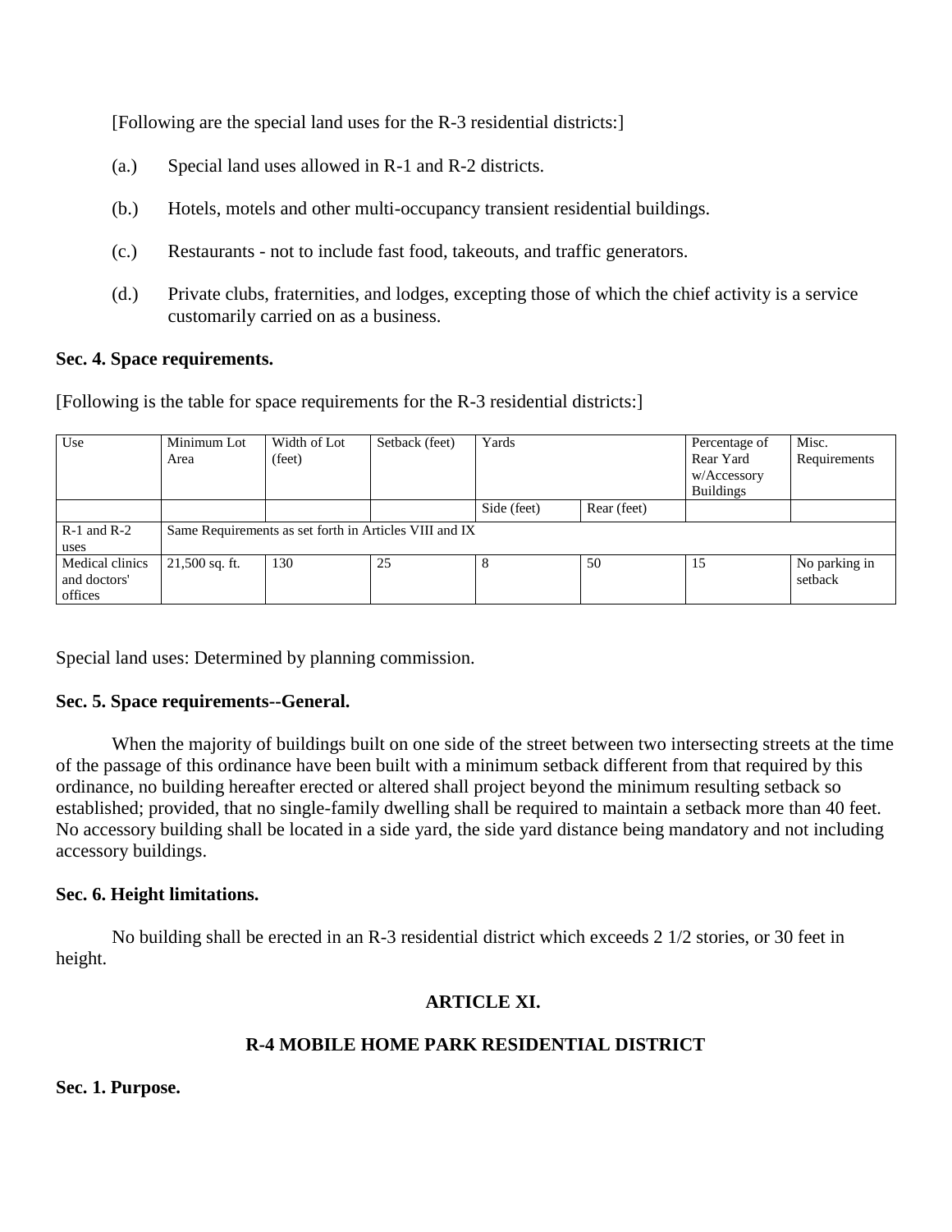[Following are the special land uses for the R-3 residential districts:]

(a.) Special land uses allowed in R-1 and R-2 districts.

(b.) Hotels, motels and other multi-occupancy transient residential buildings.

(c.) Restaurants - not to include fast food, takeouts, and traffic generators.

(d.) Private clubs, fraternities, and lodges, excepting those of which the chief activity is a service customarily carried on as a business.

**Sec. 4. Space requirements.**

[Following is the table for space requirements for the R-3 residential districts:]

| Use | Minimum Lot Area | Width of Lot (feet) | Setback (feet) | Yards | | Percentage of Rear Yard w/Accessory Buildings | Misc. Requirements |
|---|---|---|---|---|---|---|---|
| | | | | Side (feet) | Rear (feet) | | |
| R-1 and R-2 uses | Same Requirements as set forth in Articles VIII and IX | | | | | | |
| Medical clinics and doctors' offices | 21,500 sq. ft. | 130 | 25 | 8 | 50 | 15 | No parking in setback |

Special land uses: Determined by planning commission.

**Sec. 5. Space requirements--General.**

When the majority of buildings built on one side of the street between two intersecting streets at the time of the passage of this ordinance have been built with a minimum setback different from that required by this ordinance, no building hereafter erected or altered shall project beyond the minimum resulting setback so established; provided, that no single-family dwelling shall be required to maintain a setback more than 40 feet. No accessory building shall be located in a side yard, the side yard distance being mandatory and not including accessory buildings.

**Sec. 6. Height limitations.**

No building shall be erected in an R-3 residential district which exceeds 2 1/2 stories, or 30 feet in height.

## ARTICLE XI.

## R-4 MOBILE HOME PARK RESIDENTIAL DISTRICT

**Sec. 1. Purpose.**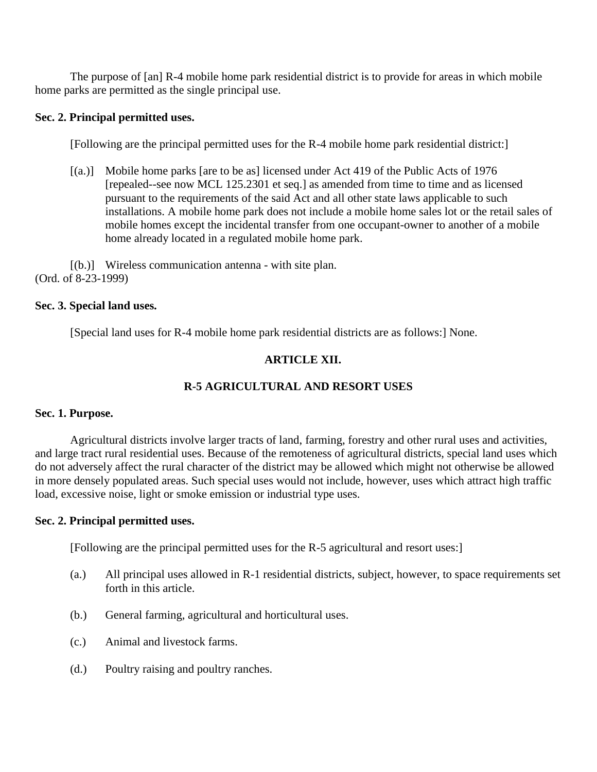The purpose of [an] R-4 mobile home park residential district is to provide for areas in which mobile home parks are permitted as the single principal use.

**Sec. 2. Principal permitted uses.**

[Following are the principal permitted uses for the R-4 mobile home park residential district:]

[(a.)] Mobile home parks [are to be as] licensed under Act 419 of the Public Acts of 1976 [repealed--see now MCL 125.2301 et seq.] as amended from time to time and as licensed pursuant to the requirements of the said Act and all other state laws applicable to such installations. A mobile home park does not include a mobile home sales lot or the retail sales of mobile homes except the incidental transfer from one occupant-owner to another of a mobile home already located in a regulated mobile home park.

[(b.)] Wireless communication antenna - with site plan.
(Ord. of 8-23-1999)

**Sec. 3. Special land uses.**

[Special land uses for R-4 mobile home park residential districts are as follows:] None.

## ARTICLE XII.

## R-5 AGRICULTURAL AND RESORT USES

**Sec. 1. Purpose.**

Agricultural districts involve larger tracts of land, farming, forestry and other rural uses and activities, and large tract rural residential uses. Because of the remoteness of agricultural districts, special land uses which do not adversely affect the rural character of the district may be allowed which might not otherwise be allowed in more densely populated areas. Such special uses would not include, however, uses which attract high traffic load, excessive noise, light or smoke emission or industrial type uses.

**Sec. 2. Principal permitted uses.**

[Following are the principal permitted uses for the R-5 agricultural and resort uses:]

(a.) All principal uses allowed in R-1 residential districts, subject, however, to space requirements set forth in this article.

(b.) General farming, agricultural and horticultural uses.

(c.) Animal and livestock farms.

(d.) Poultry raising and poultry ranches.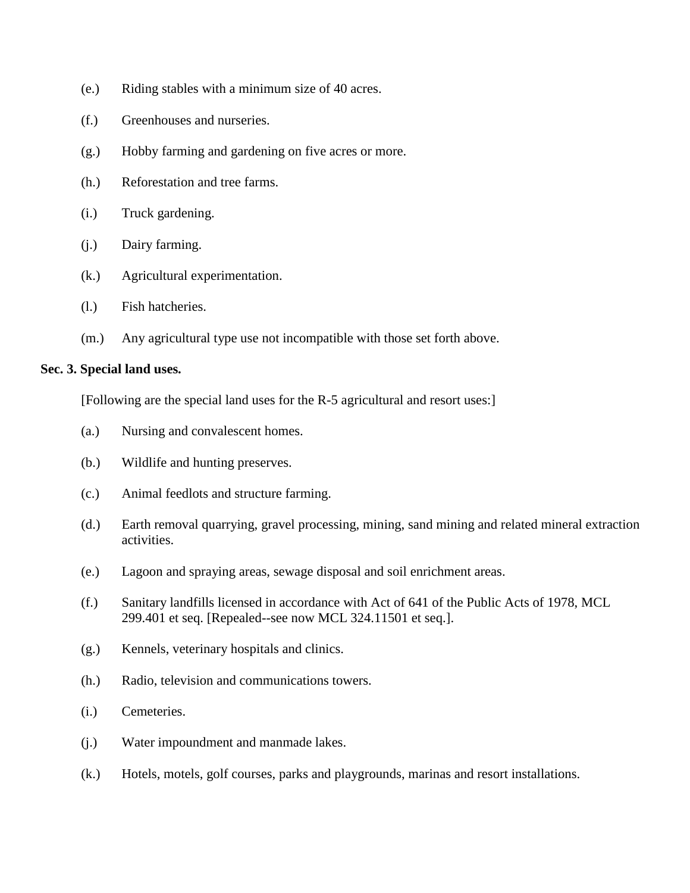(e.) Riding stables with a minimum size of 40 acres.

(f.) Greenhouses and nurseries.

(g.) Hobby farming and gardening on five acres or more.

(h.) Reforestation and tree farms.

(i.) Truck gardening.

(j.) Dairy farming.

(k.) Agricultural experimentation.

(l.) Fish hatcheries.

(m.) Any agricultural type use not incompatible with those set forth above.

**Sec. 3. Special land uses.**

[Following are the special land uses for the R-5 agricultural and resort uses:]

(a.) Nursing and convalescent homes.

(b.) Wildlife and hunting preserves.

(c.) Animal feedlots and structure farming.

(d.) Earth removal quarrying, gravel processing, mining, sand mining and related mineral extraction activities.

(e.) Lagoon and spraying areas, sewage disposal and soil enrichment areas.

(f.) Sanitary landfills licensed in accordance with Act of 641 of the Public Acts of 1978, MCL 299.401 et seq. [Repealed--see now MCL 324.11501 et seq.].

(g.) Kennels, veterinary hospitals and clinics.

(h.) Radio, television and communications towers.

(i.) Cemeteries.

(j.) Water impoundment and manmade lakes.

(k.) Hotels, motels, golf courses, parks and playgrounds, marinas and resort installations.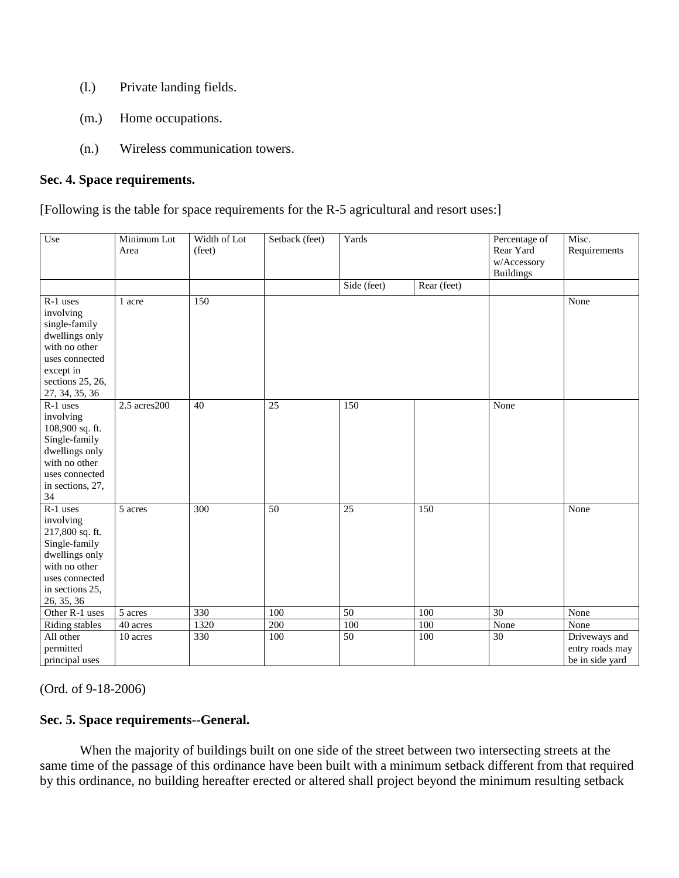(l.) Private landing fields.

(m.) Home occupations.

(n.) Wireless communication towers.

**Sec. 4. Space requirements.**

[Following is the table for space requirements for the R-5 agricultural and resort uses:]

| Use | Minimum Lot Area | Width of Lot (feet) | Setback (feet) | Yards | | Percentage of Rear Yard w/Accessory Buildings | Misc. Requirements |
|---|---|---|---|---|---|---|---|
| | | | | Side (feet) | Rear (feet) | | |
| R-1 uses involving single-family dwellings only with no other uses connected except in sections 25, 26, 27, 34, 35, 36 | 1 acre | 150 | | | | | None |
| R-1 uses involving 108,900 sq. ft. Single-family dwellings only with no other uses connected in sections, 27, 34 | 2.5 acres200 | 40 | 25 | 150 | | None | |
| R-1 uses involving 217,800 sq. ft. Single-family dwellings only with no other uses connected in sections 25, 26, 35, 36 | 5 acres | 300 | 50 | 25 | 150 | | None |
| Other R-1 uses | 5 acres | 330 | 100 | 50 | 100 | 30 | None |
| Riding stables | 40 acres | 1320 | 200 | 100 | 100 | None | None |
| All other permitted principal uses | 10 acres | 330 | 100 | 50 | 100 | 30 | Driveways and entry roads may be in side yard |

(Ord. of 9-18-2006)

**Sec. 5. Space requirements--General.**

When the majority of buildings built on one side of the street between two intersecting streets at the same time of the passage of this ordinance have been built with a minimum setback different from that required by this ordinance, no building hereafter erected or altered shall project beyond the minimum resulting setback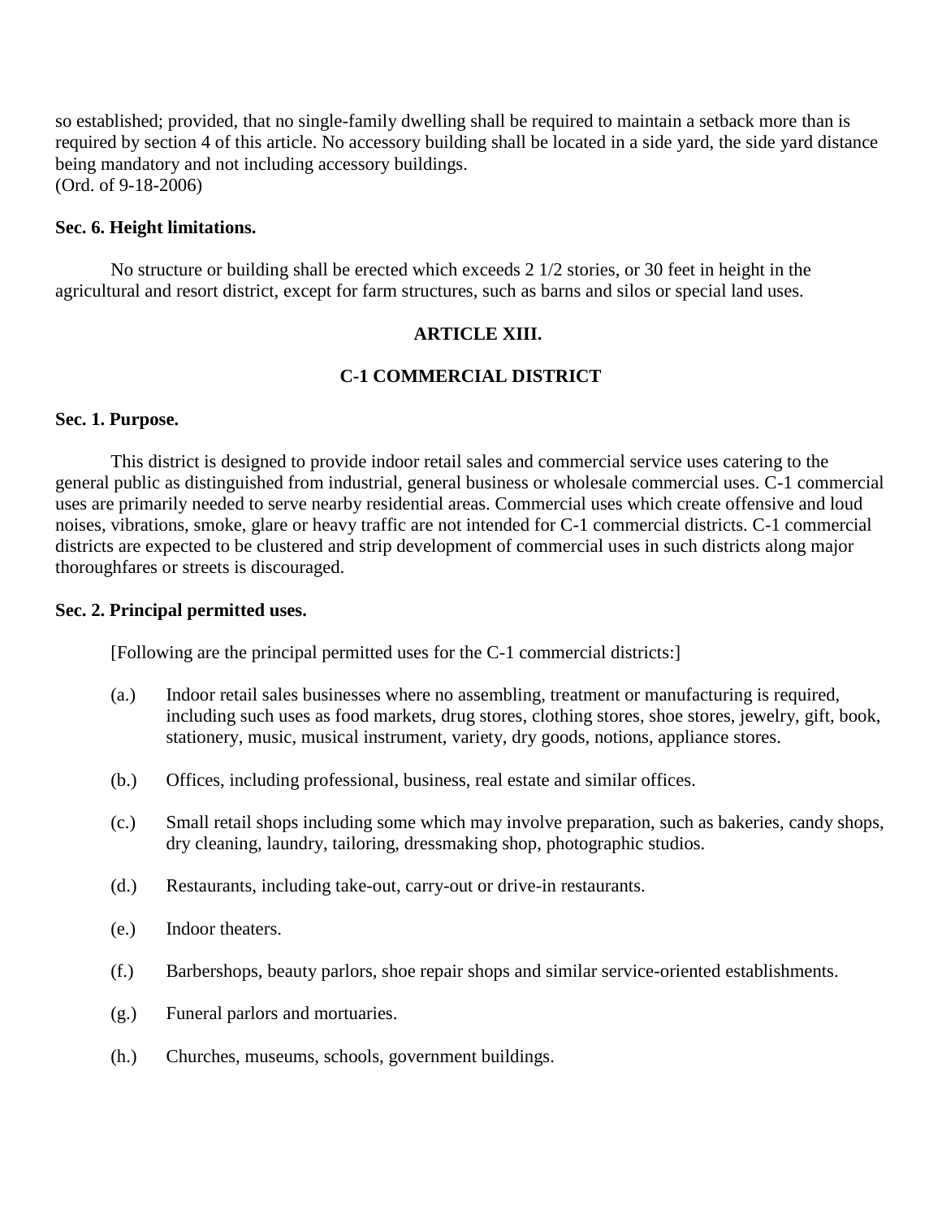so established; provided, that no single-family dwelling shall be required to maintain a setback more than is required by section 4 of this article. No accessory building shall be located in a side yard, the side yard distance being mandatory and not including accessory buildings.
(Ord. of 9-18-2006)

**Sec. 6. Height limitations.**

No structure or building shall be erected which exceeds 2 1/2 stories, or 30 feet in height in the agricultural and resort district, except for farm structures, such as barns and silos or special land uses.

## ARTICLE XIII.

## C-1 COMMERCIAL DISTRICT

**Sec. 1. Purpose.**

This district is designed to provide indoor retail sales and commercial service uses catering to the general public as distinguished from industrial, general business or wholesale commercial uses. C-1 commercial uses are primarily needed to serve nearby residential areas. Commercial uses which create offensive and loud noises, vibrations, smoke, glare or heavy traffic are not intended for C-1 commercial districts. C-1 commercial districts are expected to be clustered and strip development of commercial uses in such districts along major thoroughfares or streets is discouraged.

**Sec. 2. Principal permitted uses.**

[Following are the principal permitted uses for the C-1 commercial districts:]

(a.) Indoor retail sales businesses where no assembling, treatment or manufacturing is required, including such uses as food markets, drug stores, clothing stores, shoe stores, jewelry, gift, book, stationery, music, musical instrument, variety, dry goods, notions, appliance stores.

(b.) Offices, including professional, business, real estate and similar offices.

(c.) Small retail shops including some which may involve preparation, such as bakeries, candy shops, dry cleaning, laundry, tailoring, dressmaking shop, photographic studios.

(d.) Restaurants, including take-out, carry-out or drive-in restaurants.

(e.) Indoor theaters.

(f.) Barbershops, beauty parlors, shoe repair shops and similar service-oriented establishments.

(g.) Funeral parlors and mortuaries.

(h.) Churches, museums, schools, government buildings.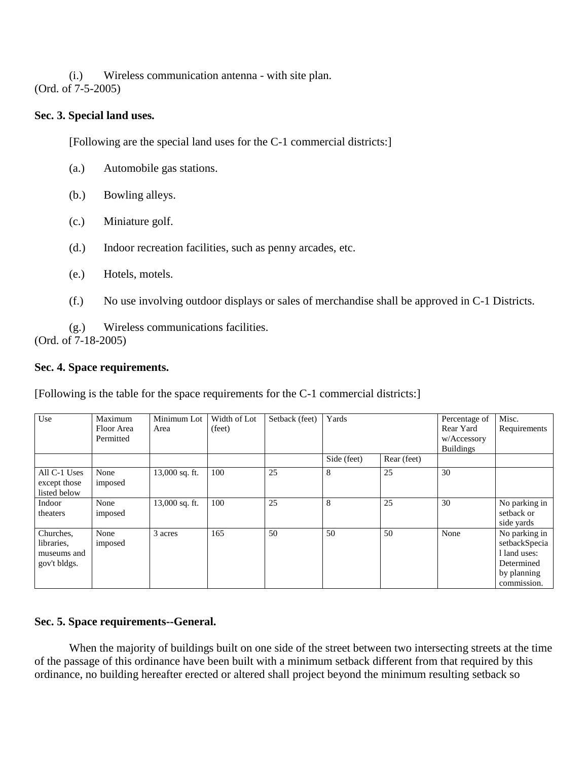(i.) Wireless communication antenna - with site plan.
(Ord. of 7-5-2005)

**Sec. 3. Special land uses.**

[Following are the special land uses for the C-1 commercial districts:]

(a.) Automobile gas stations.

(b.) Bowling alleys.

(c.) Miniature golf.

(d.) Indoor recreation facilities, such as penny arcades, etc.

(e.) Hotels, motels.

(f.) No use involving outdoor displays or sales of merchandise shall be approved in C-1 Districts.

(g.) Wireless communications facilities.
(Ord. of 7-18-2005)

**Sec. 4. Space requirements.**

[Following is the table for the space requirements for the C-1 commercial districts:]

| Use | Maximum Floor Area Permitted | Minimum Lot Area | Width of Lot (feet) | Setback (feet) | Yards | | Percentage of Rear Yard w/Accessory Buildings | Misc. Requirements |
|---|---|---|---|---|---|---|---|---|
| | | | | | Side (feet) | Rear (feet) | | |
| All C-1 Uses except those listed below | None imposed | 13,000 sq. ft. | 100 | 25 | 8 | 25 | 30 | |
| Indoor theaters | None imposed | 13,000 sq. ft. | 100 | 25 | 8 | 25 | 30 | No parking in setback or side yards |
| Churches, libraries, museums and gov't bldgs. | None imposed | 3 acres | 165 | 50 | 50 | 50 | None | No parking in setbackSpecial land uses: Determined by planning commission. |

**Sec. 5. Space requirements--General.**

When the majority of buildings built on one side of the street between two intersecting streets at the time of the passage of this ordinance have been built with a minimum setback different from that required by this ordinance, no building hereafter erected or altered shall project beyond the minimum resulting setback so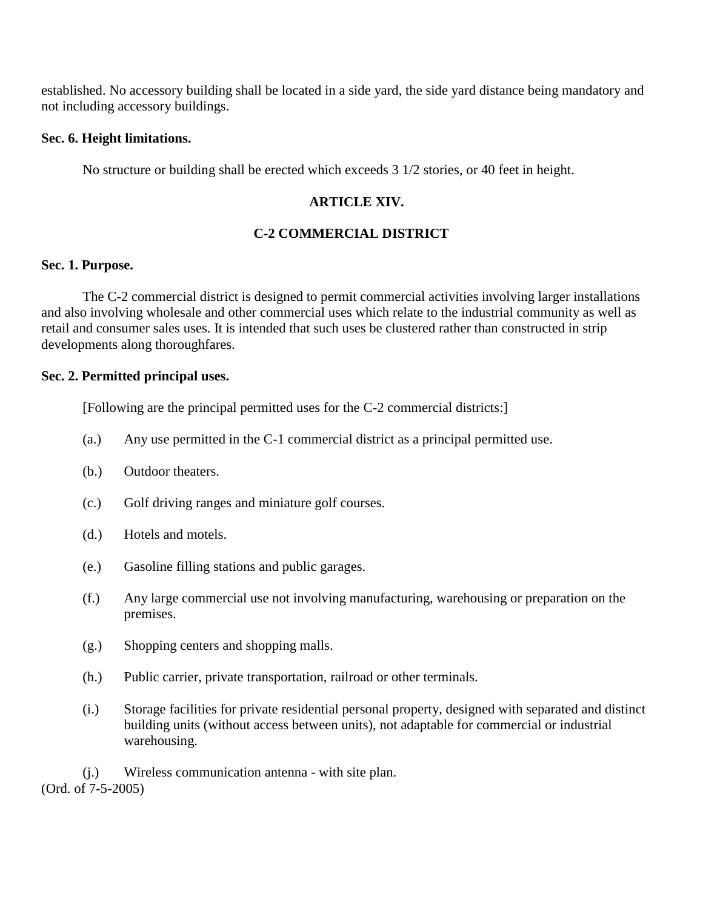established. No accessory building shall be located in a side yard, the side yard distance being mandatory and not including accessory buildings.

**Sec. 6. Height limitations.**

No structure or building shall be erected which exceeds 3 1/2 stories, or 40 feet in height.

## ARTICLE XIV.

## C-2 COMMERCIAL DISTRICT

**Sec. 1. Purpose.**

The C-2 commercial district is designed to permit commercial activities involving larger installations and also involving wholesale and other commercial uses which relate to the industrial community as well as retail and consumer sales uses. It is intended that such uses be clustered rather than constructed in strip developments along thoroughfares.

**Sec. 2. Permitted principal uses.**

[Following are the principal permitted uses for the C-2 commercial districts:]

(a.) Any use permitted in the C-1 commercial district as a principal permitted use.

(b.) Outdoor theaters.

(c.) Golf driving ranges and miniature golf courses.

(d.) Hotels and motels.

(e.) Gasoline filling stations and public garages.

(f.) Any large commercial use not involving manufacturing, warehousing or preparation on the premises.

(g.) Shopping centers and shopping malls.

(h.) Public carrier, private transportation, railroad or other terminals.

(i.) Storage facilities for private residential personal property, designed with separated and distinct building units (without access between units), not adaptable for commercial or industrial warehousing.

(j.) Wireless communication antenna - with site plan.

(Ord. of 7-5-2005)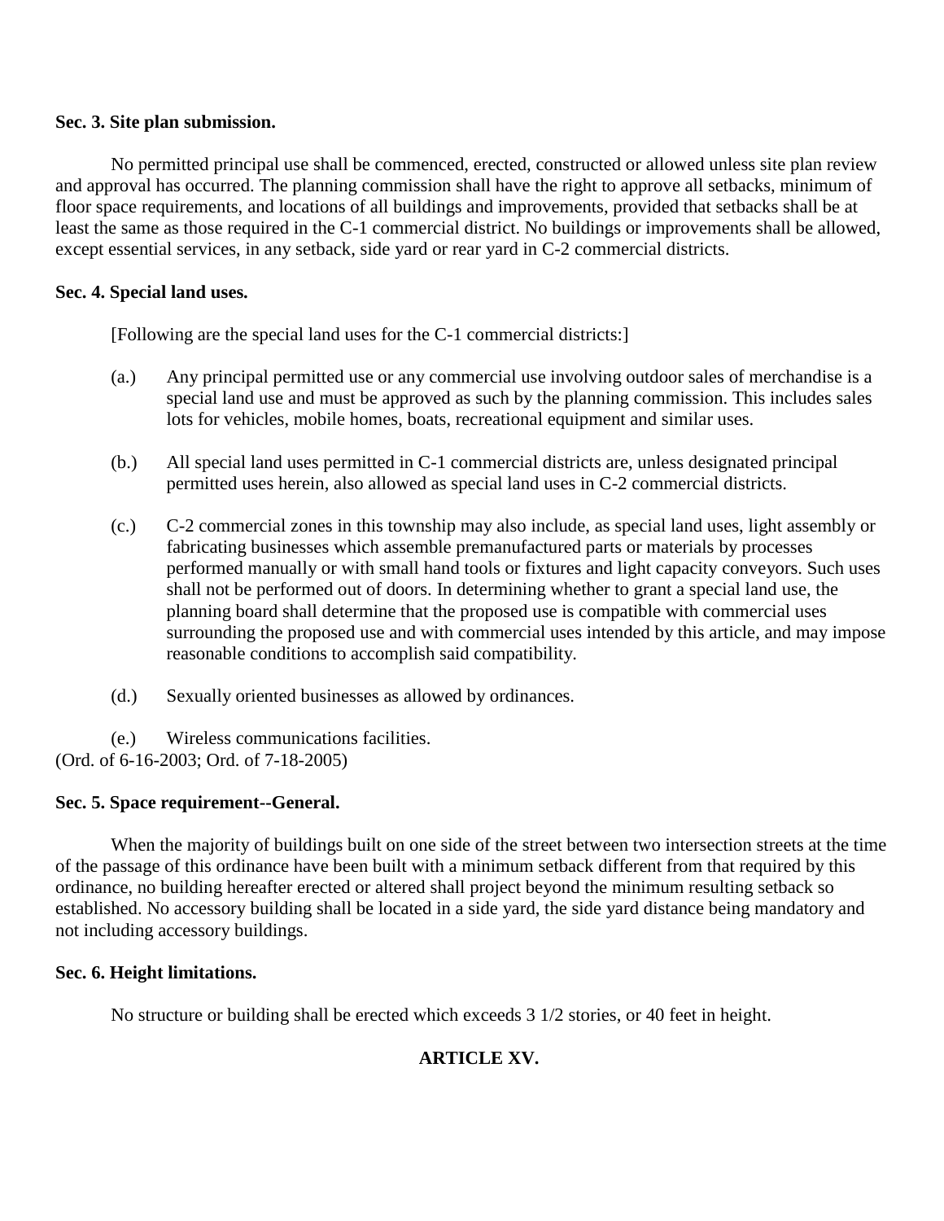**Sec. 3. Site plan submission.**

No permitted principal use shall be commenced, erected, constructed or allowed unless site plan review and approval has occurred. The planning commission shall have the right to approve all setbacks, minimum of floor space requirements, and locations of all buildings and improvements, provided that setbacks shall be at least the same as those required in the C-1 commercial district. No buildings or improvements shall be allowed, except essential services, in any setback, side yard or rear yard in C-2 commercial districts.

**Sec. 4. Special land uses.**

[Following are the special land uses for the C-1 commercial districts:]

(a.) Any principal permitted use or any commercial use involving outdoor sales of merchandise is a special land use and must be approved as such by the planning commission. This includes sales lots for vehicles, mobile homes, boats, recreational equipment and similar uses.

(b.) All special land uses permitted in C-1 commercial districts are, unless designated principal permitted uses herein, also allowed as special land uses in C-2 commercial districts.

(c.) C-2 commercial zones in this township may also include, as special land uses, light assembly or fabricating businesses which assemble premanufactured parts or materials by processes performed manually or with small hand tools or fixtures and light capacity conveyors. Such uses shall not be performed out of doors. In determining whether to grant a special land use, the planning board shall determine that the proposed use is compatible with commercial uses surrounding the proposed use and with commercial uses intended by this article, and may impose reasonable conditions to accomplish said compatibility.

(d.) Sexually oriented businesses as allowed by ordinances.

(e.) Wireless communications facilities.

(Ord. of 6-16-2003; Ord. of 7-18-2005)

**Sec. 5. Space requirement--General.**

When the majority of buildings built on one side of the street between two intersection streets at the time of the passage of this ordinance have been built with a minimum setback different from that required by this ordinance, no building hereafter erected or altered shall project beyond the minimum resulting setback so established. No accessory building shall be located in a side yard, the side yard distance being mandatory and not including accessory buildings.

**Sec. 6. Height limitations.**

No structure or building shall be erected which exceeds 3 1/2 stories, or 40 feet in height.

## ARTICLE XV.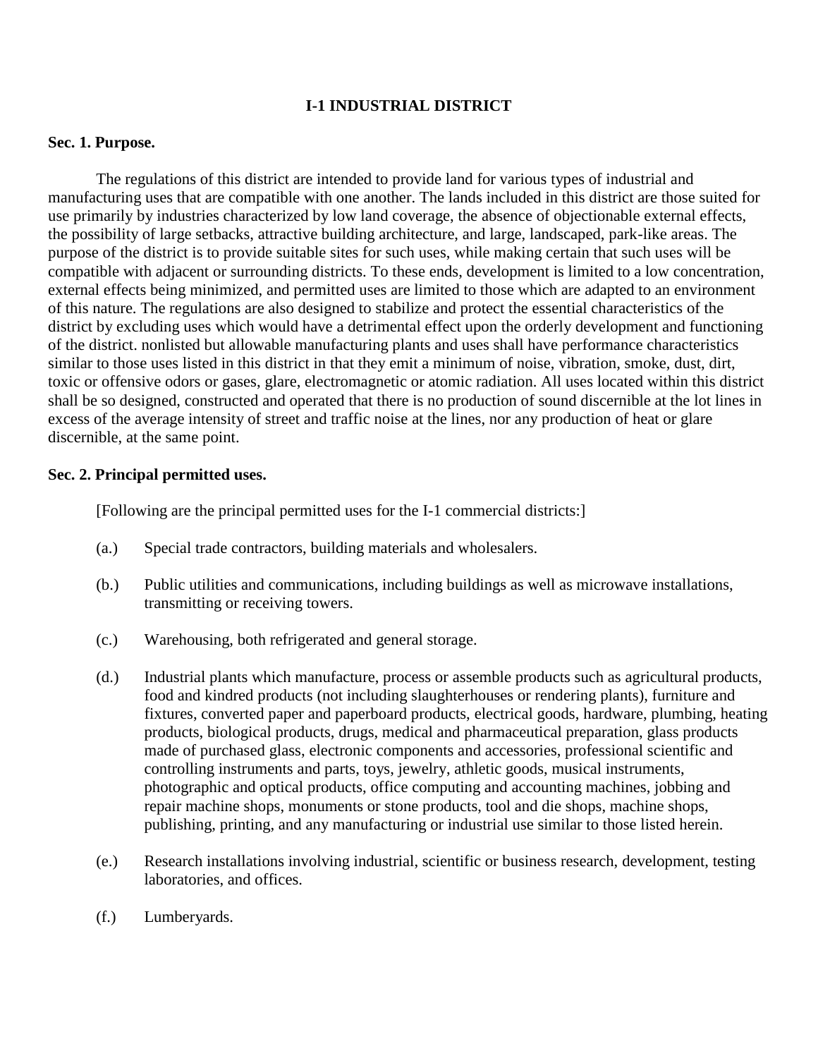# I-1 INDUSTRIAL DISTRICT

**Sec. 1. Purpose.**

The regulations of this district are intended to provide land for various types of industrial and manufacturing uses that are compatible with one another. The lands included in this district are those suited for use primarily by industries characterized by low land coverage, the absence of objectionable external effects, the possibility of large setbacks, attractive building architecture, and large, landscaped, park-like areas. The purpose of the district is to provide suitable sites for such uses, while making certain that such uses will be compatible with adjacent or surrounding districts. To these ends, development is limited to a low concentration, external effects being minimized, and permitted uses are limited to those which are adapted to an environment of this nature. The regulations are also designed to stabilize and protect the essential characteristics of the district by excluding uses which would have a detrimental effect upon the orderly development and functioning of the district. nonlisted but allowable manufacturing plants and uses shall have performance characteristics similar to those uses listed in this district in that they emit a minimum of noise, vibration, smoke, dust, dirt, toxic or offensive odors or gases, glare, electromagnetic or atomic radiation. All uses located within this district shall be so designed, constructed and operated that there is no production of sound discernible at the lot lines in excess of the average intensity of street and traffic noise at the lines, nor any production of heat or glare discernible, at the same point.

**Sec. 2. Principal permitted uses.**

[Following are the principal permitted uses for the I-1 commercial districts:]

(a.) Special trade contractors, building materials and wholesalers.

(b.) Public utilities and communications, including buildings as well as microwave installations, transmitting or receiving towers.

(c.) Warehousing, both refrigerated and general storage.

(d.) Industrial plants which manufacture, process or assemble products such as agricultural products, food and kindred products (not including slaughterhouses or rendering plants), furniture and fixtures, converted paper and paperboard products, electrical goods, hardware, plumbing, heating products, biological products, drugs, medical and pharmaceutical preparation, glass products made of purchased glass, electronic components and accessories, professional scientific and controlling instruments and parts, toys, jewelry, athletic goods, musical instruments, photographic and optical products, office computing and accounting machines, jobbing and repair machine shops, monuments or stone products, tool and die shops, machine shops, publishing, printing, and any manufacturing or industrial use similar to those listed herein.

(e.) Research installations involving industrial, scientific or business research, development, testing laboratories, and offices.

(f.) Lumberyards.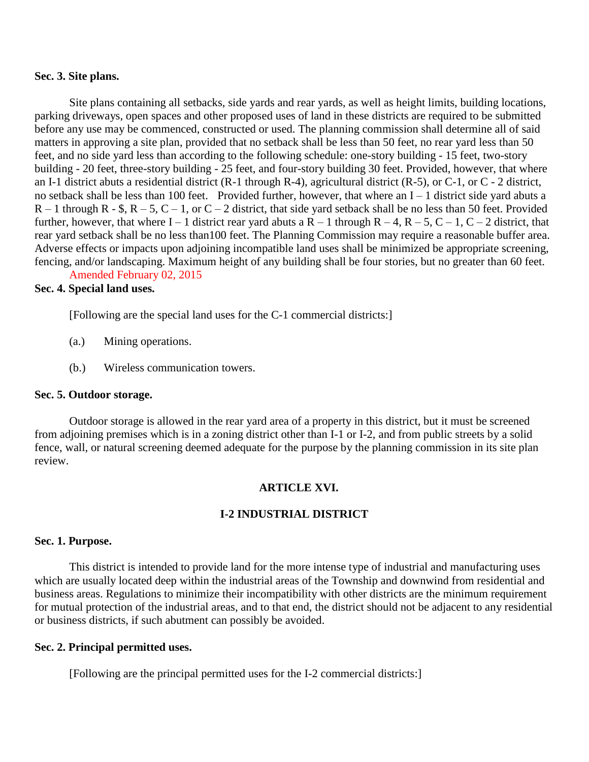**Sec. 3. Site plans.**

Site plans containing all setbacks, side yards and rear yards, as well as height limits, building locations, parking driveways, open spaces and other proposed uses of land in these districts are required to be submitted before any use may be commenced, constructed or used. The planning commission shall determine all of said matters in approving a site plan, provided that no setback shall be less than 50 feet, no rear yard less than 50 feet, and no side yard less than according to the following schedule: one-story building - 15 feet, two-story building - 20 feet, three-story building - 25 feet, and four-story building 30 feet. Provided, however, that where an I-1 district abuts a residential district (R-1 through R-4), agricultural district (R-5), or C-1, or C - 2 district, no setback shall be less than 100 feet. Provided further, however, that where an I – 1 district side yard abuts a R – 1 through R - $, R – 5, C – 1, or C – 2 district, that side yard setback shall be no less than 50 feet. Provided further, however, that where I – 1 district rear yard abuts a R – 1 through R – 4, R – 5, C – 1, C – 2 district, that rear yard setback shall be no less than100 feet. The Planning Commission may require a reasonable buffer area. Adverse effects or impacts upon adjoining incompatible land uses shall be minimized be appropriate screening, fencing, and/or landscaping. Maximum height of any building shall be four stories, but no greater than 60 feet.

Amended February 02, 2015

**Sec. 4. Special land uses.**

[Following are the special land uses for the C-1 commercial districts:]

(a.) Mining operations.

(b.) Wireless communication towers.

**Sec. 5. Outdoor storage.**

Outdoor storage is allowed in the rear yard area of a property in this district, but it must be screened from adjoining premises which is in a zoning district other than I-1 or I-2, and from public streets by a solid fence, wall, or natural screening deemed adequate for the purpose by the planning commission in its site plan review.

## ARTICLE XVI.

## I-2 INDUSTRIAL DISTRICT

**Sec. 1. Purpose.**

This district is intended to provide land for the more intense type of industrial and manufacturing uses which are usually located deep within the industrial areas of the Township and downwind from residential and business areas. Regulations to minimize their incompatibility with other districts are the minimum requirement for mutual protection of the industrial areas, and to that end, the district should not be adjacent to any residential or business districts, if such abutment can possibly be avoided.

**Sec. 2. Principal permitted uses.**

[Following are the principal permitted uses for the I-2 commercial districts:]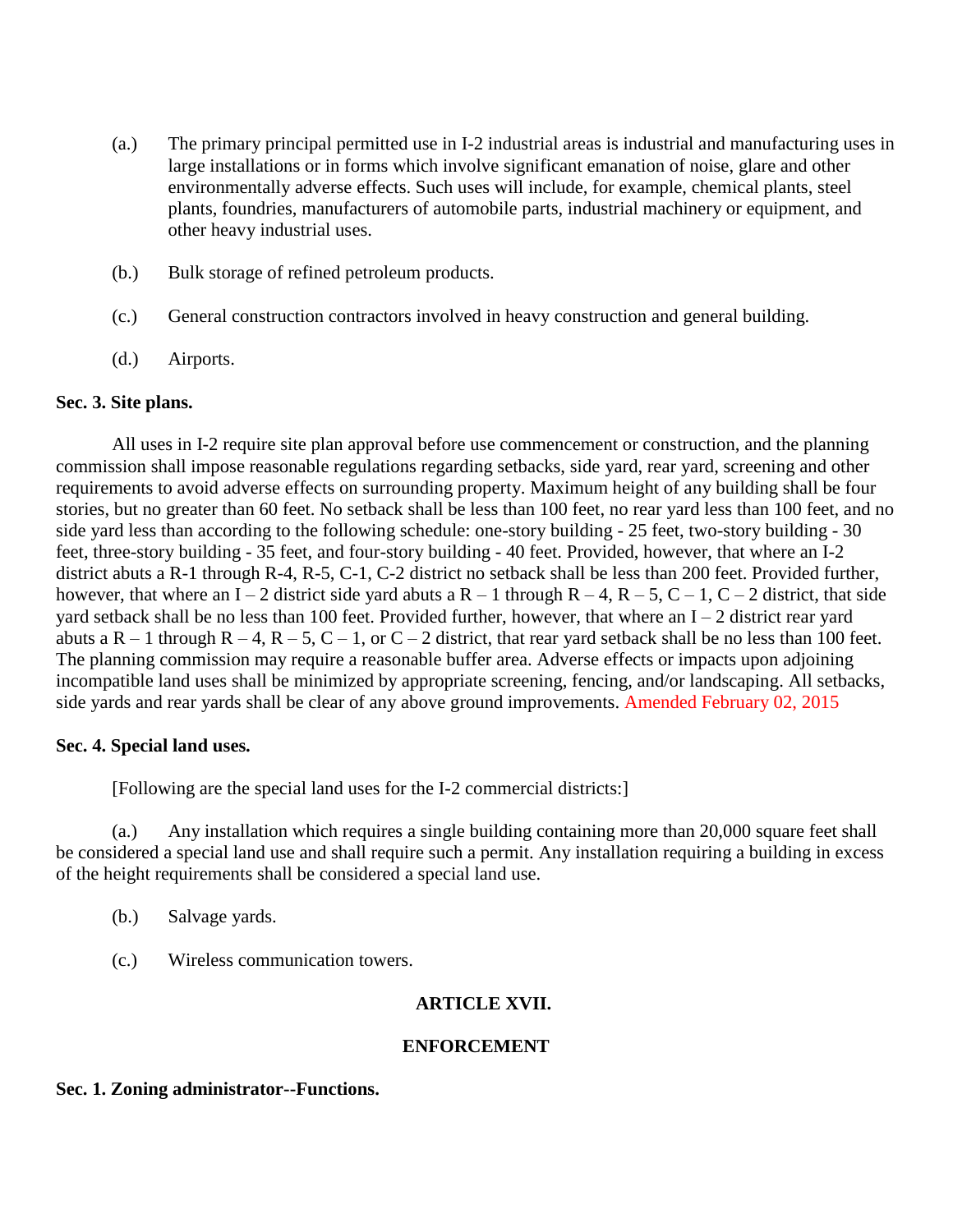(a.) The primary principal permitted use in I-2 industrial areas is industrial and manufacturing uses in large installations or in forms which involve significant emanation of noise, glare and other environmentally adverse effects. Such uses will include, for example, chemical plants, steel plants, foundries, manufacturers of automobile parts, industrial machinery or equipment, and other heavy industrial uses.

(b.) Bulk storage of refined petroleum products.

(c.) General construction contractors involved in heavy construction and general building.

(d.) Airports.

**Sec. 3. Site plans.**

All uses in I-2 require site plan approval before use commencement or construction, and the planning commission shall impose reasonable regulations regarding setbacks, side yard, rear yard, screening and other requirements to avoid adverse effects on surrounding property. Maximum height of any building shall be four stories, but no greater than 60 feet. No setback shall be less than 100 feet, no rear yard less than 100 feet, and no side yard less than according to the following schedule: one-story building - 25 feet, two-story building - 30 feet, three-story building - 35 feet, and four-story building - 40 feet. Provided, however, that where an I-2 district abuts a R-1 through R-4, R-5, C-1, C-2 district no setback shall be less than 200 feet. Provided further, however, that where an I – 2 district side yard abuts a R – 1 through R – 4, R – 5, C – 1, C – 2 district, that side yard setback shall be no less than 100 feet. Provided further, however, that where an I – 2 district rear yard abuts a R – 1 through R – 4, R – 5, C – 1, or C – 2 district, that rear yard setback shall be no less than 100 feet. The planning commission may require a reasonable buffer area. Adverse effects or impacts upon adjoining incompatible land uses shall be minimized by appropriate screening, fencing, and/or landscaping. All setbacks, side yards and rear yards shall be clear of any above ground improvements. Amended February 02, 2015

**Sec. 4. Special land uses.**

[Following are the special land uses for the I-2 commercial districts:]

(a.) Any installation which requires a single building containing more than 20,000 square feet shall be considered a special land use and shall require such a permit. Any installation requiring a building in excess of the height requirements shall be considered a special land use.

(b.) Salvage yards.

(c.) Wireless communication towers.

## ARTICLE XVII.

## ENFORCEMENT

**Sec. 1. Zoning administrator--Functions.**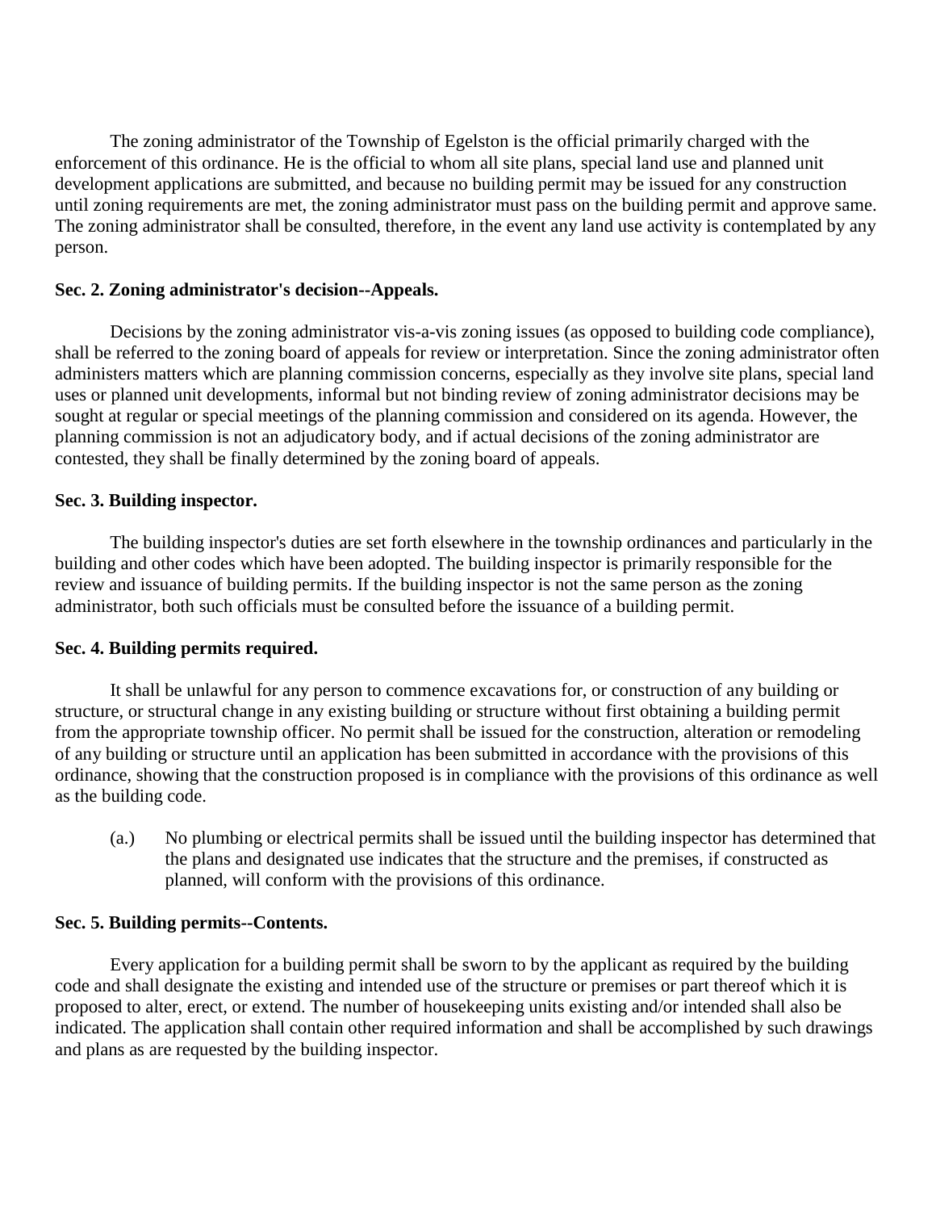The zoning administrator of the Township of Egelston is the official primarily charged with the enforcement of this ordinance. He is the official to whom all site plans, special land use and planned unit development applications are submitted, and because no building permit may be issued for any construction until zoning requirements are met, the zoning administrator must pass on the building permit and approve same. The zoning administrator shall be consulted, therefore, in the event any land use activity is contemplated by any person.

**Sec. 2. Zoning administrator's decision--Appeals.**

Decisions by the zoning administrator vis-a-vis zoning issues (as opposed to building code compliance), shall be referred to the zoning board of appeals for review or interpretation. Since the zoning administrator often administers matters which are planning commission concerns, especially as they involve site plans, special land uses or planned unit developments, informal but not binding review of zoning administrator decisions may be sought at regular or special meetings of the planning commission and considered on its agenda. However, the planning commission is not an adjudicatory body, and if actual decisions of the zoning administrator are contested, they shall be finally determined by the zoning board of appeals.

**Sec. 3. Building inspector.**

The building inspector's duties are set forth elsewhere in the township ordinances and particularly in the building and other codes which have been adopted. The building inspector is primarily responsible for the review and issuance of building permits. If the building inspector is not the same person as the zoning administrator, both such officials must be consulted before the issuance of a building permit.

**Sec. 4. Building permits required.**

It shall be unlawful for any person to commence excavations for, or construction of any building or structure, or structural change in any existing building or structure without first obtaining a building permit from the appropriate township officer. No permit shall be issued for the construction, alteration or remodeling of any building or structure until an application has been submitted in accordance with the provisions of this ordinance, showing that the construction proposed is in compliance with the provisions of this ordinance as well as the building code.

(a.) No plumbing or electrical permits shall be issued until the building inspector has determined that the plans and designated use indicates that the structure and the premises, if constructed as planned, will conform with the provisions of this ordinance.

**Sec. 5. Building permits--Contents.**

Every application for a building permit shall be sworn to by the applicant as required by the building code and shall designate the existing and intended use of the structure or premises or part thereof which it is proposed to alter, erect, or extend. The number of housekeeping units existing and/or intended shall also be indicated. The application shall contain other required information and shall be accomplished by such drawings and plans as are requested by the building inspector.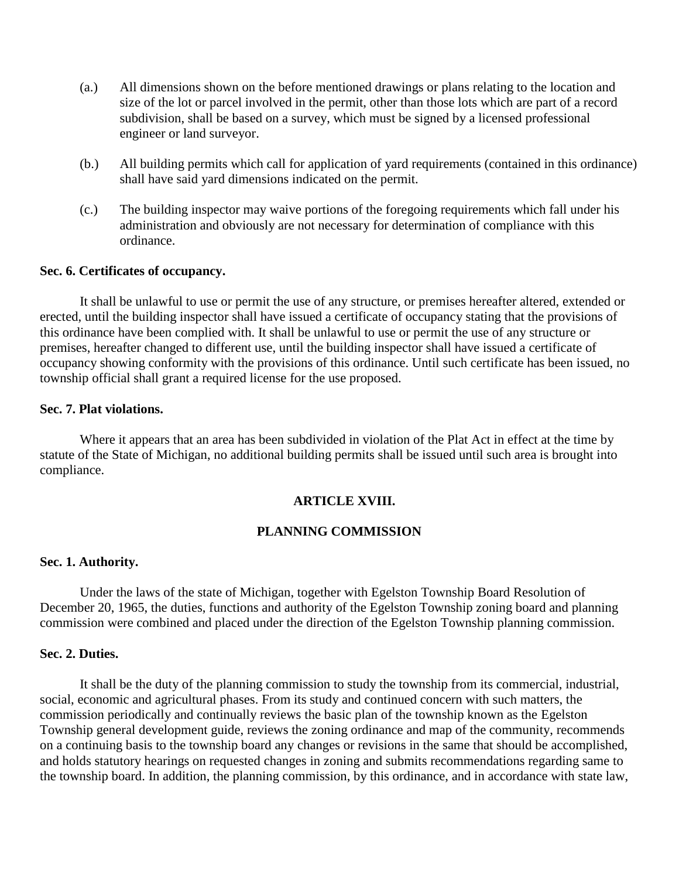(a.) All dimensions shown on the before mentioned drawings or plans relating to the location and size of the lot or parcel involved in the permit, other than those lots which are part of a record subdivision, shall be based on a survey, which must be signed by a licensed professional engineer or land surveyor.

(b.) All building permits which call for application of yard requirements (contained in this ordinance) shall have said yard dimensions indicated on the permit.

(c.) The building inspector may waive portions of the foregoing requirements which fall under his administration and obviously are not necessary for determination of compliance with this ordinance.

**Sec. 6. Certificates of occupancy.**

It shall be unlawful to use or permit the use of any structure, or premises hereafter altered, extended or erected, until the building inspector shall have issued a certificate of occupancy stating that the provisions of this ordinance have been complied with. It shall be unlawful to use or permit the use of any structure or premises, hereafter changed to different use, until the building inspector shall have issued a certificate of occupancy showing conformity with the provisions of this ordinance. Until such certificate has been issued, no township official shall grant a required license for the use proposed.

**Sec. 7. Plat violations.**

Where it appears that an area has been subdivided in violation of the Plat Act in effect at the time by statute of the State of Michigan, no additional building permits shall be issued until such area is brought into compliance.

## ARTICLE XVIII.

## PLANNING COMMISSION

**Sec. 1. Authority.**

Under the laws of the state of Michigan, together with Egelston Township Board Resolution of December 20, 1965, the duties, functions and authority of the Egelston Township zoning board and planning commission were combined and placed under the direction of the Egelston Township planning commission.

**Sec. 2. Duties.**

It shall be the duty of the planning commission to study the township from its commercial, industrial, social, economic and agricultural phases. From its study and continued concern with such matters, the commission periodically and continually reviews the basic plan of the township known as the Egelston Township general development guide, reviews the zoning ordinance and map of the community, recommends on a continuing basis to the township board any changes or revisions in the same that should be accomplished, and holds statutory hearings on requested changes in zoning and submits recommendations regarding same to the township board. In addition, the planning commission, by this ordinance, and in accordance with state law,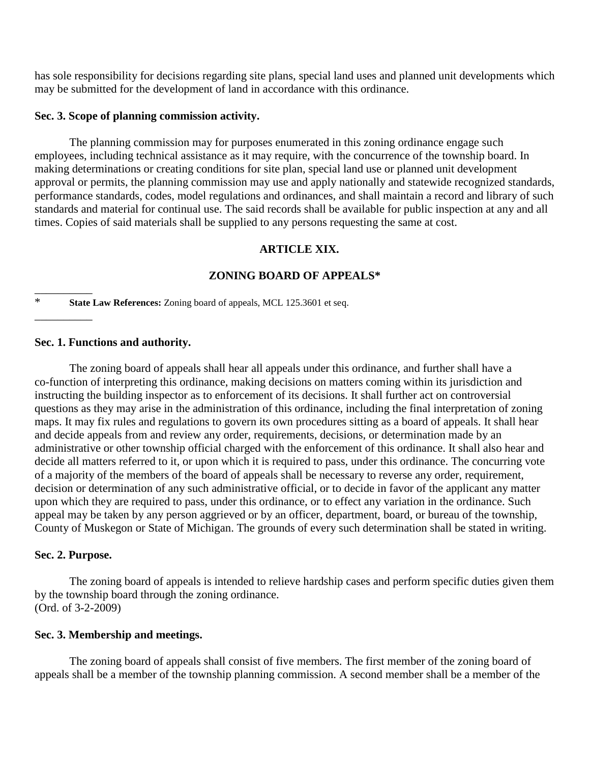has sole responsibility for decisions regarding site plans, special land uses and planned unit developments which may be submitted for the development of land in accordance with this ordinance.

**Sec. 3. Scope of planning commission activity.**

The planning commission may for purposes enumerated in this zoning ordinance engage such employees, including technical assistance as it may require, with the concurrence of the township board. In making determinations or creating conditions for site plan, special land use or planned unit development approval or permits, the planning commission may use and apply nationally and statewide recognized standards, performance standards, codes, model regulations and ordinances, and shall maintain a record and library of such standards and material for continual use. The said records shall be available for public inspection at any and all times. Copies of said materials shall be supplied to any persons requesting the same at cost.

## ARTICLE XIX.

## ZONING BOARD OF APPEALS*

\* **State Law References:** Zoning board of appeals, MCL 125.3601 et seq.

**Sec. 1. Functions and authority.**

The zoning board of appeals shall hear all appeals under this ordinance, and further shall have a co-function of interpreting this ordinance, making decisions on matters coming within its jurisdiction and instructing the building inspector as to enforcement of its decisions. It shall further act on controversial questions as they may arise in the administration of this ordinance, including the final interpretation of zoning maps. It may fix rules and regulations to govern its own procedures sitting as a board of appeals. It shall hear and decide appeals from and review any order, requirements, decisions, or determination made by an administrative or other township official charged with the enforcement of this ordinance. It shall also hear and decide all matters referred to it, or upon which it is required to pass, under this ordinance. The concurring vote of a majority of the members of the board of appeals shall be necessary to reverse any order, requirement, decision or determination of any such administrative official, or to decide in favor of the applicant any matter upon which they are required to pass, under this ordinance, or to effect any variation in the ordinance. Such appeal may be taken by any person aggrieved or by an officer, department, board, or bureau of the township, County of Muskegon or State of Michigan. The grounds of every such determination shall be stated in writing.

**Sec. 2. Purpose.**

The zoning board of appeals is intended to relieve hardship cases and perform specific duties given them by the township board through the zoning ordinance.
(Ord. of 3-2-2009)

**Sec. 3. Membership and meetings.**

The zoning board of appeals shall consist of five members. The first member of the zoning board of appeals shall be a member of the township planning commission. A second member shall be a member of the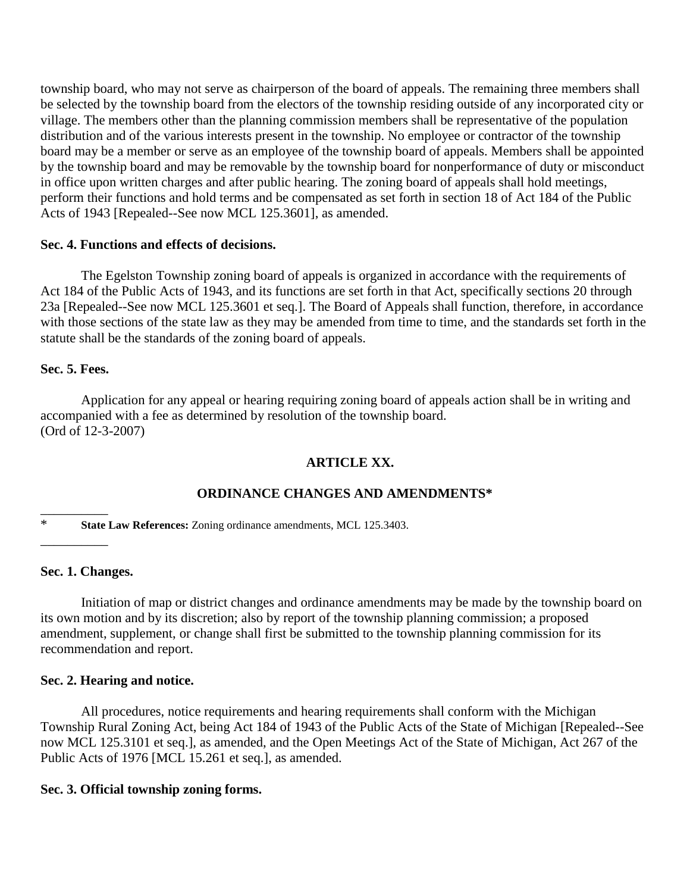township board, who may not serve as chairperson of the board of appeals. The remaining three members shall be selected by the township board from the electors of the township residing outside of any incorporated city or village. The members other than the planning commission members shall be representative of the population distribution and of the various interests present in the township. No employee or contractor of the township board may be a member or serve as an employee of the township board of appeals. Members shall be appointed by the township board and may be removable by the township board for nonperformance of duty or misconduct in office upon written charges and after public hearing. The zoning board of appeals shall hold meetings, perform their functions and hold terms and be compensated as set forth in section 18 of Act 184 of the Public Acts of 1943 [Repealed--See now MCL 125.3601], as amended.

**Sec. 4. Functions and effects of decisions.**

The Egelston Township zoning board of appeals is organized in accordance with the requirements of Act 184 of the Public Acts of 1943, and its functions are set forth in that Act, specifically sections 20 through 23a [Repealed--See now MCL 125.3601 et seq.]. The Board of Appeals shall function, therefore, in accordance with those sections of the state law as they may be amended from time to time, and the standards set forth in the statute shall be the standards of the zoning board of appeals.

**Sec. 5. Fees.**

Application for any appeal or hearing requiring zoning board of appeals action shall be in writing and accompanied with a fee as determined by resolution of the township board.
(Ord of 12-3-2007)

## ARTICLE XX.

## ORDINANCE CHANGES AND AMENDMENTS*

---

\* **State Law References:** Zoning ordinance amendments, MCL 125.3403.

---

**Sec. 1. Changes.**

Initiation of map or district changes and ordinance amendments may be made by the township board on its own motion and by its discretion; also by report of the township planning commission; a proposed amendment, supplement, or change shall first be submitted to the township planning commission for its recommendation and report.

**Sec. 2. Hearing and notice.**

All procedures, notice requirements and hearing requirements shall conform with the Michigan Township Rural Zoning Act, being Act 184 of 1943 of the Public Acts of the State of Michigan [Repealed--See now MCL 125.3101 et seq.], as amended, and the Open Meetings Act of the State of Michigan, Act 267 of the Public Acts of 1976 [MCL 15.261 et seq.], as amended.

**Sec. 3. Official township zoning forms.**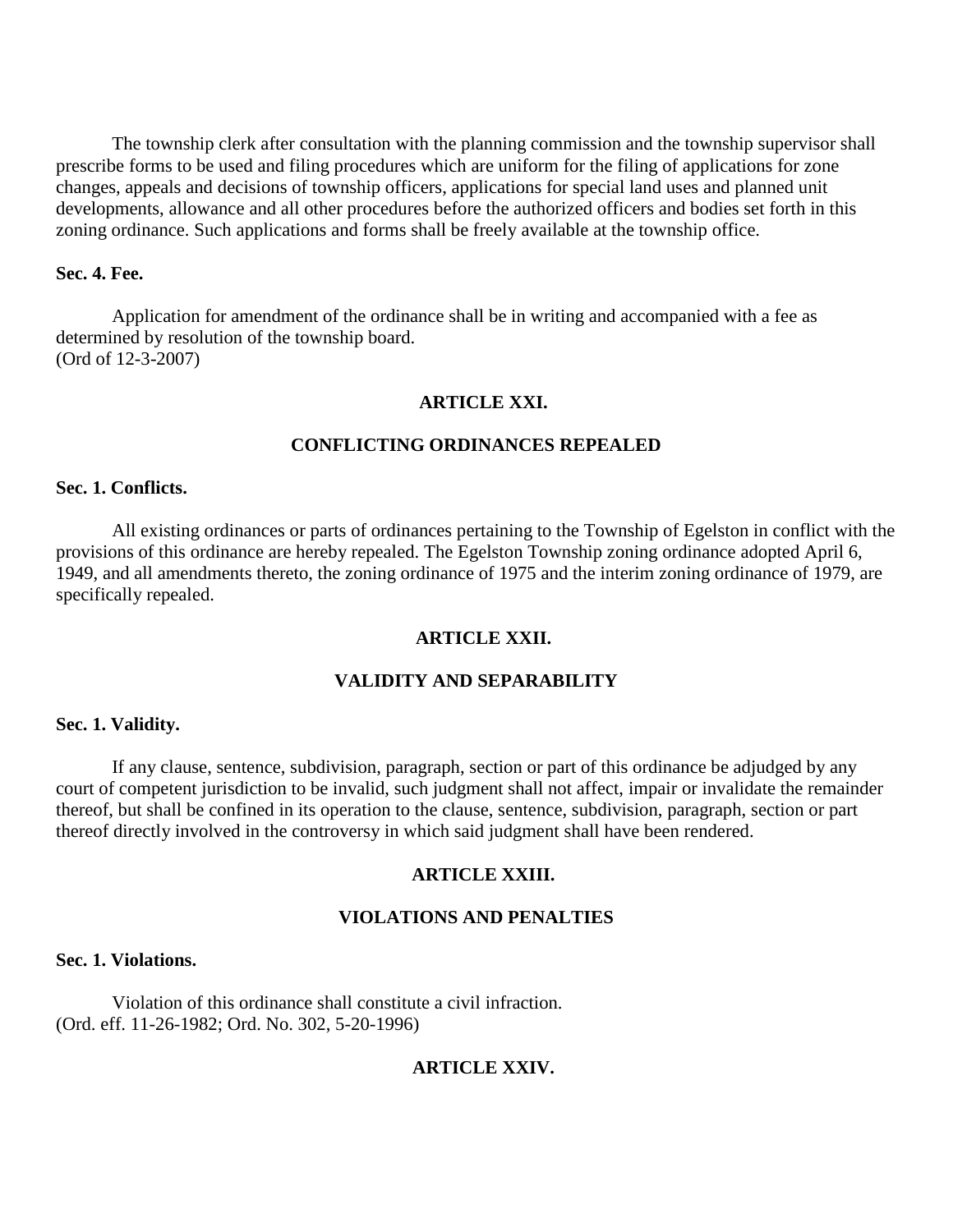The township clerk after consultation with the planning commission and the township supervisor shall prescribe forms to be used and filing procedures which are uniform for the filing of applications for zone changes, appeals and decisions of township officers, applications for special land uses and planned unit developments, allowance and all other procedures before the authorized officers and bodies set forth in this zoning ordinance. Such applications and forms shall be freely available at the township office.

**Sec. 4. Fee.**

Application for amendment of the ordinance shall be in writing and accompanied with a fee as determined by resolution of the township board.
(Ord of 12-3-2007)

## ARTICLE XXI.

## CONFLICTING ORDINANCES REPEALED

**Sec. 1. Conflicts.**

All existing ordinances or parts of ordinances pertaining to the Township of Egelston in conflict with the provisions of this ordinance are hereby repealed. The Egelston Township zoning ordinance adopted April 6, 1949, and all amendments thereto, the zoning ordinance of 1975 and the interim zoning ordinance of 1979, are specifically repealed.

## ARTICLE XXII.

## VALIDITY AND SEPARABILITY

**Sec. 1. Validity.**

If any clause, sentence, subdivision, paragraph, section or part of this ordinance be adjudged by any court of competent jurisdiction to be invalid, such judgment shall not affect, impair or invalidate the remainder thereof, but shall be confined in its operation to the clause, sentence, subdivision, paragraph, section or part thereof directly involved in the controversy in which said judgment shall have been rendered.

## ARTICLE XXIII.

## VIOLATIONS AND PENALTIES

**Sec. 1. Violations.**

Violation of this ordinance shall constitute a civil infraction.
(Ord. eff. 11-26-1982; Ord. No. 302, 5-20-1996)

## ARTICLE XXIV.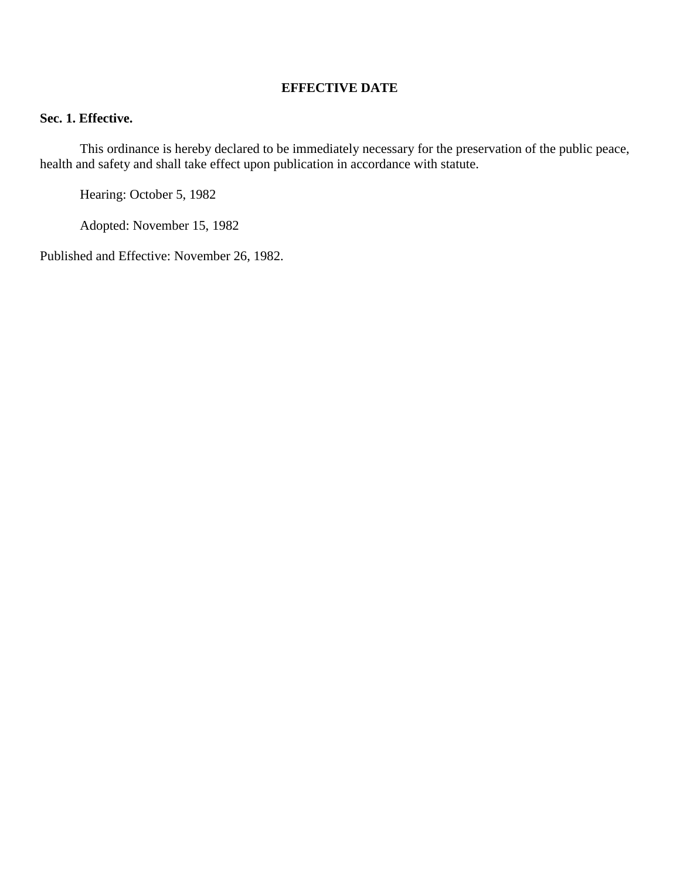## EFFECTIVE DATE

**Sec. 1. Effective.**

This ordinance is hereby declared to be immediately necessary for the preservation of the public peace, health and safety and shall take effect upon publication in accordance with statute.

Hearing: October 5, 1982

Adopted: November 15, 1982

Published and Effective: November 26, 1982.